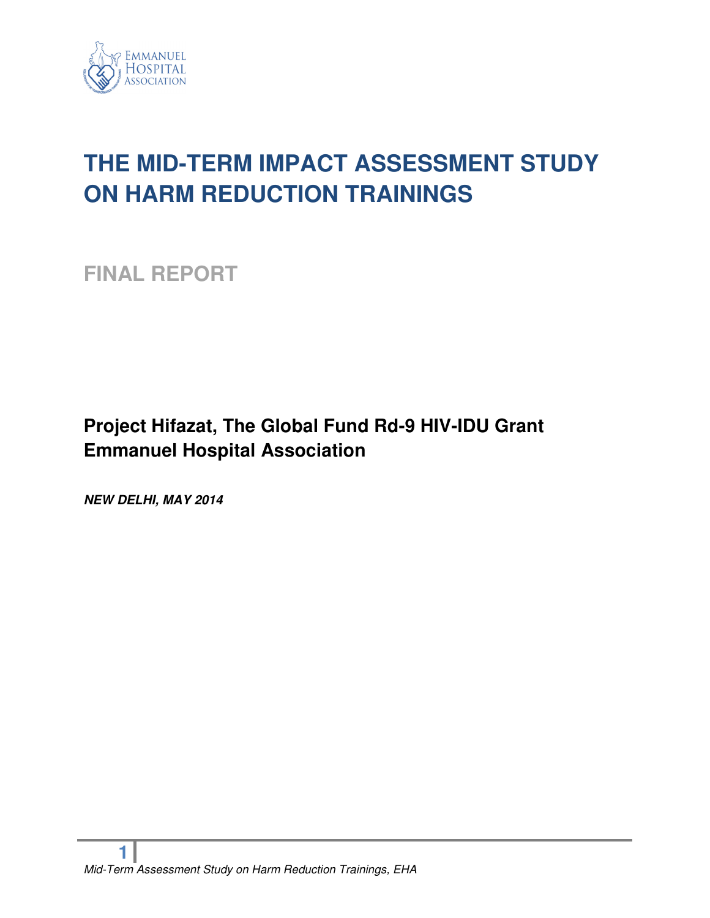EMMANUEL HOSPITAL ASSOCIATION

# THE MID-TERM IMPACT ASSESSMENT STUDY ON HARM REDUCTION TRAININGS

## FINAL REPORT

**Project Hifazat, The Global Fund Rd-9 HIV-IDU Grant**
**Emmanuel Hospital Association**

***NEW DELHI, MAY 2014***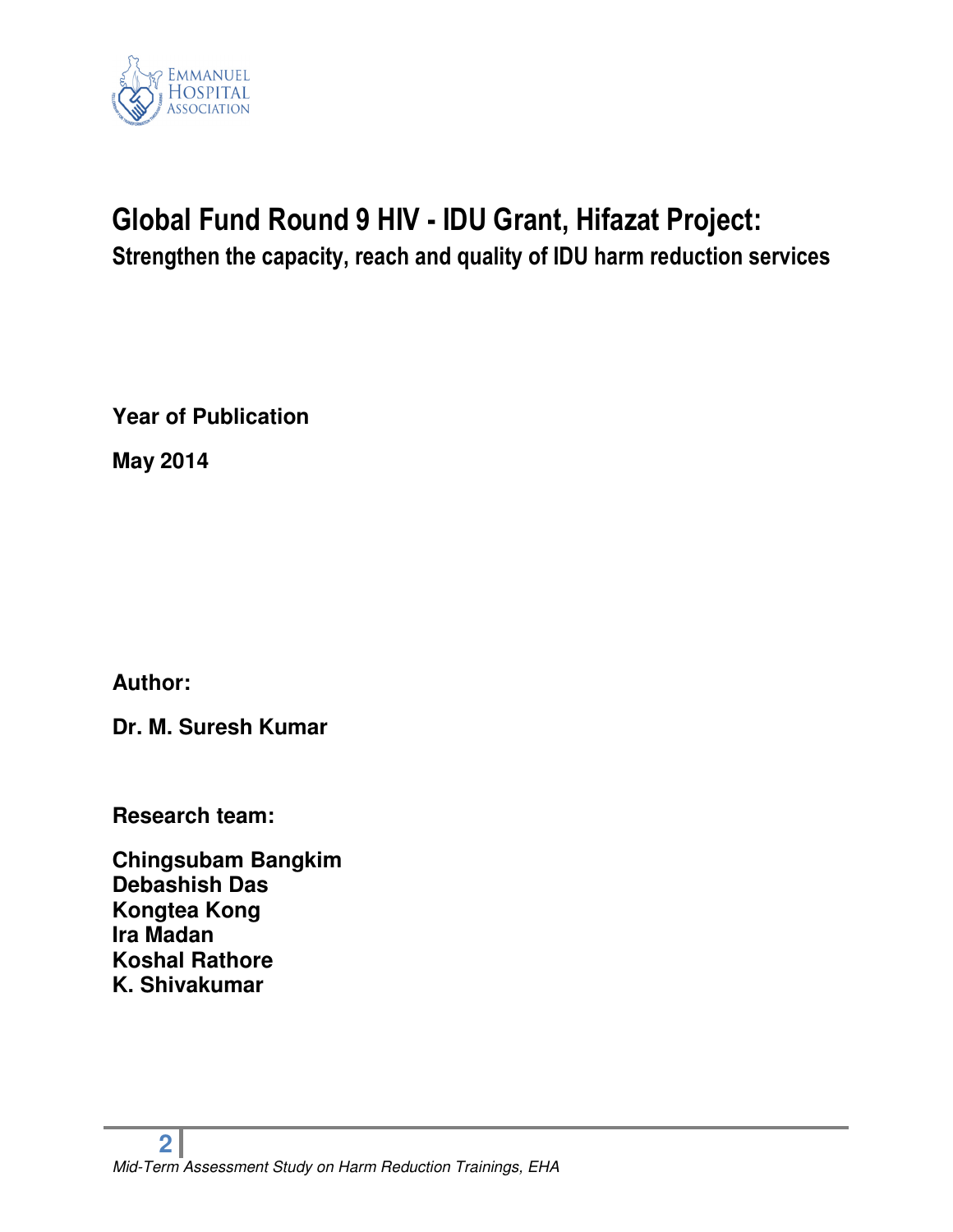# Global Fund Round 9 HIV - IDU Grant, Hifazat Project:

## Strengthen the capacity, reach and quality of IDU harm reduction services

**Year of Publication**

**May 2014**

**Author:**

**Dr. M. Suresh Kumar**

**Research team:**

**Chingsubam Bangkim**
**Debashish Das**
**Kongtea Kong**
**Ira Madan**
**Koshal Rathore**
**K. Shivakumar**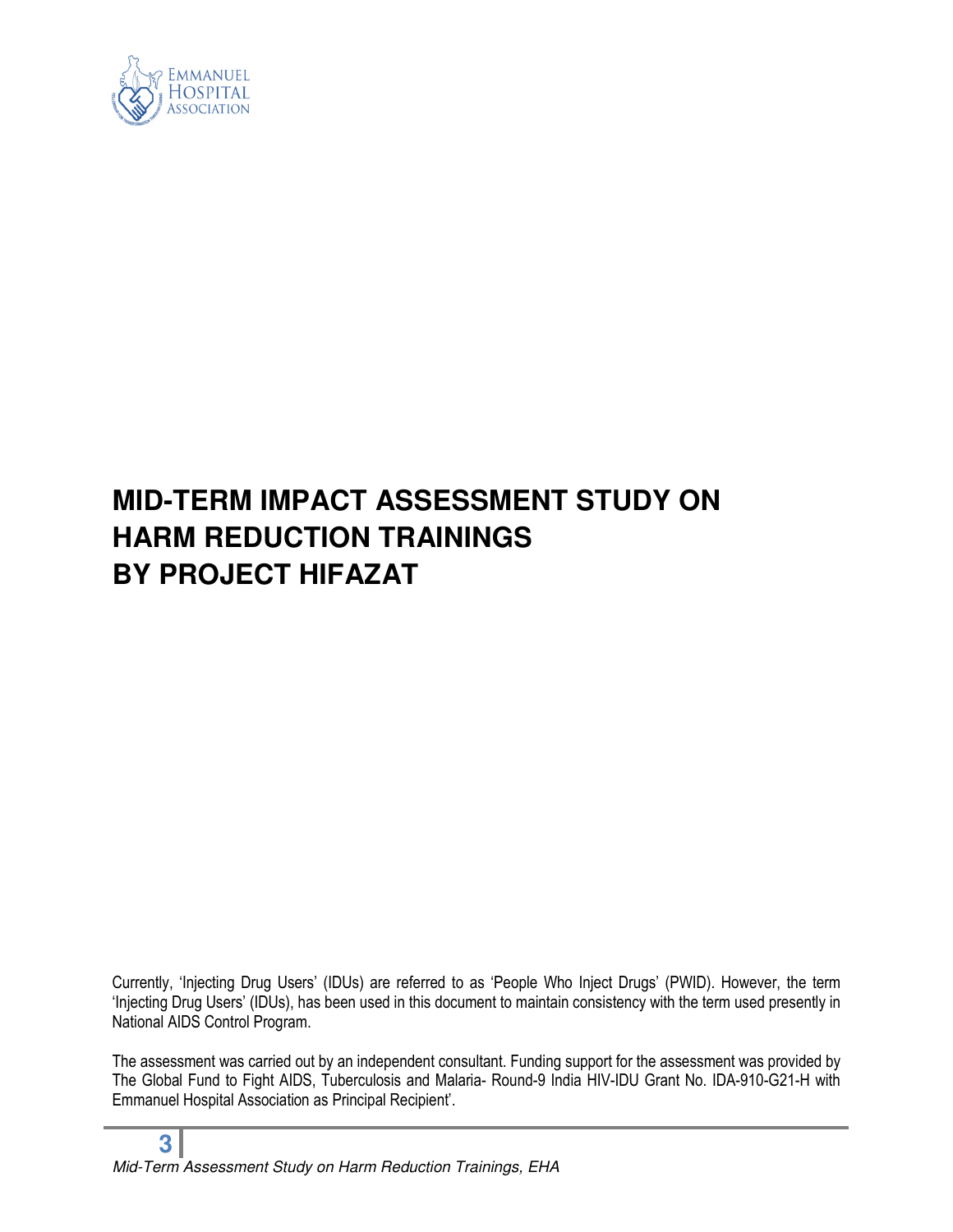# MID-TERM IMPACT ASSESSMENT STUDY ON HARM REDUCTION TRAININGS BY PROJECT HIFAZAT

Currently, 'Injecting Drug Users' (IDUs) are referred to as 'People Who Inject Drugs' (PWID). However, the term 'Injecting Drug Users' (IDUs), has been used in this document to maintain consistency with the term used presently in National AIDS Control Program.

The assessment was carried out by an independent consultant. Funding support for the assessment was provided by The Global Fund to Fight AIDS, Tuberculosis and Malaria- Round-9 India HIV-IDU Grant No. IDA-910-G21-H with Emmanuel Hospital Association as Principal Recipient'.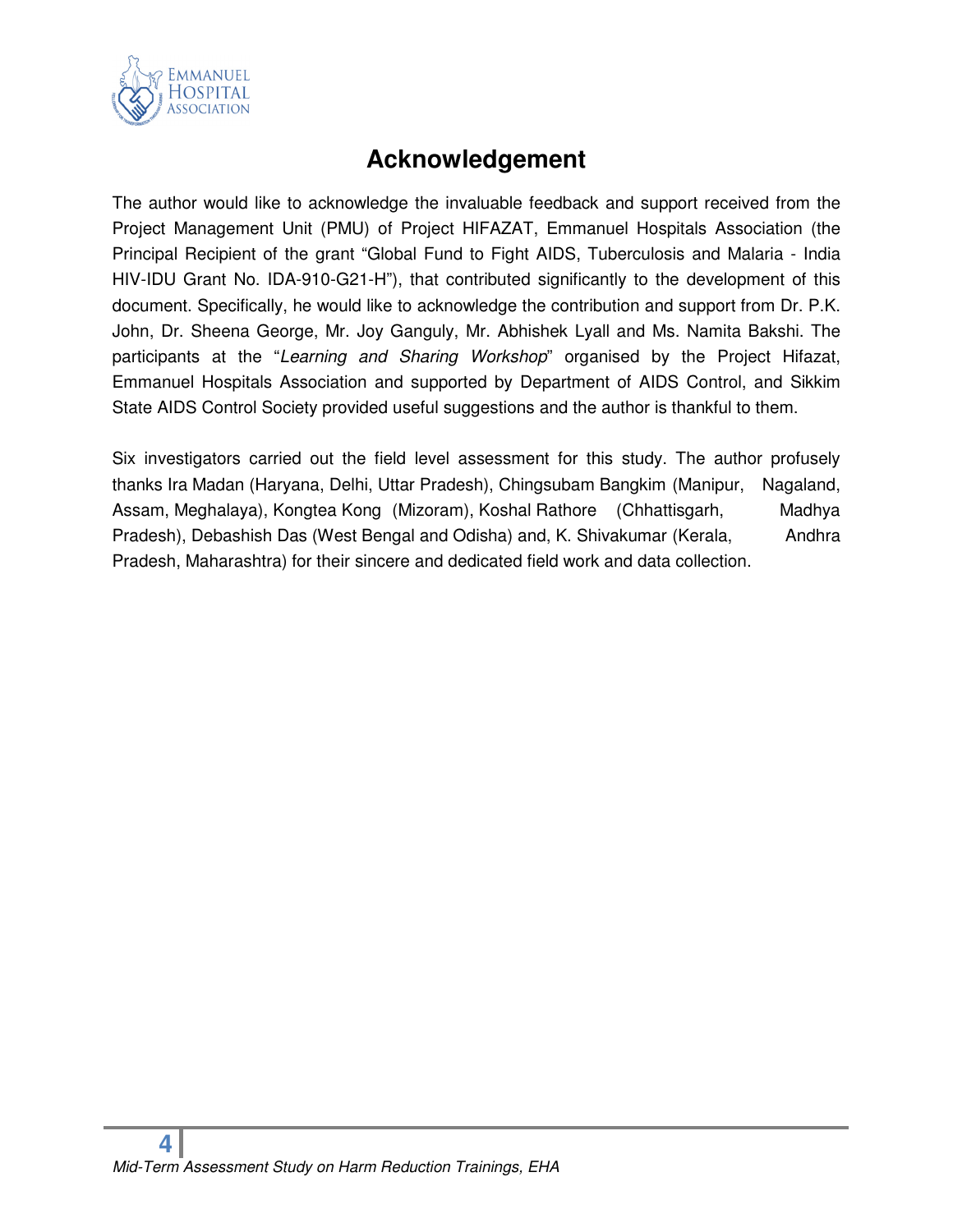# Acknowledgement

The author would like to acknowledge the invaluable feedback and support received from the Project Management Unit (PMU) of Project HIFAZAT, Emmanuel Hospitals Association (the Principal Recipient of the grant "Global Fund to Fight AIDS, Tuberculosis and Malaria - India HIV-IDU Grant No. IDA-910-G21-H"), that contributed significantly to the development of this document. Specifically, he would like to acknowledge the contribution and support from Dr. P.K. John, Dr. Sheena George, Mr. Joy Ganguly, Mr. Abhishek Lyall and Ms. Namita Bakshi. The participants at the "*Learning and Sharing Workshop*" organised by the Project Hifazat, Emmanuel Hospitals Association and supported by Department of AIDS Control, and Sikkim State AIDS Control Society provided useful suggestions and the author is thankful to them.

Six investigators carried out the field level assessment for this study. The author profusely thanks Ira Madan (Haryana, Delhi, Uttar Pradesh), Chingsubam Bangkim (Manipur, Nagaland, Assam, Meghalaya), Kongtea Kong (Mizoram), Koshal Rathore (Chhattisgarh, Madhya Pradesh), Debashish Das (West Bengal and Odisha) and, K. Shivakumar (Kerala, Andhra Pradesh, Maharashtra) for their sincere and dedicated field work and data collection.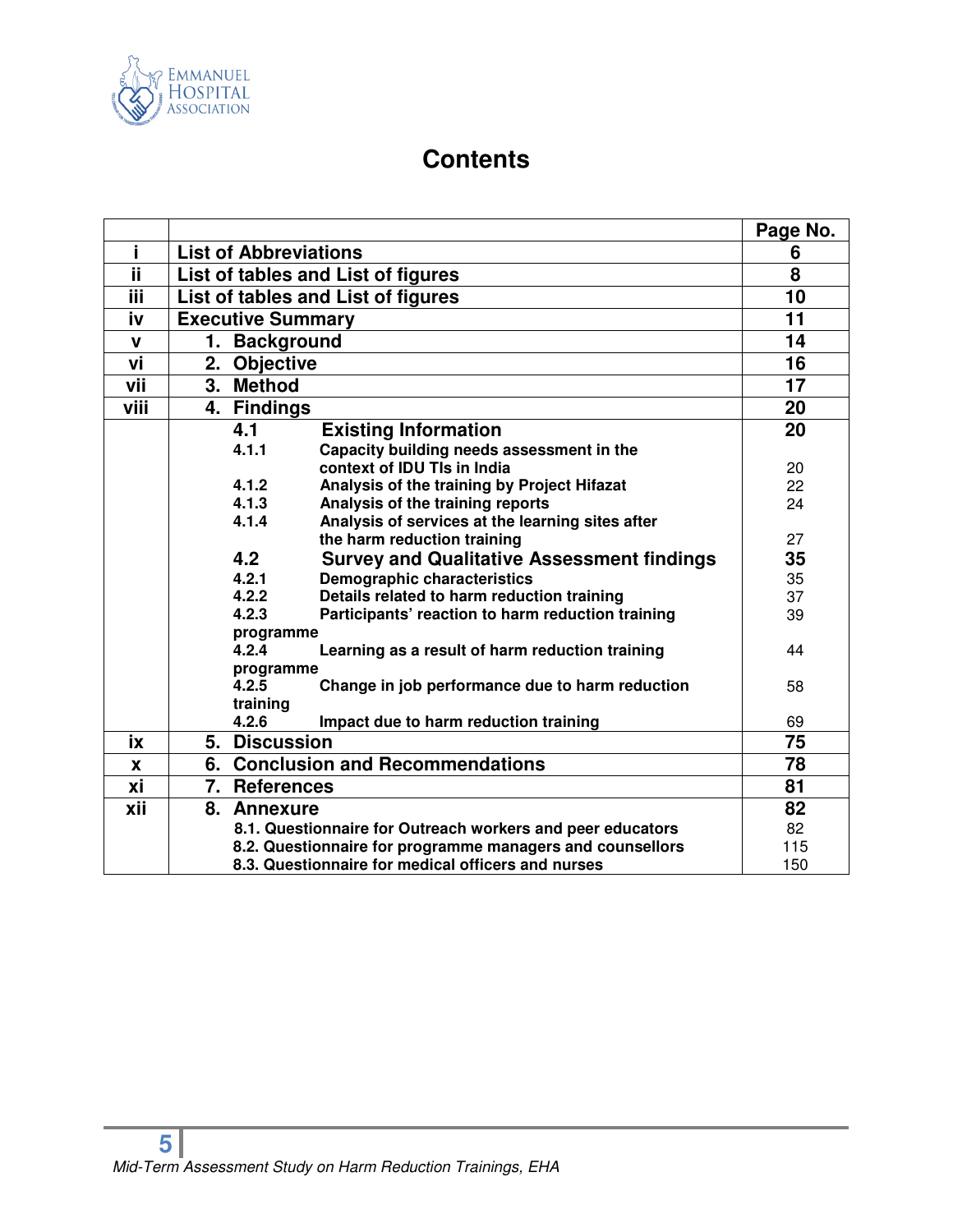# Contents

| | | Page No. |
|---|---|---|
| i | **List of Abbreviations** | **6** |
| ii | **List of tables and List of figures** | **8** |
| iii | **List of tables and List of figures** | **10** |
| iv | **Executive Summary** | **11** |
| v | **1. Background** | **14** |
| vi | **2. Objective** | **16** |
| vii | **3. Method** | **17** |
| viii | **4. Findings** | **20** |
| | **4.1 Existing Information** | **20** |
| | 4.1.1 Capacity building needs assessment in the context of IDU TIs in India | 20 |
| | 4.1.2 Analysis of the training by Project Hifazat | 22 |
| | 4.1.3 Analysis of the training reports | 24 |
| | 4.1.4 Analysis of services at the learning sites after the harm reduction training | 27 |
| | **4.2 Survey and Qualitative Assessment findings** | **35** |
| | 4.2.1 Demographic characteristics | 35 |
| | 4.2.2 Details related to harm reduction training | 37 |
| | 4.2.3 Participants' reaction to harm reduction training programme | 39 |
| | 4.2.4 Learning as a result of harm reduction training programme | 44 |
| | 4.2.5 Change in job performance due to harm reduction training | 58 |
| | 4.2.6 Impact due to harm reduction training | 69 |
| ix | **5. Discussion** | **75** |
| x | **6. Conclusion and Recommendations** | **78** |
| xi | **7. References** | **81** |
| xii | **8. Annexure** | **82** |
| | 8.1. Questionnaire for Outreach workers and peer educators | 82 |
| | 8.2. Questionnaire for programme managers and counsellors | 115 |
| | 8.3. Questionnaire for medical officers and nurses | 150 |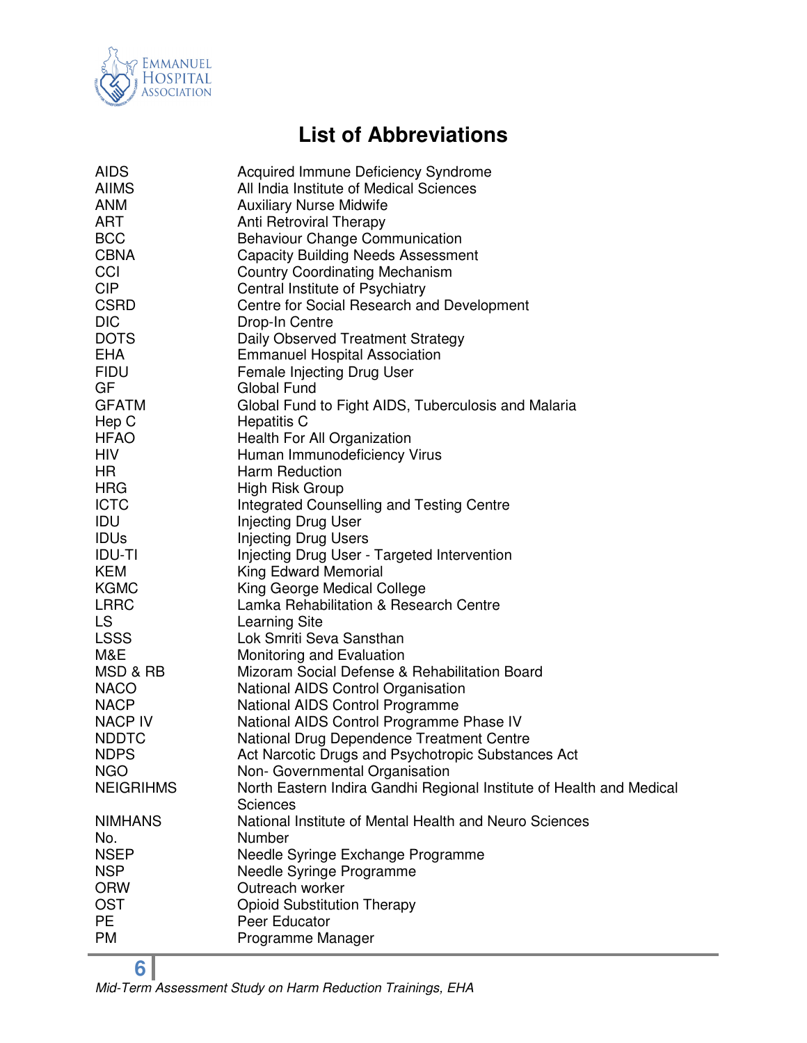# List of Abbreviations

| | |
|---|---|
| AIDS | Acquired Immune Deficiency Syndrome |
| AIIMS | All India Institute of Medical Sciences |
| ANM | Auxiliary Nurse Midwife |
| ART | Anti Retroviral Therapy |
| BCC | Behaviour Change Communication |
| CBNA | Capacity Building Needs Assessment |
| CCI | Country Coordinating Mechanism |
| CIP | Central Institute of Psychiatry |
| CSRD | Centre for Social Research and Development |
| DIC | Drop-In Centre |
| DOTS | Daily Observed Treatment Strategy |
| EHA | Emmanuel Hospital Association |
| FIDU | Female Injecting Drug User |
| GF | Global Fund |
| GFATM | Global Fund to Fight AIDS, Tuberculosis and Malaria |
| Hep C | Hepatitis C |
| HFAO | Health For All Organization |
| HIV | Human Immunodeficiency Virus |
| HR | Harm Reduction |
| HRG | High Risk Group |
| ICTC | Integrated Counselling and Testing Centre |
| IDU | Injecting Drug User |
| IDUs | Injecting Drug Users |
| IDU-TI | Injecting Drug User - Targeted Intervention |
| KEM | King Edward Memorial |
| KGMC | King George Medical College |
| LRRC | Lamka Rehabilitation & Research Centre |
| LS | Learning Site |
| LSSS | Lok Smriti Seva Sansthan |
| M&E | Monitoring and Evaluation |
| MSD & RB | Mizoram Social Defense & Rehabilitation Board |
| NACO | National AIDS Control Organisation |
| NACP | National AIDS Control Programme |
| NACP IV | National AIDS Control Programme Phase IV |
| NDDTC | National Drug Dependence Treatment Centre |
| NDPS | Act Narcotic Drugs and Psychotropic Substances Act |
| NGO | Non- Governmental Organisation |
| NEIGRIHMS | North Eastern Indira Gandhi Regional Institute of Health and Medical Sciences |
| NIMHANS | National Institute of Mental Health and Neuro Sciences |
| No. | Number |
| NSEP | Needle Syringe Exchange Programme |
| NSP | Needle Syringe Programme |
| ORW | Outreach worker |
| OST | Opioid Substitution Therapy |
| PE | Peer Educator |
| PM | Programme Manager |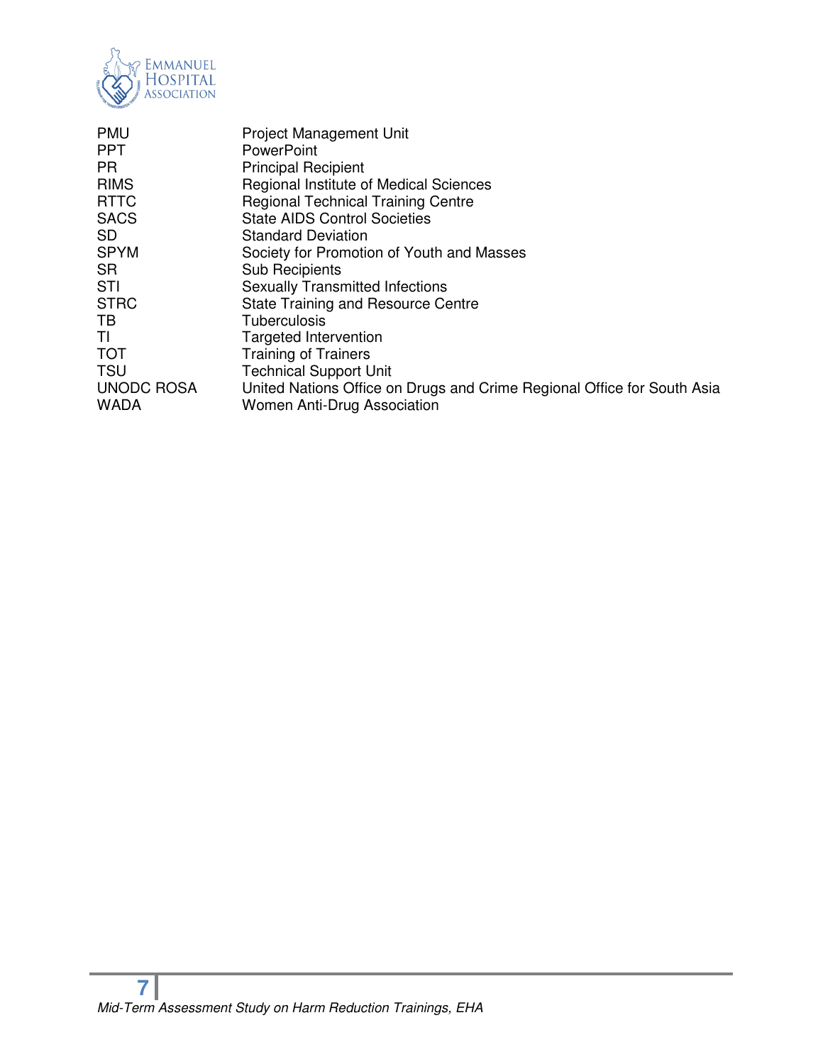| | |
|---|---|
| PMU | Project Management Unit |
| PPT | PowerPoint |
| PR | Principal Recipient |
| RIMS | Regional Institute of Medical Sciences |
| RTTC | Regional Technical Training Centre |
| SACS | State AIDS Control Societies |
| SD | Standard Deviation |
| SPYM | Society for Promotion of Youth and Masses |
| SR | Sub Recipients |
| STI | Sexually Transmitted Infections |
| STRC | State Training and Resource Centre |
| TB | Tuberculosis |
| TI | Targeted Intervention |
| TOT | Training of Trainers |
| TSU | Technical Support Unit |
| UNODC ROSA | United Nations Office on Drugs and Crime Regional Office for South Asia |
| WADA | Women Anti-Drug Association |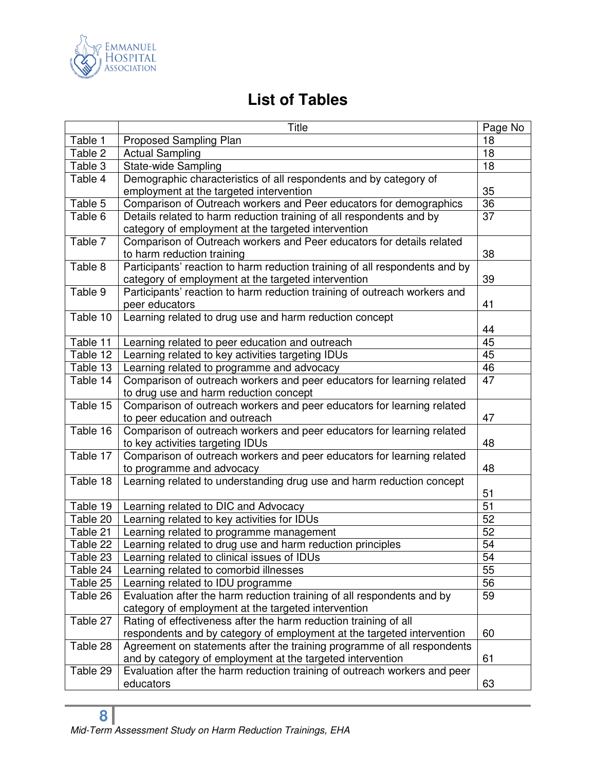# List of Tables

| | Title | Page No |
|---|---|---|
| Table 1 | Proposed Sampling Plan | 18 |
| Table 2 | Actual Sampling | 18 |
| Table 3 | State-wide Sampling | 18 |
| Table 4 | Demographic characteristics of all respondents and by category of employment at the targeted intervention | 35 |
| Table 5 | Comparison of Outreach workers and Peer educators for demographics | 36 |
| Table 6 | Details related to harm reduction training of all respondents and by category of employment at the targeted intervention | 37 |
| Table 7 | Comparison of Outreach workers and Peer educators for details related to harm reduction training | 38 |
| Table 8 | Participants' reaction to harm reduction training of all respondents and by category of employment at the targeted intervention | 39 |
| Table 9 | Participants' reaction to harm reduction training of outreach workers and peer educators | 41 |
| Table 10 | Learning related to drug use and harm reduction concept | 44 |
| Table 11 | Learning related to peer education and outreach | 45 |
| Table 12 | Learning related to key activities targeting IDUs | 45 |
| Table 13 | Learning related to programme and advocacy | 46 |
| Table 14 | Comparison of outreach workers and peer educators for learning related to drug use and harm reduction concept | 47 |
| Table 15 | Comparison of outreach workers and peer educators for learning related to peer education and outreach | 47 |
| Table 16 | Comparison of outreach workers and peer educators for learning related to key activities targeting IDUs | 48 |
| Table 17 | Comparison of outreach workers and peer educators for learning related to programme and advocacy | 48 |
| Table 18 | Learning related to understanding drug use and harm reduction concept | 51 |
| Table 19 | Learning related to DIC and Advocacy | 51 |
| Table 20 | Learning related to key activities for IDUs | 52 |
| Table 21 | Learning related to programme management | 52 |
| Table 22 | Learning related to drug use and harm reduction principles | 54 |
| Table 23 | Learning related to clinical issues of IDUs | 54 |
| Table 24 | Learning related to comorbid illnesses | 55 |
| Table 25 | Learning related to IDU programme | 56 |
| Table 26 | Evaluation after the harm reduction training of all respondents and by category of employment at the targeted intervention | 59 |
| Table 27 | Rating of effectiveness after the harm reduction training of all respondents and by category of employment at the targeted intervention | 60 |
| Table 28 | Agreement on statements after the training programme of all respondents and by category of employment at the targeted intervention | 61 |
| Table 29 | Evaluation after the harm reduction training of outreach workers and peer educators | 63 |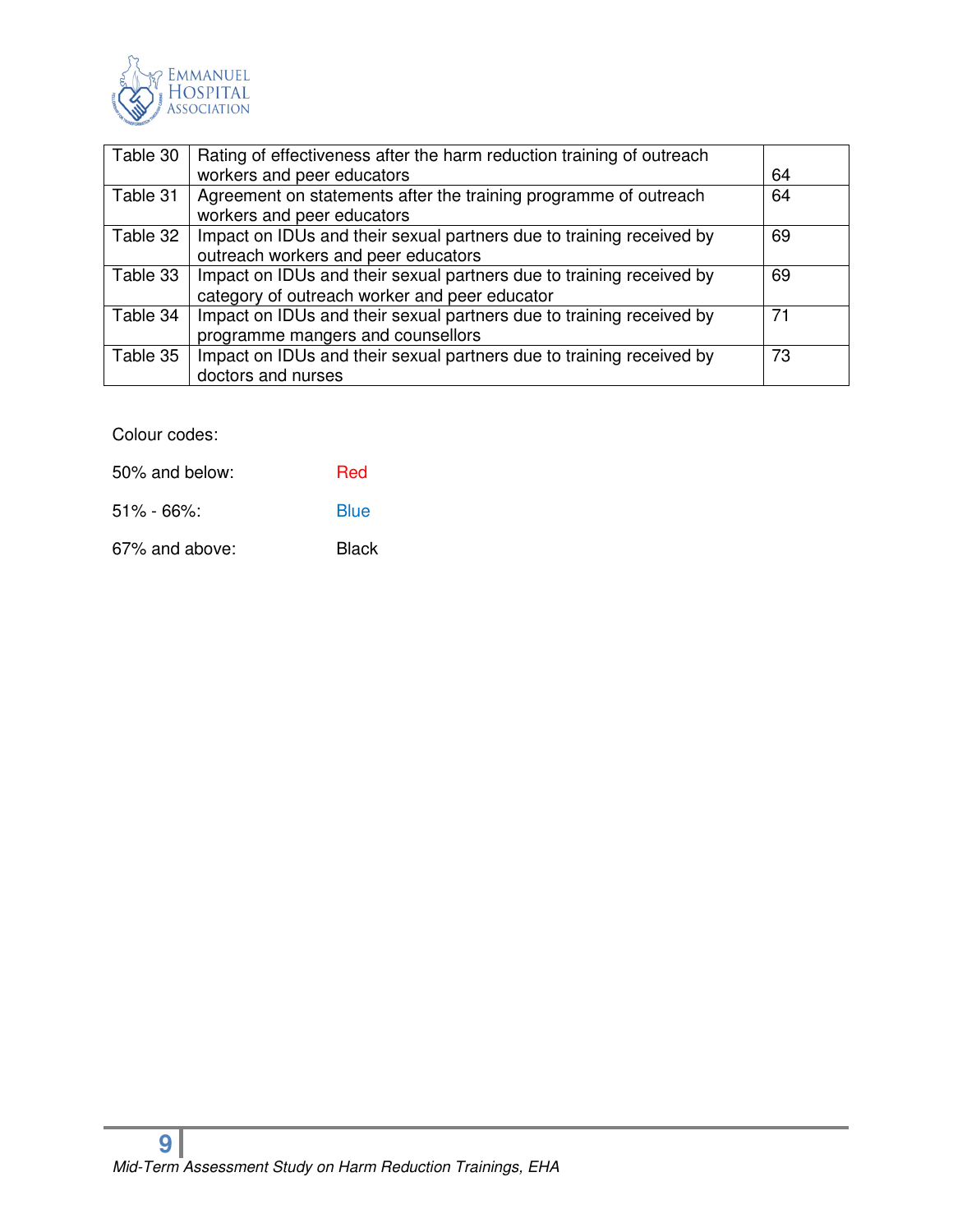| | | |
|---|---|---|
| Table 30 | Rating of effectiveness after the harm reduction training of outreach workers and peer educators | 64 |
| Table 31 | Agreement on statements after the training programme of outreach workers and peer educators | 64 |
| Table 32 | Impact on IDUs and their sexual partners due to training received by outreach workers and peer educators | 69 |
| Table 33 | Impact on IDUs and their sexual partners due to training received by category of outreach worker and peer educator | 69 |
| Table 34 | Impact on IDUs and their sexual partners due to training received by programme mangers and counsellors | 71 |
| Table 35 | Impact on IDUs and their sexual partners due to training received by doctors and nurses | 73 |

Colour codes:

50% and below: Red

51% - 66%: Blue

67% and above: Black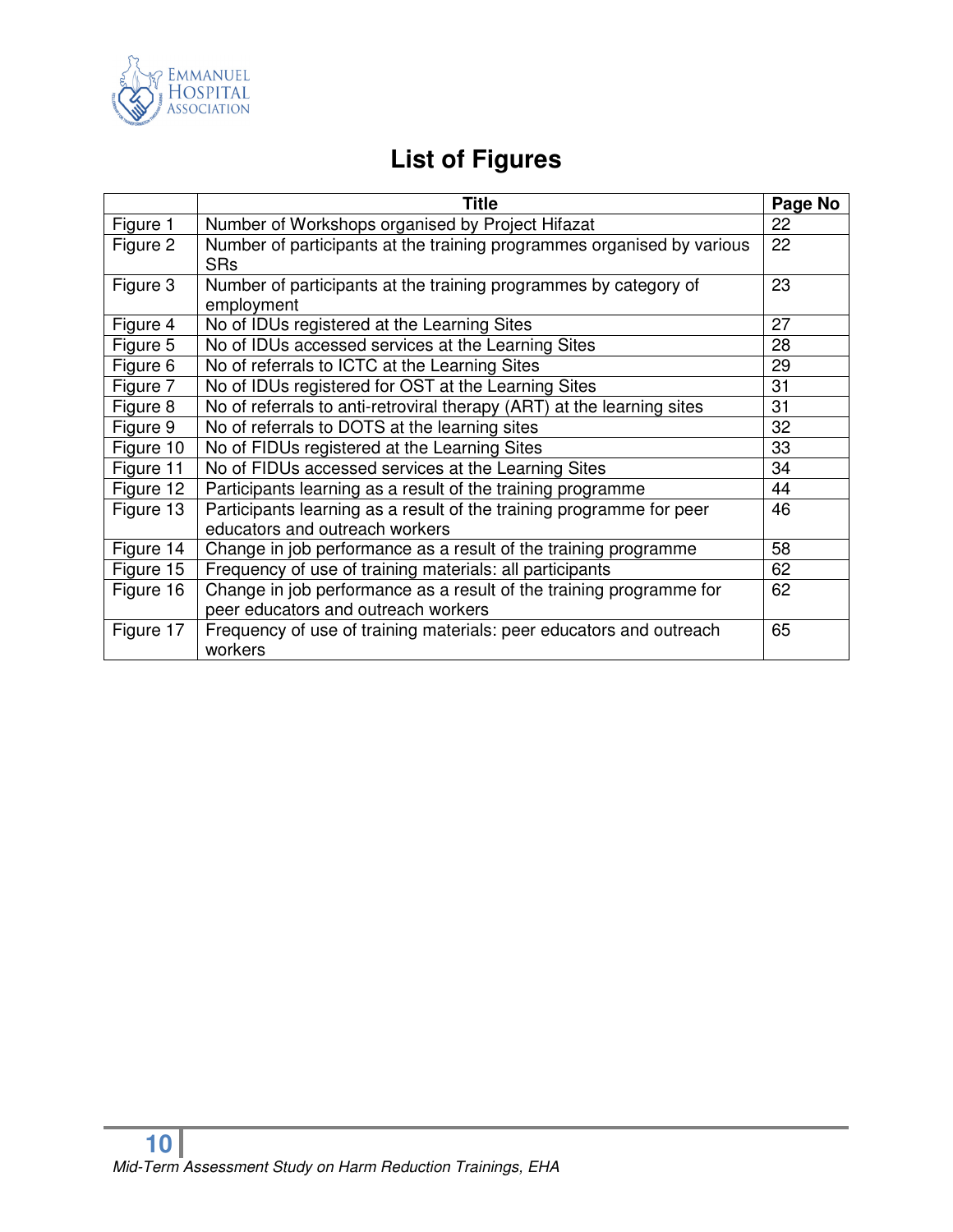# List of Figures

| | Title | Page No |
|---|---|---|
| Figure 1 | Number of Workshops organised by Project Hifazat | 22 |
| Figure 2 | Number of participants at the training programmes organised by various SRs | 22 |
| Figure 3 | Number of participants at the training programmes by category of employment | 23 |
| Figure 4 | No of IDUs registered at the Learning Sites | 27 |
| Figure 5 | No of IDUs accessed services at the Learning Sites | 28 |
| Figure 6 | No of referrals to ICTC at the Learning Sites | 29 |
| Figure 7 | No of IDUs registered for OST at the Learning Sites | 31 |
| Figure 8 | No of referrals to anti-retroviral therapy (ART) at the learning sites | 31 |
| Figure 9 | No of referrals to DOTS at the learning sites | 32 |
| Figure 10 | No of FIDUs registered at the Learning Sites | 33 |
| Figure 11 | No of FIDUs accessed services at the Learning Sites | 34 |
| Figure 12 | Participants learning as a result of the training programme | 44 |
| Figure 13 | Participants learning as a result of the training programme for peer educators and outreach workers | 46 |
| Figure 14 | Change in job performance as a result of the training programme | 58 |
| Figure 15 | Frequency of use of training materials: all participants | 62 |
| Figure 16 | Change in job performance as a result of the training programme for peer educators and outreach workers | 62 |
| Figure 17 | Frequency of use of training materials: peer educators and outreach workers | 65 |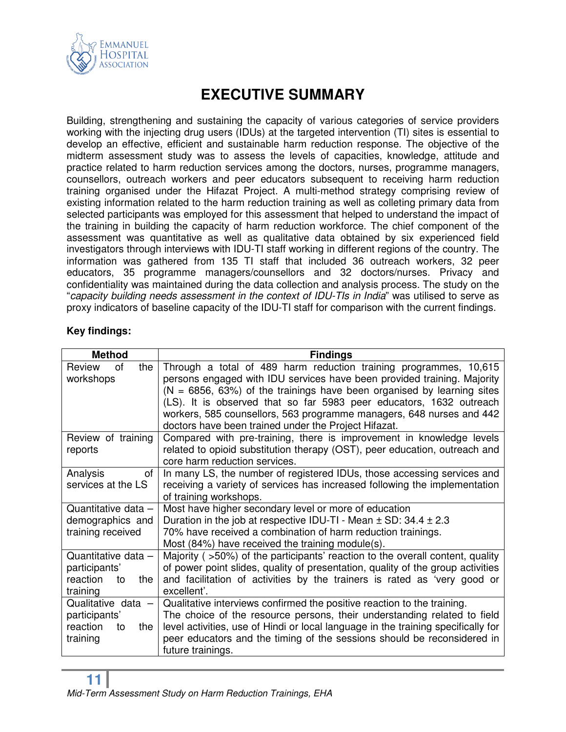# EXECUTIVE SUMMARY

Building, strengthening and sustaining the capacity of various categories of service providers working with the injecting drug users (IDUs) at the targeted intervention (TI) sites is essential to develop an effective, efficient and sustainable harm reduction response. The objective of the midterm assessment study was to assess the levels of capacities, knowledge, attitude and practice related to harm reduction services among the doctors, nurses, programme managers, counsellors, outreach workers and peer educators subsequent to receiving harm reduction training organised under the Hifazat Project. A multi-method strategy comprising review of existing information related to the harm reduction training as well as colleting primary data from selected participants was employed for this assessment that helped to understand the impact of the training in building the capacity of harm reduction workforce. The chief component of the assessment was quantitative as well as qualitative data obtained by six experienced field investigators through interviews with IDU-TI staff working in different regions of the country. The information was gathered from 135 TI staff that included 36 outreach workers, 32 peer educators, 35 programme managers/counsellors and 32 doctors/nurses. Privacy and confidentiality was maintained during the data collection and analysis process. The study on the "*capacity building needs assessment in the context of IDU-TIs in India*" was utilised to serve as proxy indicators of baseline capacity of the IDU-TI staff for comparison with the current findings.

**Key findings:**

| Method | Findings |
|---|---|
| Review of the workshops | Through a total of 489 harm reduction training programmes, 10,615 persons engaged with IDU services have been provided training. Majority (N = 6856, 63%) of the trainings have been organised by learning sites (LS). It is observed that so far 5983 peer educators, 1632 outreach workers, 585 counsellors, 563 programme managers, 648 nurses and 442 doctors have been trained under the Project Hifazat. |
| Review of training reports | Compared with pre-training, there is improvement in knowledge levels related to opioid substitution therapy (OST), peer education, outreach and core harm reduction services. |
| Analysis of services at the LS | In many LS, the number of registered IDUs, those accessing services and receiving a variety of services has increased following the implementation of training workshops. |
| Quantitative data – demographics and training received | Most have higher secondary level or more of education<br>Duration in the job at respective IDU-TI - Mean ± SD: 34.4 ± 2.3<br>70% have received a combination of harm reduction trainings.<br>Most (84%) have received the training module(s). |
| Quantitative data – participants' reaction to the training | Majority ( >50%) of the participants' reaction to the overall content, quality of power point slides, quality of presentation, quality of the group activities and facilitation of activities by the trainers is rated as 'very good or excellent'. |
| Qualitative data – participants' reaction to the training | Qualitative interviews confirmed the positive reaction to the training.<br>The choice of the resource persons, their understanding related to field level activities, use of Hindi or local language in the training specifically for peer educators and the timing of the sessions should be reconsidered in future trainings. |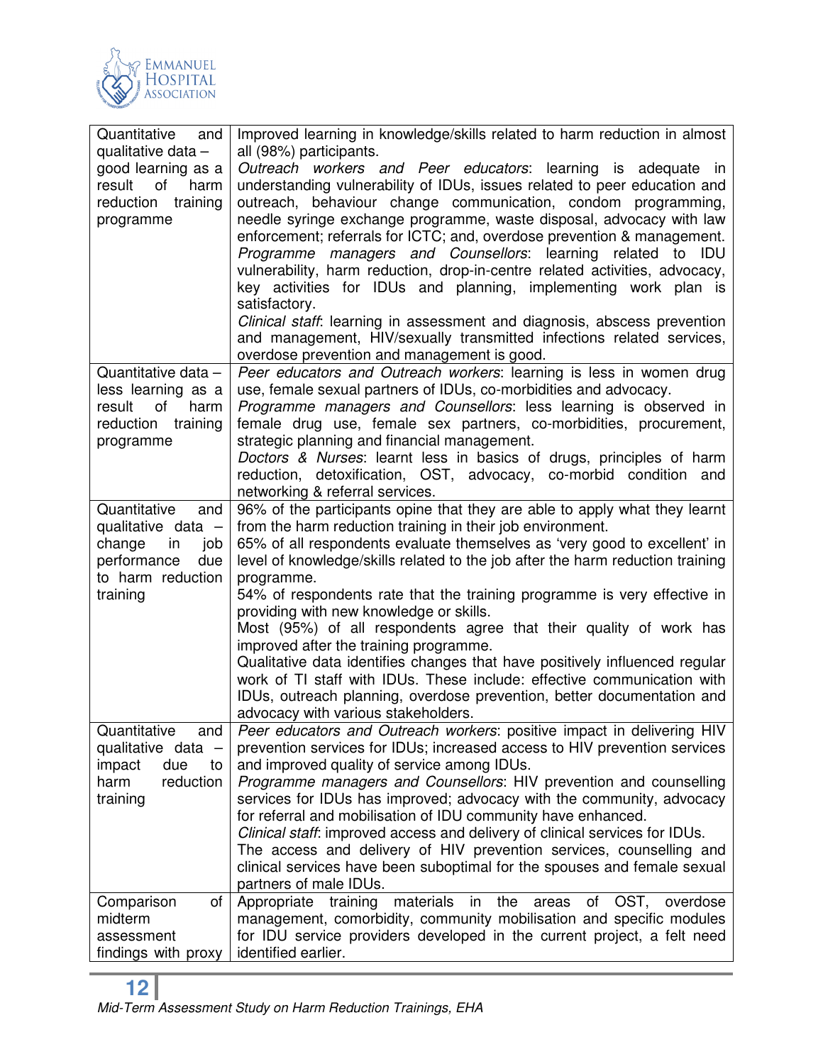| | |
|---|---|
| Quantitative and qualitative data – good learning as a result of harm reduction training programme | Improved learning in knowledge/skills related to harm reduction in almost all (98%) participants.<br>*Outreach workers and Peer educators*: learning is adequate in understanding vulnerability of IDUs, issues related to peer education and outreach, behaviour change communication, condom programming, needle syringe exchange programme, waste disposal, advocacy with law enforcement; referrals for ICTC; and, overdose prevention & management.<br>*Programme managers and Counsellors*: learning related to IDU vulnerability, harm reduction, drop-in-centre related activities, advocacy, key activities for IDUs and planning, implementing work plan is satisfactory.<br>*Clinical staff*: learning in assessment and diagnosis, abscess prevention and management, HIV/sexually transmitted infections related services, overdose prevention and management is good. |
| Quantitative data – less learning as a result of harm reduction training programme | *Peer educators and Outreach workers*: learning is less in women drug use, female sexual partners of IDUs, co-morbidities and advocacy.<br>*Programme managers and Counsellors*: less learning is observed in female drug use, female sex partners, co-morbidities, procurement, strategic planning and financial management.<br>*Doctors & Nurses*: learnt less in basics of drugs, principles of harm reduction, detoxification, OST, advocacy, co-morbid condition and networking & referral services. |
| Quantitative and qualitative data – change in job performance due to harm reduction training | 96% of the participants opine that they are able to apply what they learnt from the harm reduction training in their job environment.<br>65% of all respondents evaluate themselves as 'very good to excellent' in level of knowledge/skills related to the job after the harm reduction training programme.<br>54% of respondents rate that the training programme is very effective in providing with new knowledge or skills.<br>Most (95%) of all respondents agree that their quality of work has improved after the training programme.<br>Qualitative data identifies changes that have positively influenced regular work of TI staff with IDUs. These include: effective communication with IDUs, outreach planning, overdose prevention, better documentation and advocacy with various stakeholders. |
| Quantitative and qualitative data – impact due to harm reduction training | *Peer educators and Outreach workers*: positive impact in delivering HIV prevention services for IDUs; increased access to HIV prevention services and improved quality of service among IDUs.<br>*Programme managers and Counsellors*: HIV prevention and counselling services for IDUs has improved; advocacy with the community, advocacy for referral and mobilisation of IDU community have enhanced.<br>*Clinical staff*: improved access and delivery of clinical services for IDUs.<br>The access and delivery of HIV prevention services, counselling and clinical services have been suboptimal for the spouses and female sexual partners of male IDUs. |
| Comparison of midterm assessment findings with proxy | Appropriate training materials in the areas of OST, overdose management, comorbidity, community mobilisation and specific modules for IDU service providers developed in the current project, a felt need identified earlier. |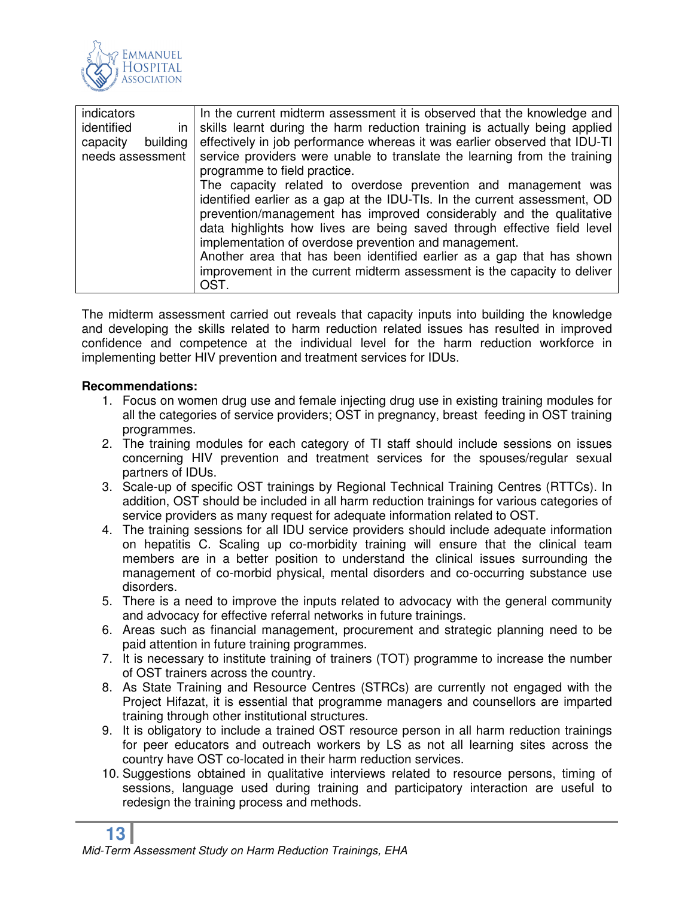| | |
|---|---|
| indicators identified in capacity building needs assessment | In the current midterm assessment it is observed that the knowledge and skills learnt during the harm reduction training is actually being applied effectively in job performance whereas it was earlier observed that IDU-TI service providers were unable to translate the learning from the training programme to field practice.<br>The capacity related to overdose prevention and management was identified earlier as a gap at the IDU-TIs. In the current assessment, OD prevention/management has improved considerably and the qualitative data highlights how lives are being saved through effective field level implementation of overdose prevention and management.<br>Another area that has been identified earlier as a gap that has shown improvement in the current midterm assessment is the capacity to deliver OST. |

The midterm assessment carried out reveals that capacity inputs into building the knowledge and developing the skills related to harm reduction related issues has resulted in improved confidence and competence at the individual level for the harm reduction workforce in implementing better HIV prevention and treatment services for IDUs.

**Recommendations:**

1. Focus on women drug use and female injecting drug use in existing training modules for all the categories of service providers; OST in pregnancy, breast feeding in OST training programmes.
2. The training modules for each category of TI staff should include sessions on issues concerning HIV prevention and treatment services for the spouses/regular sexual partners of IDUs.
3. Scale-up of specific OST trainings by Regional Technical Training Centres (RTTCs). In addition, OST should be included in all harm reduction trainings for various categories of service providers as many request for adequate information related to OST.
4. The training sessions for all IDU service providers should include adequate information on hepatitis C. Scaling up co-morbidity training will ensure that the clinical team members are in a better position to understand the clinical issues surrounding the management of co-morbid physical, mental disorders and co-occurring substance use disorders.
5. There is a need to improve the inputs related to advocacy with the general community and advocacy for effective referral networks in future trainings.
6. Areas such as financial management, procurement and strategic planning need to be paid attention in future training programmes.
7. It is necessary to institute training of trainers (TOT) programme to increase the number of OST trainers across the country.
8. As State Training and Resource Centres (STRCs) are currently not engaged with the Project Hifazat, it is essential that programme managers and counsellors are imparted training through other institutional structures.
9. It is obligatory to include a trained OST resource person in all harm reduction trainings for peer educators and outreach workers by LS as not all learning sites across the country have OST co-located in their harm reduction services.
10. Suggestions obtained in qualitative interviews related to resource persons, timing of sessions, language used during training and participatory interaction are useful to redesign the training process and methods.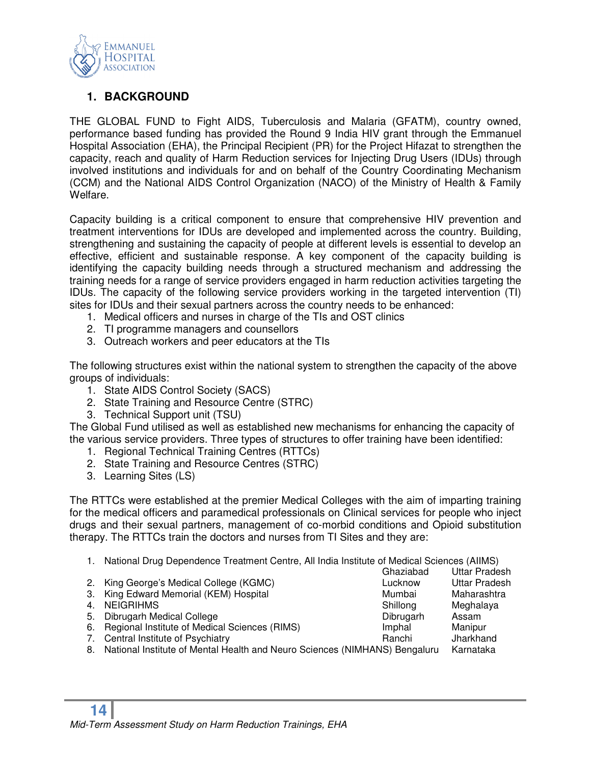## 1. BACKGROUND

THE GLOBAL FUND to Fight AIDS, Tuberculosis and Malaria (GFATM), country owned, performance based funding has provided the Round 9 India HIV grant through the Emmanuel Hospital Association (EHA), the Principal Recipient (PR) for the Project Hifazat to strengthen the capacity, reach and quality of Harm Reduction services for Injecting Drug Users (IDUs) through involved institutions and individuals for and on behalf of the Country Coordinating Mechanism (CCM) and the National AIDS Control Organization (NACO) of the Ministry of Health & Family Welfare.

Capacity building is a critical component to ensure that comprehensive HIV prevention and treatment interventions for IDUs are developed and implemented across the country. Building, strengthening and sustaining the capacity of people at different levels is essential to develop an effective, efficient and sustainable response. A key component of the capacity building is identifying the capacity building needs through a structured mechanism and addressing the training needs for a range of service providers engaged in harm reduction activities targeting the IDUs. The capacity of the following service providers working in the targeted intervention (TI) sites for IDUs and their sexual partners across the country needs to be enhanced:

1. Medical officers and nurses in charge of the TIs and OST clinics
2. TI programme managers and counsellors
3. Outreach workers and peer educators at the TIs

The following structures exist within the national system to strengthen the capacity of the above groups of individuals:

1. State AIDS Control Society (SACS)
2. State Training and Resource Centre (STRC)
3. Technical Support unit (TSU)

The Global Fund utilised as well as established new mechanisms for enhancing the capacity of the various service providers. Three types of structures to offer training have been identified:

1. Regional Technical Training Centres (RTTCs)
2. State Training and Resource Centres (STRC)
3. Learning Sites (LS)

The RTTCs were established at the premier Medical Colleges with the aim of imparting training for the medical officers and paramedical professionals on Clinical services for people who inject drugs and their sexual partners, management of co-morbid conditions and Opioid substitution therapy. The RTTCs train the doctors and nurses from TI Sites and they are:

| No. | Institution | City | State |
|---|---|---|---|
| 1. | National Drug Dependence Treatment Centre, All India Institute of Medical Sciences (AIIMS) | Ghaziabad | Uttar Pradesh |
| 2. | King George's Medical College (KGMC) | Lucknow | Uttar Pradesh |
| 3. | King Edward Memorial (KEM) Hospital | Mumbai | Maharashtra |
| 4. | NEIGRIHMS | Shillong | Meghalaya |
| 5. | Dibrugarh Medical College | Dibrugarh | Assam |
| 6. | Regional Institute of Medical Sciences (RIMS) | Imphal | Manipur |
| 7. | Central Institute of Psychiatry | Ranchi | Jharkhand |
| 8. | National Institute of Mental Health and Neuro Sciences (NIMHANS) | Bengaluru | Karnataka |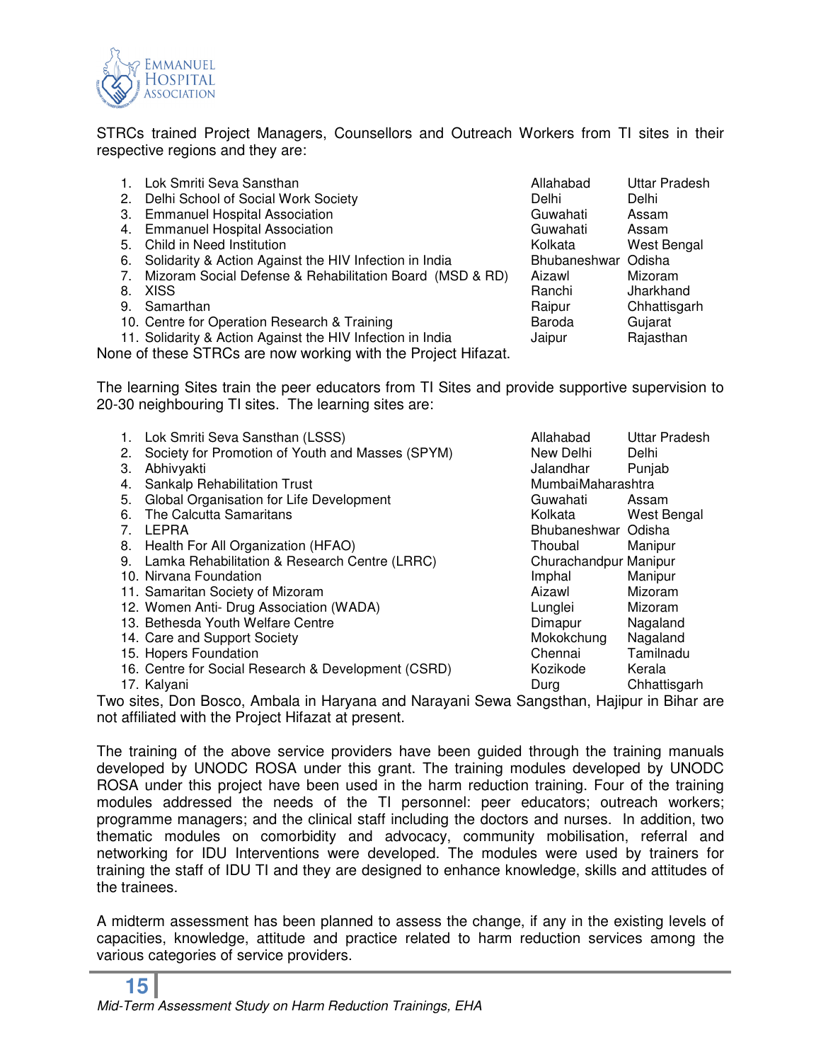STRCs trained Project Managers, Counsellors and Outreach Workers from TI sites in their respective regions and they are:

1. Lok Smriti Seva Sansthan — Allahabad — Uttar Pradesh
2. Delhi School of Social Work Society — Delhi — Delhi
3. Emmanuel Hospital Association — Guwahati — Assam
4. Emmanuel Hospital Association — Guwahati — Assam
5. Child in Need Institution — Kolkata — West Bengal
6. Solidarity & Action Against the HIV Infection in India — Bhubaneshwar — Odisha
7. Mizoram Social Defense & Rehabilitation Board (MSD & RD) — Aizawl — Mizoram
8. XISS — Ranchi — Jharkhand
9. Samarthan — Raipur — Chhattisgarh
10. Centre for Operation Research & Training — Baroda — Gujarat
11. Solidarity & Action Against the HIV Infection in India — Jaipur — Rajasthan

None of these STRCs are now working with the Project Hifazat.

The learning Sites train the peer educators from TI Sites and provide supportive supervision to 20-30 neighbouring TI sites. The learning sites are:

1. Lok Smriti Seva Sansthan (LSSS) — Allahabad — Uttar Pradesh
2. Society for Promotion of Youth and Masses (SPYM) — New Delhi — Delhi
3. Abhivyakti — Jalandhar — Punjab
4. Sankalp Rehabilitation Trust — Mumbai — Maharashtra
5. Global Organisation for Life Development — Guwahati — Assam
6. The Calcutta Samaritans — Kolkata — West Bengal
7. LEPRA — Bhubaneshwar — Odisha
8. Health For All Organization (HFAO) — Thoubal — Manipur
9. Lamka Rehabilitation & Research Centre (LRRC) — Churachandpur — Manipur
10. Nirvana Foundation — Imphal — Manipur
11. Samaritan Society of Mizoram — Aizawl — Mizoram
12. Women Anti- Drug Association (WADA) — Lunglei — Mizoram
13. Bethesda Youth Welfare Centre — Dimapur — Nagaland
14. Care and Support Society — Mokokchung — Nagaland
15. Hopers Foundation — Chennai — Tamilnadu
16. Centre for Social Research & Development (CSRD) — Kozikode — Kerala
17. Kalyani — Durg — Chhattisgarh

Two sites, Don Bosco, Ambala in Haryana and Narayani Sewa Sangsthan, Hajipur in Bihar are not affiliated with the Project Hifazat at present.

The training of the above service providers have been guided through the training manuals developed by UNODC ROSA under this grant. The training modules developed by UNODC ROSA under this project have been used in the harm reduction training. Four of the training modules addressed the needs of the TI personnel: peer educators; outreach workers; programme managers; and the clinical staff including the doctors and nurses. In addition, two thematic modules on comorbidity and advocacy, community mobilisation, referral and networking for IDU Interventions were developed. The modules were used by trainers for training the staff of IDU TI and they are designed to enhance knowledge, skills and attitudes of the trainees.

A midterm assessment has been planned to assess the change, if any in the existing levels of capacities, knowledge, attitude and practice related to harm reduction services among the various categories of service providers.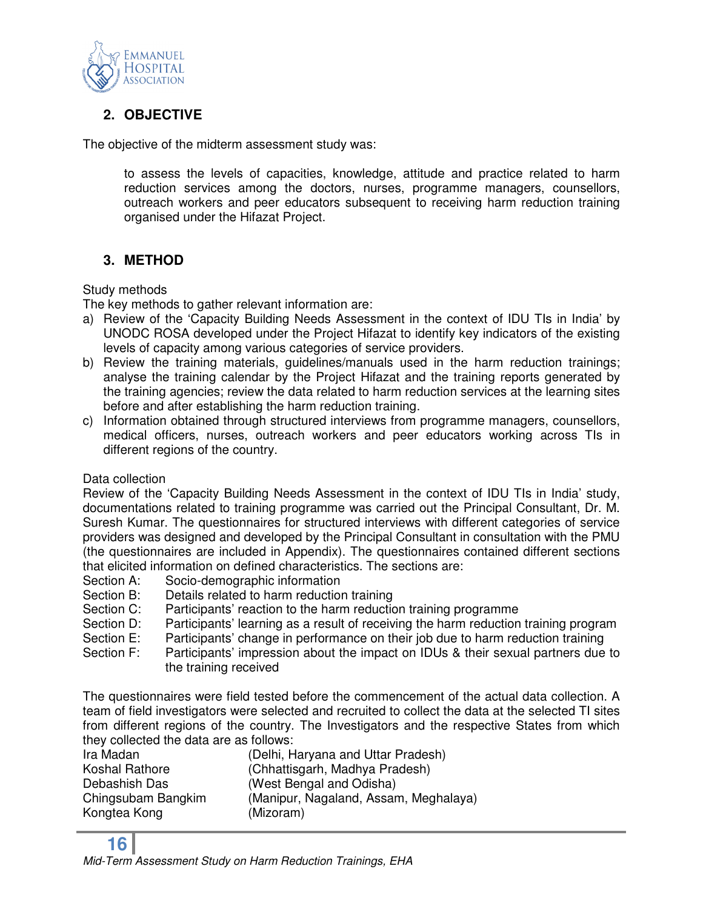## 2. OBJECTIVE

The objective of the midterm assessment study was:

> to assess the levels of capacities, knowledge, attitude and practice related to harm reduction services among the doctors, nurses, programme managers, counsellors, outreach workers and peer educators subsequent to receiving harm reduction training organised under the Hifazat Project.

## 3. METHOD

Study methods

The key methods to gather relevant information are:

a) Review of the 'Capacity Building Needs Assessment in the context of IDU TIs in India' by UNODC ROSA developed under the Project Hifazat to identify key indicators of the existing levels of capacity among various categories of service providers.
b) Review the training materials, guidelines/manuals used in the harm reduction trainings; analyse the training calendar by the Project Hifazat and the training reports generated by the training agencies; review the data related to harm reduction services at the learning sites before and after establishing the harm reduction training.
c) Information obtained through structured interviews from programme managers, counsellors, medical officers, nurses, outreach workers and peer educators working across TIs in different regions of the country.

Data collection

Review of the 'Capacity Building Needs Assessment in the context of IDU TIs in India' study, documentations related to training programme was carried out the Principal Consultant, Dr. M. Suresh Kumar. The questionnaires for structured interviews with different categories of service providers was designed and developed by the Principal Consultant in consultation with the PMU (the questionnaires are included in Appendix). The questionnaires contained different sections that elicited information on defined characteristics. The sections are:

Section A: Socio-demographic information
Section B: Details related to harm reduction training
Section C: Participants' reaction to the harm reduction training programme
Section D: Participants' learning as a result of receiving the harm reduction training program
Section E: Participants' change in performance on their job due to harm reduction training
Section F: Participants' impression about the impact on IDUs & their sexual partners due to the training received

The questionnaires were field tested before the commencement of the actual data collection. A team of field investigators were selected and recruited to collect the data at the selected TI sites from different regions of the country. The Investigators and the respective States from which they collected the data are as follows:

Ira Madan (Delhi, Haryana and Uttar Pradesh)
Koshal Rathore (Chhattisgarh, Madhya Pradesh)
Debashish Das (West Bengal and Odisha)
Chingsubam Bangkim (Manipur, Nagaland, Assam, Meghalaya)
Kongtea Kong (Mizoram)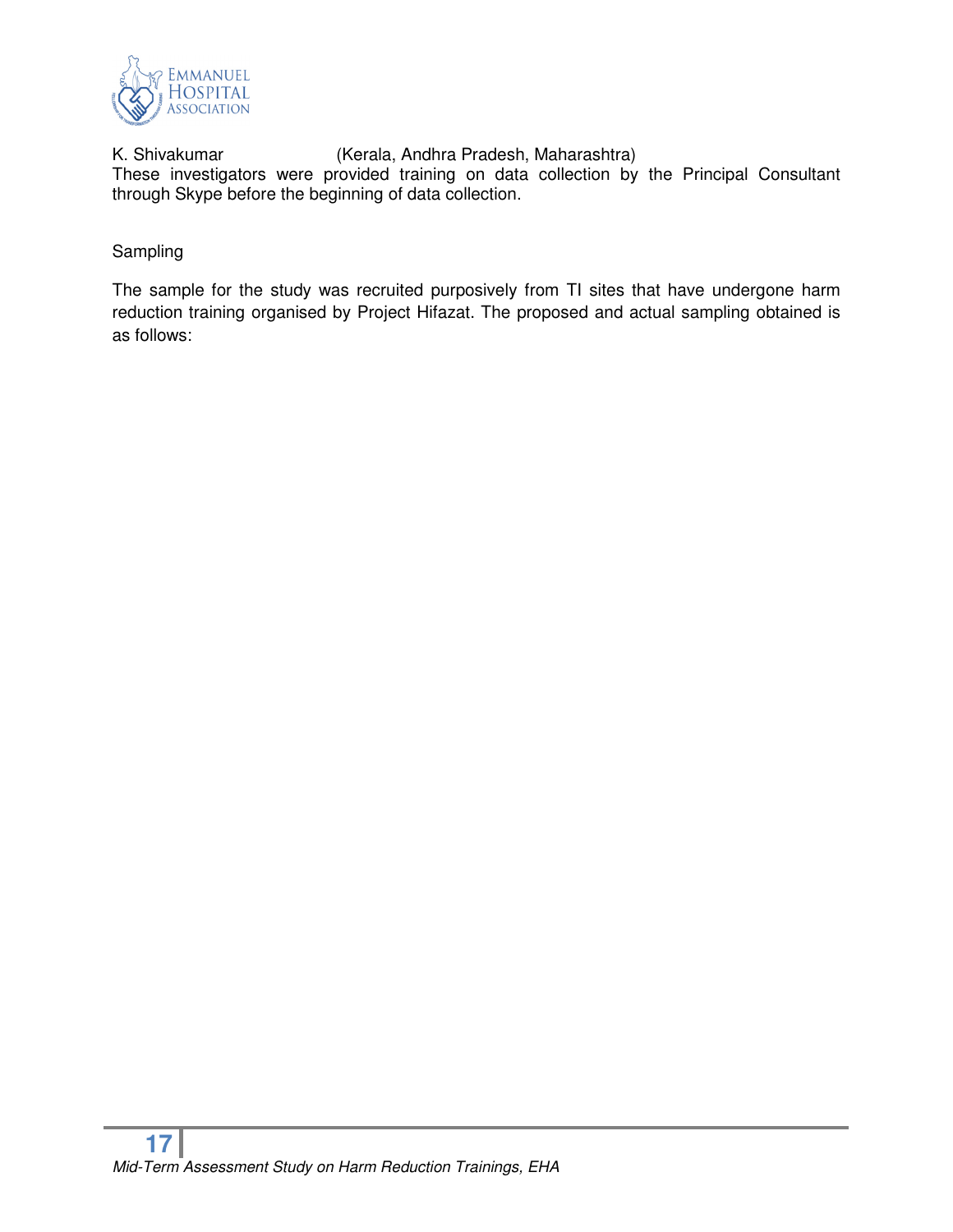K. Shivakumar (Kerala, Andhra Pradesh, Maharashtra)

These investigators were provided training on data collection by the Principal Consultant through Skype before the beginning of data collection.

## Sampling

The sample for the study was recruited purposively from TI sites that have undergone harm reduction training organised by Project Hifazat. The proposed and actual sampling obtained is as follows: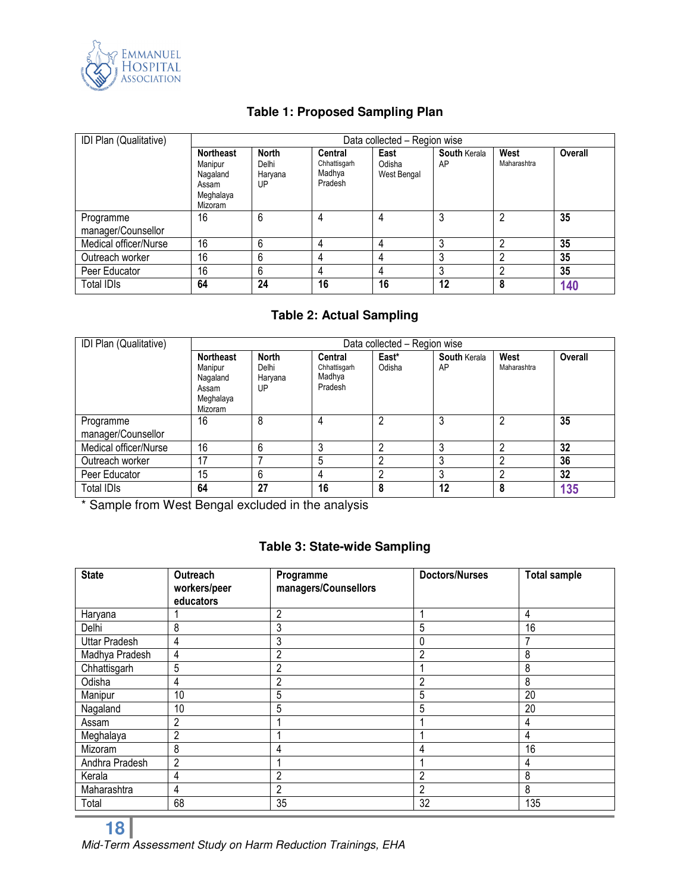## Table 1: Proposed Sampling Plan

| IDI Plan (Qualitative) | Data collected – Region wise | | | | | | |
|---|---|---|---|---|---|---|---|
| | **Northeast** Manipur Nagaland Assam Meghalaya Mizoram | **North** Delhi Haryana UP | **Central** Chhattisgarh Madhya Pradesh | **East** Odisha West Bengal | **South** Kerala AP | **West** Maharashtra | **Overall** |
| Programme manager/Counsellor | 16 | 6 | 4 | 4 | 3 | 2 | **35** |
| Medical officer/Nurse | 16 | 6 | 4 | 4 | 3 | 2 | **35** |
| Outreach worker | 16 | 6 | 4 | 4 | 3 | 2 | **35** |
| Peer Educator | 16 | 6 | 4 | 4 | 3 | 2 | **35** |
| Total IDIs | **64** | **24** | **16** | **16** | **12** | **8** | **140** |

## Table 2: Actual Sampling

| IDI Plan (Qualitative) | Data collected – Region wise | | | | | | |
|---|---|---|---|---|---|---|---|
| | **Northeast** Manipur Nagaland Assam Meghalaya Mizoram | **North** Delhi Haryana UP | **Central** Chhattisgarh Madhya Pradesh | **East*** Odisha | **South** Kerala AP | **West** Maharashtra | **Overall** |
| Programme manager/Counsellor | 16 | 8 | 4 | 2 | 3 | 2 | **35** |
| Medical officer/Nurse | 16 | 6 | 3 | 2 | 3 | 2 | **32** |
| Outreach worker | 17 | 7 | 5 | 2 | 3 | 2 | **36** |
| Peer Educator | 15 | 6 | 4 | 2 | 3 | 2 | **32** |
| Total IDIs | **64** | **27** | **16** | **8** | **12** | **8** | **135** |

* Sample from West Bengal excluded in the analysis

## Table 3: State-wide Sampling

| **State** | **Outreach workers/peer educators** | **Programme managers/Counsellors** | **Doctors/Nurses** | **Total sample** |
|---|---|---|---|---|
| Haryana | 1 | 2 | 1 | 4 |
| Delhi | 8 | 3 | 5 | 16 |
| Uttar Pradesh | 4 | 3 | 0 | 7 |
| Madhya Pradesh | 4 | 2 | 2 | 8 |
| Chhattisgarh | 5 | 2 | 1 | 8 |
| Odisha | 4 | 2 | 2 | 8 |
| Manipur | 10 | 5 | 5 | 20 |
| Nagaland | 10 | 5 | 5 | 20 |
| Assam | 2 | 1 | 1 | 4 |
| Meghalaya | 2 | 1 | 1 | 4 |
| Mizoram | 8 | 4 | 4 | 16 |
| Andhra Pradesh | 2 | 1 | 1 | 4 |
| Kerala | 4 | 2 | 2 | 8 |
| Maharashtra | 4 | 2 | 2 | 8 |
| Total | 68 | 35 | 32 | 135 |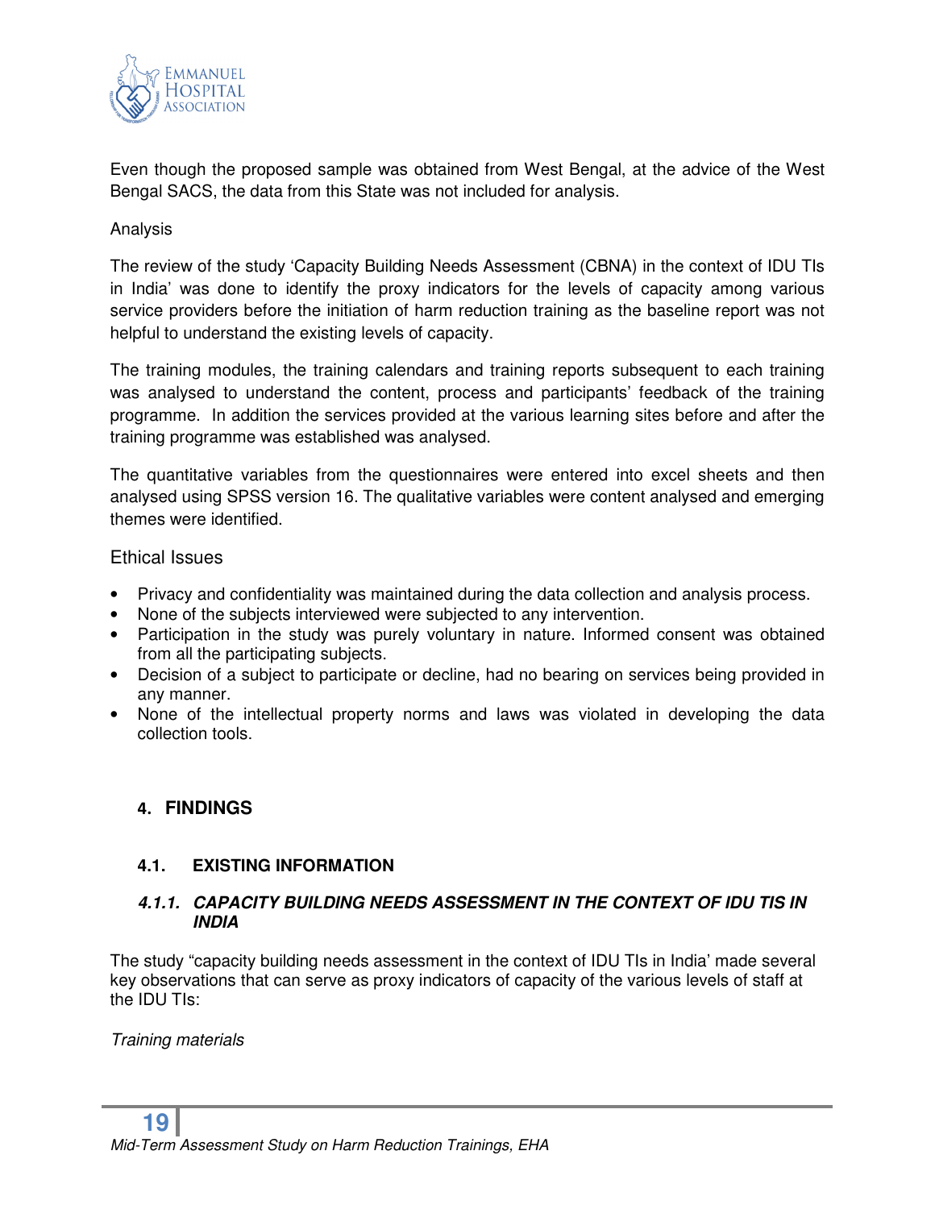Even though the proposed sample was obtained from West Bengal, at the advice of the West Bengal SACS, the data from this State was not included for analysis.

Analysis

The review of the study 'Capacity Building Needs Assessment (CBNA) in the context of IDU TIs in India' was done to identify the proxy indicators for the levels of capacity among various service providers before the initiation of harm reduction training as the baseline report was not helpful to understand the existing levels of capacity.

The training modules, the training calendars and training reports subsequent to each training was analysed to understand the content, process and participants' feedback of the training programme. In addition the services provided at the various learning sites before and after the training programme was established was analysed.

The quantitative variables from the questionnaires were entered into excel sheets and then analysed using SPSS version 16. The qualitative variables were content analysed and emerging themes were identified.

Ethical Issues

- Privacy and confidentiality was maintained during the data collection and analysis process.
- None of the subjects interviewed were subjected to any intervention.
- Participation in the study was purely voluntary in nature. Informed consent was obtained from all the participating subjects.
- Decision of a subject to participate or decline, had no bearing on services being provided in any manner.
- None of the intellectual property norms and laws was violated in developing the data collection tools.

## 4. FINDINGS

### 4.1. EXISTING INFORMATION

#### *4.1.1. CAPACITY BUILDING NEEDS ASSESSMENT IN THE CONTEXT OF IDU TIS IN INDIA*

The study "capacity building needs assessment in the context of IDU TIs in India' made several key observations that can serve as proxy indicators of capacity of the various levels of staff at the IDU TIs:

*Training materials*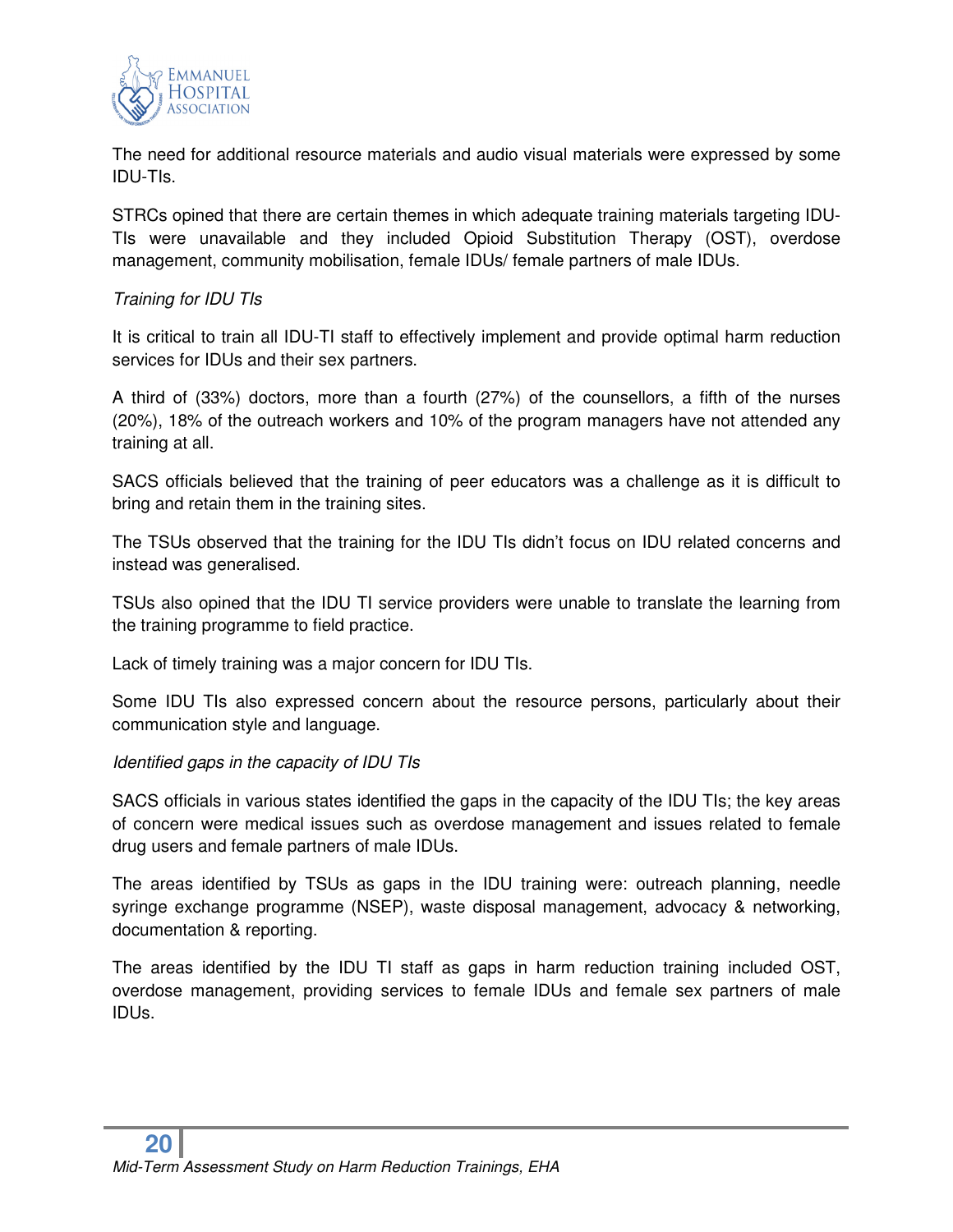The need for additional resource materials and audio visual materials were expressed by some IDU-TIs.

STRCs opined that there are certain themes in which adequate training materials targeting IDU-TIs were unavailable and they included Opioid Substitution Therapy (OST), overdose management, community mobilisation, female IDUs/ female partners of male IDUs.

*Training for IDU TIs*

It is critical to train all IDU-TI staff to effectively implement and provide optimal harm reduction services for IDUs and their sex partners.

A third of (33%) doctors, more than a fourth (27%) of the counsellors, a fifth of the nurses (20%), 18% of the outreach workers and 10% of the program managers have not attended any training at all.

SACS officials believed that the training of peer educators was a challenge as it is difficult to bring and retain them in the training sites.

The TSUs observed that the training for the IDU TIs didn't focus on IDU related concerns and instead was generalised.

TSUs also opined that the IDU TI service providers were unable to translate the learning from the training programme to field practice.

Lack of timely training was a major concern for IDU TIs.

Some IDU TIs also expressed concern about the resource persons, particularly about their communication style and language.

*Identified gaps in the capacity of IDU TIs*

SACS officials in various states identified the gaps in the capacity of the IDU TIs; the key areas of concern were medical issues such as overdose management and issues related to female drug users and female partners of male IDUs.

The areas identified by TSUs as gaps in the IDU training were: outreach planning, needle syringe exchange programme (NSEP), waste disposal management, advocacy & networking, documentation & reporting.

The areas identified by the IDU TI staff as gaps in harm reduction training included OST, overdose management, providing services to female IDUs and female sex partners of male IDUs.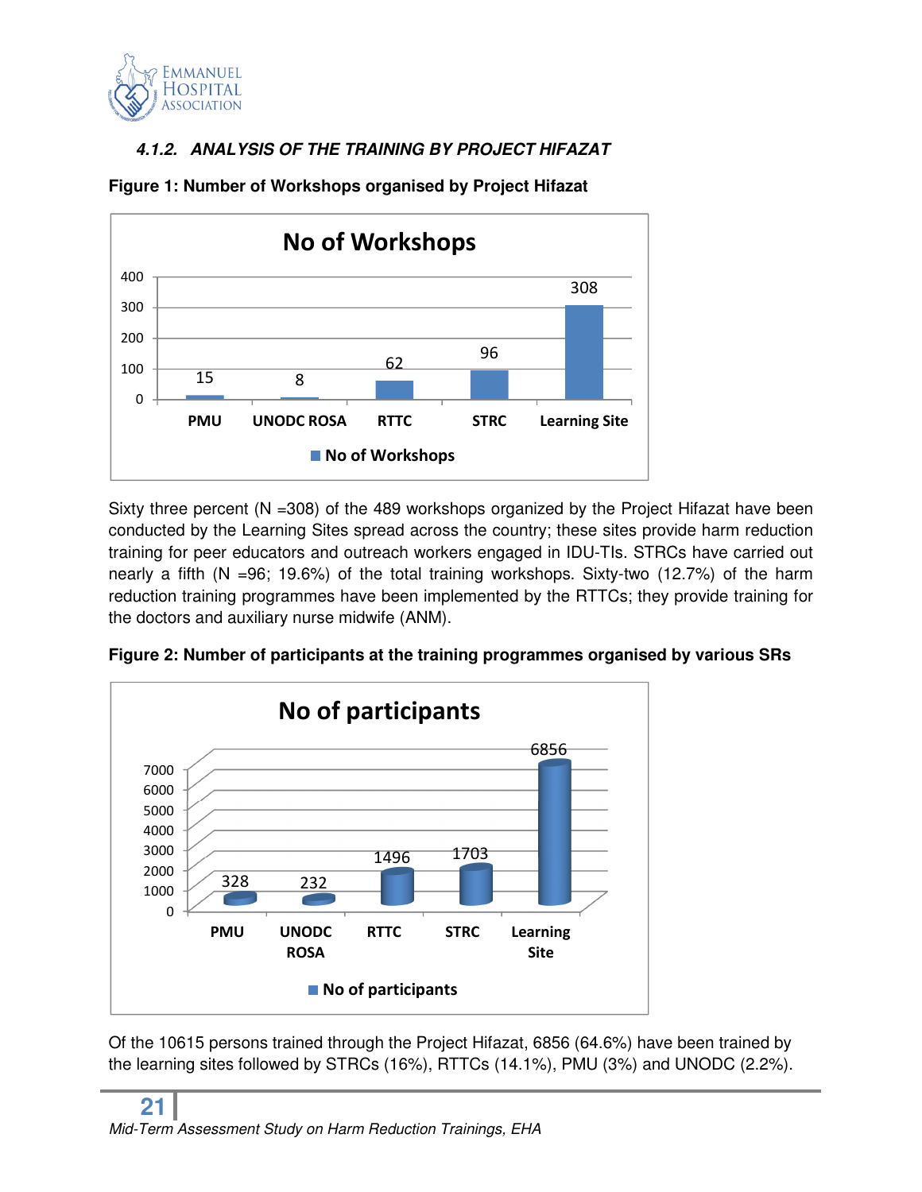#### 4.1.2. ANALYSIS OF THE TRAINING BY PROJECT HIFAZAT

**Figure 1: Number of Workshops organised by Project Hifazat**

| | No of Workshops |
|---|---|
| PMU | 15 |
| UNODC ROSA | 8 |
| RTTC | 62 |
| STRC | 96 |
| Learning Site | 308 |

Sixty three percent (N =308) of the 489 workshops organized by the Project Hifazat have been conducted by the Learning Sites spread across the country; these sites provide harm reduction training for peer educators and outreach workers engaged in IDU-TIs. STRCs have carried out nearly a fifth (N =96; 19.6%) of the total training workshops. Sixty-two (12.7%) of the harm reduction training programmes have been implemented by the RTTCs; they provide training for the doctors and auxiliary nurse midwife (ANM).

**Figure 2: Number of participants at the training programmes organised by various SRs**

| | No of participants |
|---|---|
| PMU | 328 |
| UNODC ROSA | 232 |
| RTTC | 1496 |
| STRC | 1703 |
| Learning Site | 6856 |

Of the 10615 persons trained through the Project Hifazat, 6856 (64.6%) have been trained by the learning sites followed by STRCs (16%), RTTCs (14.1%), PMU (3%) and UNODC (2.2%).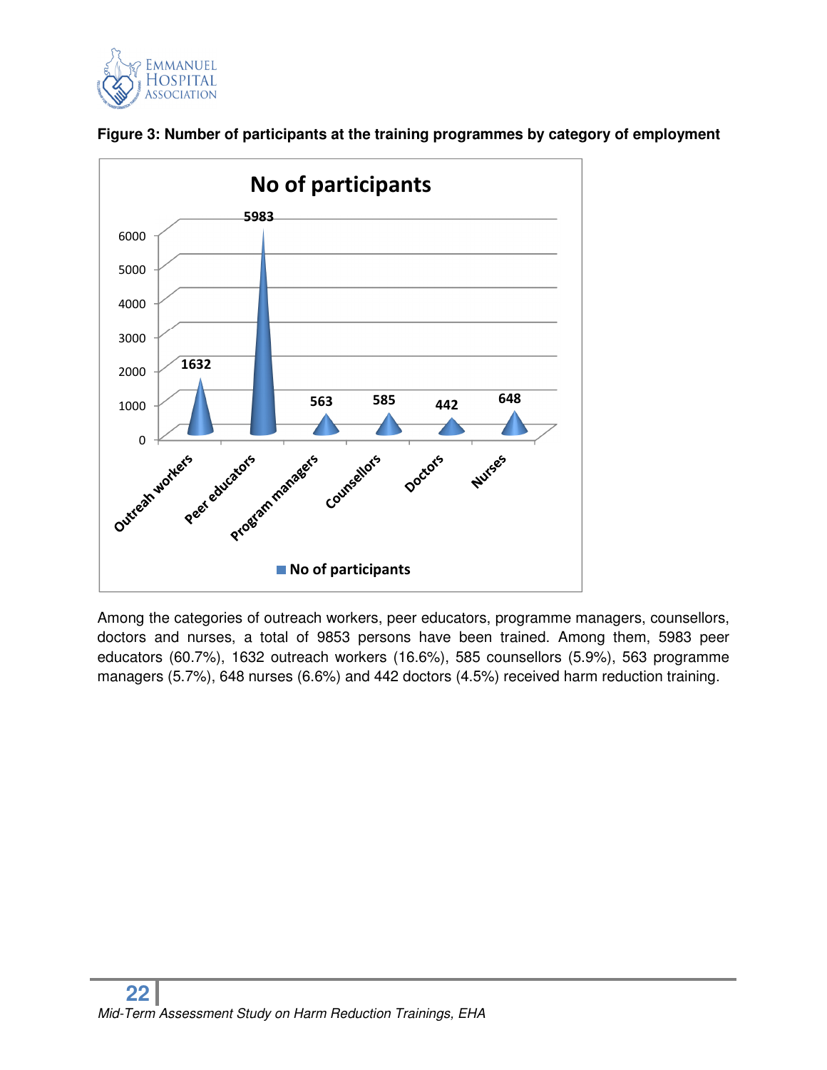**Figure 3: Number of participants at the training programmes by category of employment**

| Category | No of participants |
|---|---|
| Outreah workers | 1632 |
| Peer educators | 5983 |
| Program managers | 563 |
| Counsellors | 585 |
| Doctors | 442 |
| Nurses | 648 |

Among the categories of outreach workers, peer educators, programme managers, counsellors, doctors and nurses, a total of 9853 persons have been trained. Among them, 5983 peer educators (60.7%), 1632 outreach workers (16.6%), 585 counsellors (5.9%), 563 programme managers (5.7%), 648 nurses (6.6%) and 442 doctors (4.5%) received harm reduction training.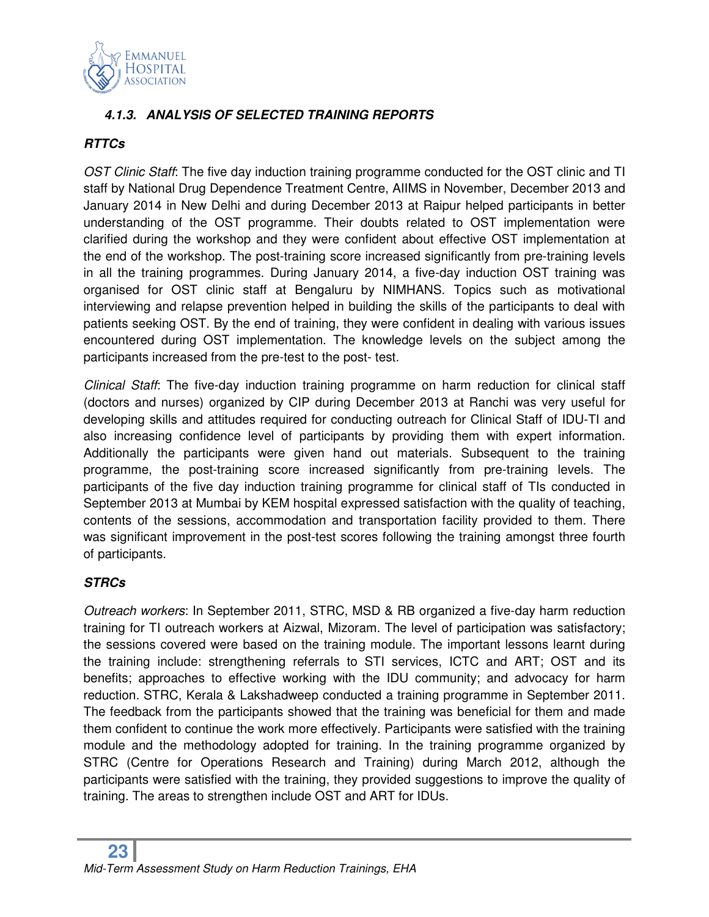#### *4.1.3. ANALYSIS OF SELECTED TRAINING REPORTS*

***RTTCs***

*OST Clinic Staff*: The five day induction training programme conducted for the OST clinic and TI staff by National Drug Dependence Treatment Centre, AIIMS in November, December 2013 and January 2014 in New Delhi and during December 2013 at Raipur helped participants in better understanding of the OST programme. Their doubts related to OST implementation were clarified during the workshop and they were confident about effective OST implementation at the end of the workshop. The post-training score increased significantly from pre-training levels in all the training programmes. During January 2014, a five-day induction OST training was organised for OST clinic staff at Bengaluru by NIMHANS. Topics such as motivational interviewing and relapse prevention helped in building the skills of the participants to deal with patients seeking OST. By the end of training, they were confident in dealing with various issues encountered during OST implementation. The knowledge levels on the subject among the participants increased from the pre-test to the post- test.

*Clinical Staff*: The five-day induction training programme on harm reduction for clinical staff (doctors and nurses) organized by CIP during December 2013 at Ranchi was very useful for developing skills and attitudes required for conducting outreach for Clinical Staff of IDU-TI and also increasing confidence level of participants by providing them with expert information. Additionally the participants were given hand out materials. Subsequent to the training programme, the post-training score increased significantly from pre-training levels. The participants of the five day induction training programme for clinical staff of TIs conducted in September 2013 at Mumbai by KEM hospital expressed satisfaction with the quality of teaching, contents of the sessions, accommodation and transportation facility provided to them. There was significant improvement in the post-test scores following the training amongst three fourth of participants.

***STRCs***

*Outreach workers*: In September 2011, STRC, MSD & RB organized a five-day harm reduction training for TI outreach workers at Aizwal, Mizoram. The level of participation was satisfactory; the sessions covered were based on the training module. The important lessons learnt during the training include: strengthening referrals to STI services, ICTC and ART; OST and its benefits; approaches to effective working with the IDU community; and advocacy for harm reduction. STRC, Kerala & Lakshadweep conducted a training programme in September 2011. The feedback from the participants showed that the training was beneficial for them and made them confident to continue the work more effectively. Participants were satisfied with the training module and the methodology adopted for training. In the training programme organized by STRC (Centre for Operations Research and Training) during March 2012, although the participants were satisfied with the training, they provided suggestions to improve the quality of training. The areas to strengthen include OST and ART for IDUs.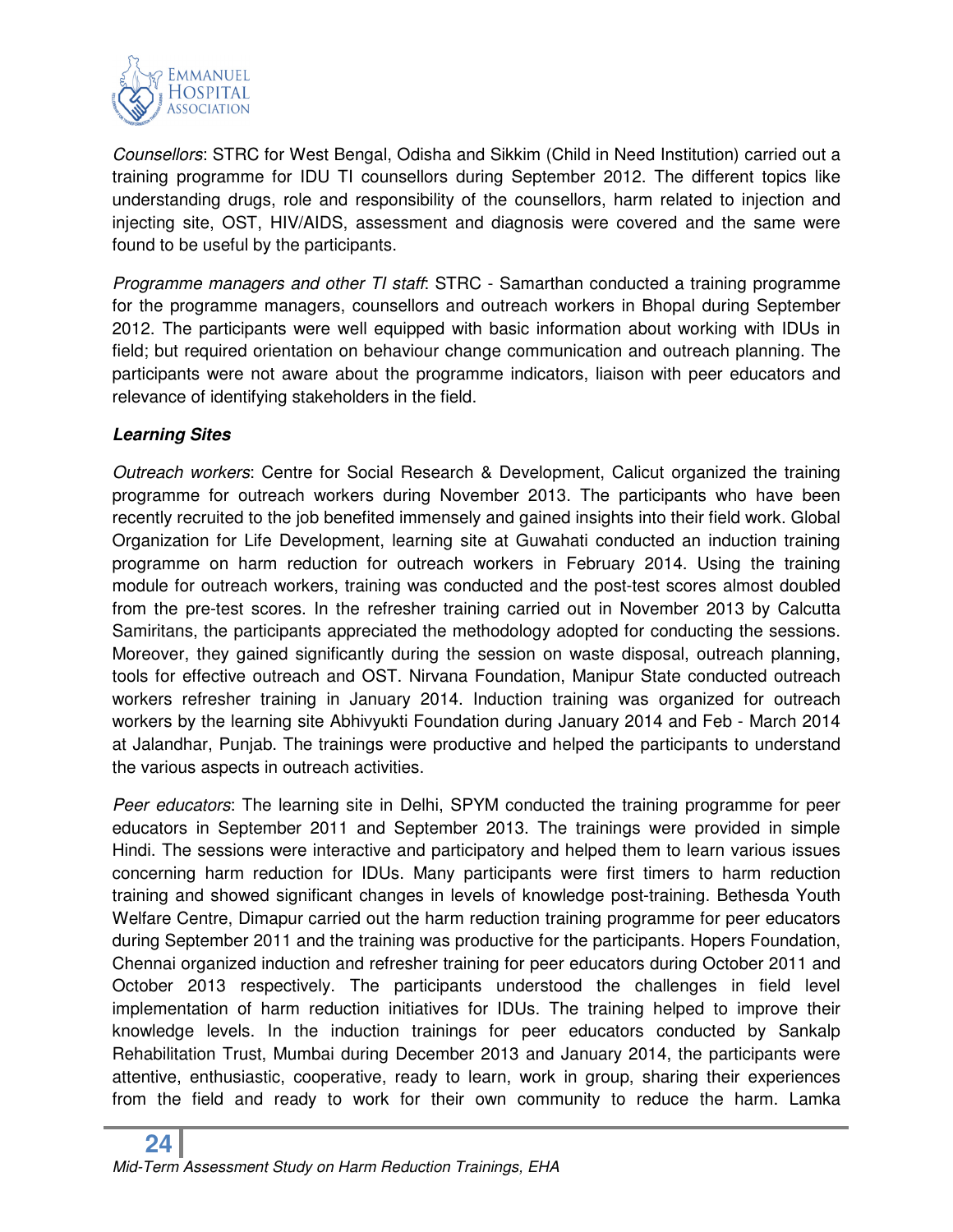*Counsellors*: STRC for West Bengal, Odisha and Sikkim (Child in Need Institution) carried out a training programme for IDU TI counsellors during September 2012. The different topics like understanding drugs, role and responsibility of the counsellors, harm related to injection and injecting site, OST, HIV/AIDS, assessment and diagnosis were covered and the same were found to be useful by the participants.

*Programme managers and other TI staff*: STRC - Samarthan conducted a training programme for the programme managers, counsellors and outreach workers in Bhopal during September 2012. The participants were well equipped with basic information about working with IDUs in field; but required orientation on behaviour change communication and outreach planning. The participants were not aware about the programme indicators, liaison with peer educators and relevance of identifying stakeholders in the field.

***Learning Sites***

*Outreach workers*: Centre for Social Research & Development, Calicut organized the training programme for outreach workers during November 2013. The participants who have been recently recruited to the job benefited immensely and gained insights into their field work. Global Organization for Life Development, learning site at Guwahati conducted an induction training programme on harm reduction for outreach workers in February 2014. Using the training module for outreach workers, training was conducted and the post-test scores almost doubled from the pre-test scores. In the refresher training carried out in November 2013 by Calcutta Samiritans, the participants appreciated the methodology adopted for conducting the sessions. Moreover, they gained significantly during the session on waste disposal, outreach planning, tools for effective outreach and OST. Nirvana Foundation, Manipur State conducted outreach workers refresher training in January 2014. Induction training was organized for outreach workers by the learning site Abhivyukti Foundation during January 2014 and Feb - March 2014 at Jalandhar, Punjab. The trainings were productive and helped the participants to understand the various aspects in outreach activities.

*Peer educators*: The learning site in Delhi, SPYM conducted the training programme for peer educators in September 2011 and September 2013. The trainings were provided in simple Hindi. The sessions were interactive and participatory and helped them to learn various issues concerning harm reduction for IDUs. Many participants were first timers to harm reduction training and showed significant changes in levels of knowledge post-training. Bethesda Youth Welfare Centre, Dimapur carried out the harm reduction training programme for peer educators during September 2011 and the training was productive for the participants. Hopers Foundation, Chennai organized induction and refresher training for peer educators during October 2011 and October 2013 respectively. The participants understood the challenges in field level implementation of harm reduction initiatives for IDUs. The training helped to improve their knowledge levels. In the induction trainings for peer educators conducted by Sankalp Rehabilitation Trust, Mumbai during December 2013 and January 2014, the participants were attentive, enthusiastic, cooperative, ready to learn, work in group, sharing their experiences from the field and ready to work for their own community to reduce the harm. Lamka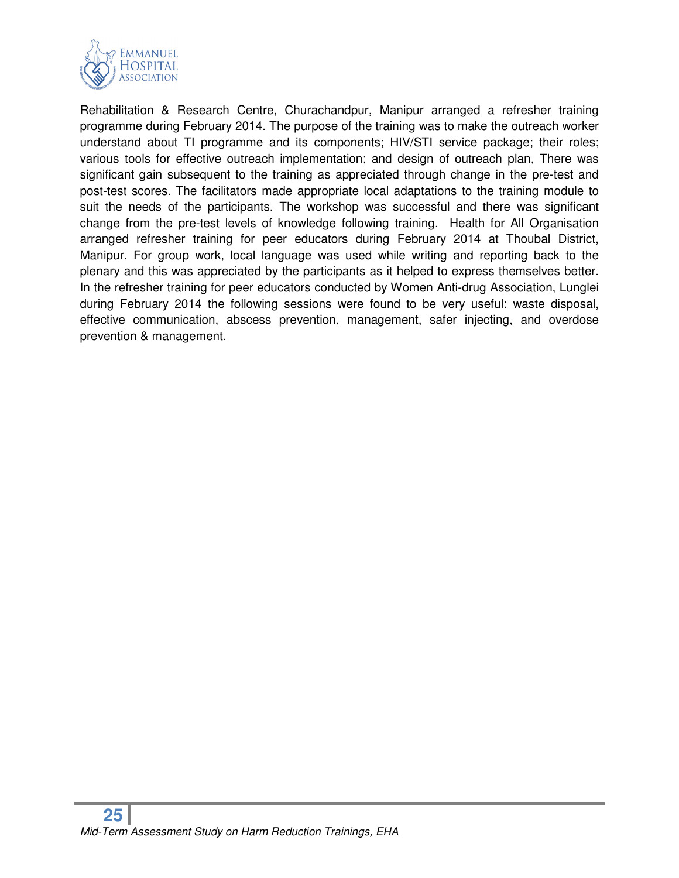Rehabilitation & Research Centre, Churachandpur, Manipur arranged a refresher training programme during February 2014. The purpose of the training was to make the outreach worker understand about TI programme and its components; HIV/STI service package; their roles; various tools for effective outreach implementation; and design of outreach plan, There was significant gain subsequent to the training as appreciated through change in the pre-test and post-test scores. The facilitators made appropriate local adaptations to the training module to suit the needs of the participants. The workshop was successful and there was significant change from the pre-test levels of knowledge following training. Health for All Organisation arranged refresher training for peer educators during February 2014 at Thoubal District, Manipur. For group work, local language was used while writing and reporting back to the plenary and this was appreciated by the participants as it helped to express themselves better. In the refresher training for peer educators conducted by Women Anti-drug Association, Lunglei during February 2014 the following sessions were found to be very useful: waste disposal, effective communication, abscess prevention, management, safer injecting, and overdose prevention & management.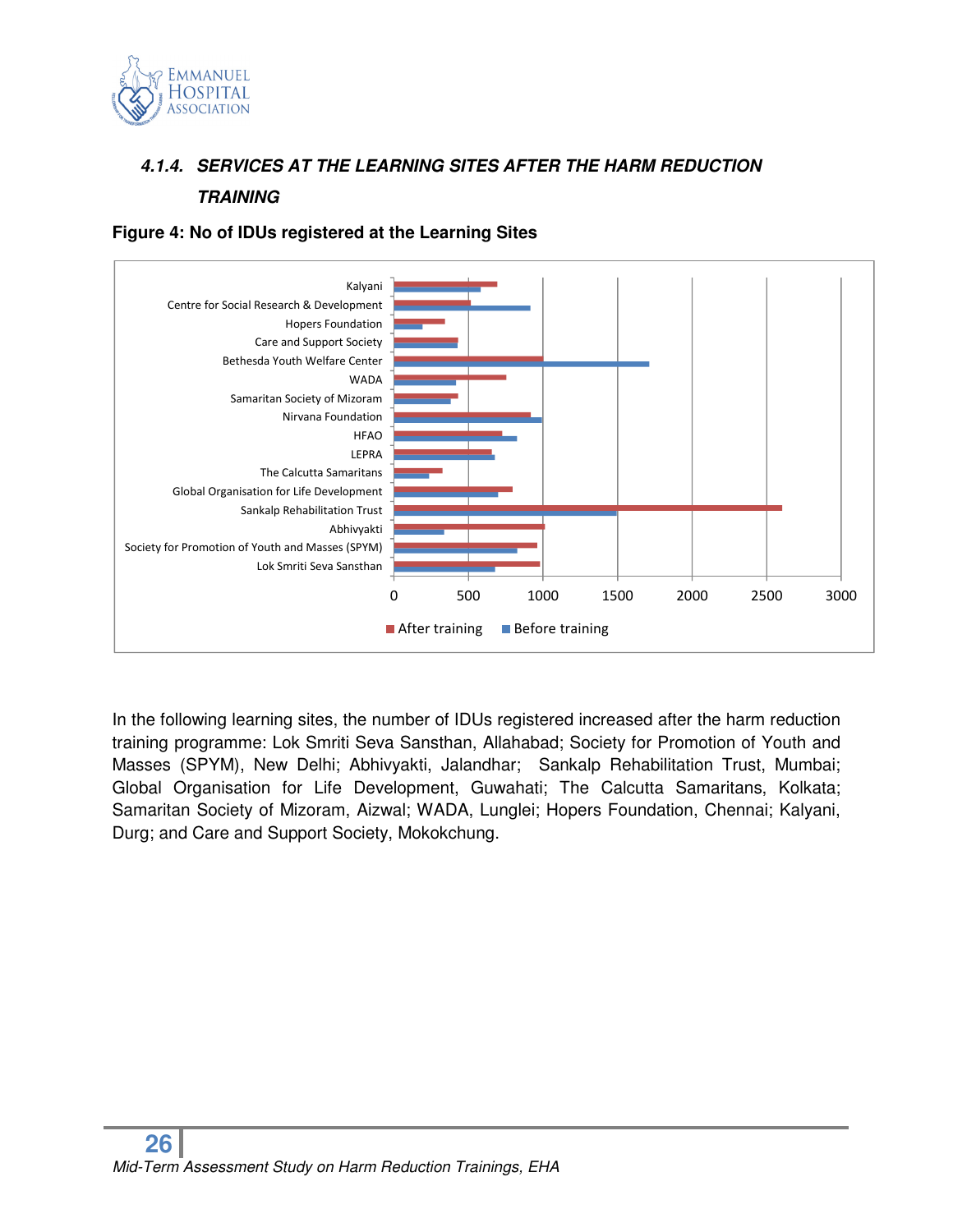#### 4.1.4. SERVICES AT THE LEARNING SITES AFTER THE HARM REDUCTION TRAINING

**Figure 4: No of IDUs registered at the Learning Sites**

In the following learning sites, the number of IDUs registered increased after the harm reduction training programme: Lok Smriti Seva Sansthan, Allahabad; Society for Promotion of Youth and Masses (SPYM), New Delhi; Abhivyakti, Jalandhar; Sankalp Rehabilitation Trust, Mumbai; Global Organisation for Life Development, Guwahati; The Calcutta Samaritans, Kolkata; Samaritan Society of Mizoram, Aizwal; WADA, Lunglei; Hopers Foundation, Chennai; Kalyani, Durg; and Care and Support Society, Mokokchung.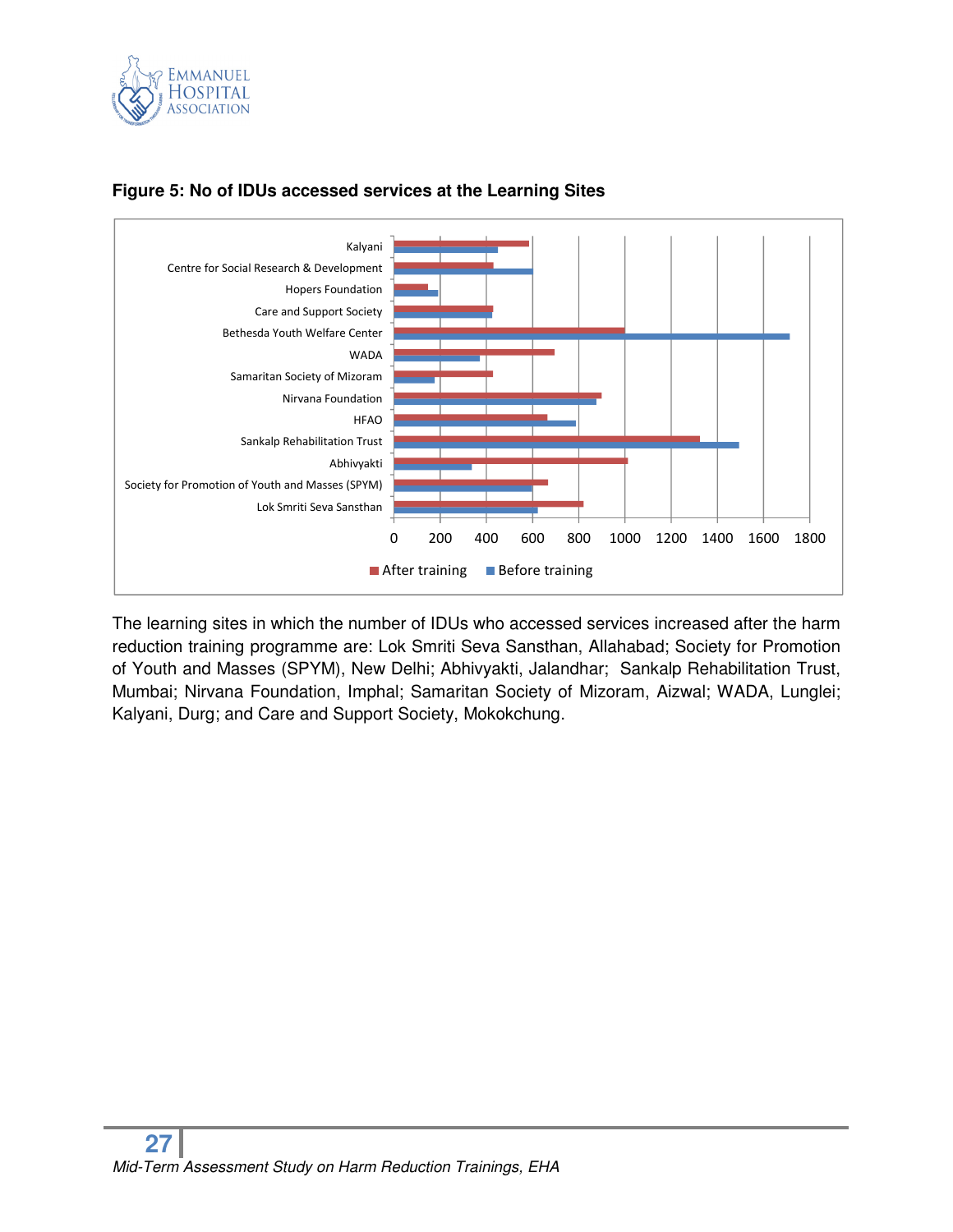**Figure 5: No of IDUs accessed services at the Learning Sites**

The learning sites in which the number of IDUs who accessed services increased after the harm reduction training programme are: Lok Smriti Seva Sansthan, Allahabad; Society for Promotion of Youth and Masses (SPYM), New Delhi; Abhivyakti, Jalandhar; Sankalp Rehabilitation Trust, Mumbai; Nirvana Foundation, Imphal; Samaritan Society of Mizoram, Aizwal; WADA, Lunglei; Kalyani, Durg; and Care and Support Society, Mokokchung.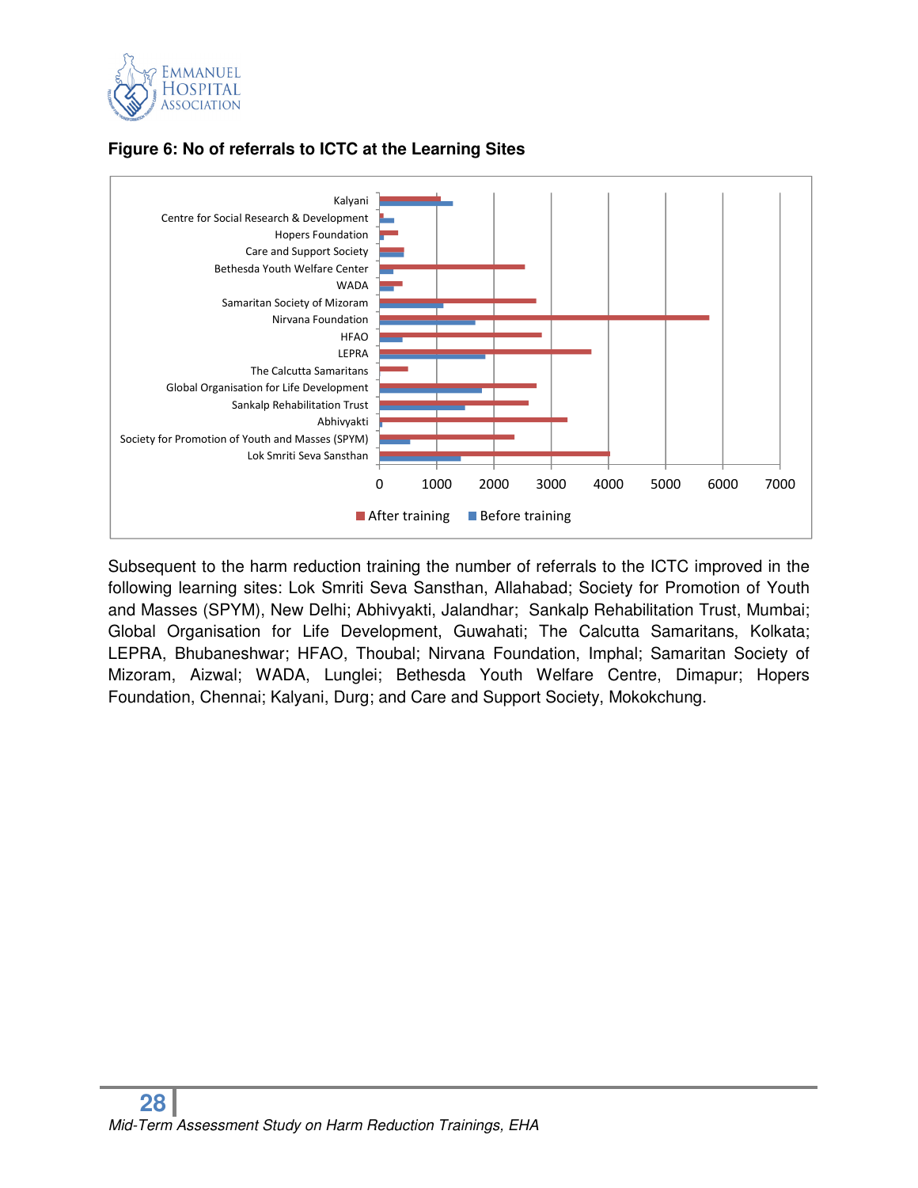**Figure 6: No of referrals to ICTC at the Learning Sites**

Subsequent to the harm reduction training the number of referrals to the ICTC improved in the following learning sites: Lok Smriti Seva Sansthan, Allahabad; Society for Promotion of Youth and Masses (SPYM), New Delhi; Abhivyakti, Jalandhar; Sankalp Rehabilitation Trust, Mumbai; Global Organisation for Life Development, Guwahati; The Calcutta Samaritans, Kolkata; LEPRA, Bhubaneshwar; HFAO, Thoubal; Nirvana Foundation, Imphal; Samaritan Society of Mizoram, Aizwal; WADA, Lunglei; Bethesda Youth Welfare Centre, Dimapur; Hopers Foundation, Chennai; Kalyani, Durg; and Care and Support Society, Mokokchung.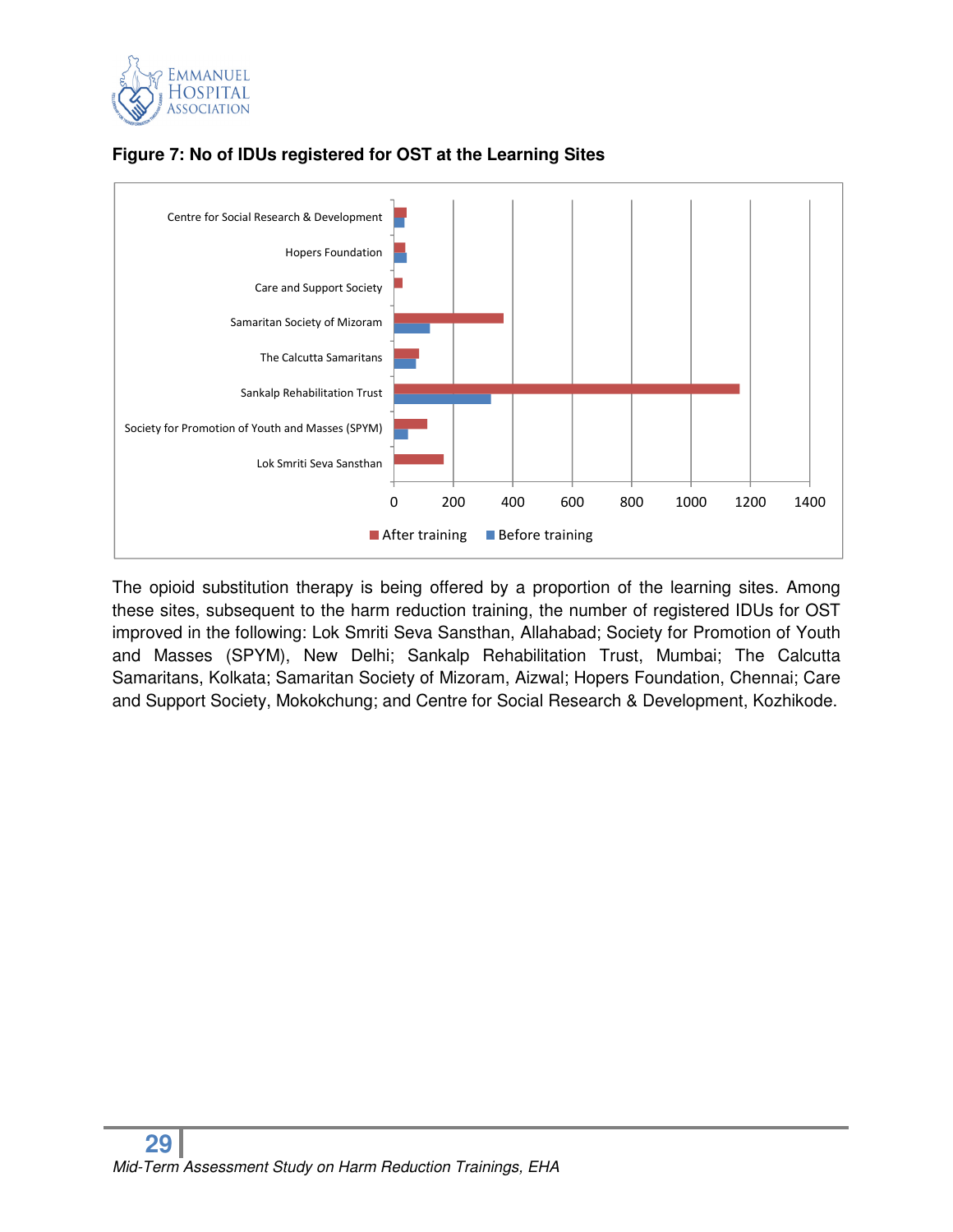**Figure 7: No of IDUs registered for OST at the Learning Sites**

The opioid substitution therapy is being offered by a proportion of the learning sites. Among these sites, subsequent to the harm reduction training, the number of registered IDUs for OST improved in the following: Lok Smriti Seva Sansthan, Allahabad; Society for Promotion of Youth and Masses (SPYM), New Delhi; Sankalp Rehabilitation Trust, Mumbai; The Calcutta Samaritans, Kolkata; Samaritan Society of Mizoram, Aizwal; Hopers Foundation, Chennai; Care and Support Society, Mokokchung; and Centre for Social Research & Development, Kozhikode.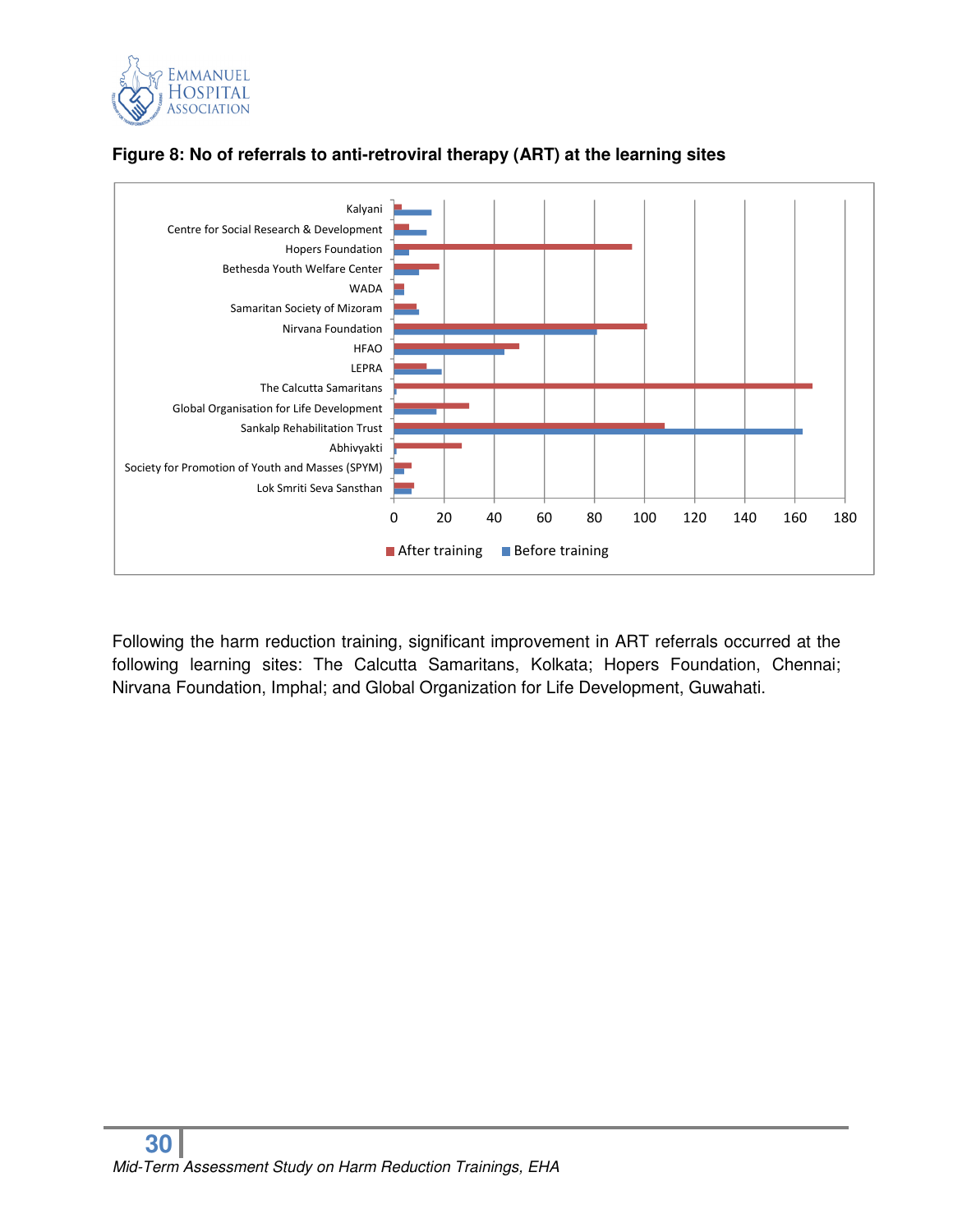**Figure 8: No of referrals to anti-retroviral therapy (ART) at the learning sites**

Following the harm reduction training, significant improvement in ART referrals occurred at the following learning sites: The Calcutta Samaritans, Kolkata; Hopers Foundation, Chennai; Nirvana Foundation, Imphal; and Global Organization for Life Development, Guwahati.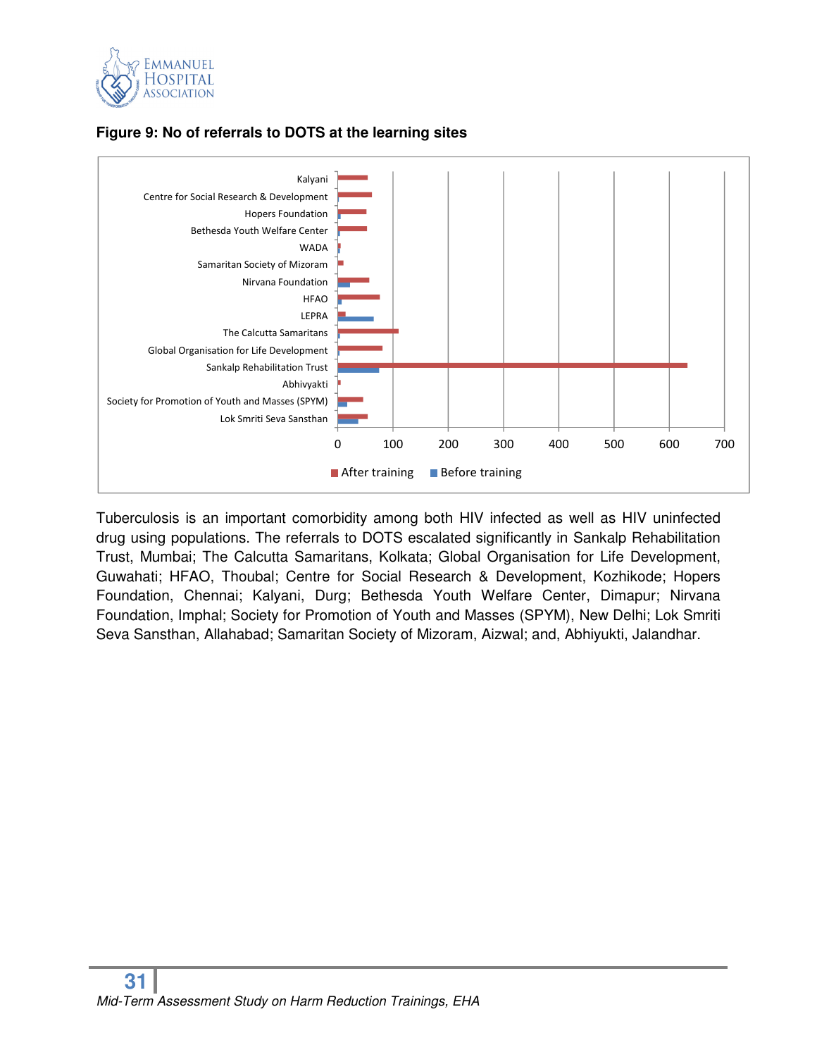**Figure 9: No of referrals to DOTS at the learning sites**

Tuberculosis is an important comorbidity among both HIV infected as well as HIV uninfected drug using populations. The referrals to DOTS escalated significantly in Sankalp Rehabilitation Trust, Mumbai; The Calcutta Samaritans, Kolkata; Global Organisation for Life Development, Guwahati; HFAO, Thoubal; Centre for Social Research & Development, Kozhikode; Hopers Foundation, Chennai; Kalyani, Durg; Bethesda Youth Welfare Center, Dimapur; Nirvana Foundation, Imphal; Society for Promotion of Youth and Masses (SPYM), New Delhi; Lok Smriti Seva Sansthan, Allahabad; Samaritan Society of Mizoram, Aizwal; and, Abhiyukti, Jalandhar.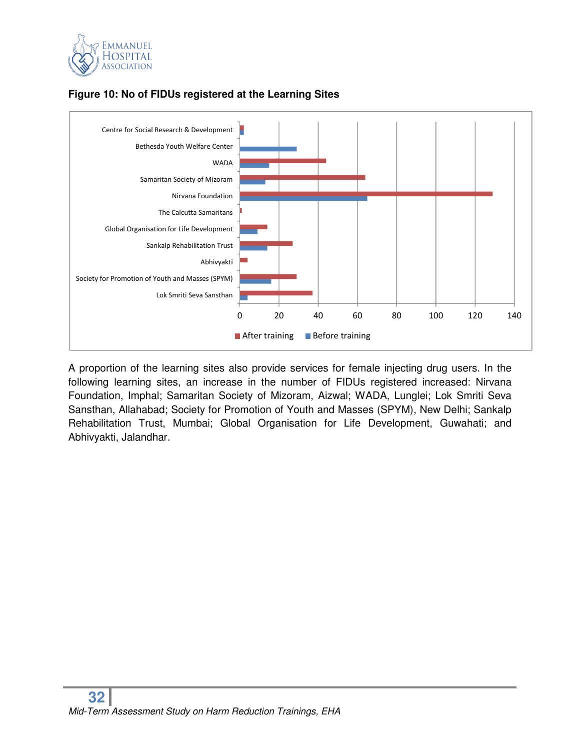**Figure 10: No of FIDUs registered at the Learning Sites**

A proportion of the learning sites also provide services for female injecting drug users. In the following learning sites, an increase in the number of FIDUs registered increased: Nirvana Foundation, Imphal; Samaritan Society of Mizoram, Aizwal; WADA, Lunglei; Lok Smriti Seva Sansthan, Allahabad; Society for Promotion of Youth and Masses (SPYM), New Delhi; Sankalp Rehabilitation Trust, Mumbai; Global Organisation for Life Development, Guwahati; and Abhivyakti, Jalandhar.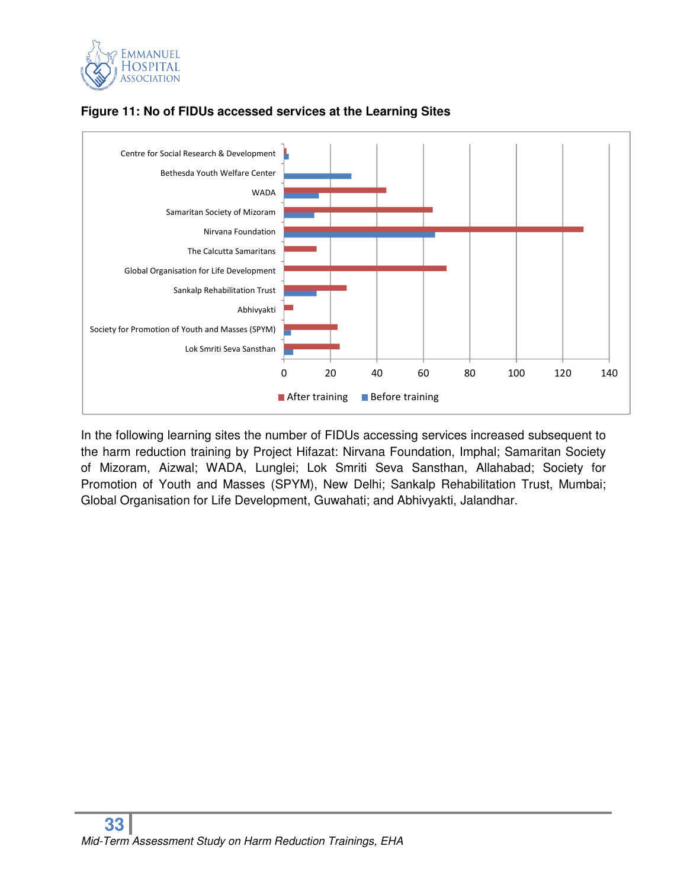**Figure 11: No of FIDUs accessed services at the Learning Sites**

In the following learning sites the number of FIDUs accessing services increased subsequent to the harm reduction training by Project Hifazat: Nirvana Foundation, Imphal; Samaritan Society of Mizoram, Aizwal; WADA, Lunglei; Lok Smriti Seva Sansthan, Allahabad; Society for Promotion of Youth and Masses (SPYM), New Delhi; Sankalp Rehabilitation Trust, Mumbai; Global Organisation for Life Development, Guwahati; and Abhivyakti, Jalandhar.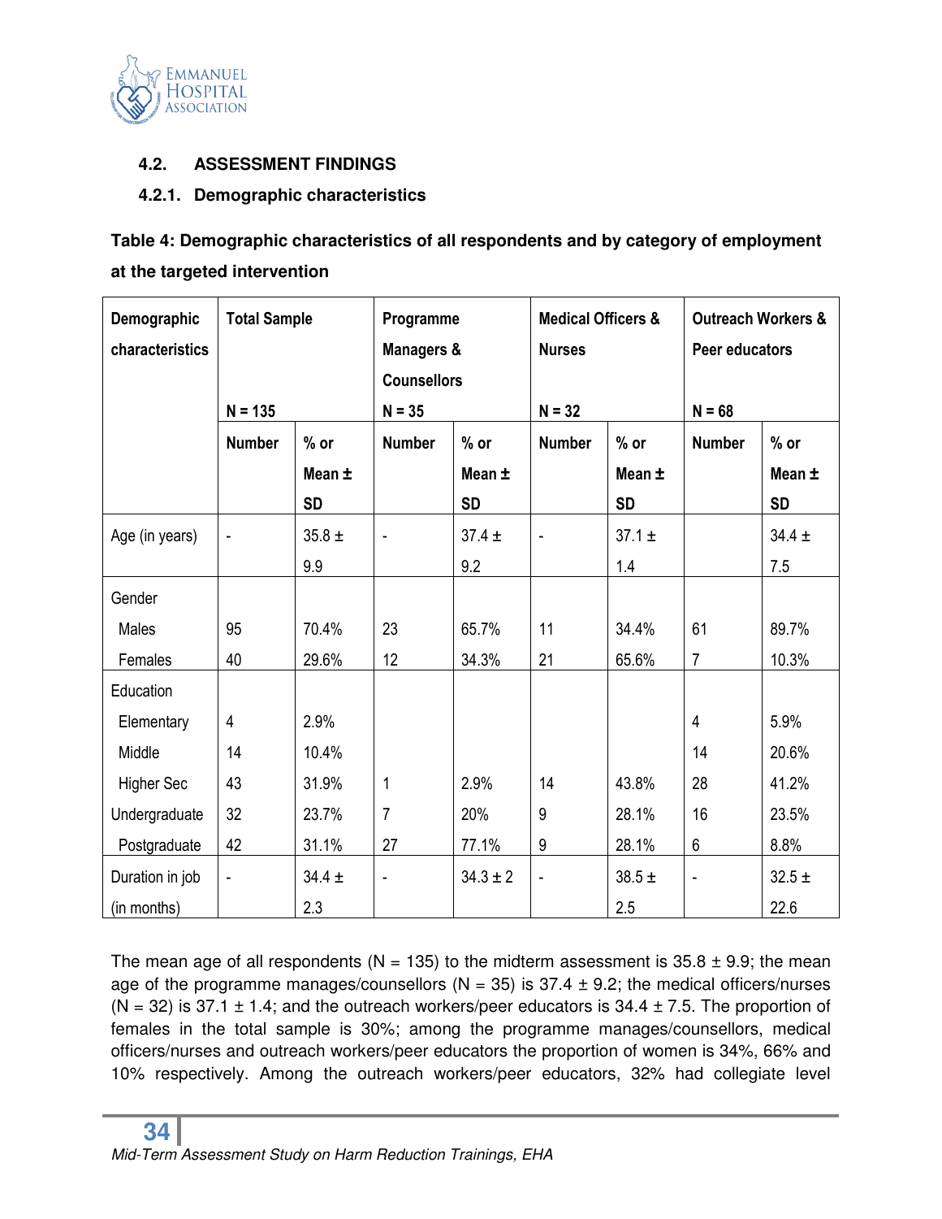### 4.2. ASSESSMENT FINDINGS

#### 4.2.1. Demographic characteristics

**Table 4: Demographic characteristics of all respondents and by category of employment at the targeted intervention**

| Demographic characteristics | Total Sample N = 135 | | Programme Managers & Counsellors N = 35 | | Medical Officers & Nurses N = 32 | | Outreach Workers & Peer educators N = 68 | |
|---|---|---|---|---|---|---|---|---|
| | Number | % or Mean ± SD | Number | % or Mean ± SD | Number | % or Mean ± SD | Number | % or Mean ± SD |
| Age (in years) | - | 35.8 ± 9.9 | - | 37.4 ± 9.2 | - | 37.1 ± 1.4 | | 34.4 ± 7.5 |
| Gender | | | | | | | | |
| Males | 95 | 70.4% | 23 | 65.7% | 11 | 34.4% | 61 | 89.7% |
| Females | 40 | 29.6% | 12 | 34.3% | 21 | 65.6% | 7 | 10.3% |
| Education | | | | | | | | |
| Elementary | 4 | 2.9% | | | | | 4 | 5.9% |
| Middle | 14 | 10.4% | | | | | 14 | 20.6% |
| Higher Sec | 43 | 31.9% | 1 | 2.9% | 14 | 43.8% | 28 | 41.2% |
| Undergraduate | 32 | 23.7% | 7 | 20% | 9 | 28.1% | 16 | 23.5% |
| Postgraduate | 42 | 31.1% | 27 | 77.1% | 9 | 28.1% | 6 | 8.8% |
| Duration in job (in months) | - | 34.4 ± 2.3 | - | 34.3 ± 2 | - | 38.5 ± 2.5 | - | 32.5 ± 22.6 |

The mean age of all respondents (N = 135) to the midterm assessment is 35.8 ± 9.9; the mean age of the programme manages/counsellors (N = 35) is 37.4 ± 9.2; the medical officers/nurses (N = 32) is 37.1 ± 1.4; and the outreach workers/peer educators is 34.4 ± 7.5. The proportion of females in the total sample is 30%; among the programme manages/counsellors, medical officers/nurses and outreach workers/peer educators the proportion of women is 34%, 66% and 10% respectively. Among the outreach workers/peer educators, 32% had collegiate level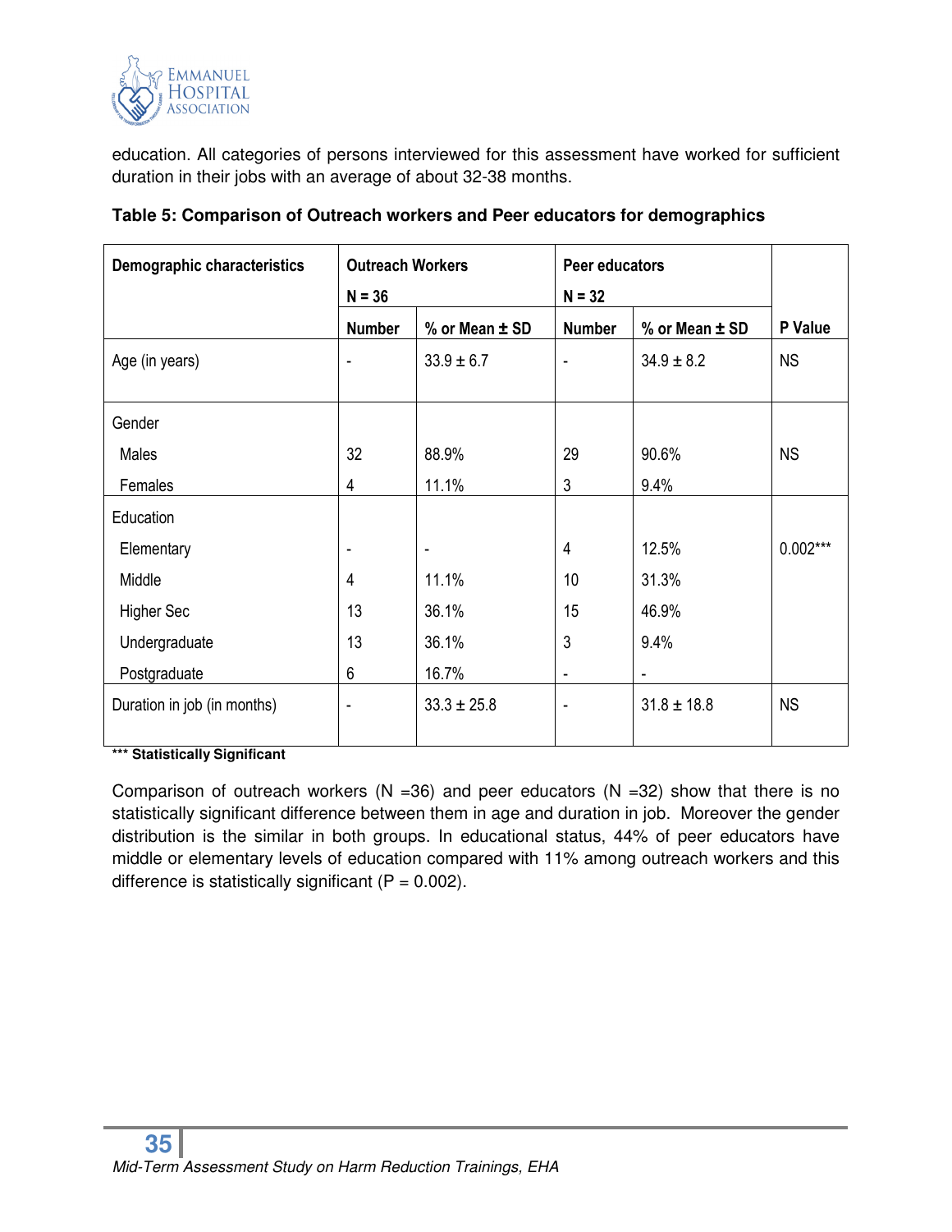education. All categories of persons interviewed for this assessment have worked for sufficient duration in their jobs with an average of about 32-38 months.

**Table 5: Comparison of Outreach workers and Peer educators for demographics**

| Demographic characteristics | Outreach Workers N = 36 | | Peer educators N = 32 | | |
|---|---|---|---|---|---|
| | Number | % or Mean ± SD | Number | % or Mean ± SD | P Value |
| Age (in years) | - | 33.9 ± 6.7 | - | 34.9 ± 8.2 | NS |
| Gender | | | | | |
| Males | 32 | 88.9% | 29 | 90.6% | NS |
| Females | 4 | 11.1% | 3 | 9.4% | |
| Education | | | | | |
| Elementary | - | - | 4 | 12.5% | 0.002*** |
| Middle | 4 | 11.1% | 10 | 31.3% | |
| Higher Sec | 13 | 36.1% | 15 | 46.9% | |
| Undergraduate | 13 | 36.1% | 3 | 9.4% | |
| Postgraduate | 6 | 16.7% | - | - | |
| Duration in job (in months) | - | 33.3 ± 25.8 | - | 31.8 ± 18.8 | NS |

**\*\*\* Statistically Significant**

Comparison of outreach workers (N =36) and peer educators (N =32) show that there is no statistically significant difference between them in age and duration in job. Moreover the gender distribution is the similar in both groups. In educational status, 44% of peer educators have middle or elementary levels of education compared with 11% among outreach workers and this difference is statistically significant (P = 0.002).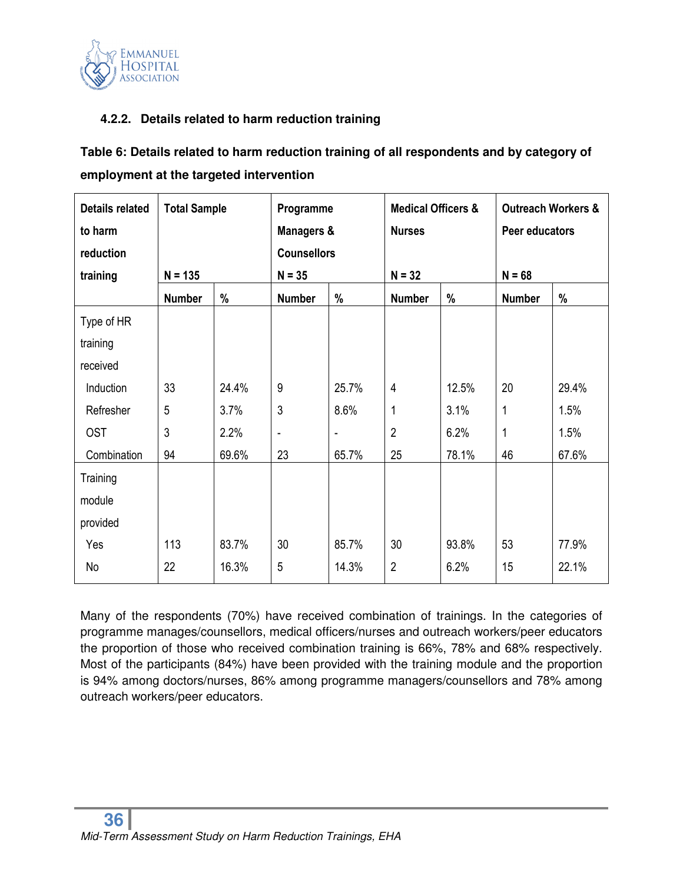#### 4.2.2. Details related to harm reduction training

**Table 6: Details related to harm reduction training of all respondents and by category of employment at the targeted intervention**

| Details related to harm reduction training | Total Sample N = 135 | | Programme Managers & Counsellors N = 35 | | Medical Officers & Nurses N = 32 | | Outreach Workers & Peer educators N = 68 | |
|---|---|---|---|---|---|---|---|---|
| | Number | % | Number | % | Number | % | Number | % |
| Type of HR training received | | | | | | | | |
| Induction | 33 | 24.4% | 9 | 25.7% | 4 | 12.5% | 20 | 29.4% |
| Refresher | 5 | 3.7% | 3 | 8.6% | 1 | 3.1% | 1 | 1.5% |
| OST | 3 | 2.2% | - | - | 2 | 6.2% | 1 | 1.5% |
| Combination | 94 | 69.6% | 23 | 65.7% | 25 | 78.1% | 46 | 67.6% |
| Training module provided | | | | | | | | |
| Yes | 113 | 83.7% | 30 | 85.7% | 30 | 93.8% | 53 | 77.9% |
| No | 22 | 16.3% | 5 | 14.3% | 2 | 6.2% | 15 | 22.1% |

Many of the respondents (70%) have received combination of trainings. In the categories of programme manages/counsellors, medical officers/nurses and outreach workers/peer educators the proportion of those who received combination training is 66%, 78% and 68% respectively. Most of the participants (84%) have been provided with the training module and the proportion is 94% among doctors/nurses, 86% among programme managers/counsellors and 78% among outreach workers/peer educators.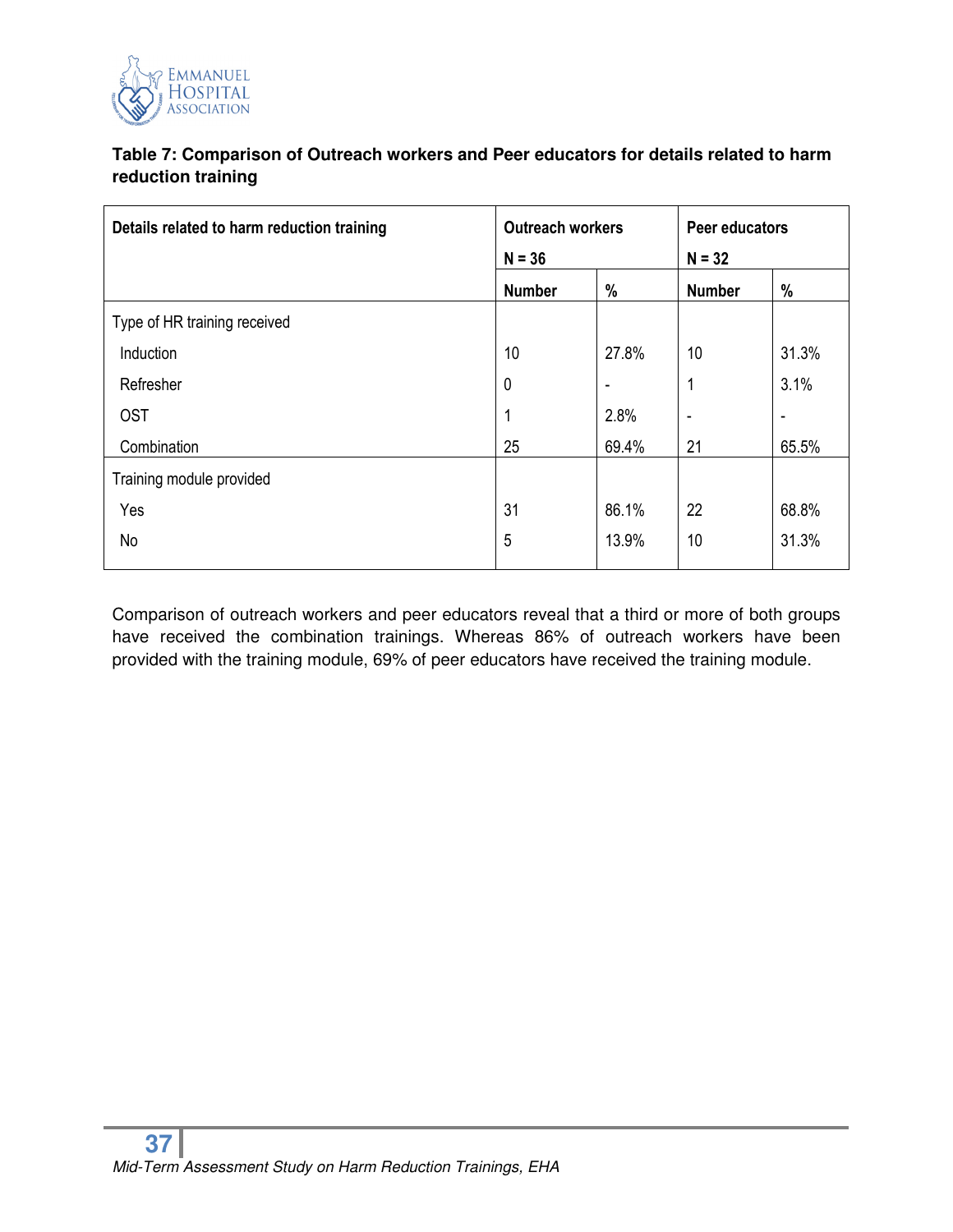**Table 7: Comparison of Outreach workers and Peer educators for details related to harm reduction training**

| Details related to harm reduction training | Outreach workers N = 36 | | Peer educators N = 32 | |
|---|---|---|---|---|
| | Number | % | Number | % |
| Type of HR training received | | | | |
| Induction | 10 | 27.8% | 10 | 31.3% |
| Refresher | 0 | - | 1 | 3.1% |
| OST | 1 | 2.8% | - | - |
| Combination | 25 | 69.4% | 21 | 65.5% |
| Training module provided | | | | |
| Yes | 31 | 86.1% | 22 | 68.8% |
| No | 5 | 13.9% | 10 | 31.3% |

Comparison of outreach workers and peer educators reveal that a third or more of both groups have received the combination trainings. Whereas 86% of outreach workers have been provided with the training module, 69% of peer educators have received the training module.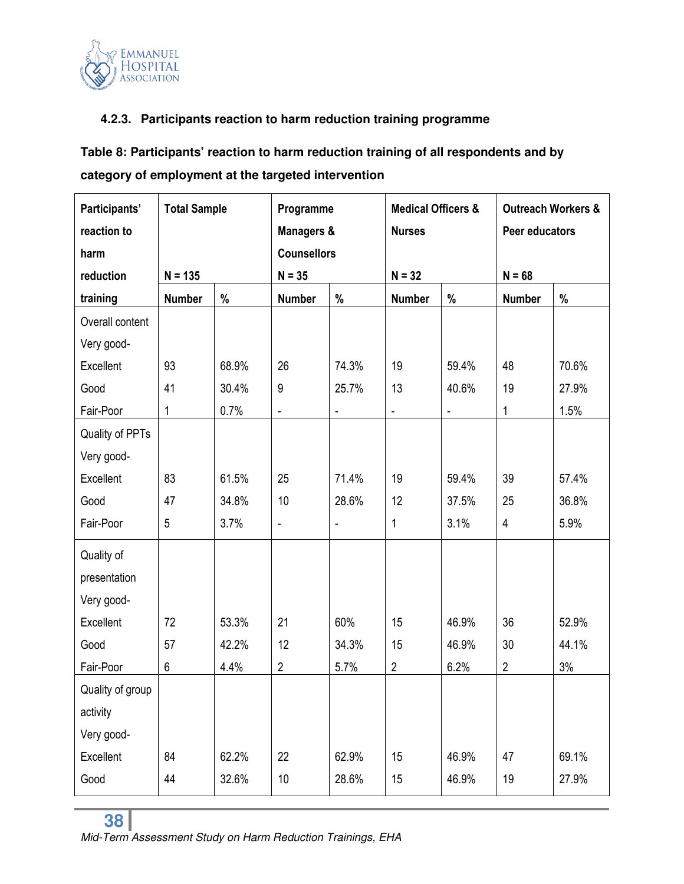### 4.2.3. Participants reaction to harm reduction training programme

**Table 8: Participants' reaction to harm reduction training of all respondents and by category of employment at the targeted intervention**

| Participants' reaction to harm reduction training | Total Sample N = 135 | | Programme Managers & Counsellors N = 35 | | Medical Officers & Nurses N = 32 | | Outreach Workers & Peer educators N = 68 | |
|---|---|---|---|---|---|---|---|---|
| | Number | % | Number | % | Number | % | Number | % |
| **Overall content** | | | | | | | | |
| Very good-Excellent | 93 | 68.9% | 26 | 74.3% | 19 | 59.4% | 48 | 70.6% |
| Good | 41 | 30.4% | 9 | 25.7% | 13 | 40.6% | 19 | 27.9% |
| Fair-Poor | 1 | 0.7% | - | - | - | - | 1 | 1.5% |
| **Quality of PPTs** | | | | | | | | |
| Very good-Excellent | 83 | 61.5% | 25 | 71.4% | 19 | 59.4% | 39 | 57.4% |
| Good | 47 | 34.8% | 10 | 28.6% | 12 | 37.5% | 25 | 36.8% |
| Fair-Poor | 5 | 3.7% | - | - | 1 | 3.1% | 4 | 5.9% |
| **Quality of presentation** | | | | | | | | |
| Very good-Excellent | 72 | 53.3% | 21 | 60% | 15 | 46.9% | 36 | 52.9% |
| Good | 57 | 42.2% | 12 | 34.3% | 15 | 46.9% | 30 | 44.1% |
| Fair-Poor | 6 | 4.4% | 2 | 5.7% | 2 | 6.2% | 2 | 3% |
| **Quality of group activity** | | | | | | | | |
| Very good-Excellent | 84 | 62.2% | 22 | 62.9% | 15 | 46.9% | 47 | 69.1% |
| Good | 44 | 32.6% | 10 | 28.6% | 15 | 46.9% | 19 | 27.9% |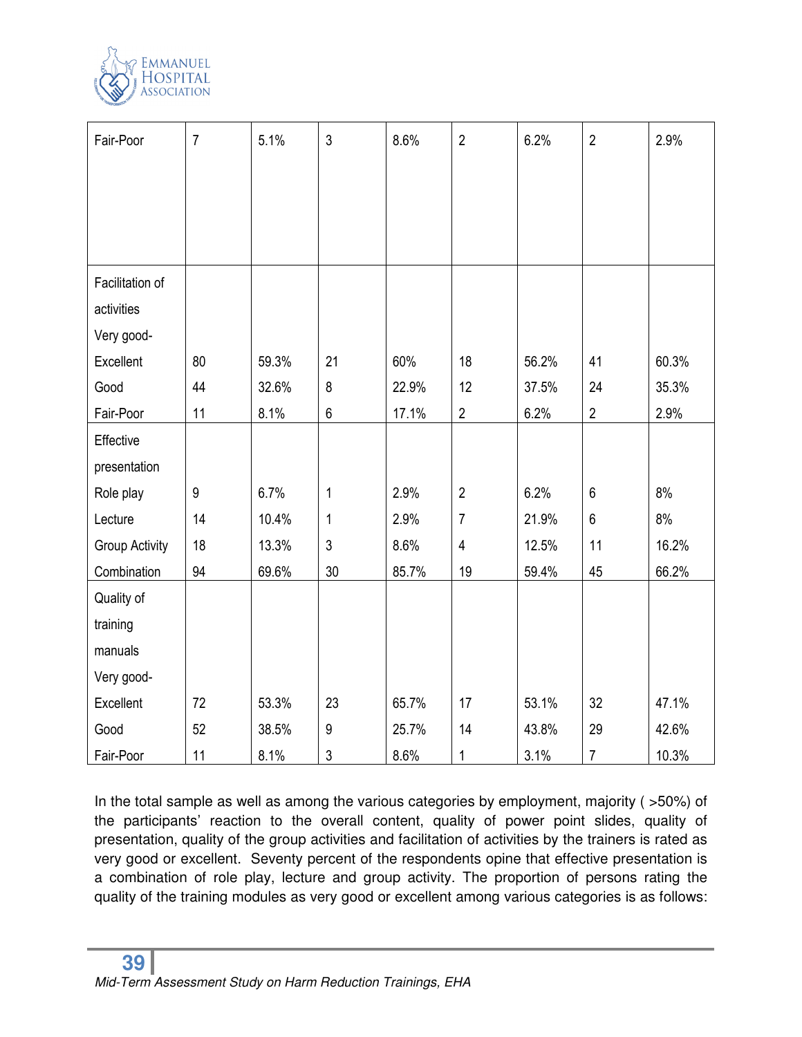| | | | | | | | | |
|---|---|---|---|---|---|---|---|---|
| Fair-Poor | 7 | 5.1% | 3 | 8.6% | 2 | 6.2% | 2 | 2.9% |
| Facilitation of activities | | | | | | | | |
| Very good-Excellent | 80 | 59.3% | 21 | 60% | 18 | 56.2% | 41 | 60.3% |
| Good | 44 | 32.6% | 8 | 22.9% | 12 | 37.5% | 24 | 35.3% |
| Fair-Poor | 11 | 8.1% | 6 | 17.1% | 2 | 6.2% | 2 | 2.9% |
| Effective presentation | | | | | | | | |
| Role play | 9 | 6.7% | 1 | 2.9% | 2 | 6.2% | 6 | 8% |
| Lecture | 14 | 10.4% | 1 | 2.9% | 7 | 21.9% | 6 | 8% |
| Group Activity | 18 | 13.3% | 3 | 8.6% | 4 | 12.5% | 11 | 16.2% |
| Combination | 94 | 69.6% | 30 | 85.7% | 19 | 59.4% | 45 | 66.2% |
| Quality of training manuals | | | | | | | | |
| Very good-Excellent | 72 | 53.3% | 23 | 65.7% | 17 | 53.1% | 32 | 47.1% |
| Good | 52 | 38.5% | 9 | 25.7% | 14 | 43.8% | 29 | 42.6% |
| Fair-Poor | 11 | 8.1% | 3 | 8.6% | 1 | 3.1% | 7 | 10.3% |

In the total sample as well as among the various categories by employment, majority ( >50%) of the participants' reaction to the overall content, quality of power point slides, quality of presentation, quality of the group activities and facilitation of activities by the trainers is rated as very good or excellent. Seventy percent of the respondents opine that effective presentation is a combination of role play, lecture and group activity. The proportion of persons rating the quality of the training modules as very good or excellent among various categories is as follows: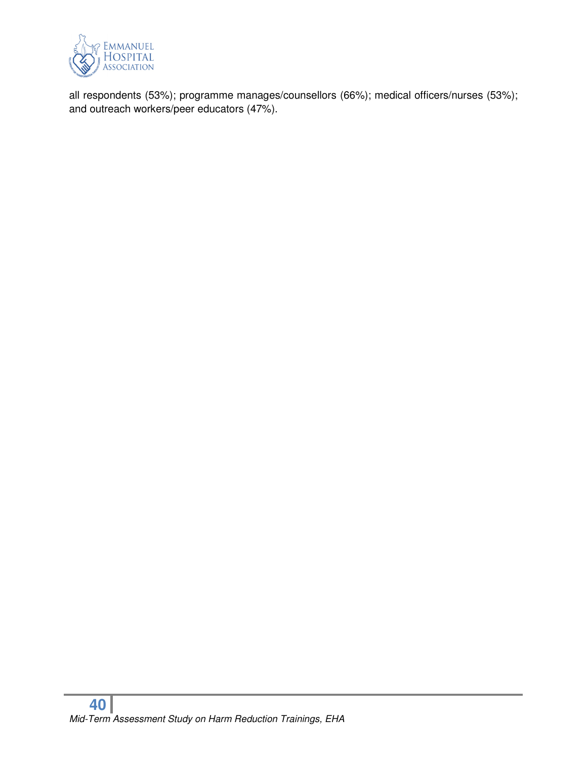all respondents (53%); programme manages/counsellors (66%); medical officers/nurses (53%); and outreach workers/peer educators (47%).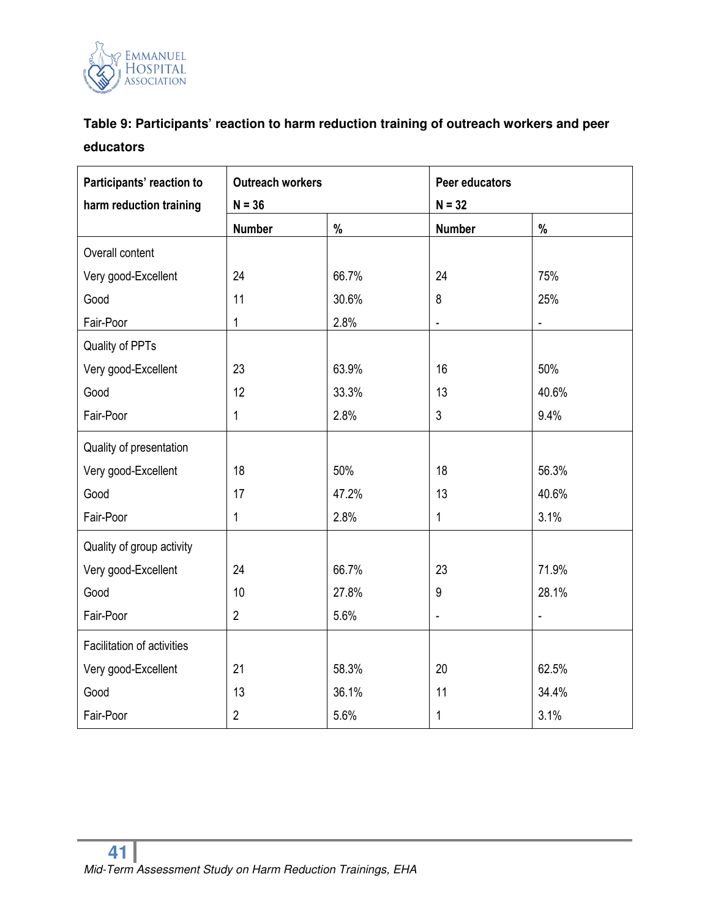**Table 9: Participants' reaction to harm reduction training of outreach workers and peer educators**

| Participants' reaction to harm reduction training | Outreach workers N = 36 | | Peer educators N = 32 | |
|---|---|---|---|---|
| | Number | % | Number | % |
| Overall content | | | | |
| Very good-Excellent | 24 | 66.7% | 24 | 75% |
| Good | 11 | 30.6% | 8 | 25% |
| Fair-Poor | 1 | 2.8% | - | - |
| Quality of PPTs | | | | |
| Very good-Excellent | 23 | 63.9% | 16 | 50% |
| Good | 12 | 33.3% | 13 | 40.6% |
| Fair-Poor | 1 | 2.8% | 3 | 9.4% |
| Quality of presentation | | | | |
| Very good-Excellent | 18 | 50% | 18 | 56.3% |
| Good | 17 | 47.2% | 13 | 40.6% |
| Fair-Poor | 1 | 2.8% | 1 | 3.1% |
| Quality of group activity | | | | |
| Very good-Excellent | 24 | 66.7% | 23 | 71.9% |
| Good | 10 | 27.8% | 9 | 28.1% |
| Fair-Poor | 2 | 5.6% | - | - |
| Facilitation of activities | | | | |
| Very good-Excellent | 21 | 58.3% | 20 | 62.5% |
| Good | 13 | 36.1% | 11 | 34.4% |
| Fair-Poor | 2 | 5.6% | 1 | 3.1% |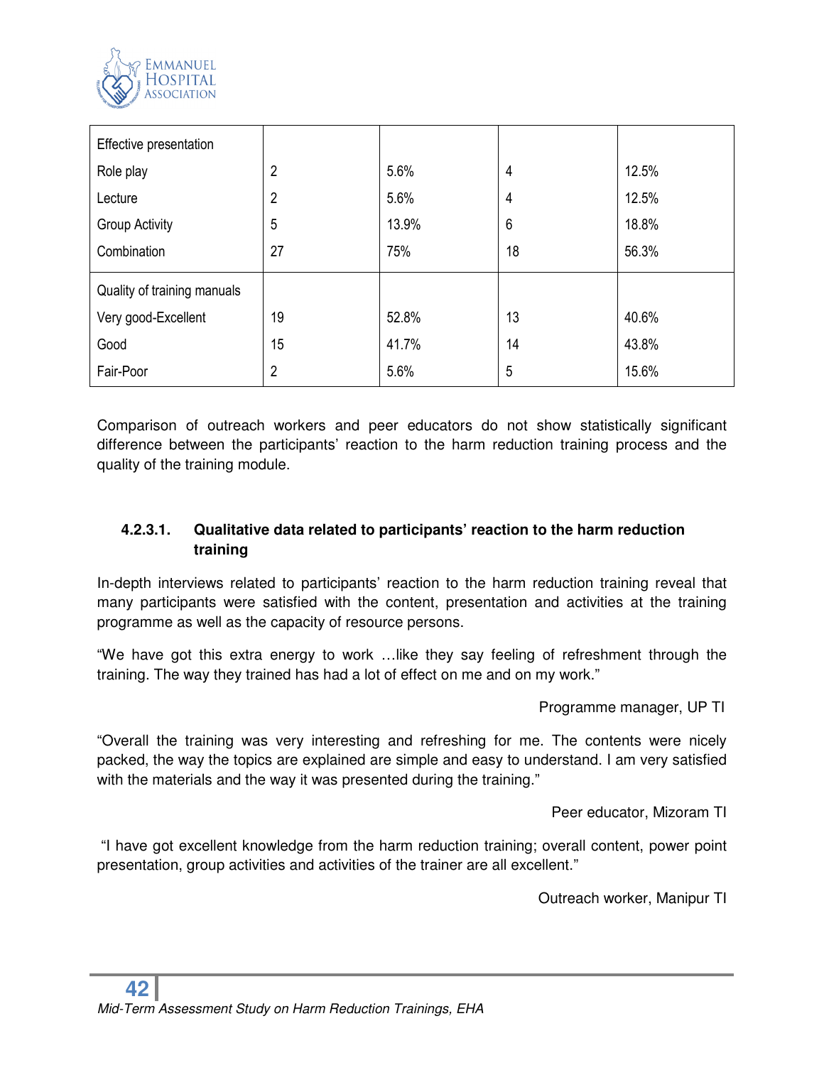| | | | | |
|---|---|---|---|---|
| Effective presentation | | | | |
| Role play | 2 | 5.6% | 4 | 12.5% |
| Lecture | 2 | 5.6% | 4 | 12.5% |
| Group Activity | 5 | 13.9% | 6 | 18.8% |
| Combination | 27 | 75% | 18 | 56.3% |
| Quality of training manuals | | | | |
| Very good-Excellent | 19 | 52.8% | 13 | 40.6% |
| Good | 15 | 41.7% | 14 | 43.8% |
| Fair-Poor | 2 | 5.6% | 5 | 15.6% |

Comparison of outreach workers and peer educators do not show statistically significant difference between the participants' reaction to the harm reduction training process and the quality of the training module.

#### 4.2.3.1. Qualitative data related to participants' reaction to the harm reduction training

In-depth interviews related to participants' reaction to the harm reduction training reveal that many participants were satisfied with the content, presentation and activities at the training programme as well as the capacity of resource persons.

"We have got this extra energy to work …like they say feeling of refreshment through the training. The way they trained has had a lot of effect on me and on my work."

Programme manager, UP TI

"Overall the training was very interesting and refreshing for me. The contents were nicely packed, the way the topics are explained are simple and easy to understand. I am very satisfied with the materials and the way it was presented during the training."

Peer educator, Mizoram TI

"I have got excellent knowledge from the harm reduction training; overall content, power point presentation, group activities and activities of the trainer are all excellent."

Outreach worker, Manipur TI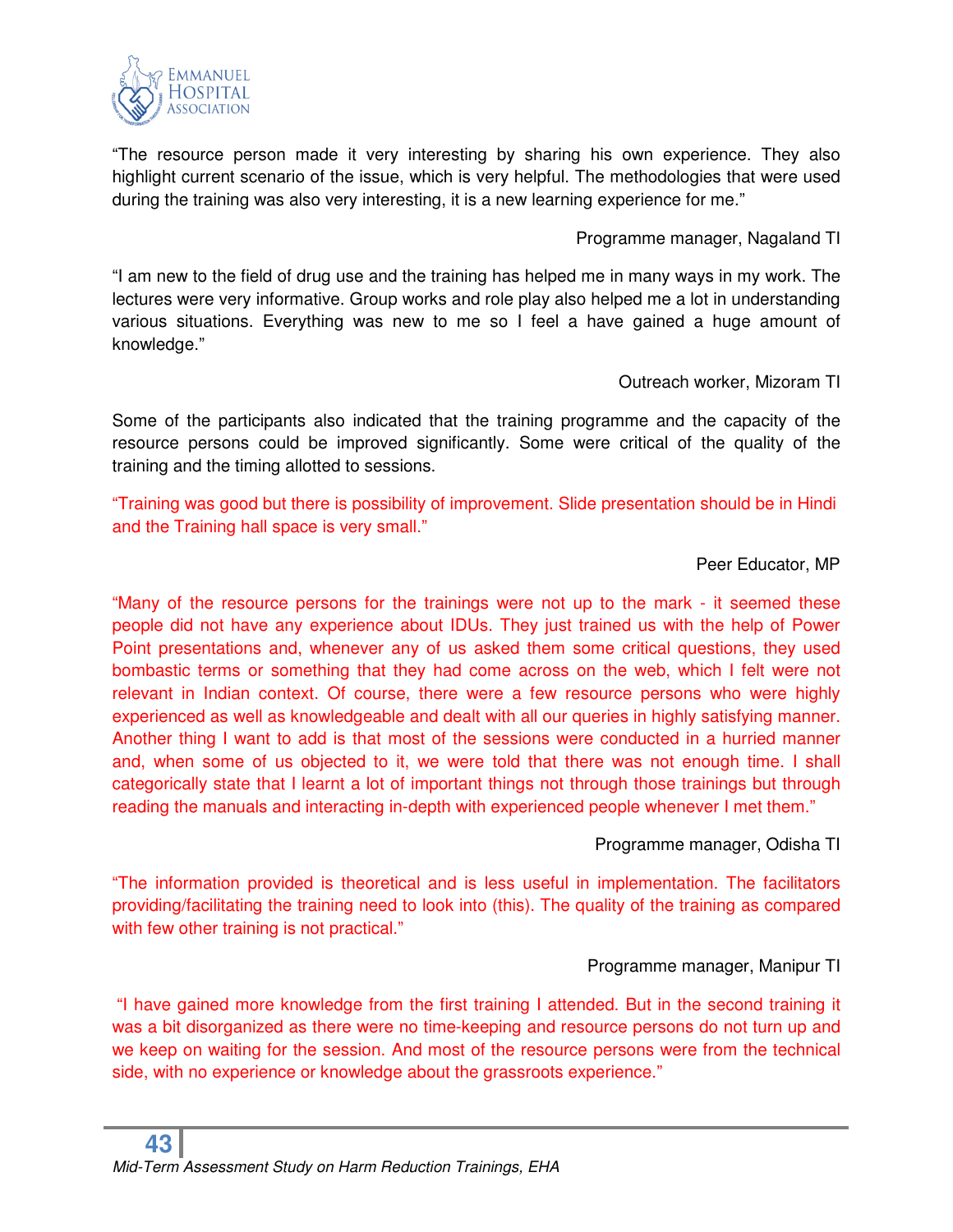"The resource person made it very interesting by sharing his own experience. They also highlight current scenario of the issue, which is very helpful. The methodologies that were used during the training was also very interesting, it is a new learning experience for me."

Programme manager, Nagaland TI

"I am new to the field of drug use and the training has helped me in many ways in my work. The lectures were very informative. Group works and role play also helped me a lot in understanding various situations. Everything was new to me so I feel a have gained a huge amount of knowledge."

Outreach worker, Mizoram TI

Some of the participants also indicated that the training programme and the capacity of the resource persons could be improved significantly. Some were critical of the quality of the training and the timing allotted to sessions.

"Training was good but there is possibility of improvement. Slide presentation should be in Hindi and the Training hall space is very small."

Peer Educator, MP

"Many of the resource persons for the trainings were not up to the mark - it seemed these people did not have any experience about IDUs. They just trained us with the help of Power Point presentations and, whenever any of us asked them some critical questions, they used bombastic terms or something that they had come across on the web, which I felt were not relevant in Indian context. Of course, there were a few resource persons who were highly experienced as well as knowledgeable and dealt with all our queries in highly satisfying manner. Another thing I want to add is that most of the sessions were conducted in a hurried manner and, when some of us objected to it, we were told that there was not enough time. I shall categorically state that I learnt a lot of important things not through those trainings but through reading the manuals and interacting in-depth with experienced people whenever I met them."

Programme manager, Odisha TI

"The information provided is theoretical and is less useful in implementation. The facilitators providing/facilitating the training need to look into (this). The quality of the training as compared with few other training is not practical."

Programme manager, Manipur TI

"I have gained more knowledge from the first training I attended. But in the second training it was a bit disorganized as there were no time-keeping and resource persons do not turn up and we keep on waiting for the session. And most of the resource persons were from the technical side, with no experience or knowledge about the grassroots experience."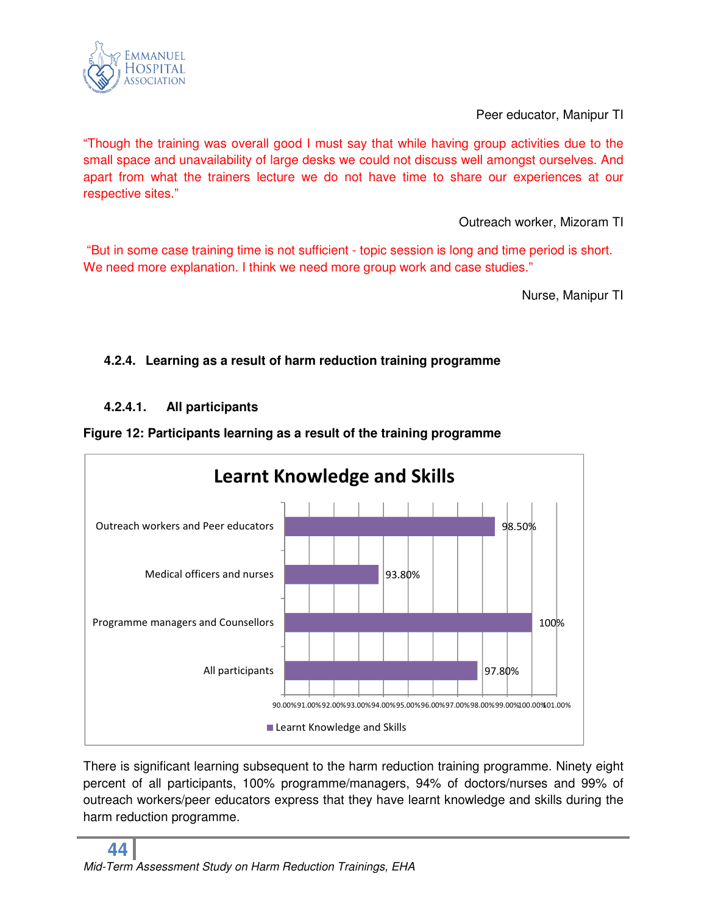Peer educator, Manipur TI

"Though the training was overall good I must say that while having group activities due to the small space and unavailability of large desks we could not discuss well amongst ourselves. And apart from what the trainers lecture we do not have time to share our experiences at our respective sites."

Outreach worker, Mizoram TI

"But in some case training time is not sufficient - topic session is long and time period is short. We need more explanation. I think we need more group work and case studies."

Nurse, Manipur TI

### 4.2.4. Learning as a result of harm reduction training programme

#### 4.2.4.1. All participants

**Figure 12: Participants learning as a result of the training programme**

**Learnt Knowledge and Skills**

| Group | Learnt Knowledge and Skills |
|---|---|
| Outreach workers and Peer educators | 98.50% |
| Medical officers and nurses | 93.80% |
| Programme managers and Counsellors | 100% |
| All participants | 97.80% |

There is significant learning subsequent to the harm reduction training programme. Ninety eight percent of all participants, 100% programme/managers, 94% of doctors/nurses and 99% of outreach workers/peer educators express that they have learnt knowledge and skills during the harm reduction programme.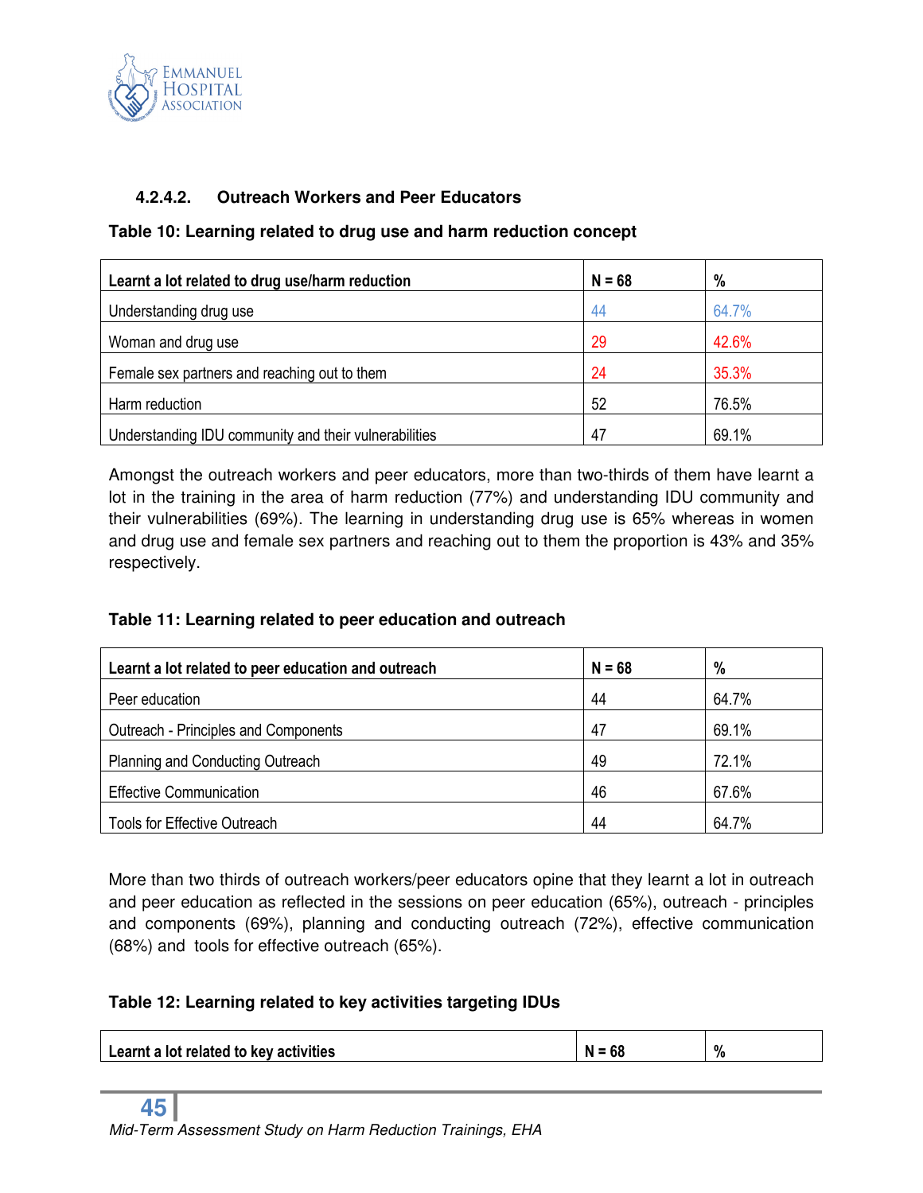#### 4.2.4.2. Outreach Workers and Peer Educators

**Table 10: Learning related to drug use and harm reduction concept**

| Learnt a lot related to drug use/harm reduction | N = 68 | % |
|---|---|---|
| Understanding drug use | 44 | 64.7% |
| Woman and drug use | 29 | 42.6% |
| Female sex partners and reaching out to them | 24 | 35.3% |
| Harm reduction | 52 | 76.5% |
| Understanding IDU community and their vulnerabilities | 47 | 69.1% |

Amongst the outreach workers and peer educators, more than two-thirds of them have learnt a lot in the training in the area of harm reduction (77%) and understanding IDU community and their vulnerabilities (69%). The learning in understanding drug use is 65% whereas in women and drug use and female sex partners and reaching out to them the proportion is 43% and 35% respectively.

**Table 11: Learning related to peer education and outreach**

| Learnt a lot related to peer education and outreach | N = 68 | % |
|---|---|---|
| Peer education | 44 | 64.7% |
| Outreach - Principles and Components | 47 | 69.1% |
| Planning and Conducting Outreach | 49 | 72.1% |
| Effective Communication | 46 | 67.6% |
| Tools for Effective Outreach | 44 | 64.7% |

More than two thirds of outreach workers/peer educators opine that they learnt a lot in outreach and peer education as reflected in the sessions on peer education (65%), outreach - principles and components (69%), planning and conducting outreach (72%), effective communication (68%) and tools for effective outreach (65%).

**Table 12: Learning related to key activities targeting IDUs**

| Learnt a lot related to key activities | N = 68 | % |
|---|---|---|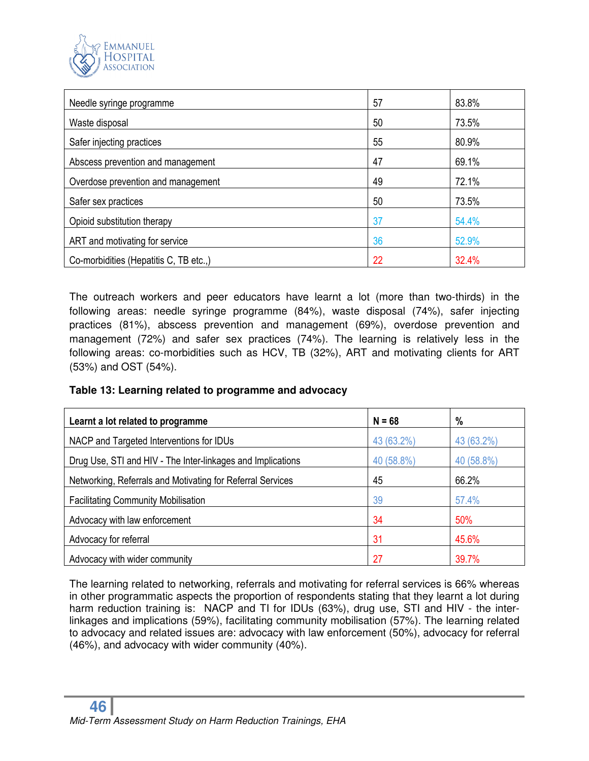| | | |
|---|---|---|
| Needle syringe programme | 57 | 83.8% |
| Waste disposal | 50 | 73.5% |
| Safer injecting practices | 55 | 80.9% |
| Abscess prevention and management | 47 | 69.1% |
| Overdose prevention and management | 49 | 72.1% |
| Safer sex practices | 50 | 73.5% |
| Opioid substitution therapy | 37 | 54.4% |
| ART and motivating for service | 36 | 52.9% |
| Co-morbidities (Hepatitis C, TB etc.,) | 22 | 32.4% |

The outreach workers and peer educators have learnt a lot (more than two-thirds) in the following areas: needle syringe programme (84%), waste disposal (74%), safer injecting practices (81%), abscess prevention and management (69%), overdose prevention and management (72%) and safer sex practices (74%). The learning is relatively less in the following areas: co-morbidities such as HCV, TB (32%), ART and motivating clients for ART (53%) and OST (54%).

**Table 13: Learning related to programme and advocacy**

| Learnt a lot related to programme | N = 68 | % |
|---|---|---|
| NACP and Targeted Interventions for IDUs | 43 (63.2%) | 43 (63.2%) |
| Drug Use, STI and HIV - The Inter-linkages and Implications | 40 (58.8%) | 40 (58.8%) |
| Networking, Referrals and Motivating for Referral Services | 45 | 66.2% |
| Facilitating Community Mobilisation | 39 | 57.4% |
| Advocacy with law enforcement | 34 | 50% |
| Advocacy for referral | 31 | 45.6% |
| Advocacy with wider community | 27 | 39.7% |

The learning related to networking, referrals and motivating for referral services is 66% whereas in other programmatic aspects the proportion of respondents stating that they learnt a lot during harm reduction training is: NACP and TI for IDUs (63%), drug use, STI and HIV - the inter-linkages and implications (59%), facilitating community mobilisation (57%). The learning related to advocacy and related issues are: advocacy with law enforcement (50%), advocacy for referral (46%), and advocacy with wider community (40%).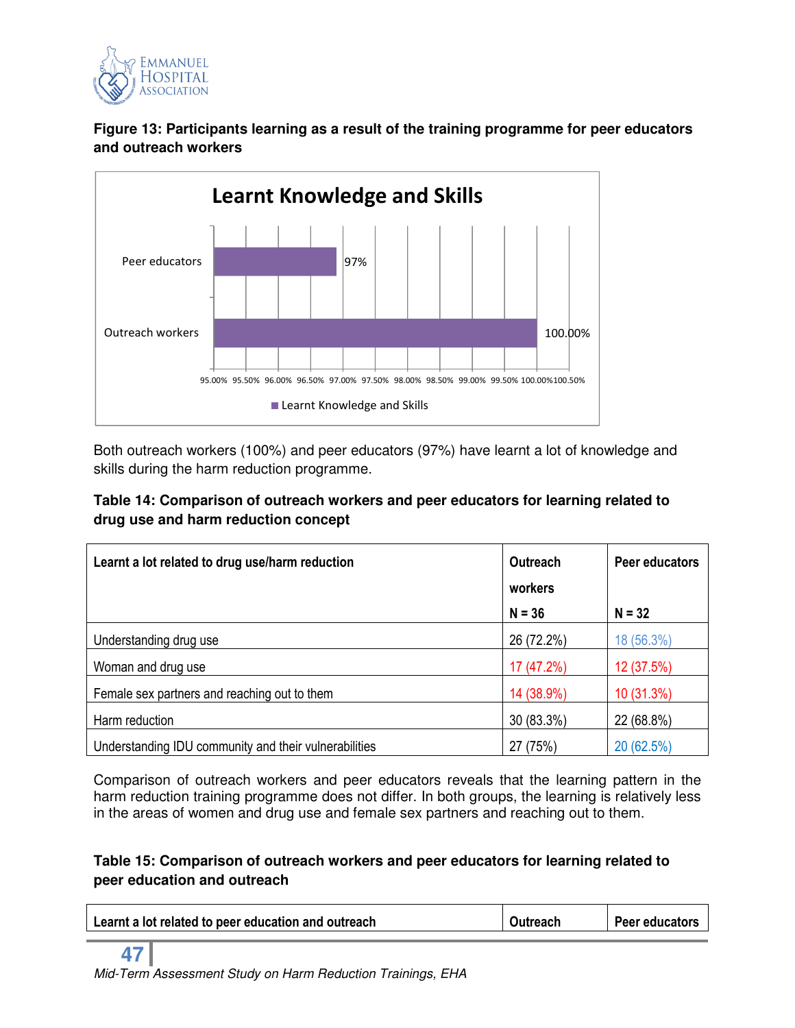**Figure 13: Participants learning as a result of the training programme for peer educators and outreach workers**

Learnt Knowledge and Skills

| | Learnt Knowledge and Skills |
|---|---|
| Peer educators | 97% |
| Outreach workers | 100.00% |

Both outreach workers (100%) and peer educators (97%) have learnt a lot of knowledge and skills during the harm reduction programme.

**Table 14: Comparison of outreach workers and peer educators for learning related to drug use and harm reduction concept**

| Learnt a lot related to drug use/harm reduction | Outreach workers N = 36 | Peer educators N = 32 |
|---|---|---|
| Understanding drug use | 26 (72.2%) | 18 (56.3%) |
| Woman and drug use | 17 (47.2%) | 12 (37.5%) |
| Female sex partners and reaching out to them | 14 (38.9%) | 10 (31.3%) |
| Harm reduction | 30 (83.3%) | 22 (68.8%) |
| Understanding IDU community and their vulnerabilities | 27 (75%) | 20 (62.5%) |

Comparison of outreach workers and peer educators reveals that the learning pattern in the harm reduction training programme does not differ. In both groups, the learning is relatively less in the areas of women and drug use and female sex partners and reaching out to them.

**Table 15: Comparison of outreach workers and peer educators for learning related to peer education and outreach**

| Learnt a lot related to peer education and outreach | Outreach | Peer educators |
|---|---|---|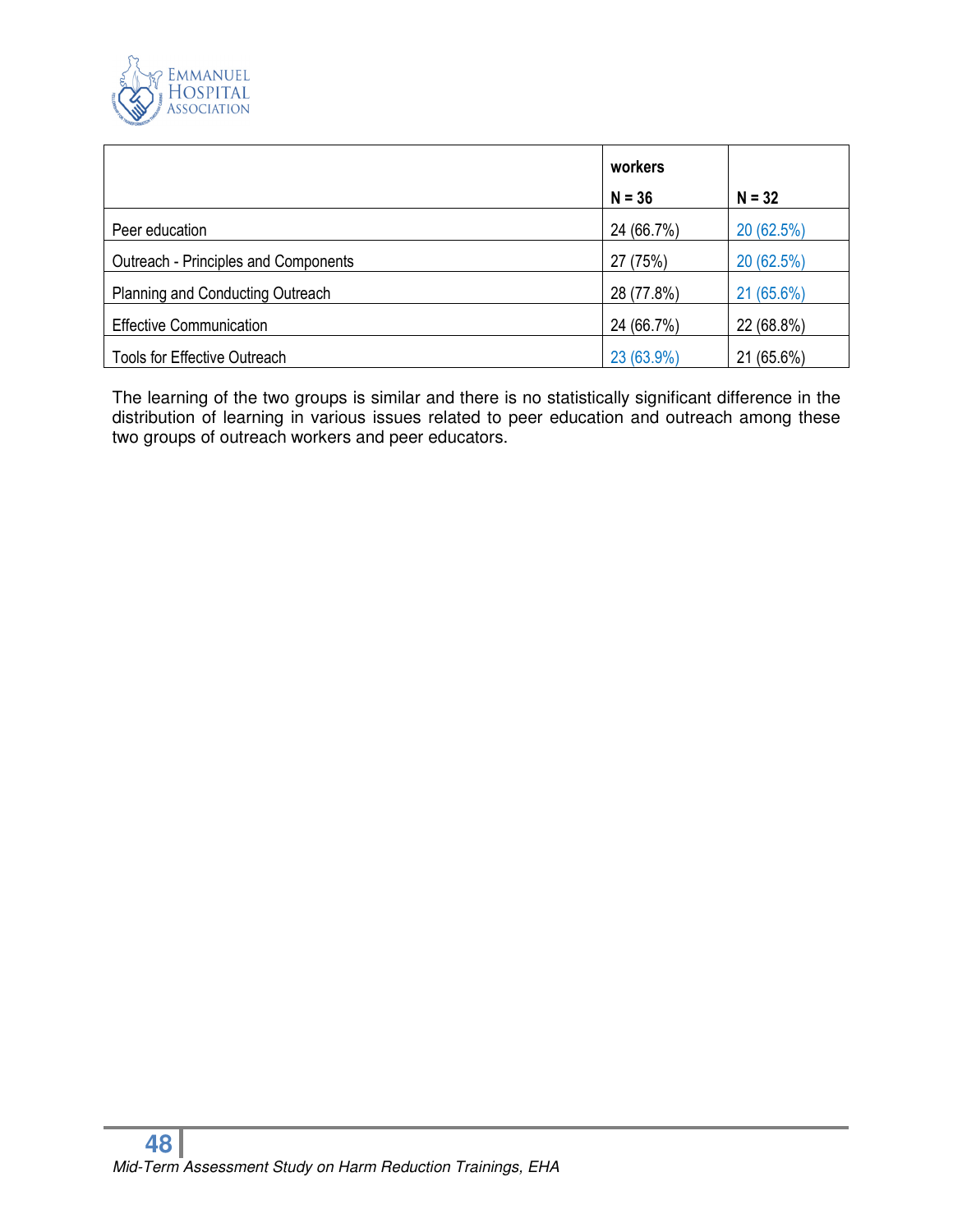| | workers<br>N = 36 | N = 32 |
|---|---|---|
| Peer education | 24 (66.7%) | 20 (62.5%) |
| Outreach - Principles and Components | 27 (75%) | 20 (62.5%) |
| Planning and Conducting Outreach | 28 (77.8%) | 21 (65.6%) |
| Effective Communication | 24 (66.7%) | 22 (68.8%) |
| Tools for Effective Outreach | 23 (63.9%) | 21 (65.6%) |

The learning of the two groups is similar and there is no statistically significant difference in the distribution of learning in various issues related to peer education and outreach among these two groups of outreach workers and peer educators.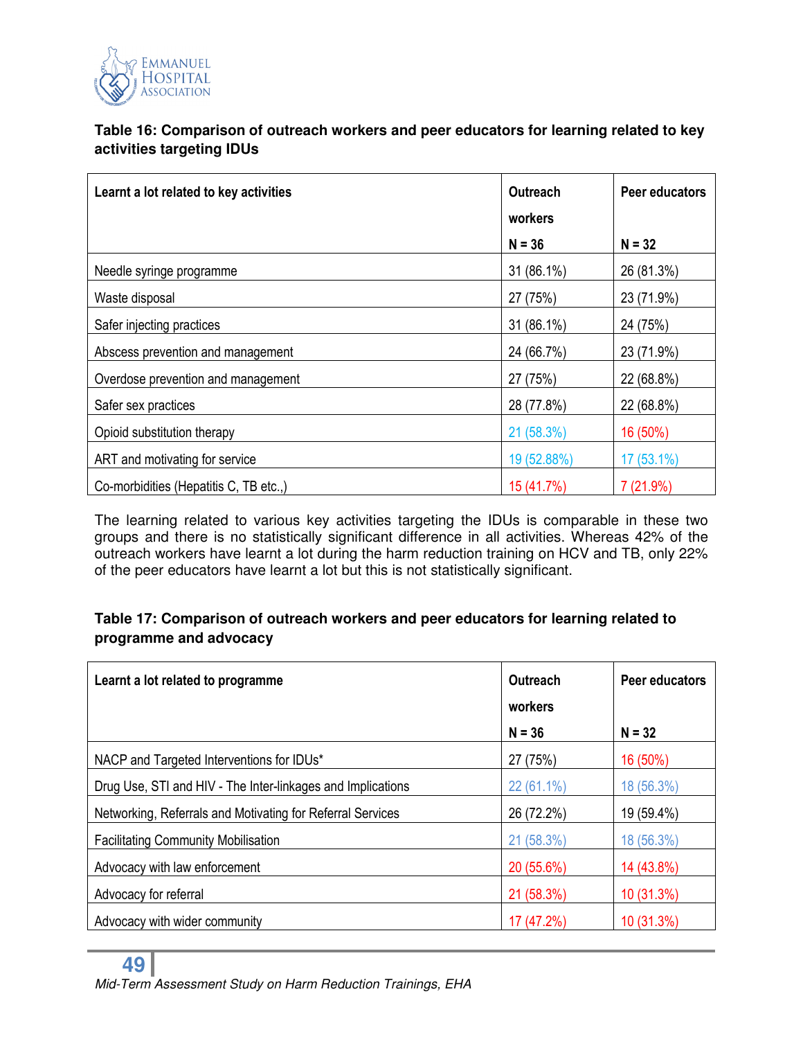**Table 16: Comparison of outreach workers and peer educators for learning related to key activities targeting IDUs**

| Learnt a lot related to key activities | Outreach workers N = 36 | Peer educators N = 32 |
|---|---|---|
| Needle syringe programme | 31 (86.1%) | 26 (81.3%) |
| Waste disposal | 27 (75%) | 23 (71.9%) |
| Safer injecting practices | 31 (86.1%) | 24 (75%) |
| Abscess prevention and management | 24 (66.7%) | 23 (71.9%) |
| Overdose prevention and management | 27 (75%) | 22 (68.8%) |
| Safer sex practices | 28 (77.8%) | 22 (68.8%) |
| Opioid substitution therapy | 21 (58.3%) | 16 (50%) |
| ART and motivating for service | 19 (52.88%) | 17 (53.1%) |
| Co-morbidities (Hepatitis C, TB etc.,) | 15 (41.7%) | 7 (21.9%) |

The learning related to various key activities targeting the IDUs is comparable in these two groups and there is no statistically significant difference in all activities. Whereas 42% of the outreach workers have learnt a lot during the harm reduction training on HCV and TB, only 22% of the peer educators have learnt a lot but this is not statistically significant.

**Table 17: Comparison of outreach workers and peer educators for learning related to programme and advocacy**

| Learnt a lot related to programme | Outreach workers N = 36 | Peer educators N = 32 |
|---|---|---|
| NACP and Targeted Interventions for IDUs* | 27 (75%) | 16 (50%) |
| Drug Use, STI and HIV - The Inter-linkages and Implications | 22 (61.1%) | 18 (56.3%) |
| Networking, Referrals and Motivating for Referral Services | 26 (72.2%) | 19 (59.4%) |
| Facilitating Community Mobilisation | 21 (58.3%) | 18 (56.3%) |
| Advocacy with law enforcement | 20 (55.6%) | 14 (43.8%) |
| Advocacy for referral | 21 (58.3%) | 10 (31.3%) |
| Advocacy with wider community | 17 (47.2%) | 10 (31.3%) |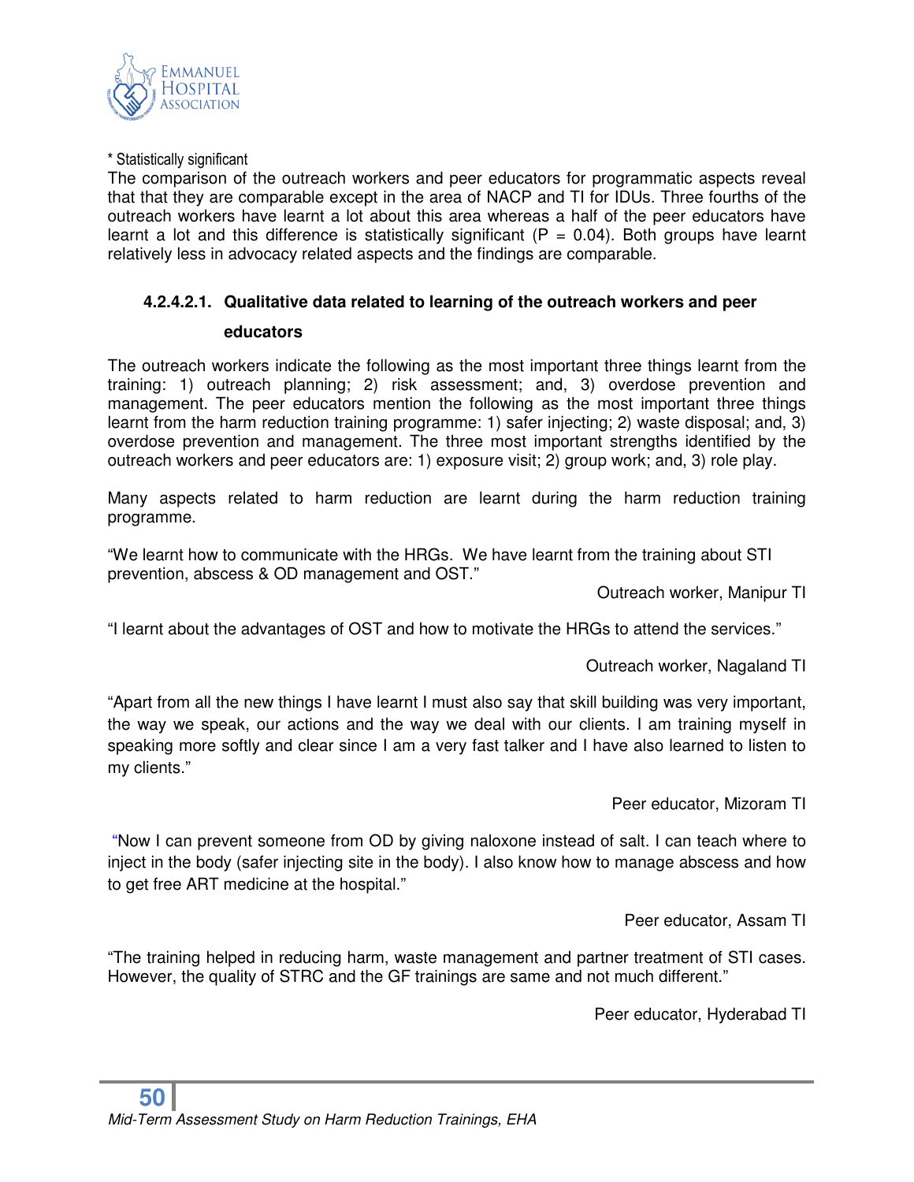* Statistically significant

The comparison of the outreach workers and peer educators for programmatic aspects reveal that that they are comparable except in the area of NACP and TI for IDUs. Three fourths of the outreach workers have learnt a lot about this area whereas a half of the peer educators have learnt a lot and this difference is statistically significant (P = 0.04). Both groups have learnt relatively less in advocacy related aspects and the findings are comparable.

#### 4.2.4.2.1. Qualitative data related to learning of the outreach workers and peer educators

The outreach workers indicate the following as the most important three things learnt from the training: 1) outreach planning; 2) risk assessment; and, 3) overdose prevention and management. The peer educators mention the following as the most important three things learnt from the harm reduction training programme: 1) safer injecting; 2) waste disposal; and, 3) overdose prevention and management. The three most important strengths identified by the outreach workers and peer educators are: 1) exposure visit; 2) group work; and, 3) role play.

Many aspects related to harm reduction are learnt during the harm reduction training programme.

"We learnt how to communicate with the HRGs. We have learnt from the training about STI prevention, abscess & OD management and OST."

Outreach worker, Manipur TI

"I learnt about the advantages of OST and how to motivate the HRGs to attend the services."

Outreach worker, Nagaland TI

"Apart from all the new things I have learnt I must also say that skill building was very important, the way we speak, our actions and the way we deal with our clients. I am training myself in speaking more softly and clear since I am a very fast talker and I have also learned to listen to my clients."

Peer educator, Mizoram TI

"Now I can prevent someone from OD by giving naloxone instead of salt. I can teach where to inject in the body (safer injecting site in the body). I also know how to manage abscess and how to get free ART medicine at the hospital."

Peer educator, Assam TI

"The training helped in reducing harm, waste management and partner treatment of STI cases. However, the quality of STRC and the GF trainings are same and not much different."

Peer educator, Hyderabad TI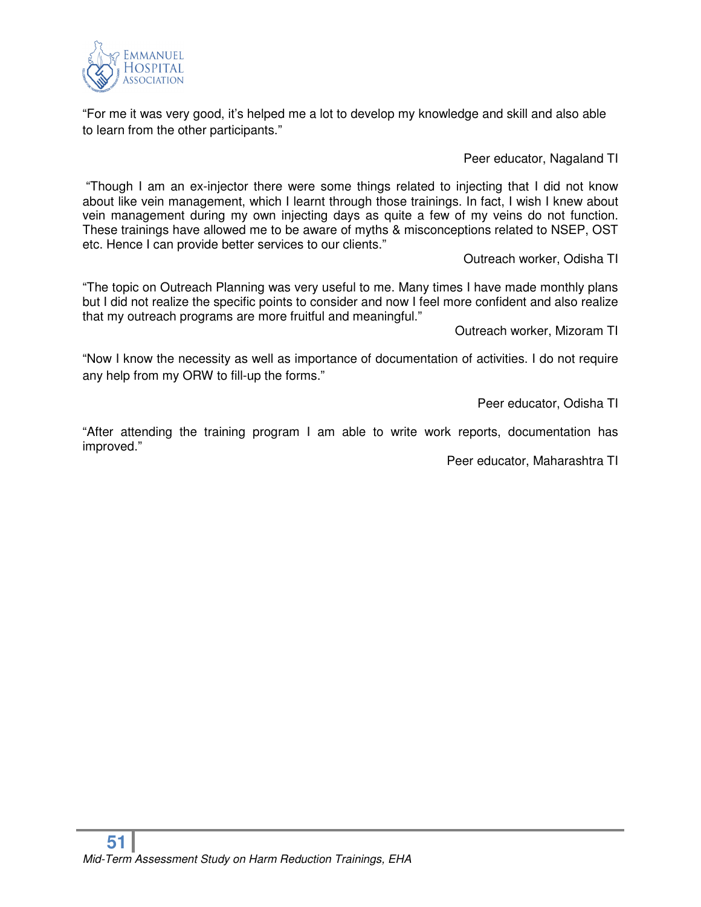"For me it was very good, it's helped me a lot to develop my knowledge and skill and also able to learn from the other participants."

Peer educator, Nagaland TI

"Though I am an ex-injector there were some things related to injecting that I did not know about like vein management, which I learnt through those trainings. In fact, I wish I knew about vein management during my own injecting days as quite a few of my veins do not function. These trainings have allowed me to be aware of myths & misconceptions related to NSEP, OST etc. Hence I can provide better services to our clients."

Outreach worker, Odisha TI

"The topic on Outreach Planning was very useful to me. Many times I have made monthly plans but I did not realize the specific points to consider and now I feel more confident and also realize that my outreach programs are more fruitful and meaningful."

Outreach worker, Mizoram TI

"Now I know the necessity as well as importance of documentation of activities. I do not require any help from my ORW to fill-up the forms."

Peer educator, Odisha TI

"After attending the training program I am able to write work reports, documentation has improved."

Peer educator, Maharashtra TI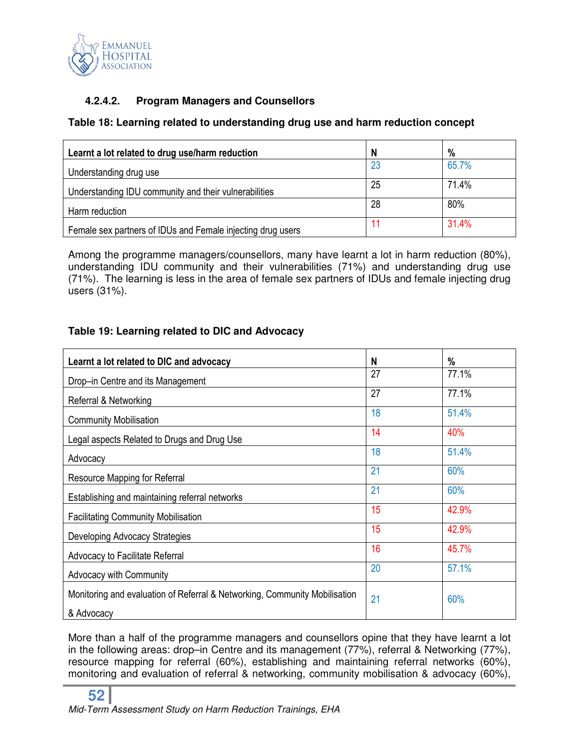#### 4.2.4.2. Program Managers and Counsellors

**Table 18: Learning related to understanding drug use and harm reduction concept**

| Learnt a lot related to drug use/harm reduction | N | % |
|---|---|---|
| Understanding drug use | 23 | 65.7% |
| Understanding IDU community and their vulnerabilities | 25 | 71.4% |
| Harm reduction | 28 | 80% |
| Female sex partners of IDUs and Female injecting drug users | 11 | 31.4% |

Among the programme managers/counsellors, many have learnt a lot in harm reduction (80%), understanding IDU community and their vulnerabilities (71%) and understanding drug use (71%). The learning is less in the area of female sex partners of IDUs and female injecting drug users (31%).

**Table 19: Learning related to DIC and Advocacy**

| Learnt a lot related to DIC and advocacy | N | % |
|---|---|---|
| Drop–in Centre and its Management | 27 | 77.1% |
| Referral & Networking | 27 | 77.1% |
| Community Mobilisation | 18 | 51.4% |
| Legal aspects Related to Drugs and Drug Use | 14 | 40% |
| Advocacy | 18 | 51.4% |
| Resource Mapping for Referral | 21 | 60% |
| Establishing and maintaining referral networks | 21 | 60% |
| Facilitating Community Mobilisation | 15 | 42.9% |
| Developing Advocacy Strategies | 15 | 42.9% |
| Advocacy to Facilitate Referral | 16 | 45.7% |
| Advocacy with Community | 20 | 57.1% |
| Monitoring and evaluation of Referral & Networking, Community Mobilisation & Advocacy | 21 | 60% |

More than a half of the programme managers and counsellors opine that they have learnt a lot in the following areas: drop–in Centre and its management (77%), referral & Networking (77%), resource mapping for referral (60%), establishing and maintaining referral networks (60%), monitoring and evaluation of referral & networking, community mobilisation & advocacy (60%),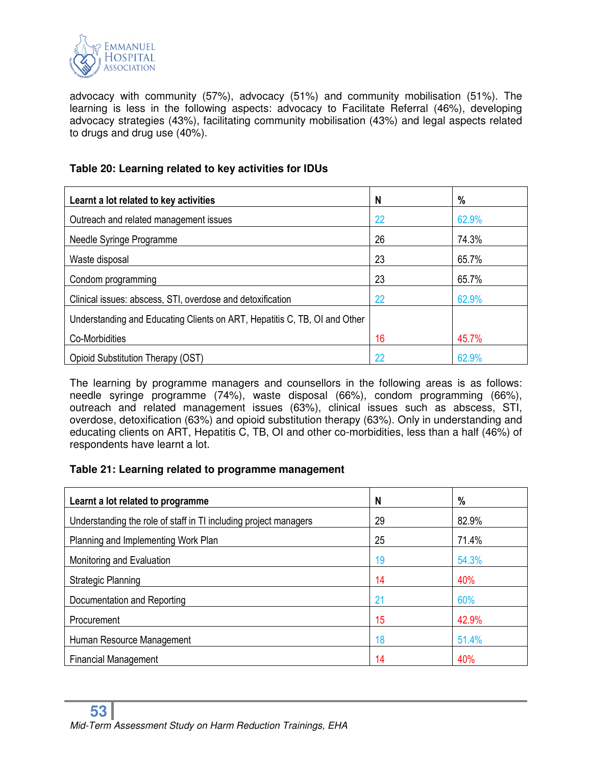advocacy with community (57%), advocacy (51%) and community mobilisation (51%). The learning is less in the following aspects: advocacy to Facilitate Referral (46%), developing advocacy strategies (43%), facilitating community mobilisation (43%) and legal aspects related to drugs and drug use (40%).

**Table 20: Learning related to key activities for IDUs**

| Learnt a lot related to key activities | N | % |
|---|---|---|
| Outreach and related management issues | 22 | 62.9% |
| Needle Syringe Programme | 26 | 74.3% |
| Waste disposal | 23 | 65.7% |
| Condom programming | 23 | 65.7% |
| Clinical issues: abscess, STI, overdose and detoxification | 22 | 62.9% |
| Understanding and Educating Clients on ART, Hepatitis C, TB, OI and Other Co-Morbidities | 16 | 45.7% |
| Opioid Substitution Therapy (OST) | 22 | 62.9% |

The learning by programme managers and counsellors in the following areas is as follows: needle syringe programme (74%), waste disposal (66%), condom programming (66%), outreach and related management issues (63%), clinical issues such as abscess, STI, overdose, detoxification (63%) and opioid substitution therapy (63%). Only in understanding and educating clients on ART, Hepatitis C, TB, OI and other co-morbidities, less than a half (46%) of respondents have learnt a lot.

**Table 21: Learning related to programme management**

| Learnt a lot related to programme | N | % |
|---|---|---|
| Understanding the role of staff in TI including project managers | 29 | 82.9% |
| Planning and Implementing Work Plan | 25 | 71.4% |
| Monitoring and Evaluation | 19 | 54.3% |
| Strategic Planning | 14 | 40% |
| Documentation and Reporting | 21 | 60% |
| Procurement | 15 | 42.9% |
| Human Resource Management | 18 | 51.4% |
| Financial Management | 14 | 40% |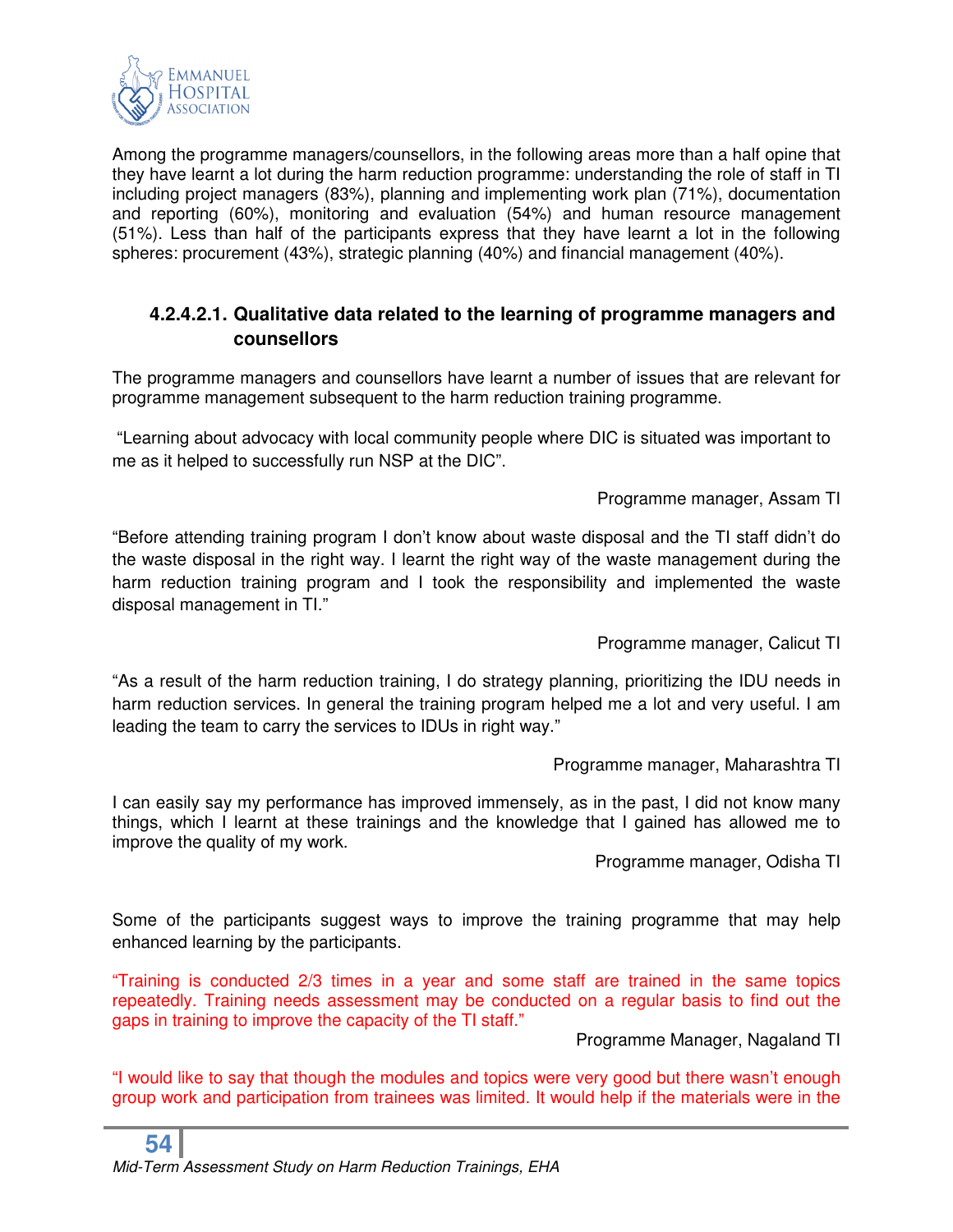Among the programme managers/counsellors, in the following areas more than a half opine that they have learnt a lot during the harm reduction programme: understanding the role of staff in TI including project managers (83%), planning and implementing work plan (71%), documentation and reporting (60%), monitoring and evaluation (54%) and human resource management (51%). Less than half of the participants express that they have learnt a lot in the following spheres: procurement (43%), strategic planning (40%) and financial management (40%).

#### 4.2.4.2.1. Qualitative data related to the learning of programme managers and counsellors

The programme managers and counsellors have learnt a number of issues that are relevant for programme management subsequent to the harm reduction training programme.

"Learning about advocacy with local community people where DIC is situated was important to me as it helped to successfully run NSP at the DIC".

Programme manager, Assam TI

"Before attending training program I don't know about waste disposal and the TI staff didn't do the waste disposal in the right way. I learnt the right way of the waste management during the harm reduction training program and I took the responsibility and implemented the waste disposal management in TI."

Programme manager, Calicut TI

"As a result of the harm reduction training, I do strategy planning, prioritizing the IDU needs in harm reduction services. In general the training program helped me a lot and very useful. I am leading the team to carry the services to IDUs in right way."

Programme manager, Maharashtra TI

I can easily say my performance has improved immensely, as in the past, I did not know many things, which I learnt at these trainings and the knowledge that I gained has allowed me to improve the quality of my work.

Programme manager, Odisha TI

Some of the participants suggest ways to improve the training programme that may help enhanced learning by the participants.

"Training is conducted 2/3 times in a year and some staff are trained in the same topics repeatedly. Training needs assessment may be conducted on a regular basis to find out the gaps in training to improve the capacity of the TI staff."

Programme Manager, Nagaland TI

"I would like to say that though the modules and topics were very good but there wasn't enough group work and participation from trainees was limited. It would help if the materials were in the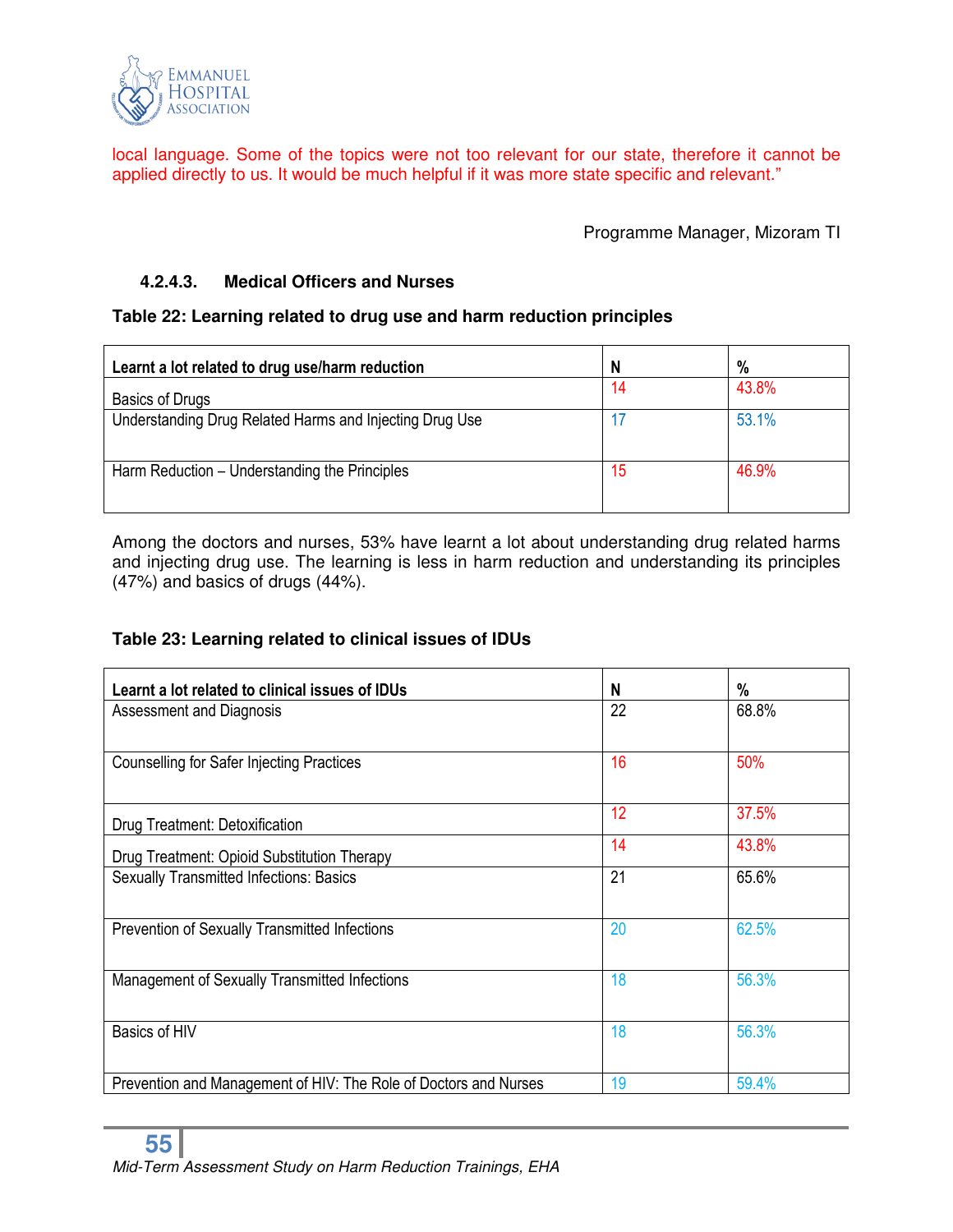local language. Some of the topics were not too relevant for our state, therefore it cannot be applied directly to us. It would be much helpful if it was more state specific and relevant."

Programme Manager, Mizoram TI

#### 4.2.4.3. Medical Officers and Nurses

**Table 22: Learning related to drug use and harm reduction principles**

| Learnt a lot related to drug use/harm reduction | N | % |
|---|---|---|
| Basics of Drugs | 14 | 43.8% |
| Understanding Drug Related Harms and Injecting Drug Use | 17 | 53.1% |
| Harm Reduction – Understanding the Principles | 15 | 46.9% |

Among the doctors and nurses, 53% have learnt a lot about understanding drug related harms and injecting drug use. The learning is less in harm reduction and understanding its principles (47%) and basics of drugs (44%).

**Table 23: Learning related to clinical issues of IDUs**

| Learnt a lot related to clinical issues of IDUs | N | % |
|---|---|---|
| Assessment and Diagnosis | 22 | 68.8% |
| Counselling for Safer Injecting Practices | 16 | 50% |
| Drug Treatment: Detoxification | 12 | 37.5% |
| Drug Treatment: Opioid Substitution Therapy | 14 | 43.8% |
| Sexually Transmitted Infections: Basics | 21 | 65.6% |
| Prevention of Sexually Transmitted Infections | 20 | 62.5% |
| Management of Sexually Transmitted Infections | 18 | 56.3% |
| Basics of HIV | 18 | 56.3% |
| Prevention and Management of HIV: The Role of Doctors and Nurses | 19 | 59.4% |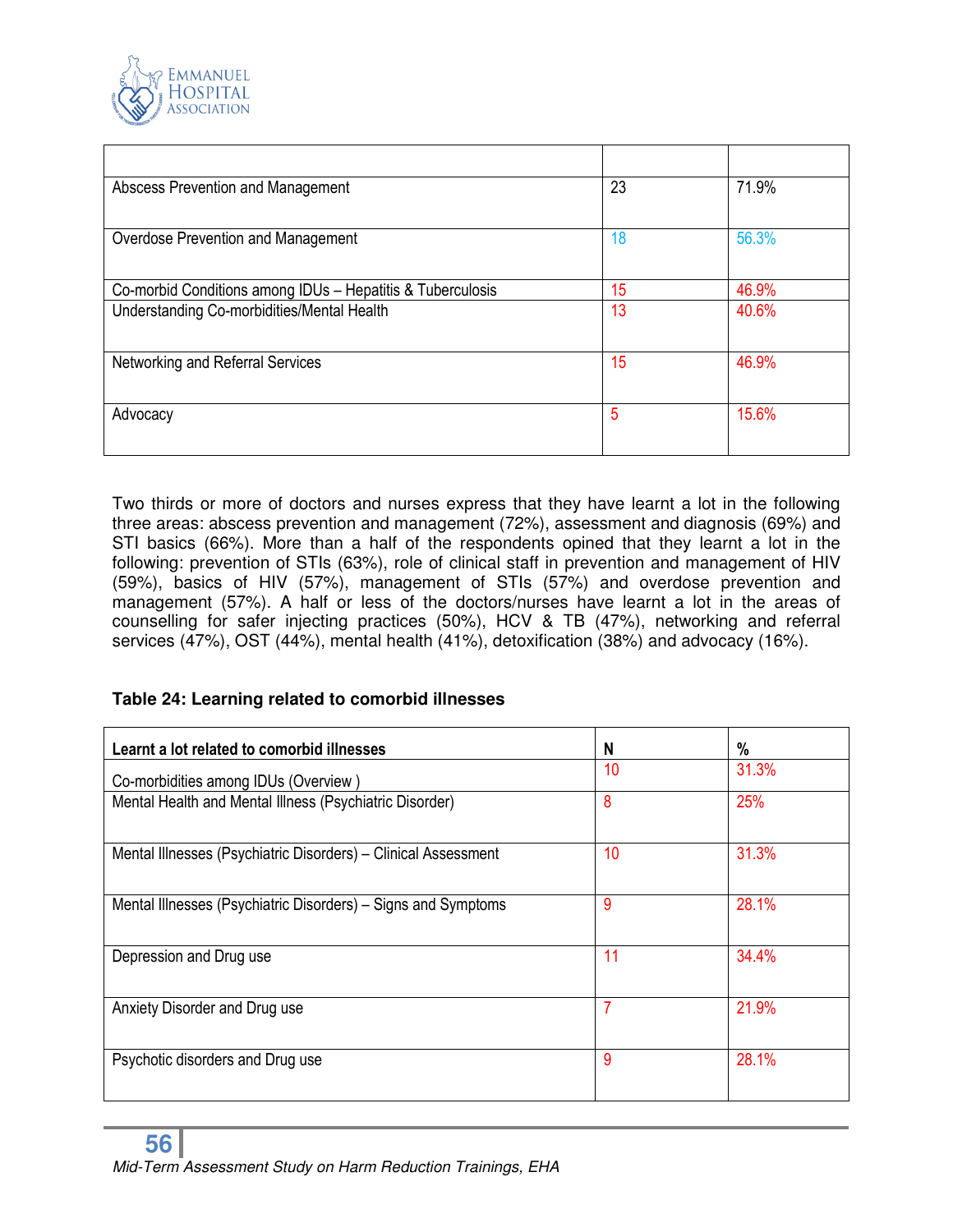| | | |
|---|---|---|
| Abscess Prevention and Management | 23 | 71.9% |
| Overdose Prevention and Management | 18 | 56.3% |
| Co-morbid Conditions among IDUs – Hepatitis & Tuberculosis | 15 | 46.9% |
| Understanding Co-morbidities/Mental Health | 13 | 40.6% |
| Networking and Referral Services | 15 | 46.9% |
| Advocacy | 5 | 15.6% |

Two thirds or more of doctors and nurses express that they have learnt a lot in the following three areas: abscess prevention and management (72%), assessment and diagnosis (69%) and STI basics (66%). More than a half of the respondents opined that they learnt a lot in the following: prevention of STIs (63%), role of clinical staff in prevention and management of HIV (59%), basics of HIV (57%), management of STIs (57%) and overdose prevention and management (57%). A half or less of the doctors/nurses have learnt a lot in the areas of counselling for safer injecting practices (50%), HCV & TB (47%), networking and referral services (47%), OST (44%), mental health (41%), detoxification (38%) and advocacy (16%).

**Table 24: Learning related to comorbid illnesses**

| Learnt a lot related to comorbid illnesses | N | % |
|---|---|---|
| Co-morbidities among IDUs (Overview ) | 10 | 31.3% |
| Mental Health and Mental Illness (Psychiatric Disorder) | 8 | 25% |
| Mental Illnesses (Psychiatric Disorders) – Clinical Assessment | 10 | 31.3% |
| Mental Illnesses (Psychiatric Disorders) – Signs and Symptoms | 9 | 28.1% |
| Depression and Drug use | 11 | 34.4% |
| Anxiety Disorder and Drug use | 7 | 21.9% |
| Psychotic disorders and Drug use | 9 | 28.1% |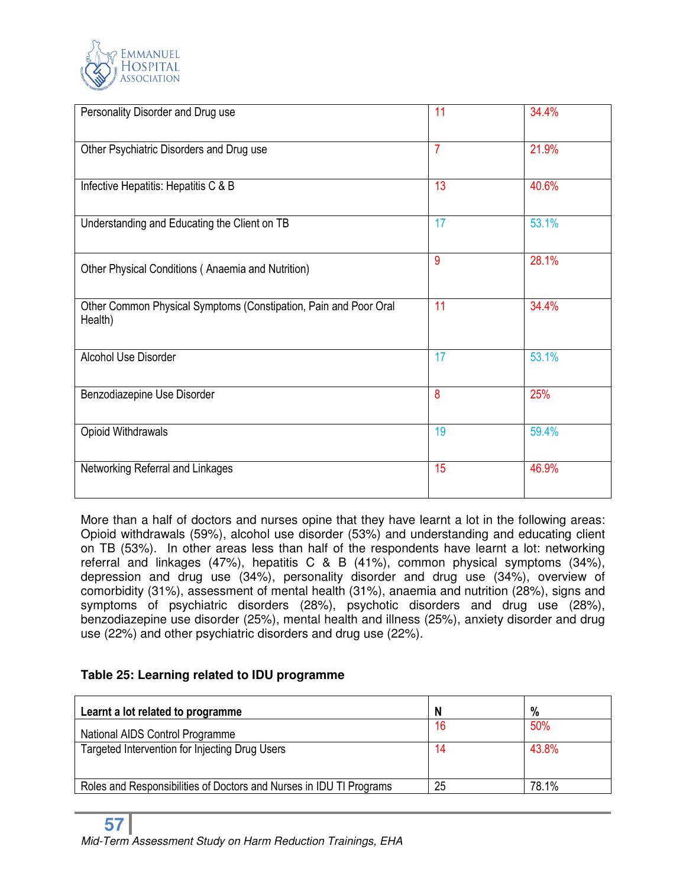| | | |
|---|---|---|
| Personality Disorder and Drug use | 11 | 34.4% |
| Other Psychiatric Disorders and Drug use | 7 | 21.9% |
| Infective Hepatitis: Hepatitis C & B | 13 | 40.6% |
| Understanding and Educating the Client on TB | 17 | 53.1% |
| Other Physical Conditions ( Anaemia and Nutrition) | 9 | 28.1% |
| Other Common Physical Symptoms (Constipation, Pain and Poor Oral Health) | 11 | 34.4% |
| Alcohol Use Disorder | 17 | 53.1% |
| Benzodiazepine Use Disorder | 8 | 25% |
| Opioid Withdrawals | 19 | 59.4% |
| Networking Referral and Linkages | 15 | 46.9% |

More than a half of doctors and nurses opine that they have learnt a lot in the following areas: Opioid withdrawals (59%), alcohol use disorder (53%) and understanding and educating client on TB (53%). In other areas less than half of the respondents have learnt a lot: networking referral and linkages (47%), hepatitis C & B (41%), common physical symptoms (34%), depression and drug use (34%), personality disorder and drug use (34%), overview of comorbidity (31%), assessment of mental health (31%), anaemia and nutrition (28%), signs and symptoms of psychiatric disorders (28%), psychotic disorders and drug use (28%), benzodiazepine use disorder (25%), mental health and illness (25%), anxiety disorder and drug use (22%) and other psychiatric disorders and drug use (22%).

**Table 25: Learning related to IDU programme**

| Learnt a lot related to programme | N | % |
|---|---|---|
| National AIDS Control Programme | 16 | 50% |
| Targeted Intervention for Injecting Drug Users | 14 | 43.8% |
| Roles and Responsibilities of Doctors and Nurses in IDU TI Programs | 25 | 78.1% |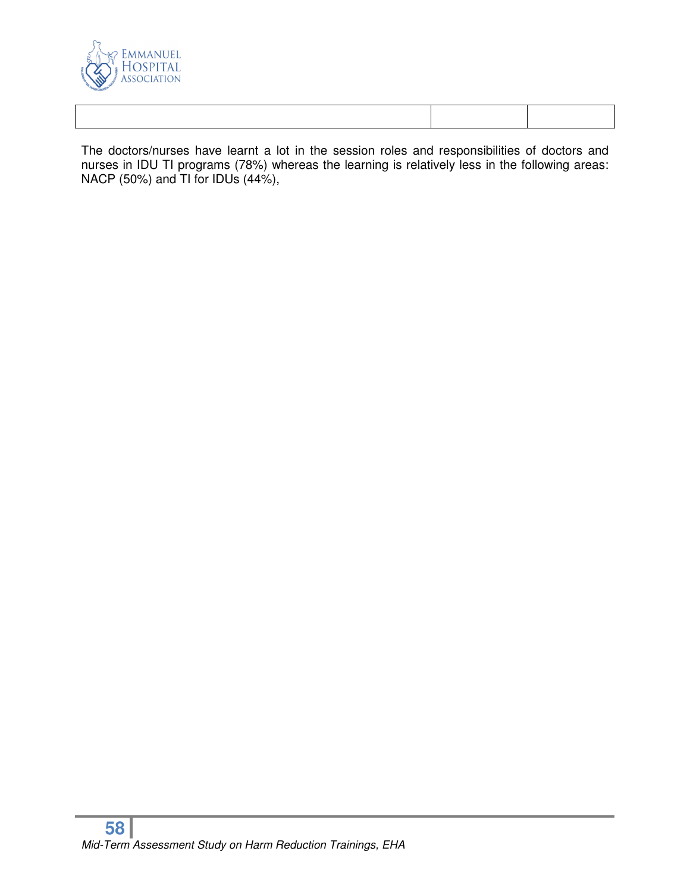| | | |
|---|---|---|

The doctors/nurses have learnt a lot in the session roles and responsibilities of doctors and nurses in IDU TI programs (78%) whereas the learning is relatively less in the following areas: NACP (50%) and TI for IDUs (44%),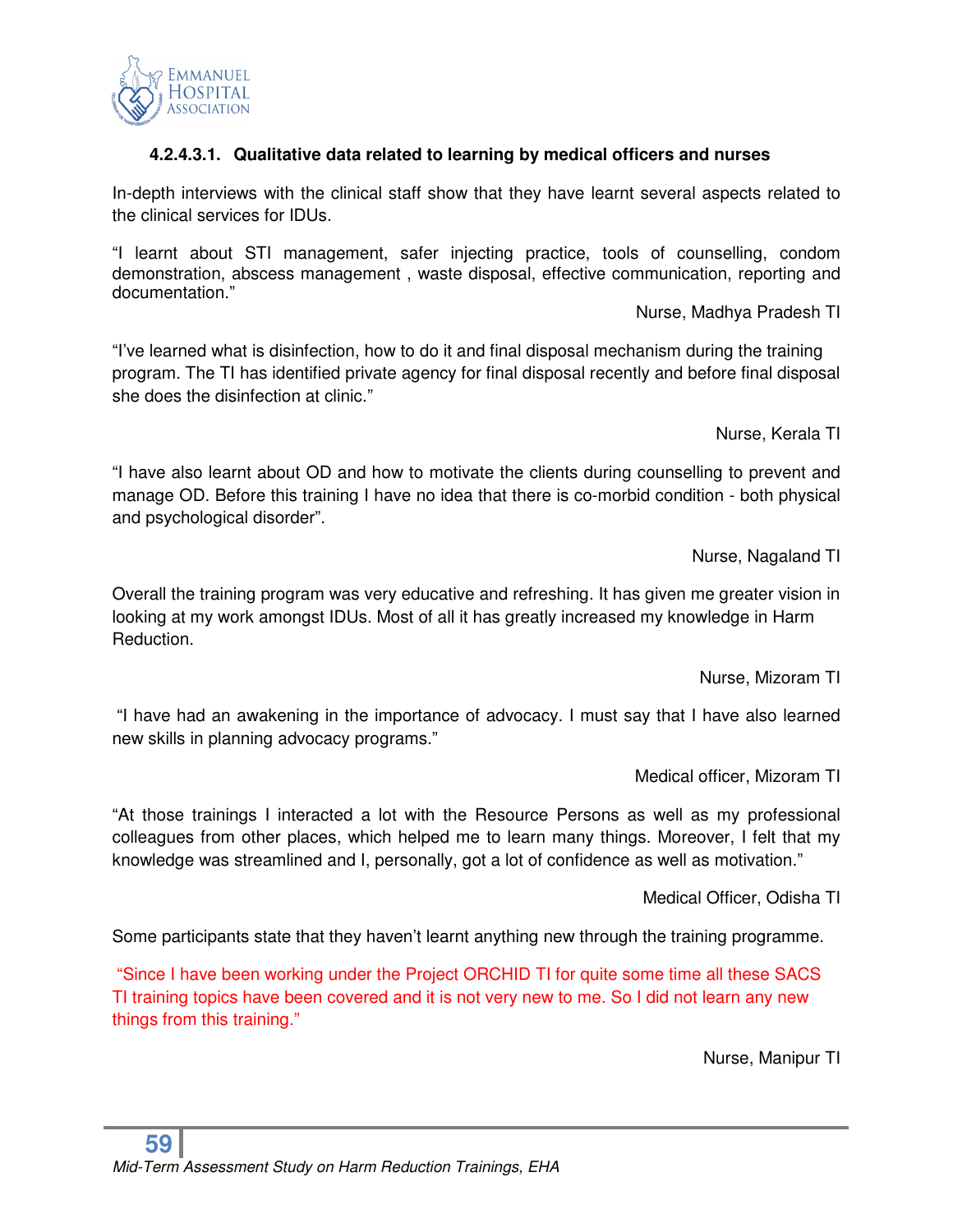#### 4.2.4.3.1. Qualitative data related to learning by medical officers and nurses

In-depth interviews with the clinical staff show that they have learnt several aspects related to the clinical services for IDUs.

"I learnt about STI management, safer injecting practice, tools of counselling, condom demonstration, abscess management , waste disposal, effective communication, reporting and documentation."

Nurse, Madhya Pradesh TI

"I've learned what is disinfection, how to do it and final disposal mechanism during the training program. The TI has identified private agency for final disposal recently and before final disposal she does the disinfection at clinic."

Nurse, Kerala TI

"I have also learnt about OD and how to motivate the clients during counselling to prevent and manage OD. Before this training I have no idea that there is co-morbid condition - both physical and psychological disorder".

Nurse, Nagaland TI

Overall the training program was very educative and refreshing. It has given me greater vision in looking at my work amongst IDUs. Most of all it has greatly increased my knowledge in Harm Reduction.

Nurse, Mizoram TI

"I have had an awakening in the importance of advocacy. I must say that I have also learned new skills in planning advocacy programs."

Medical officer, Mizoram TI

"At those trainings I interacted a lot with the Resource Persons as well as my professional colleagues from other places, which helped me to learn many things. Moreover, I felt that my knowledge was streamlined and I, personally, got a lot of confidence as well as motivation."

Medical Officer, Odisha TI

Some participants state that they haven't learnt anything new through the training programme.

"Since I have been working under the Project ORCHID TI for quite some time all these SACS TI training topics have been covered and it is not very new to me. So I did not learn any new things from this training."

Nurse, Manipur TI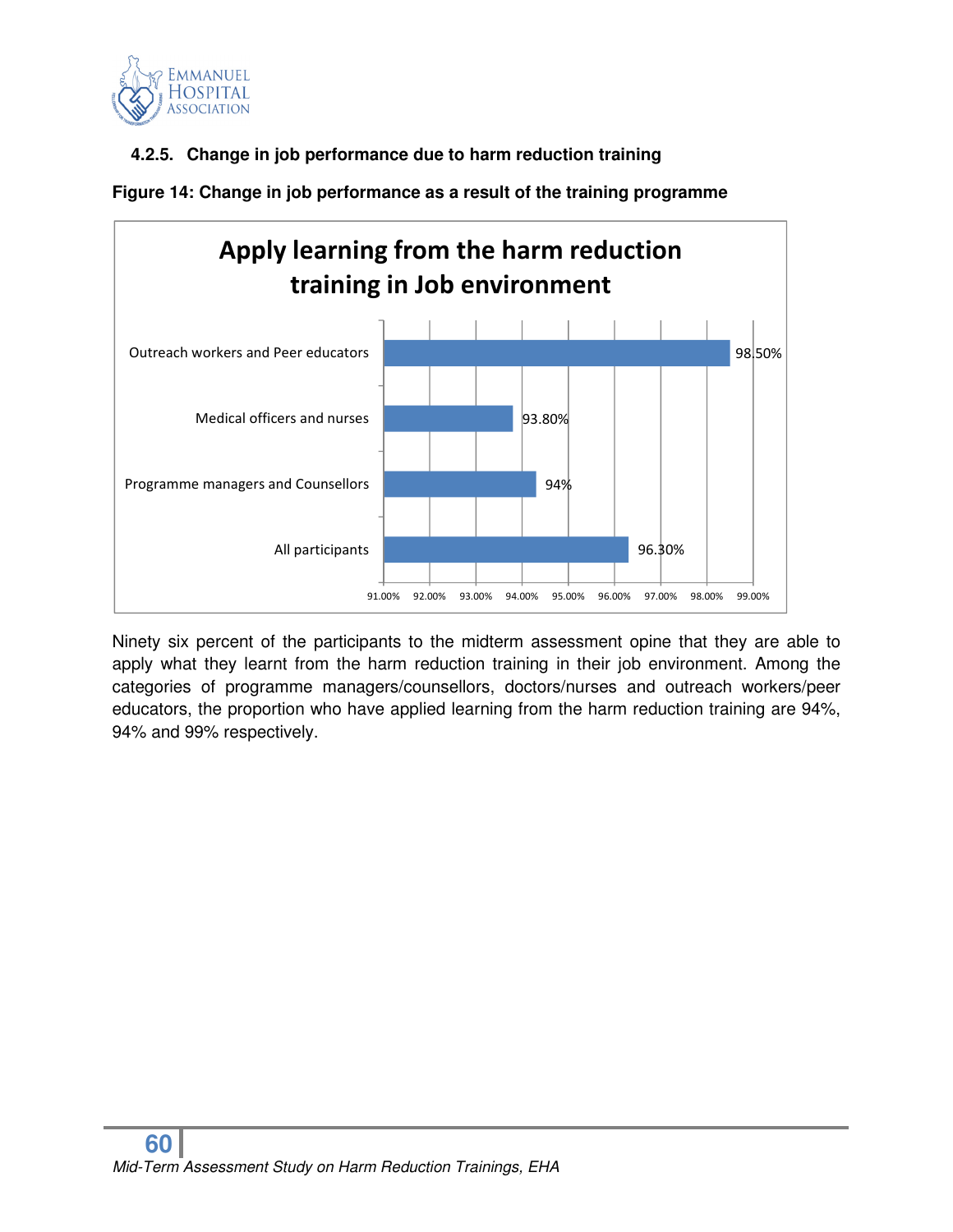#### 4.2.5. Change in job performance due to harm reduction training

**Figure 14: Change in job performance as a result of the training programme**

**Apply learning from the harm reduction training in Job environment**

| Category | Percentage |
|---|---|
| Outreach workers and Peer educators | 98.50% |
| Medical officers and nurses | 93.80% |
| Programme managers and Counsellors | 94% |
| All participants | 96.30% |

Ninety six percent of the participants to the midterm assessment opine that they are able to apply what they learnt from the harm reduction training in their job environment. Among the categories of programme managers/counsellors, doctors/nurses and outreach workers/peer educators, the proportion who have applied learning from the harm reduction training are 94%, 94% and 99% respectively.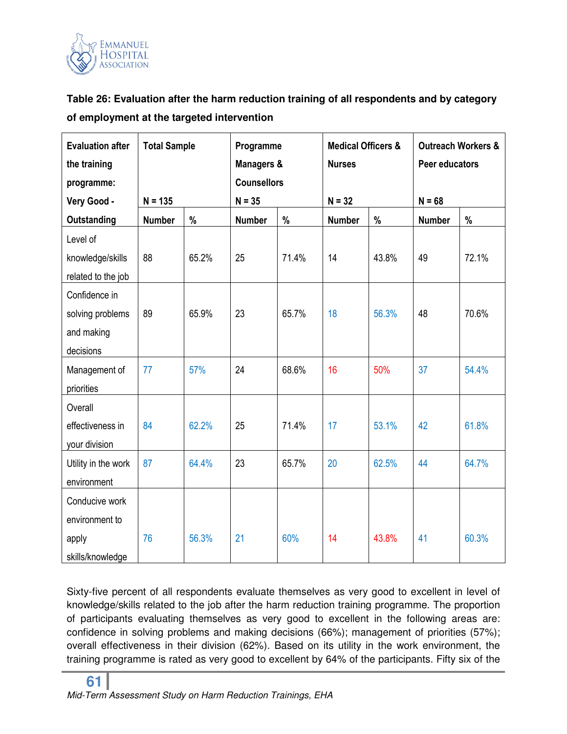**Table 26: Evaluation after the harm reduction training of all respondents and by category of employment at the targeted intervention**

| Evaluation after the training programme: Very Good - Outstanding | Total Sample N = 135 | | Programme Managers & Counsellors N = 35 | | Medical Officers & Nurses N = 32 | | Outreach Workers & Peer educators N = 68 | |
|---|---|---|---|---|---|---|---|---|
| | Number | % | Number | % | Number | % | Number | % |
| Level of knowledge/skills related to the job | 88 | 65.2% | 25 | 71.4% | 14 | 43.8% | 49 | 72.1% |
| Confidence in solving problems and making decisions | 89 | 65.9% | 23 | 65.7% | 18 | 56.3% | 48 | 70.6% |
| Management of priorities | 77 | 57% | 24 | 68.6% | 16 | 50% | 37 | 54.4% |
| Overall effectiveness in your division | 84 | 62.2% | 25 | 71.4% | 17 | 53.1% | 42 | 61.8% |
| Utility in the work environment | 87 | 64.4% | 23 | 65.7% | 20 | 62.5% | 44 | 64.7% |
| Conducive work environment to apply skills/knowledge | 76 | 56.3% | 21 | 60% | 14 | 43.8% | 41 | 60.3% |

Sixty-five percent of all respondents evaluate themselves as very good to excellent in level of knowledge/skills related to the job after the harm reduction training programme. The proportion of participants evaluating themselves as very good to excellent in the following areas are: confidence in solving problems and making decisions (66%); management of priorities (57%); overall effectiveness in their division (62%). Based on its utility in the work environment, the training programme is rated as very good to excellent by 64% of the participants. Fifty six of the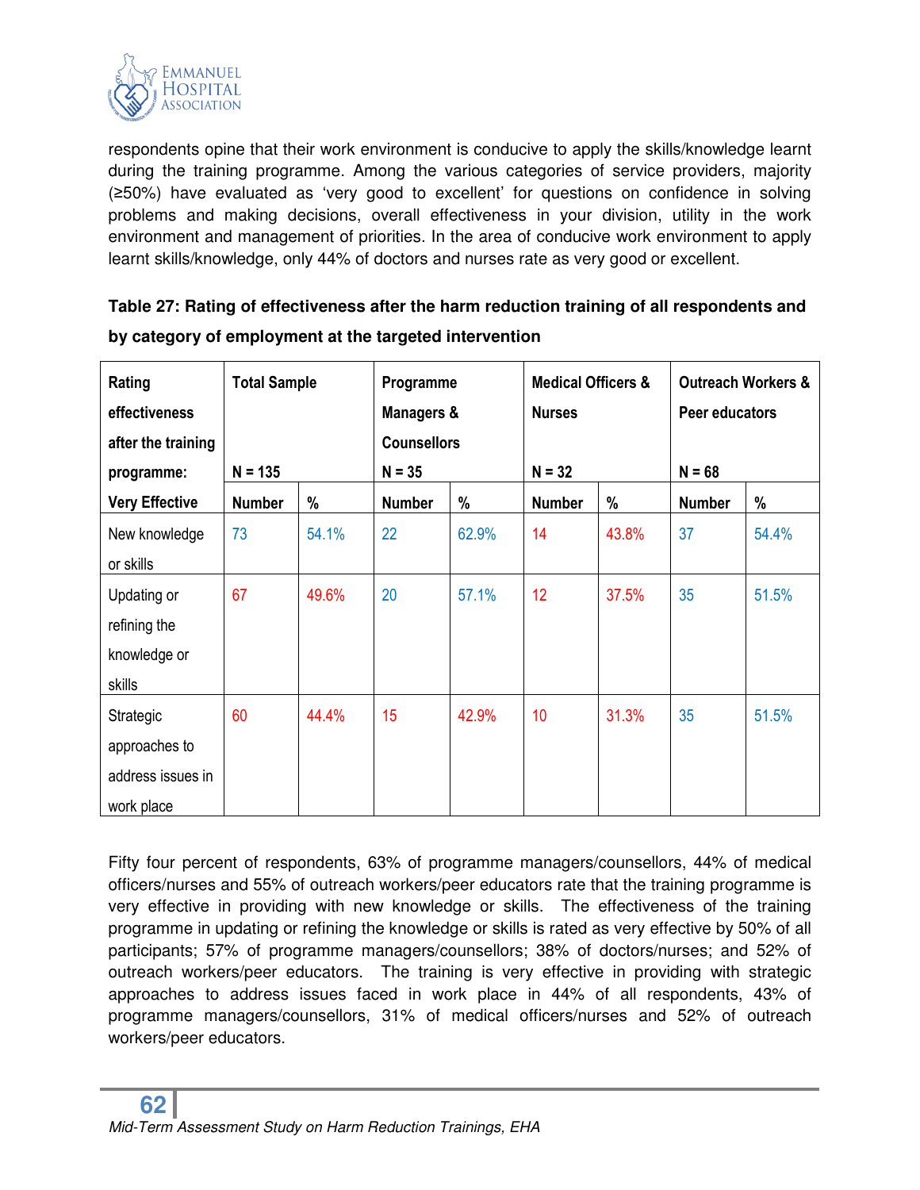respondents opine that their work environment is conducive to apply the skills/knowledge learnt during the training programme. Among the various categories of service providers, majority (≥50%) have evaluated as 'very good to excellent' for questions on confidence in solving problems and making decisions, overall effectiveness in your division, utility in the work environment and management of priorities. In the area of conducive work environment to apply learnt skills/knowledge, only 44% of doctors and nurses rate as very good or excellent.

**Table 27: Rating of effectiveness after the harm reduction training of all respondents and by category of employment at the targeted intervention**

| Rating effectiveness after the training programme: | Total Sample N = 135 | | Programme Managers & Counsellors N = 35 | | Medical Officers & Nurses N = 32 | | Outreach Workers & Peer educators N = 68 | |
|---|---|---|---|---|---|---|---|---|
| Very Effective | Number | % | Number | % | Number | % | Number | % |
| New knowledge or skills | 73 | 54.1% | 22 | 62.9% | 14 | 43.8% | 37 | 54.4% |
| Updating or refining the knowledge or skills | 67 | 49.6% | 20 | 57.1% | 12 | 37.5% | 35 | 51.5% |
| Strategic approaches to address issues in work place | 60 | 44.4% | 15 | 42.9% | 10 | 31.3% | 35 | 51.5% |

Fifty four percent of respondents, 63% of programme managers/counsellors, 44% of medical officers/nurses and 55% of outreach workers/peer educators rate that the training programme is very effective in providing with new knowledge or skills. The effectiveness of the training programme in updating or refining the knowledge or skills is rated as very effective by 50% of all participants; 57% of programme managers/counsellors; 38% of doctors/nurses; and 52% of outreach workers/peer educators. The training is very effective in providing with strategic approaches to address issues faced in work place in 44% of all respondents, 43% of programme managers/counsellors, 31% of medical officers/nurses and 52% of outreach workers/peer educators.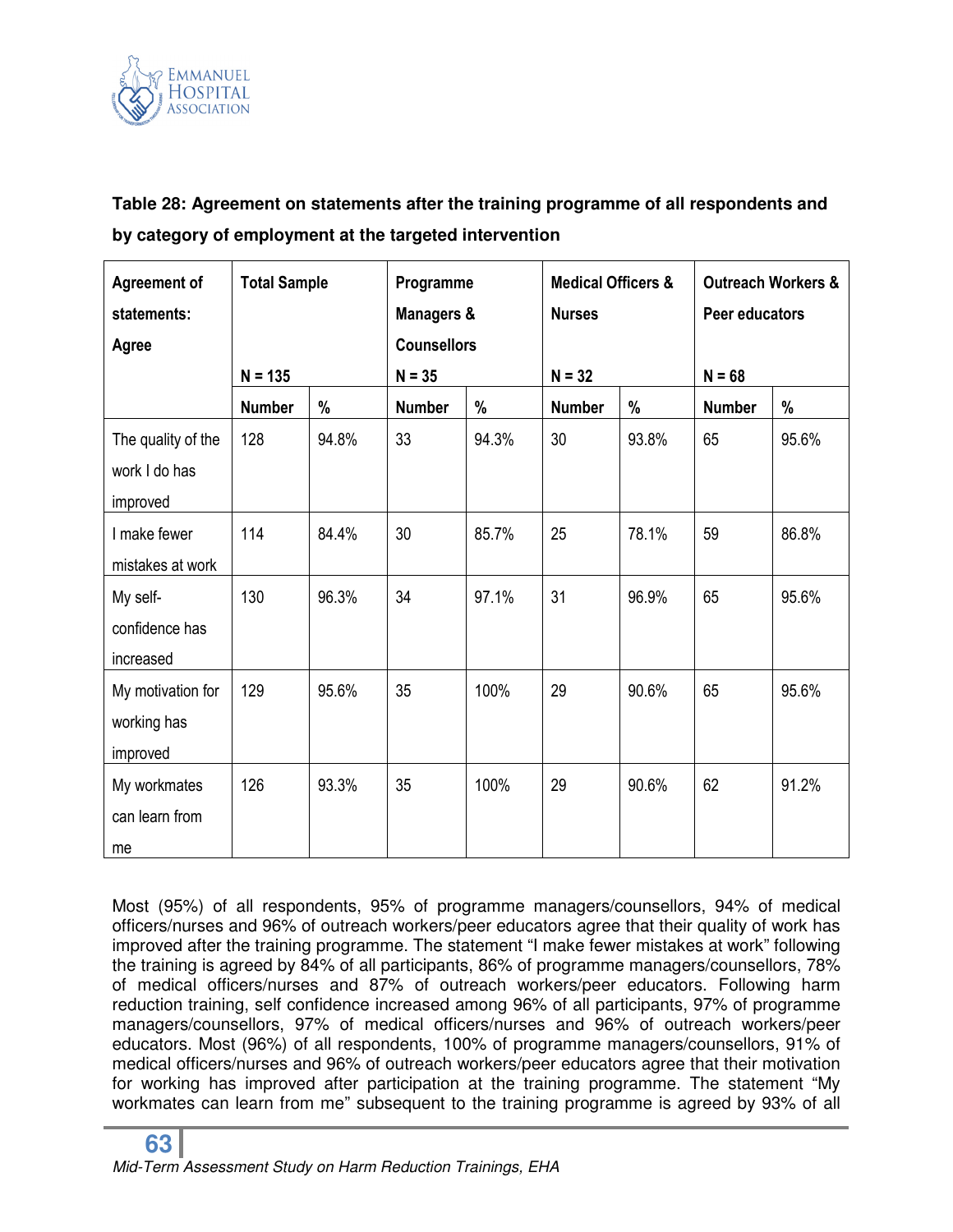**Table 28: Agreement on statements after the training programme of all respondents and by category of employment at the targeted intervention**

| Agreement of statements: Agree | Total Sample N = 135 | | Programme Managers & Counsellors N = 35 | | Medical Officers & Nurses N = 32 | | Outreach Workers & Peer educators N = 68 | |
|---|---|---|---|---|---|---|---|---|
| | Number | % | Number | % | Number | % | Number | % |
| The quality of the work I do has improved | 128 | 94.8% | 33 | 94.3% | 30 | 93.8% | 65 | 95.6% |
| I make fewer mistakes at work | 114 | 84.4% | 30 | 85.7% | 25 | 78.1% | 59 | 86.8% |
| My self-confidence has increased | 130 | 96.3% | 34 | 97.1% | 31 | 96.9% | 65 | 95.6% |
| My motivation for working has improved | 129 | 95.6% | 35 | 100% | 29 | 90.6% | 65 | 95.6% |
| My workmates can learn from me | 126 | 93.3% | 35 | 100% | 29 | 90.6% | 62 | 91.2% |

Most (95%) of all respondents, 95% of programme managers/counsellors, 94% of medical officers/nurses and 96% of outreach workers/peer educators agree that their quality of work has improved after the training programme. The statement "I make fewer mistakes at work" following the training is agreed by 84% of all participants, 86% of programme managers/counsellors, 78% of medical officers/nurses and 87% of outreach workers/peer educators. Following harm reduction training, self confidence increased among 96% of all participants, 97% of programme managers/counsellors, 97% of medical officers/nurses and 96% of outreach workers/peer educators. Most (96%) of all respondents, 100% of programme managers/counsellors, 91% of medical officers/nurses and 96% of outreach workers/peer educators agree that their motivation for working has improved after participation at the training programme. The statement "My workmates can learn from me" subsequent to the training programme is agreed by 93% of all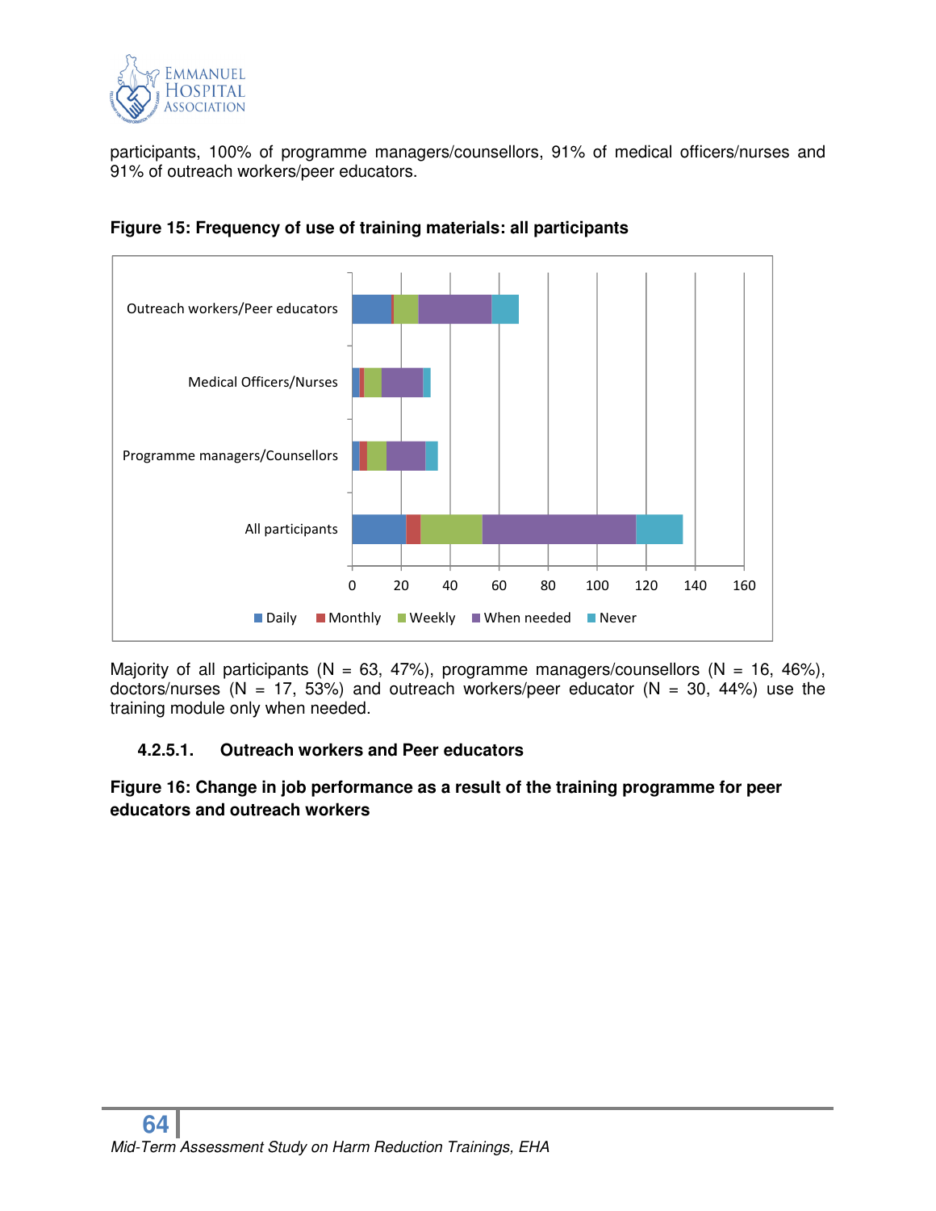participants, 100% of programme managers/counsellors, 91% of medical officers/nurses and 91% of outreach workers/peer educators.

**Figure 15: Frequency of use of training materials: all participants**

Majority of all participants (N = 63, 47%), programme managers/counsellors (N = 16, 46%), doctors/nurses (N = 17, 53%) and outreach workers/peer educator (N = 30, 44%) use the training module only when needed.

#### 4.2.5.1. Outreach workers and Peer educators

**Figure 16: Change in job performance as a result of the training programme for peer educators and outreach workers**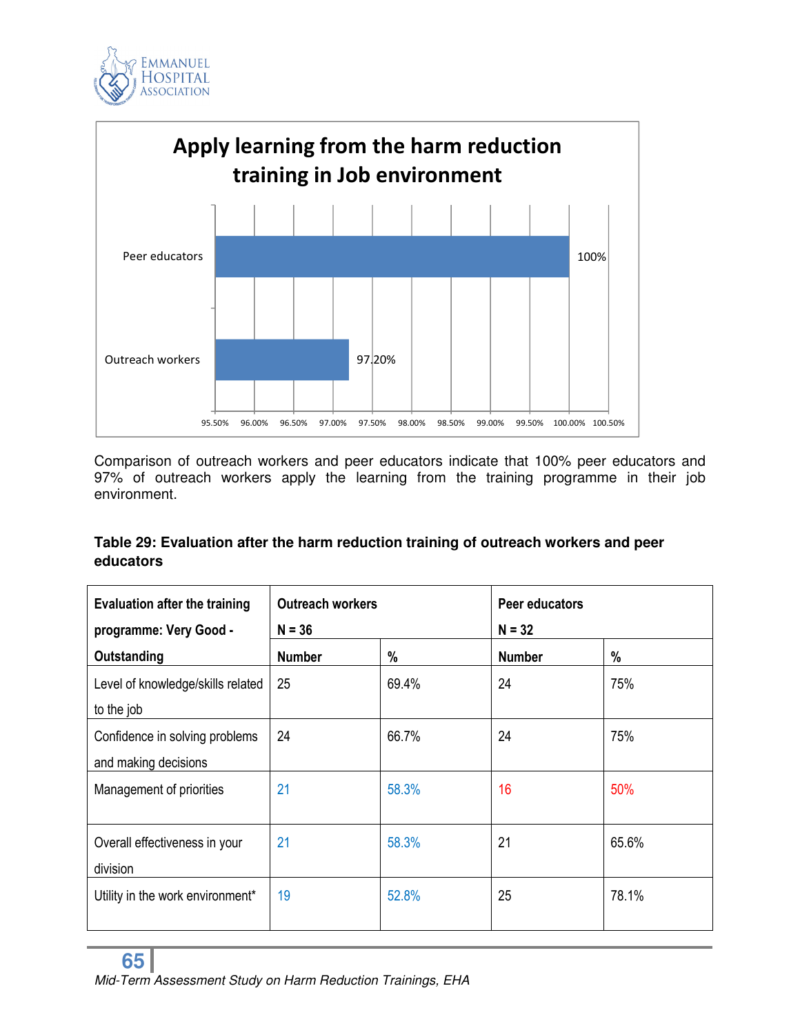**Apply learning from the harm reduction training in Job environment**

| | % |
|---|---|
| Peer educators | 100% |
| Outreach workers | 97.20% |

Comparison of outreach workers and peer educators indicate that 100% peer educators and 97% of outreach workers apply the learning from the training programme in their job environment.

**Table 29: Evaluation after the harm reduction training of outreach workers and peer educators**

| Evaluation after the training programme: Very Good - Outstanding | Outreach workers N = 36 | | Peer educators N = 32 | |
|---|---|---|---|---|
| | Number | % | Number | % |
| Level of knowledge/skills related to the job | 25 | 69.4% | 24 | 75% |
| Confidence in solving problems and making decisions | 24 | 66.7% | 24 | 75% |
| Management of priorities | 21 | 58.3% | 16 | 50% |
| Overall effectiveness in your division | 21 | 58.3% | 21 | 65.6% |
| Utility in the work environment* | 19 | 52.8% | 25 | 78.1% |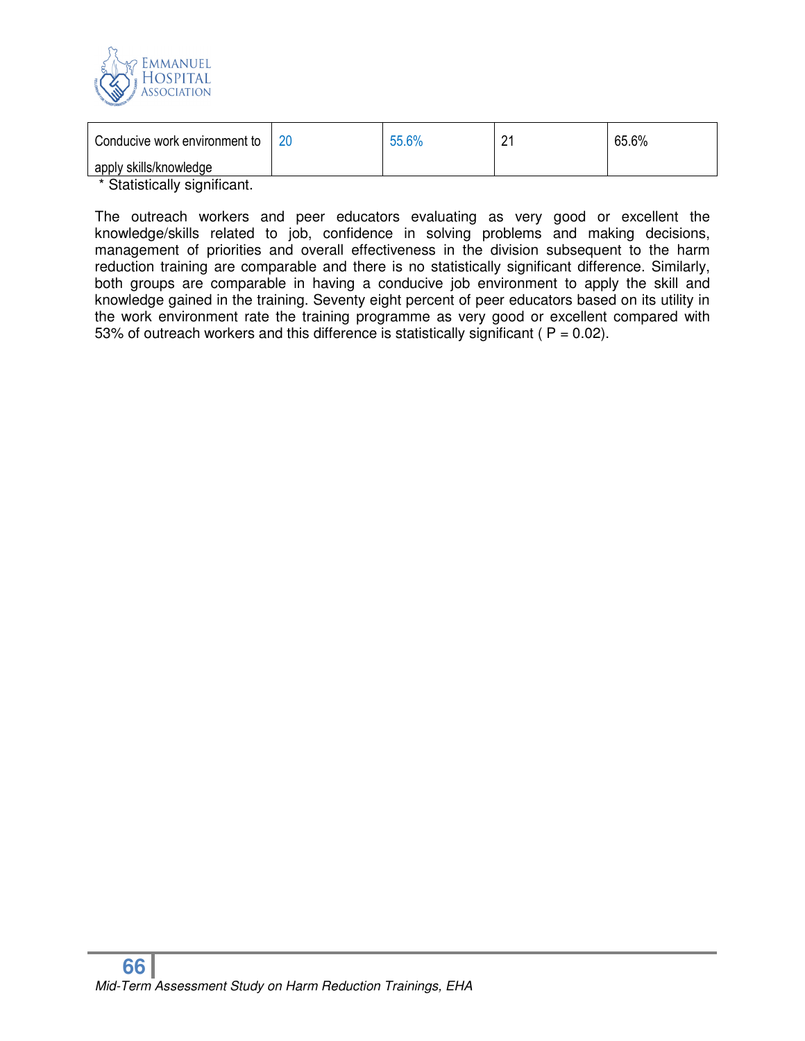| Conducive work environment to apply skills/knowledge | 20 | 55.6% | 21 | 65.6% |
|---|---|---|---|---|

* Statistically significant.

The outreach workers and peer educators evaluating as very good or excellent the knowledge/skills related to job, confidence in solving problems and making decisions, management of priorities and overall effectiveness in the division subsequent to the harm reduction training are comparable and there is no statistically significant difference. Similarly, both groups are comparable in having a conducive job environment to apply the skill and knowledge gained in the training. Seventy eight percent of peer educators based on its utility in the work environment rate the training programme as very good or excellent compared with 53% of outreach workers and this difference is statistically significant ( P = 0.02).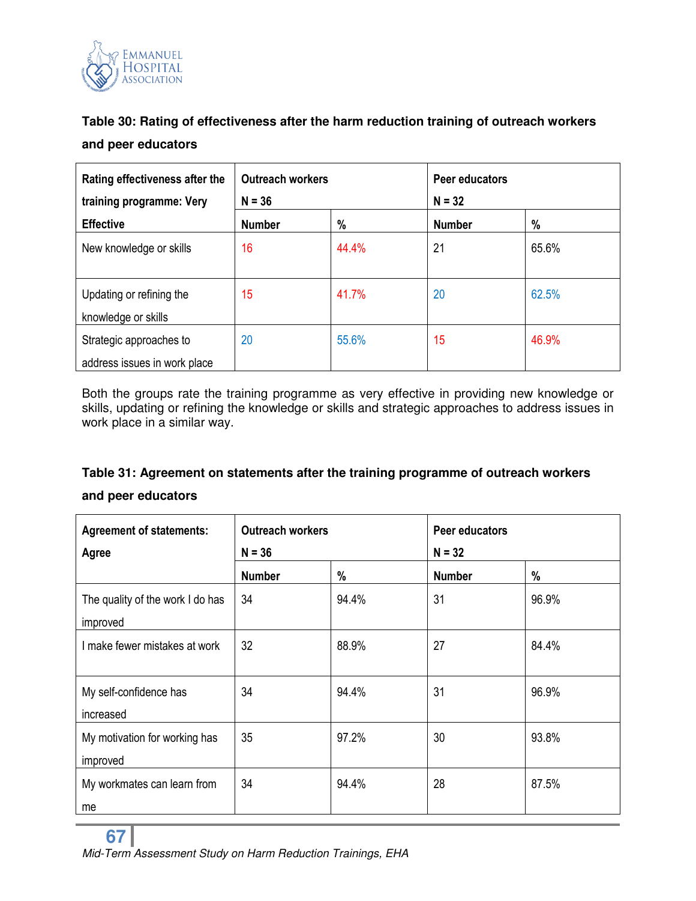**Table 30: Rating of effectiveness after the harm reduction training of outreach workers and peer educators**

| Rating effectiveness after the training programme: Very Effective | Outreach workers N = 36 | | Peer educators N = 32 | |
|---|---|---|---|---|
| | Number | % | Number | % |
| New knowledge or skills | 16 | 44.4% | 21 | 65.6% |
| Updating or refining the knowledge or skills | 15 | 41.7% | 20 | 62.5% |
| Strategic approaches to address issues in work place | 20 | 55.6% | 15 | 46.9% |

Both the groups rate the training programme as very effective in providing new knowledge or skills, updating or refining the knowledge or skills and strategic approaches to address issues in work place in a similar way.

**Table 31: Agreement on statements after the training programme of outreach workers and peer educators**

| Agreement of statements: Agree | Outreach workers N = 36 | | Peer educators N = 32 | |
|---|---|---|---|---|
| | Number | % | Number | % |
| The quality of the work I do has improved | 34 | 94.4% | 31 | 96.9% |
| I make fewer mistakes at work | 32 | 88.9% | 27 | 84.4% |
| My self-confidence has increased | 34 | 94.4% | 31 | 96.9% |
| My motivation for working has improved | 35 | 97.2% | 30 | 93.8% |
| My workmates can learn from me | 34 | 94.4% | 28 | 87.5% |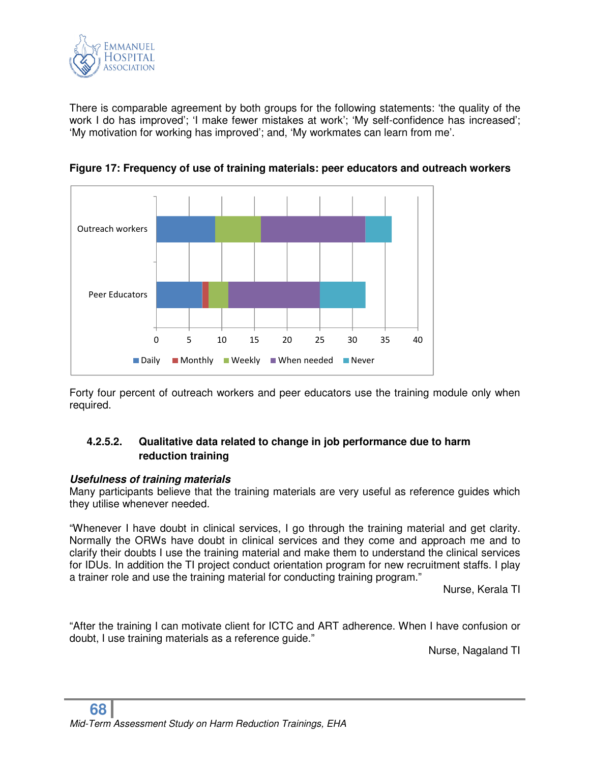There is comparable agreement by both groups for the following statements: 'the quality of the work I do has improved'; 'I make fewer mistakes at work'; 'My self-confidence has increased'; 'My motivation for working has improved'; and, 'My workmates can learn from me'.

**Figure 17: Frequency of use of training materials: peer educators and outreach workers**

Forty four percent of outreach workers and peer educators use the training module only when required.

#### 4.2.5.2. Qualitative data related to change in job performance due to harm reduction training

***Usefulness of training materials***

Many participants believe that the training materials are very useful as reference guides which they utilise whenever needed.

"Whenever I have doubt in clinical services, I go through the training material and get clarity. Normally the ORWs have doubt in clinical services and they come and approach me and to clarify their doubts I use the training material and make them to understand the clinical services for IDUs. In addition the TI project conduct orientation program for new recruitment staffs. I play a trainer role and use the training material for conducting training program."

Nurse, Kerala TI

"After the training I can motivate client for ICTC and ART adherence. When I have confusion or doubt, I use training materials as a reference guide."

Nurse, Nagaland TI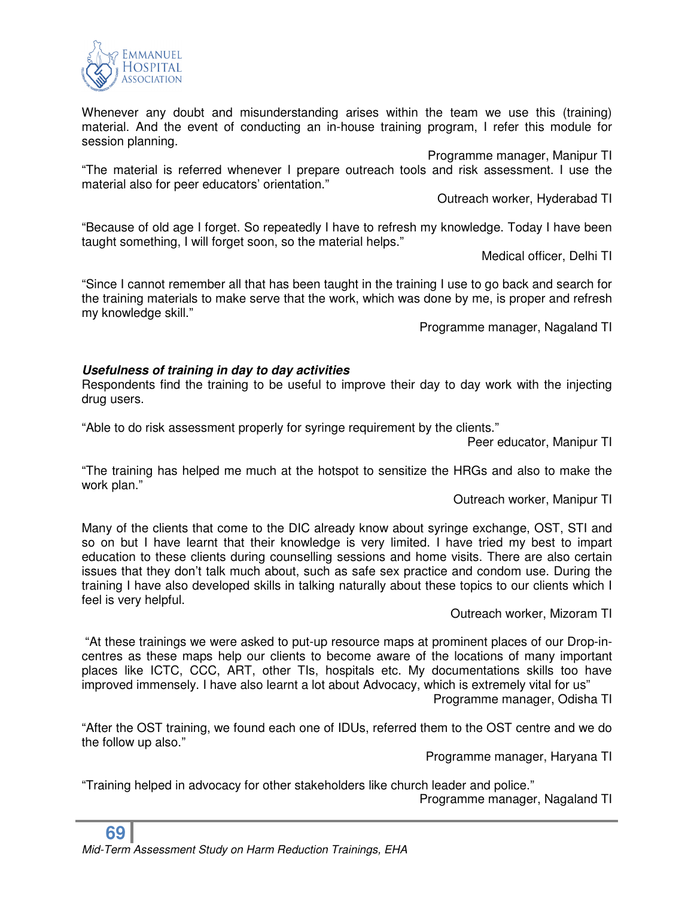Whenever any doubt and misunderstanding arises within the team we use this (training) material. And the event of conducting an in-house training program, I refer this module for session planning.

Programme manager, Manipur TI

"The material is referred whenever I prepare outreach tools and risk assessment. I use the material also for peer educators' orientation."

Outreach worker, Hyderabad TI

"Because of old age I forget. So repeatedly I have to refresh my knowledge. Today I have been taught something, I will forget soon, so the material helps."

Medical officer, Delhi TI

"Since I cannot remember all that has been taught in the training I use to go back and search for the training materials to make serve that the work, which was done by me, is proper and refresh my knowledge skill."

Programme manager, Nagaland TI

***Usefulness of training in day to day activities***

Respondents find the training to be useful to improve their day to day work with the injecting drug users.

"Able to do risk assessment properly for syringe requirement by the clients."

Peer educator, Manipur TI

"The training has helped me much at the hotspot to sensitize the HRGs and also to make the work plan."

Outreach worker, Manipur TI

Many of the clients that come to the DIC already know about syringe exchange, OST, STI and so on but I have learnt that their knowledge is very limited. I have tried my best to impart education to these clients during counselling sessions and home visits. There are also certain issues that they don't talk much about, such as safe sex practice and condom use. During the training I have also developed skills in talking naturally about these topics to our clients which I feel is very helpful.

Outreach worker, Mizoram TI

"At these trainings we were asked to put-up resource maps at prominent places of our Drop-in-centres as these maps help our clients to become aware of the locations of many important places like ICTC, CCC, ART, other TIs, hospitals etc. My documentations skills too have improved immensely. I have also learnt a lot about Advocacy, which is extremely vital for us"

Programme manager, Odisha TI

"After the OST training, we found each one of IDUs, referred them to the OST centre and we do the follow up also."

Programme manager, Haryana TI

"Training helped in advocacy for other stakeholders like church leader and police."

Programme manager, Nagaland TI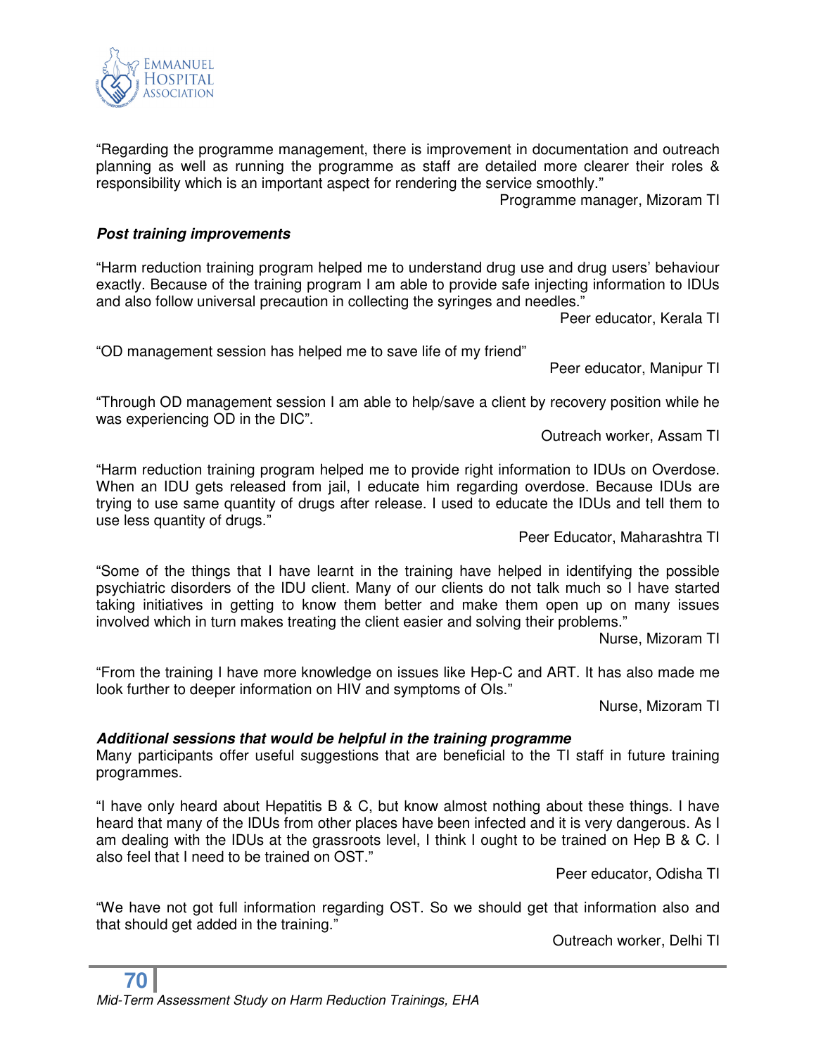"Regarding the programme management, there is improvement in documentation and outreach planning as well as running the programme as staff are detailed more clearer their roles & responsibility which is an important aspect for rendering the service smoothly."

Programme manager, Mizoram TI

***Post training improvements***

"Harm reduction training program helped me to understand drug use and drug users' behaviour exactly. Because of the training program I am able to provide safe injecting information to IDUs and also follow universal precaution in collecting the syringes and needles."

Peer educator, Kerala TI

"OD management session has helped me to save life of my friend"

Peer educator, Manipur TI

"Through OD management session I am able to help/save a client by recovery position while he was experiencing OD in the DIC".

Outreach worker, Assam TI

"Harm reduction training program helped me to provide right information to IDUs on Overdose. When an IDU gets released from jail, I educate him regarding overdose. Because IDUs are trying to use same quantity of drugs after release. I used to educate the IDUs and tell them to use less quantity of drugs."

Peer Educator, Maharashtra TI

"Some of the things that I have learnt in the training have helped in identifying the possible psychiatric disorders of the IDU client. Many of our clients do not talk much so I have started taking initiatives in getting to know them better and make them open up on many issues involved which in turn makes treating the client easier and solving their problems."

Nurse, Mizoram TI

"From the training I have more knowledge on issues like Hep-C and ART. It has also made me look further to deeper information on HIV and symptoms of OIs."

Nurse, Mizoram TI

***Additional sessions that would be helpful in the training programme***

Many participants offer useful suggestions that are beneficial to the TI staff in future training programmes.

"I have only heard about Hepatitis B & C, but know almost nothing about these things. I have heard that many of the IDUs from other places have been infected and it is very dangerous. As I am dealing with the IDUs at the grassroots level, I think I ought to be trained on Hep B & C. I also feel that I need to be trained on OST."

Peer educator, Odisha TI

"We have not got full information regarding OST. So we should get that information also and that should get added in the training."

Outreach worker, Delhi TI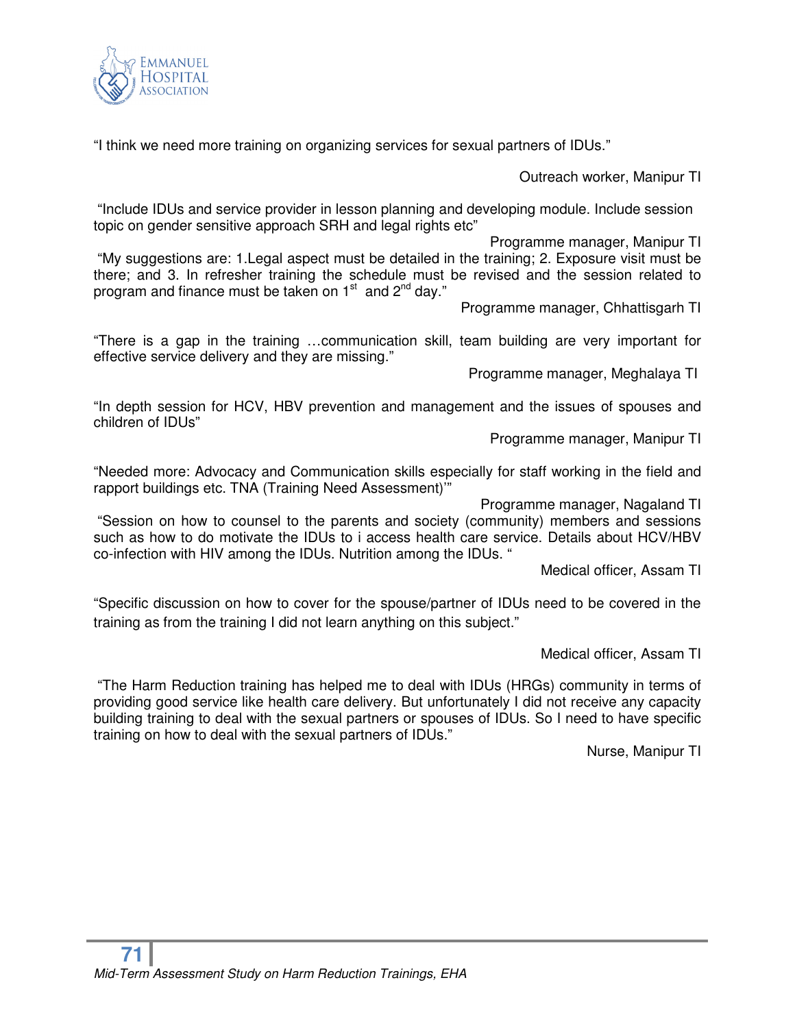"I think we need more training on organizing services for sexual partners of IDUs."

Outreach worker, Manipur TI

"Include IDUs and service provider in lesson planning and developing module. Include session topic on gender sensitive approach SRH and legal rights etc"

Programme manager, Manipur TI

"My suggestions are: 1.Legal aspect must be detailed in the training; 2. Exposure visit must be there; and 3. In refresher training the schedule must be revised and the session related to program and finance must be taken on 1st and 2nd day."

Programme manager, Chhattisgarh TI

"There is a gap in the training …communication skill, team building are very important for effective service delivery and they are missing."

Programme manager, Meghalaya TI

"In depth session for HCV, HBV prevention and management and the issues of spouses and children of IDUs"

Programme manager, Manipur TI

"Needed more: Advocacy and Communication skills especially for staff working in the field and rapport buildings etc. TNA (Training Need Assessment)'"

Programme manager, Nagaland TI

"Session on how to counsel to the parents and society (community) members and sessions such as how to do motivate the IDUs to i access health care service. Details about HCV/HBV co-infection with HIV among the IDUs. Nutrition among the IDUs. "

Medical officer, Assam TI

"Specific discussion on how to cover for the spouse/partner of IDUs need to be covered in the training as from the training I did not learn anything on this subject."

Medical officer, Assam TI

"The Harm Reduction training has helped me to deal with IDUs (HRGs) community in terms of providing good service like health care delivery. But unfortunately I did not receive any capacity building training to deal with the sexual partners or spouses of IDUs. So I need to have specific training on how to deal with the sexual partners of IDUs."

Nurse, Manipur TI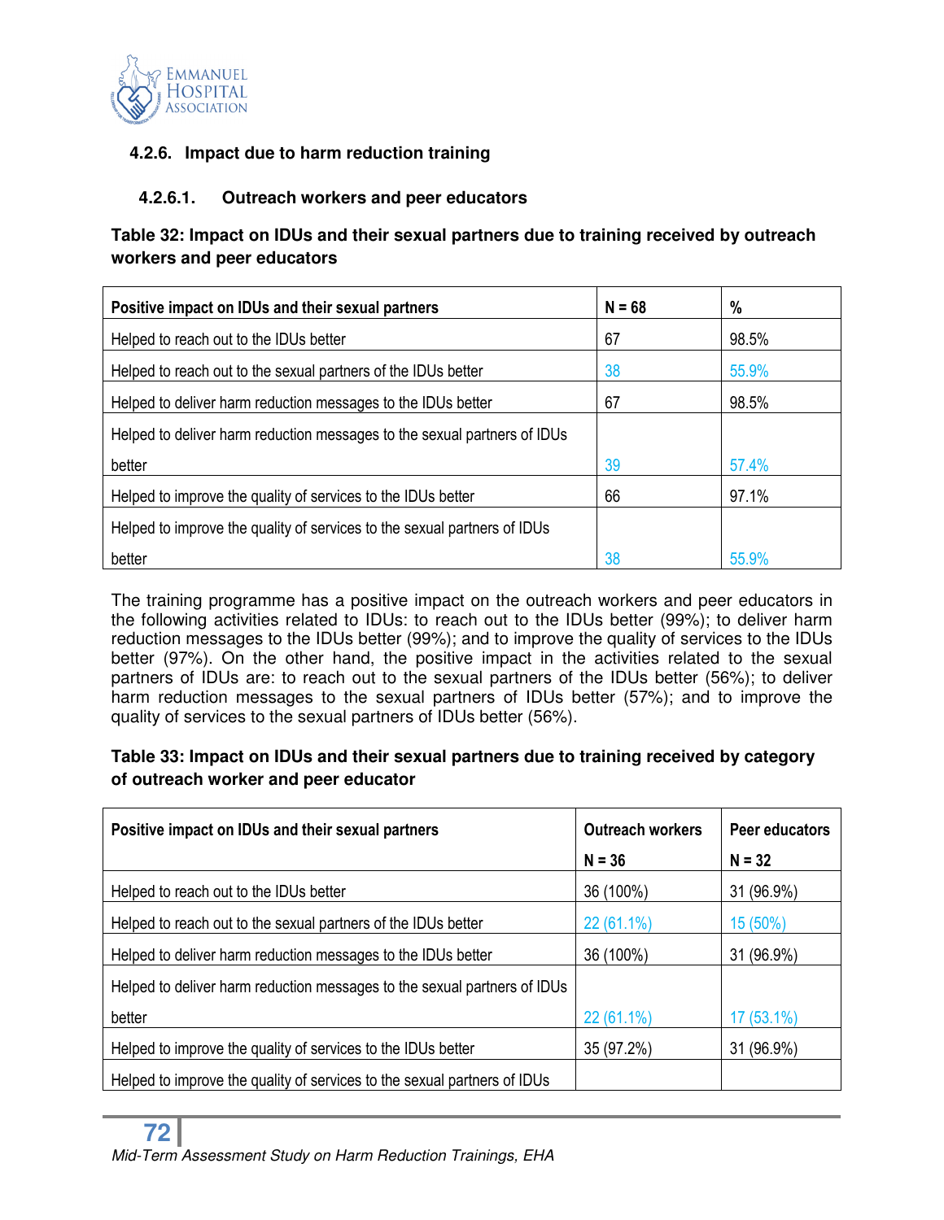#### 4.2.6. Impact due to harm reduction training

##### 4.2.6.1. Outreach workers and peer educators

**Table 32: Impact on IDUs and their sexual partners due to training received by outreach workers and peer educators**

| Positive impact on IDUs and their sexual partners | N = 68 | % |
|---|---|---|
| Helped to reach out to the IDUs better | 67 | 98.5% |
| Helped to reach out to the sexual partners of the IDUs better | 38 | 55.9% |
| Helped to deliver harm reduction messages to the IDUs better | 67 | 98.5% |
| Helped to deliver harm reduction messages to the sexual partners of IDUs better | 39 | 57.4% |
| Helped to improve the quality of services to the IDUs better | 66 | 97.1% |
| Helped to improve the quality of services to the sexual partners of IDUs better | 38 | 55.9% |

The training programme has a positive impact on the outreach workers and peer educators in the following activities related to IDUs: to reach out to the IDUs better (99%); to deliver harm reduction messages to the IDUs better (99%); and to improve the quality of services to the IDUs better (97%). On the other hand, the positive impact in the activities related to the sexual partners of IDUs are: to reach out to the sexual partners of the IDUs better (56%); to deliver harm reduction messages to the sexual partners of IDUs better (57%); and to improve the quality of services to the sexual partners of IDUs better (56%).

**Table 33: Impact on IDUs and their sexual partners due to training received by category of outreach worker and peer educator**

| Positive impact on IDUs and their sexual partners | Outreach workers N = 36 | Peer educators N = 32 |
|---|---|---|
| Helped to reach out to the IDUs better | 36 (100%) | 31 (96.9%) |
| Helped to reach out to the sexual partners of the IDUs better | 22 (61.1%) | 15 (50%) |
| Helped to deliver harm reduction messages to the IDUs better | 36 (100%) | 31 (96.9%) |
| Helped to deliver harm reduction messages to the sexual partners of IDUs better | 22 (61.1%) | 17 (53.1%) |
| Helped to improve the quality of services to the IDUs better | 35 (97.2%) | 31 (96.9%) |
| Helped to improve the quality of services to the sexual partners of IDUs | | |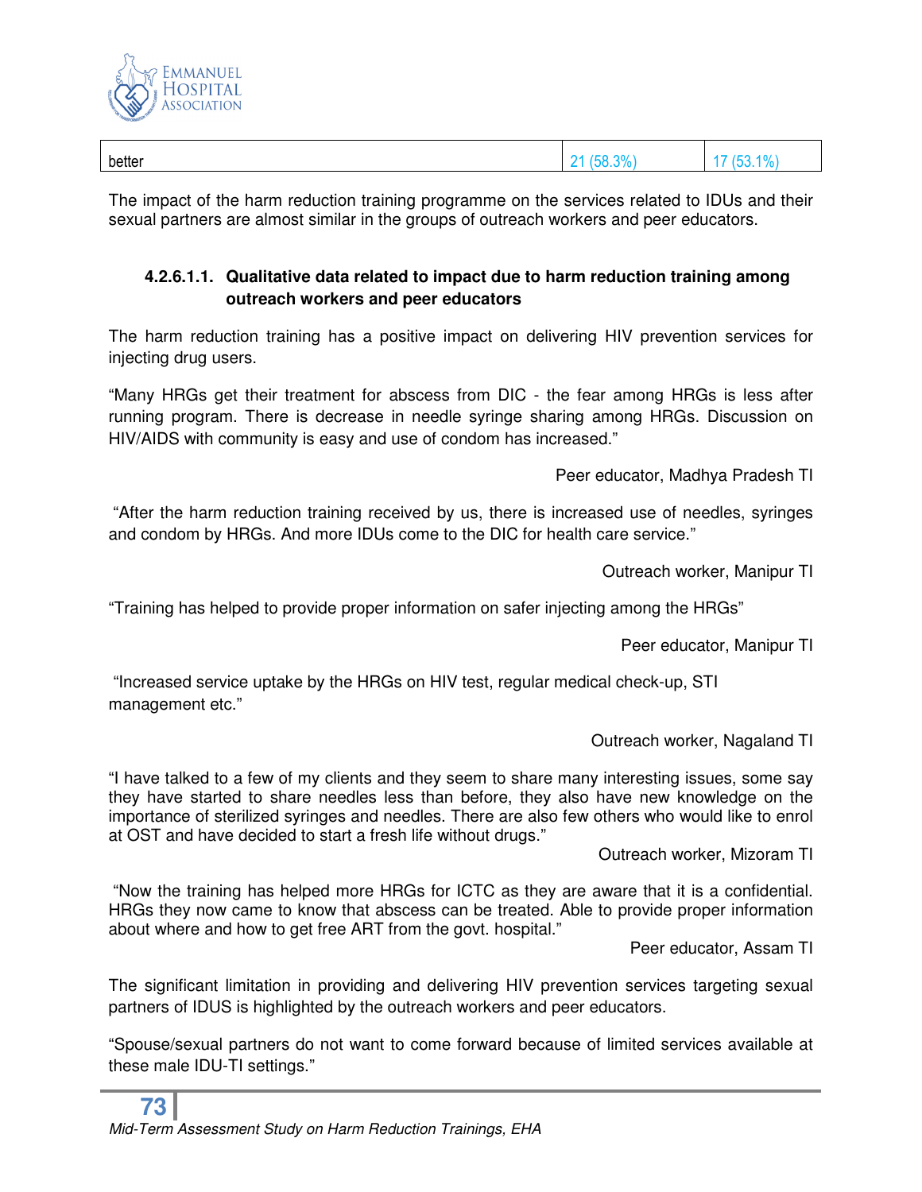| better | 21 (58.3%) | 17 (53.1%) |
|---|---|---|

The impact of the harm reduction training programme on the services related to IDUs and their sexual partners are almost similar in the groups of outreach workers and peer educators.

#### 4.2.6.1.1. Qualitative data related to impact due to harm reduction training among outreach workers and peer educators

The harm reduction training has a positive impact on delivering HIV prevention services for injecting drug users.

"Many HRGs get their treatment for abscess from DIC - the fear among HRGs is less after running program. There is decrease in needle syringe sharing among HRGs. Discussion on HIV/AIDS with community is easy and use of condom has increased."

Peer educator, Madhya Pradesh TI

"After the harm reduction training received by us, there is increased use of needles, syringes and condom by HRGs. And more IDUs come to the DIC for health care service."

Outreach worker, Manipur TI

"Training has helped to provide proper information on safer injecting among the HRGs"

Peer educator, Manipur TI

"Increased service uptake by the HRGs on HIV test, regular medical check-up, STI management etc."

Outreach worker, Nagaland TI

"I have talked to a few of my clients and they seem to share many interesting issues, some say they have started to share needles less than before, they also have new knowledge on the importance of sterilized syringes and needles. There are also few others who would like to enrol at OST and have decided to start a fresh life without drugs."

Outreach worker, Mizoram TI

"Now the training has helped more HRGs for ICTC as they are aware that it is a confidential. HRGs they now came to know that abscess can be treated. Able to provide proper information about where and how to get free ART from the govt. hospital."

Peer educator, Assam TI

The significant limitation in providing and delivering HIV prevention services targeting sexual partners of IDUS is highlighted by the outreach workers and peer educators.

"Spouse/sexual partners do not want to come forward because of limited services available at these male IDU-TI settings."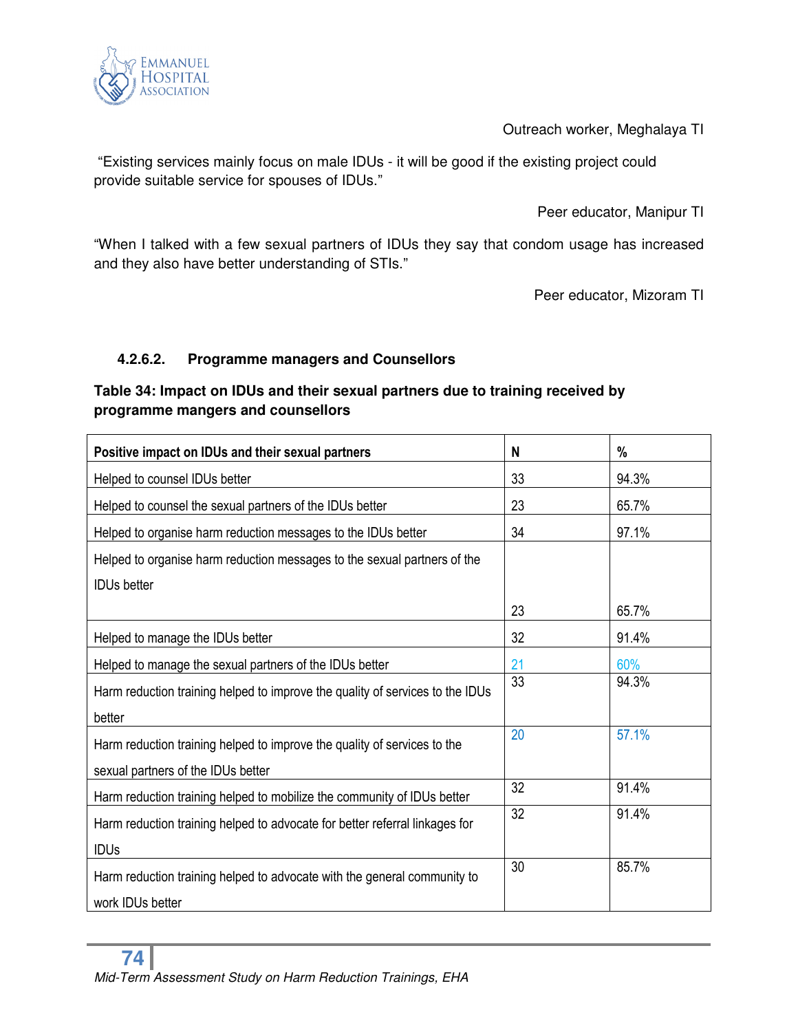Outreach worker, Meghalaya TI

"Existing services mainly focus on male IDUs - it will be good if the existing project could provide suitable service for spouses of IDUs."

Peer educator, Manipur TI

"When I talked with a few sexual partners of IDUs they say that condom usage has increased and they also have better understanding of STIs."

Peer educator, Mizoram TI

#### 4.2.6.2. Programme managers and Counsellors

**Table 34: Impact on IDUs and their sexual partners due to training received by programme mangers and counsellors**

| Positive impact on IDUs and their sexual partners | N | % |
|---|---|---|
| Helped to counsel IDUs better | 33 | 94.3% |
| Helped to counsel the sexual partners of the IDUs better | 23 | 65.7% |
| Helped to organise harm reduction messages to the IDUs better | 34 | 97.1% |
| Helped to organise harm reduction messages to the sexual partners of the IDUs better | 23 | 65.7% |
| Helped to manage the IDUs better | 32 | 91.4% |
| Helped to manage the sexual partners of the IDUs better | 21 | 60% |
| Harm reduction training helped to improve the quality of services to the IDUs better | 33 | 94.3% |
| Harm reduction training helped to improve the quality of services to the sexual partners of the IDUs better | 20 | 57.1% |
| Harm reduction training helped to mobilize the community of IDUs better | 32 | 91.4% |
| Harm reduction training helped to advocate for better referral linkages for IDUs | 32 | 91.4% |
| Harm reduction training helped to advocate with the general community to work IDUs better | 30 | 85.7% |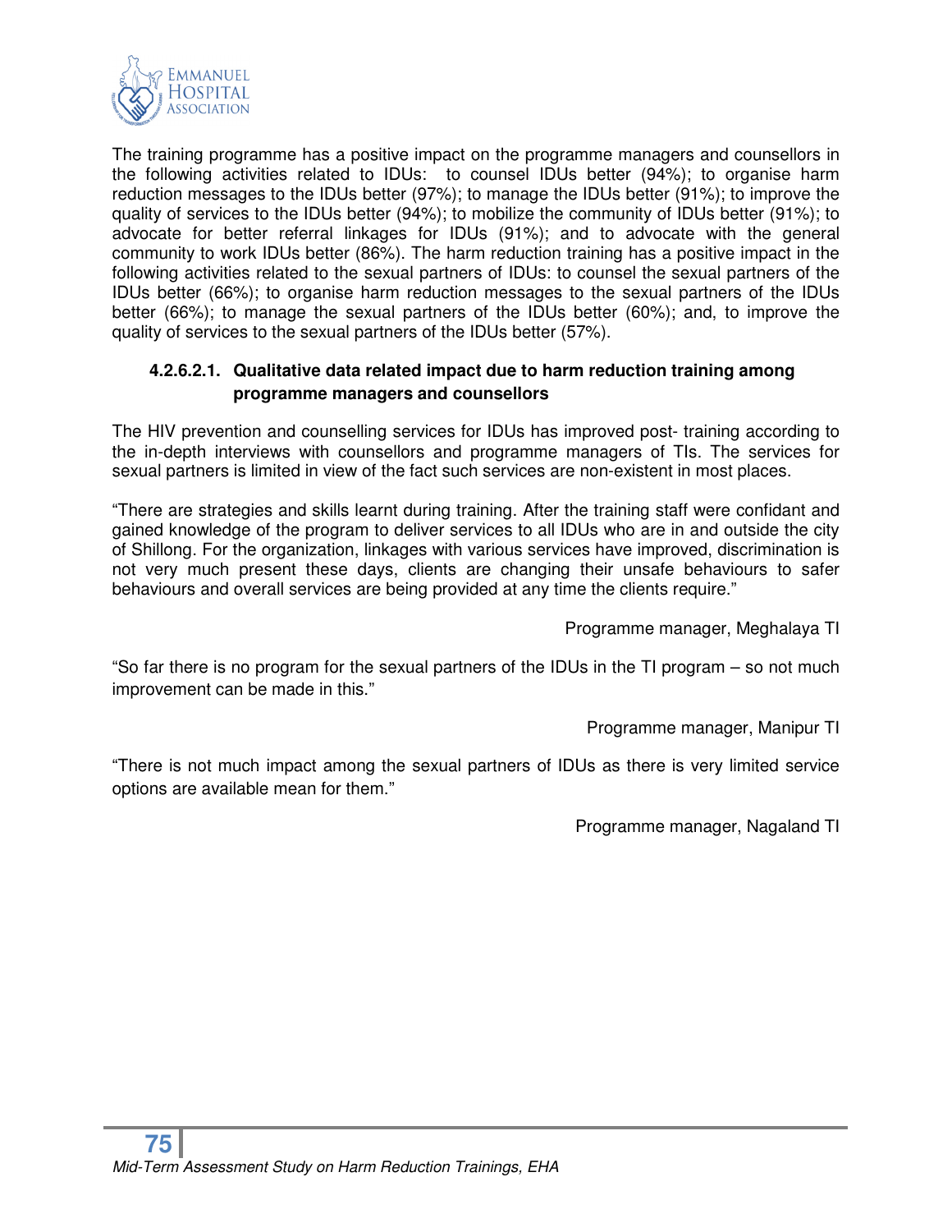The training programme has a positive impact on the programme managers and counsellors in the following activities related to IDUs: to counsel IDUs better (94%); to organise harm reduction messages to the IDUs better (97%); to manage the IDUs better (91%); to improve the quality of services to the IDUs better (94%); to mobilize the community of IDUs better (91%); to advocate for better referral linkages for IDUs (91%); and to advocate with the general community to work IDUs better (86%). The harm reduction training has a positive impact in the following activities related to the sexual partners of IDUs: to counsel the sexual partners of the IDUs better (66%); to organise harm reduction messages to the sexual partners of the IDUs better (66%); to manage the sexual partners of the IDUs better (60%); and, to improve the quality of services to the sexual partners of the IDUs better (57%).

#### 4.2.6.2.1. Qualitative data related impact due to harm reduction training among programme managers and counsellors

The HIV prevention and counselling services for IDUs has improved post- training according to the in-depth interviews with counsellors and programme managers of TIs. The services for sexual partners is limited in view of the fact such services are non-existent in most places.

"There are strategies and skills learnt during training. After the training staff were confidant and gained knowledge of the program to deliver services to all IDUs who are in and outside the city of Shillong. For the organization, linkages with various services have improved, discrimination is not very much present these days, clients are changing their unsafe behaviours to safer behaviours and overall services are being provided at any time the clients require."

Programme manager, Meghalaya TI

"So far there is no program for the sexual partners of the IDUs in the TI program – so not much improvement can be made in this."

Programme manager, Manipur TI

"There is not much impact among the sexual partners of IDUs as there is very limited service options are available mean for them."

Programme manager, Nagaland TI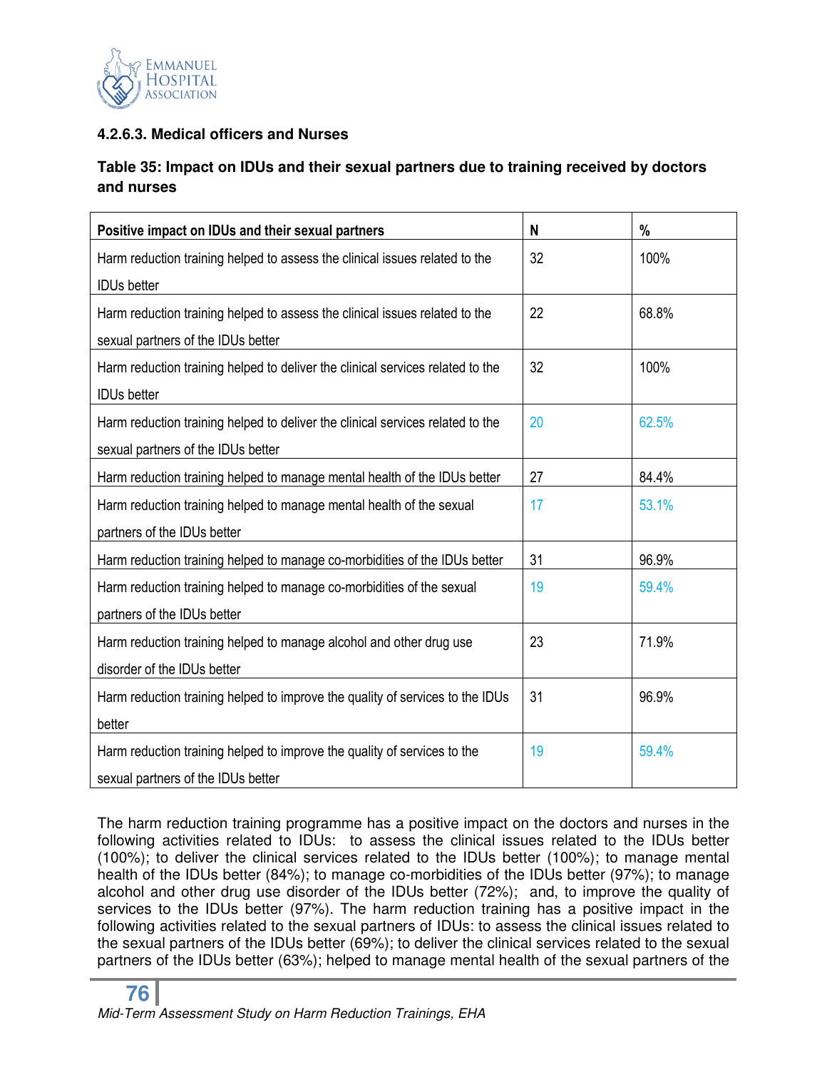#### 4.2.6.3. Medical officers and Nurses

**Table 35: Impact on IDUs and their sexual partners due to training received by doctors and nurses**

| Positive impact on IDUs and their sexual partners | N | % |
|---|---|---|
| Harm reduction training helped to assess the clinical issues related to the IDUs better | 32 | 100% |
| Harm reduction training helped to assess the clinical issues related to the sexual partners of the IDUs better | 22 | 68.8% |
| Harm reduction training helped to deliver the clinical services related to the IDUs better | 32 | 100% |
| Harm reduction training helped to deliver the clinical services related to the sexual partners of the IDUs better | 20 | 62.5% |
| Harm reduction training helped to manage mental health of the IDUs better | 27 | 84.4% |
| Harm reduction training helped to manage mental health of the sexual partners of the IDUs better | 17 | 53.1% |
| Harm reduction training helped to manage co-morbidities of the IDUs better | 31 | 96.9% |
| Harm reduction training helped to manage co-morbidities of the sexual partners of the IDUs better | 19 | 59.4% |
| Harm reduction training helped to manage alcohol and other drug use disorder of the IDUs better | 23 | 71.9% |
| Harm reduction training helped to improve the quality of services to the IDUs better | 31 | 96.9% |
| Harm reduction training helped to improve the quality of services to the sexual partners of the IDUs better | 19 | 59.4% |

The harm reduction training programme has a positive impact on the doctors and nurses in the following activities related to IDUs: to assess the clinical issues related to the IDUs better (100%); to deliver the clinical services related to the IDUs better (100%); to manage mental health of the IDUs better (84%); to manage co-morbidities of the IDUs better (97%); to manage alcohol and other drug use disorder of the IDUs better (72%); and, to improve the quality of services to the IDUs better (97%). The harm reduction training has a positive impact in the following activities related to the sexual partners of IDUs: to assess the clinical issues related to the sexual partners of the IDUs better (69%); to deliver the clinical services related to the sexual partners of the IDUs better (63%); helped to manage mental health of the sexual partners of the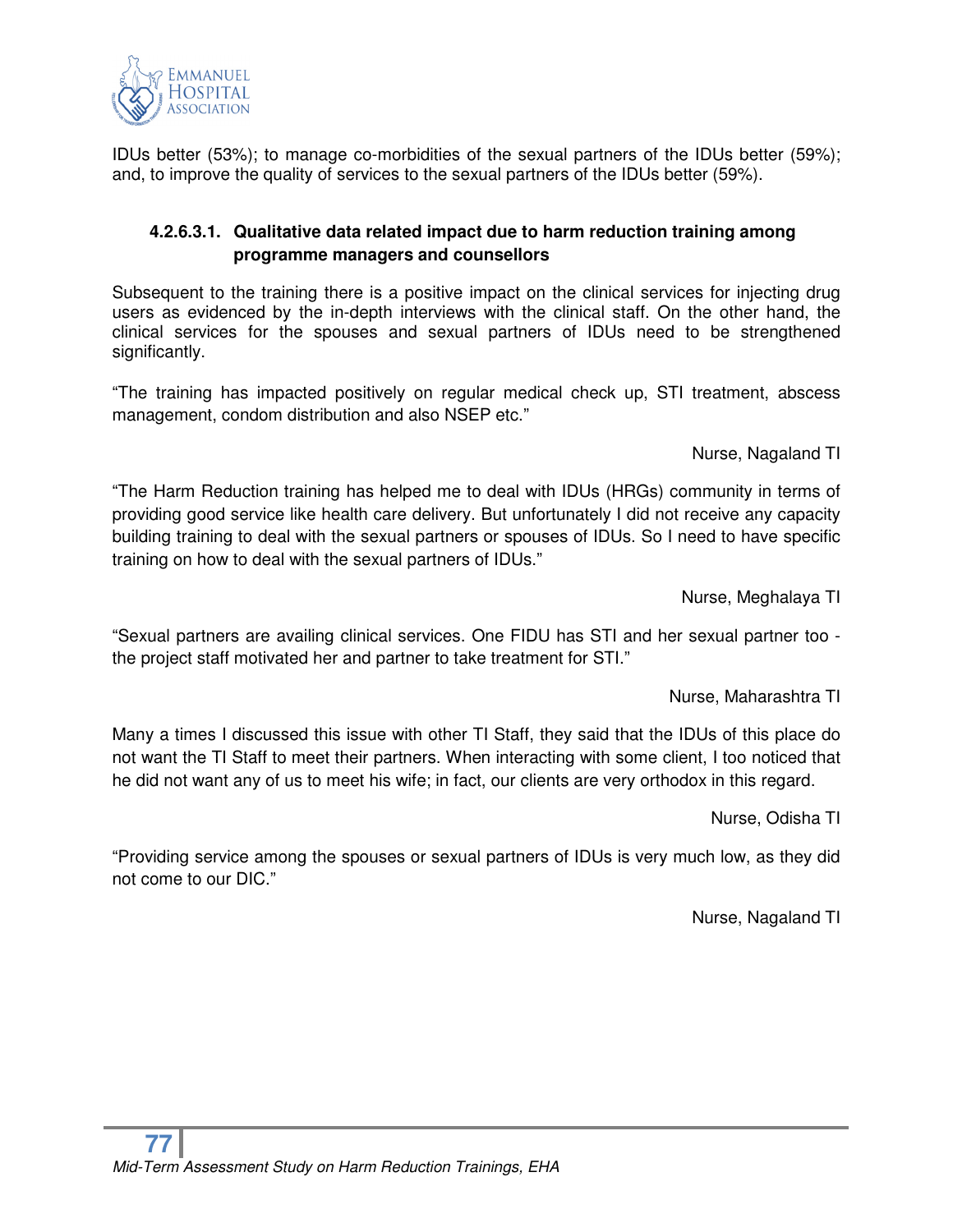IDUs better (53%); to manage co-morbidities of the sexual partners of the IDUs better (59%); and, to improve the quality of services to the sexual partners of the IDUs better (59%).

#### 4.2.6.3.1. Qualitative data related impact due to harm reduction training among programme managers and counsellors

Subsequent to the training there is a positive impact on the clinical services for injecting drug users as evidenced by the in-depth interviews with the clinical staff. On the other hand, the clinical services for the spouses and sexual partners of IDUs need to be strengthened significantly.

"The training has impacted positively on regular medical check up, STI treatment, abscess management, condom distribution and also NSEP etc."

Nurse, Nagaland TI

"The Harm Reduction training has helped me to deal with IDUs (HRGs) community in terms of providing good service like health care delivery. But unfortunately I did not receive any capacity building training to deal with the sexual partners or spouses of IDUs. So I need to have specific training on how to deal with the sexual partners of IDUs."

Nurse, Meghalaya TI

"Sexual partners are availing clinical services. One FIDU has STI and her sexual partner too - the project staff motivated her and partner to take treatment for STI."

Nurse, Maharashtra TI

Many a times I discussed this issue with other TI Staff, they said that the IDUs of this place do not want the TI Staff to meet their partners. When interacting with some client, I too noticed that he did not want any of us to meet his wife; in fact, our clients are very orthodox in this regard.

Nurse, Odisha TI

"Providing service among the spouses or sexual partners of IDUs is very much low, as they did not come to our DIC."

Nurse, Nagaland TI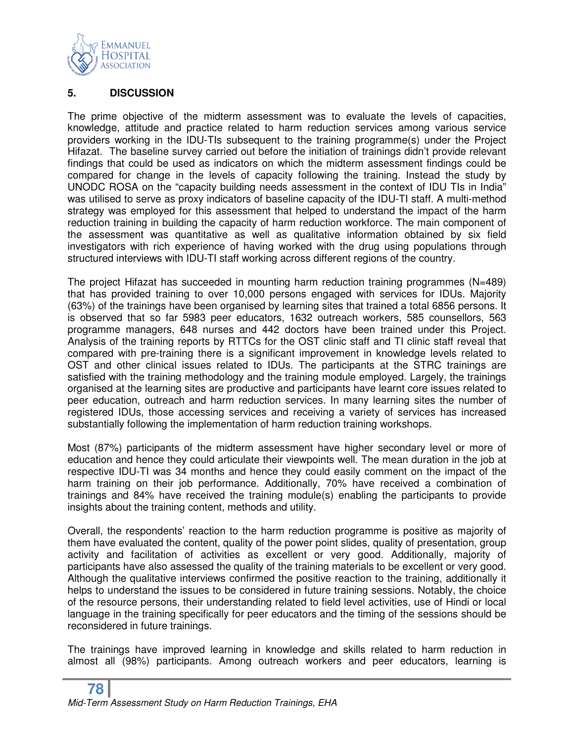## 5. DISCUSSION

The prime objective of the midterm assessment was to evaluate the levels of capacities, knowledge, attitude and practice related to harm reduction services among various service providers working in the IDU-TIs subsequent to the training programme(s) under the Project Hifazat. The baseline survey carried out before the initiation of trainings didn't provide relevant findings that could be used as indicators on which the midterm assessment findings could be compared for change in the levels of capacity following the training. Instead the study by UNODC ROSA on the "capacity building needs assessment in the context of IDU TIs in India" was utilised to serve as proxy indicators of baseline capacity of the IDU-TI staff. A multi-method strategy was employed for this assessment that helped to understand the impact of the harm reduction training in building the capacity of harm reduction workforce. The main component of the assessment was quantitative as well as qualitative information obtained by six field investigators with rich experience of having worked with the drug using populations through structured interviews with IDU-TI staff working across different regions of the country.

The project Hifazat has succeeded in mounting harm reduction training programmes (N=489) that has provided training to over 10,000 persons engaged with services for IDUs. Majority (63%) of the trainings have been organised by learning sites that trained a total 6856 persons. It is observed that so far 5983 peer educators, 1632 outreach workers, 585 counsellors, 563 programme managers, 648 nurses and 442 doctors have been trained under this Project. Analysis of the training reports by RTTCs for the OST clinic staff and TI clinic staff reveal that compared with pre-training there is a significant improvement in knowledge levels related to OST and other clinical issues related to IDUs. The participants at the STRC trainings are satisfied with the training methodology and the training module employed. Largely, the trainings organised at the learning sites are productive and participants have learnt core issues related to peer education, outreach and harm reduction services. In many learning sites the number of registered IDUs, those accessing services and receiving a variety of services has increased substantially following the implementation of harm reduction training workshops.

Most (87%) participants of the midterm assessment have higher secondary level or more of education and hence they could articulate their viewpoints well. The mean duration in the job at respective IDU-TI was 34 months and hence they could easily comment on the impact of the harm training on their job performance. Additionally, 70% have received a combination of trainings and 84% have received the training module(s) enabling the participants to provide insights about the training content, methods and utility.

Overall, the respondents' reaction to the harm reduction programme is positive as majority of them have evaluated the content, quality of the power point slides, quality of presentation, group activity and facilitation of activities as excellent or very good. Additionally, majority of participants have also assessed the quality of the training materials to be excellent or very good. Although the qualitative interviews confirmed the positive reaction to the training, additionally it helps to understand the issues to be considered in future training sessions. Notably, the choice of the resource persons, their understanding related to field level activities, use of Hindi or local language in the training specifically for peer educators and the timing of the sessions should be reconsidered in future trainings.

The trainings have improved learning in knowledge and skills related to harm reduction in almost all (98%) participants. Among outreach workers and peer educators, learning is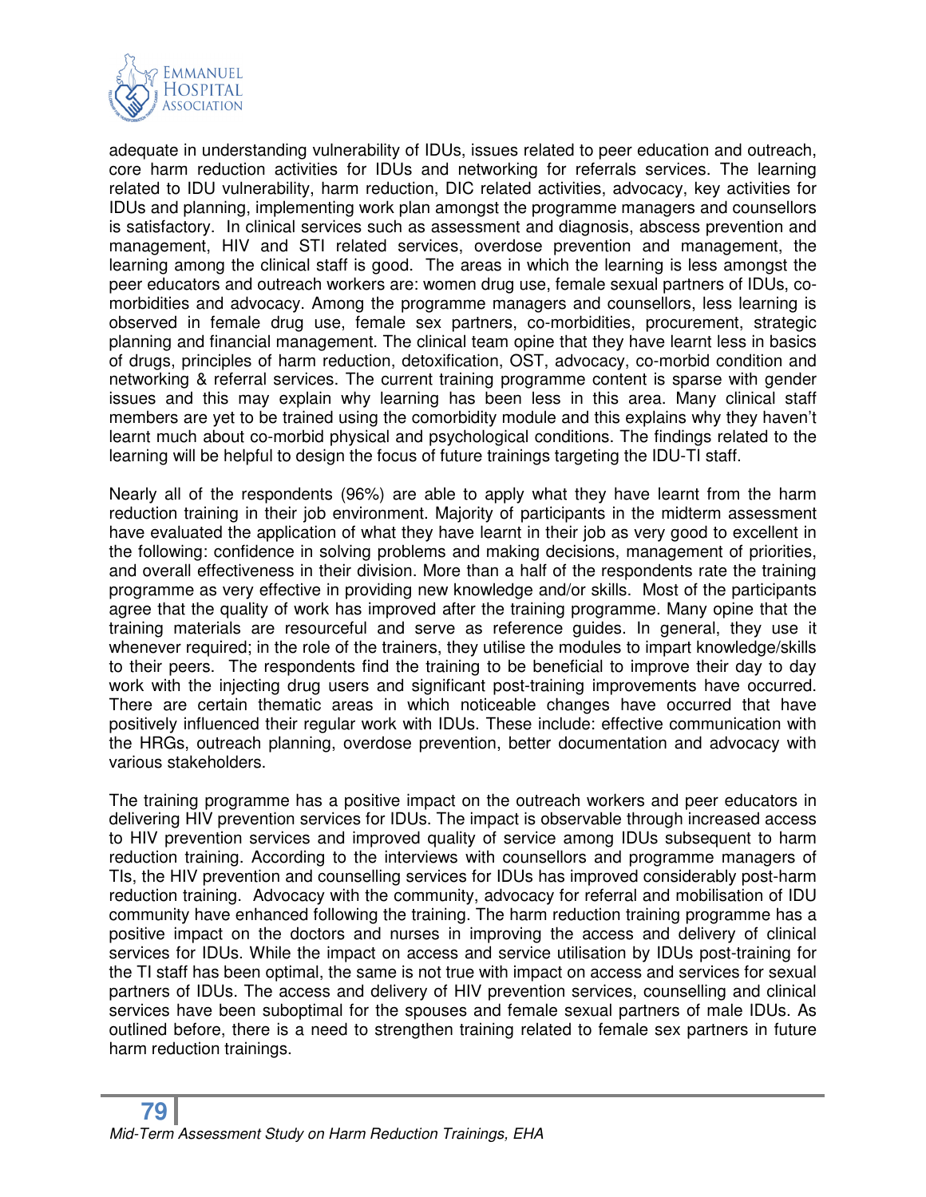adequate in understanding vulnerability of IDUs, issues related to peer education and outreach, core harm reduction activities for IDUs and networking for referrals services. The learning related to IDU vulnerability, harm reduction, DIC related activities, advocacy, key activities for IDUs and planning, implementing work plan amongst the programme managers and counsellors is satisfactory. In clinical services such as assessment and diagnosis, abscess prevention and management, HIV and STI related services, overdose prevention and management, the learning among the clinical staff is good. The areas in which the learning is less amongst the peer educators and outreach workers are: women drug use, female sexual partners of IDUs, co-morbidities and advocacy. Among the programme managers and counsellors, less learning is observed in female drug use, female sex partners, co-morbidities, procurement, strategic planning and financial management. The clinical team opine that they have learnt less in basics of drugs, principles of harm reduction, detoxification, OST, advocacy, co-morbid condition and networking & referral services. The current training programme content is sparse with gender issues and this may explain why learning has been less in this area. Many clinical staff members are yet to be trained using the comorbidity module and this explains why they haven't learnt much about co-morbid physical and psychological conditions. The findings related to the learning will be helpful to design the focus of future trainings targeting the IDU-TI staff.

Nearly all of the respondents (96%) are able to apply what they have learnt from the harm reduction training in their job environment. Majority of participants in the midterm assessment have evaluated the application of what they have learnt in their job as very good to excellent in the following: confidence in solving problems and making decisions, management of priorities, and overall effectiveness in their division. More than a half of the respondents rate the training programme as very effective in providing new knowledge and/or skills. Most of the participants agree that the quality of work has improved after the training programme. Many opine that the training materials are resourceful and serve as reference guides. In general, they use it whenever required; in the role of the trainers, they utilise the modules to impart knowledge/skills to their peers. The respondents find the training to be beneficial to improve their day to day work with the injecting drug users and significant post-training improvements have occurred. There are certain thematic areas in which noticeable changes have occurred that have positively influenced their regular work with IDUs. These include: effective communication with the HRGs, outreach planning, overdose prevention, better documentation and advocacy with various stakeholders.

The training programme has a positive impact on the outreach workers and peer educators in delivering HIV prevention services for IDUs. The impact is observable through increased access to HIV prevention services and improved quality of service among IDUs subsequent to harm reduction training. According to the interviews with counsellors and programme managers of TIs, the HIV prevention and counselling services for IDUs has improved considerably post-harm reduction training. Advocacy with the community, advocacy for referral and mobilisation of IDU community have enhanced following the training. The harm reduction training programme has a positive impact on the doctors and nurses in improving the access and delivery of clinical services for IDUs. While the impact on access and service utilisation by IDUs post-training for the TI staff has been optimal, the same is not true with impact on access and services for sexual partners of IDUs. The access and delivery of HIV prevention services, counselling and clinical services have been suboptimal for the spouses and female sexual partners of male IDUs. As outlined before, there is a need to strengthen training related to female sex partners in future harm reduction trainings.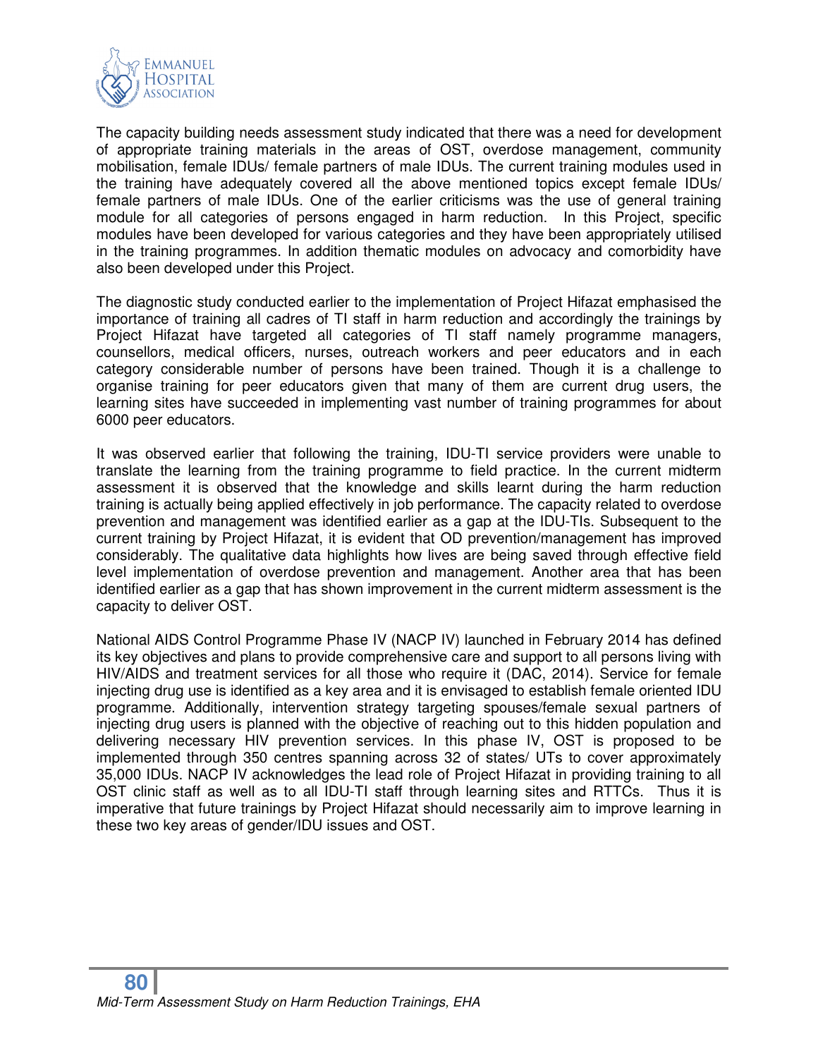The capacity building needs assessment study indicated that there was a need for development of appropriate training materials in the areas of OST, overdose management, community mobilisation, female IDUs/ female partners of male IDUs. The current training modules used in the training have adequately covered all the above mentioned topics except female IDUs/ female partners of male IDUs. One of the earlier criticisms was the use of general training module for all categories of persons engaged in harm reduction. In this Project, specific modules have been developed for various categories and they have been appropriately utilised in the training programmes. In addition thematic modules on advocacy and comorbidity have also been developed under this Project.

The diagnostic study conducted earlier to the implementation of Project Hifazat emphasised the importance of training all cadres of TI staff in harm reduction and accordingly the trainings by Project Hifazat have targeted all categories of TI staff namely programme managers, counsellors, medical officers, nurses, outreach workers and peer educators and in each category considerable number of persons have been trained. Though it is a challenge to organise training for peer educators given that many of them are current drug users, the learning sites have succeeded in implementing vast number of training programmes for about 6000 peer educators.

It was observed earlier that following the training, IDU-TI service providers were unable to translate the learning from the training programme to field practice. In the current midterm assessment it is observed that the knowledge and skills learnt during the harm reduction training is actually being applied effectively in job performance. The capacity related to overdose prevention and management was identified earlier as a gap at the IDU-TIs. Subsequent to the current training by Project Hifazat, it is evident that OD prevention/management has improved considerably. The qualitative data highlights how lives are being saved through effective field level implementation of overdose prevention and management. Another area that has been identified earlier as a gap that has shown improvement in the current midterm assessment is the capacity to deliver OST.

National AIDS Control Programme Phase IV (NACP IV) launched in February 2014 has defined its key objectives and plans to provide comprehensive care and support to all persons living with HIV/AIDS and treatment services for all those who require it (DAC, 2014). Service for female injecting drug use is identified as a key area and it is envisaged to establish female oriented IDU programme. Additionally, intervention strategy targeting spouses/female sexual partners of injecting drug users is planned with the objective of reaching out to this hidden population and delivering necessary HIV prevention services. In this phase IV, OST is proposed to be implemented through 350 centres spanning across 32 of states/ UTs to cover approximately 35,000 IDUs. NACP IV acknowledges the lead role of Project Hifazat in providing training to all OST clinic staff as well as to all IDU-TI staff through learning sites and RTTCs. Thus it is imperative that future trainings by Project Hifazat should necessarily aim to improve learning in these two key areas of gender/IDU issues and OST.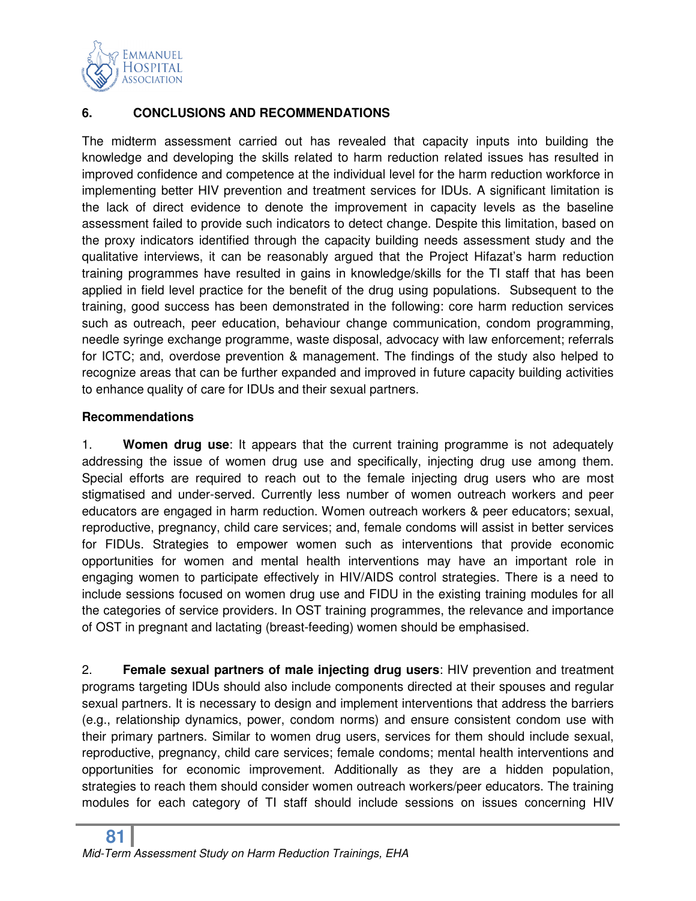## 6. CONCLUSIONS AND RECOMMENDATIONS

The midterm assessment carried out has revealed that capacity inputs into building the knowledge and developing the skills related to harm reduction related issues has resulted in improved confidence and competence at the individual level for the harm reduction workforce in implementing better HIV prevention and treatment services for IDUs. A significant limitation is the lack of direct evidence to denote the improvement in capacity levels as the baseline assessment failed to provide such indicators to detect change. Despite this limitation, based on the proxy indicators identified through the capacity building needs assessment study and the qualitative interviews, it can be reasonably argued that the Project Hifazat's harm reduction training programmes have resulted in gains in knowledge/skills for the TI staff that has been applied in field level practice for the benefit of the drug using populations. Subsequent to the training, good success has been demonstrated in the following: core harm reduction services such as outreach, peer education, behaviour change communication, condom programming, needle syringe exchange programme, waste disposal, advocacy with law enforcement; referrals for ICTC; and, overdose prevention & management. The findings of the study also helped to recognize areas that can be further expanded and improved in future capacity building activities to enhance quality of care for IDUs and their sexual partners.

### Recommendations

1. **Women drug use**: It appears that the current training programme is not adequately addressing the issue of women drug use and specifically, injecting drug use among them. Special efforts are required to reach out to the female injecting drug users who are most stigmatised and under-served. Currently less number of women outreach workers and peer educators are engaged in harm reduction. Women outreach workers & peer educators; sexual, reproductive, pregnancy, child care services; and, female condoms will assist in better services for FIDUs. Strategies to empower women such as interventions that provide economic opportunities for women and mental health interventions may have an important role in engaging women to participate effectively in HIV/AIDS control strategies. There is a need to include sessions focused on women drug use and FIDU in the existing training modules for all the categories of service providers. In OST training programmes, the relevance and importance of OST in pregnant and lactating (breast-feeding) women should be emphasised.

2. **Female sexual partners of male injecting drug users**: HIV prevention and treatment programs targeting IDUs should also include components directed at their spouses and regular sexual partners. It is necessary to design and implement interventions that address the barriers (e.g., relationship dynamics, power, condom norms) and ensure consistent condom use with their primary partners. Similar to women drug users, services for them should include sexual, reproductive, pregnancy, child care services; female condoms; mental health interventions and opportunities for economic improvement. Additionally as they are a hidden population, strategies to reach them should consider women outreach workers/peer educators. The training modules for each category of TI staff should include sessions on issues concerning HIV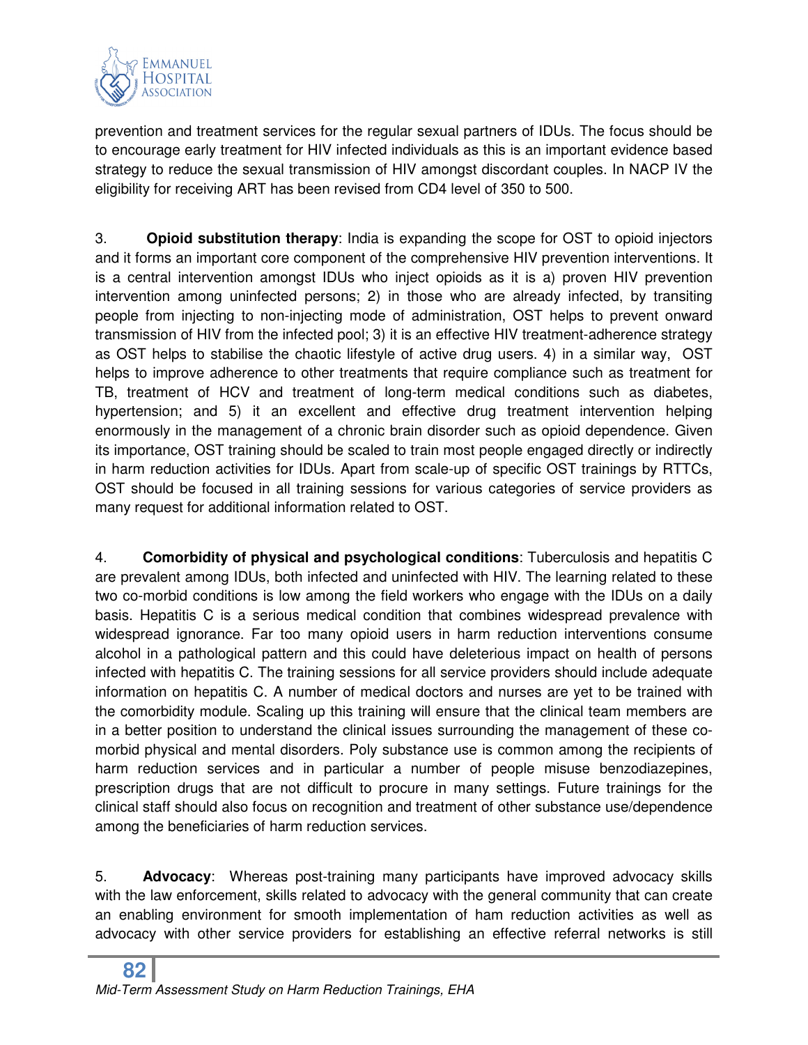prevention and treatment services for the regular sexual partners of IDUs. The focus should be to encourage early treatment for HIV infected individuals as this is an important evidence based strategy to reduce the sexual transmission of HIV amongst discordant couples. In NACP IV the eligibility for receiving ART has been revised from CD4 level of 350 to 500.

3. **Opioid substitution therapy**: India is expanding the scope for OST to opioid injectors and it forms an important core component of the comprehensive HIV prevention interventions. It is a central intervention amongst IDUs who inject opioids as it is a) proven HIV prevention intervention among uninfected persons; 2) in those who are already infected, by transiting people from injecting to non-injecting mode of administration, OST helps to prevent onward transmission of HIV from the infected pool; 3) it is an effective HIV treatment-adherence strategy as OST helps to stabilise the chaotic lifestyle of active drug users. 4) in a similar way, OST helps to improve adherence to other treatments that require compliance such as treatment for TB, treatment of HCV and treatment of long-term medical conditions such as diabetes, hypertension; and 5) it an excellent and effective drug treatment intervention helping enormously in the management of a chronic brain disorder such as opioid dependence. Given its importance, OST training should be scaled to train most people engaged directly or indirectly in harm reduction activities for IDUs. Apart from scale-up of specific OST trainings by RTTCs, OST should be focused in all training sessions for various categories of service providers as many request for additional information related to OST.

4. **Comorbidity of physical and psychological conditions**: Tuberculosis and hepatitis C are prevalent among IDUs, both infected and uninfected with HIV. The learning related to these two co-morbid conditions is low among the field workers who engage with the IDUs on a daily basis. Hepatitis C is a serious medical condition that combines widespread prevalence with widespread ignorance. Far too many opioid users in harm reduction interventions consume alcohol in a pathological pattern and this could have deleterious impact on health of persons infected with hepatitis C. The training sessions for all service providers should include adequate information on hepatitis C. A number of medical doctors and nurses are yet to be trained with the comorbidity module. Scaling up this training will ensure that the clinical team members are in a better position to understand the clinical issues surrounding the management of these co-morbid physical and mental disorders. Poly substance use is common among the recipients of harm reduction services and in particular a number of people misuse benzodiazepines, prescription drugs that are not difficult to procure in many settings. Future trainings for the clinical staff should also focus on recognition and treatment of other substance use/dependence among the beneficiaries of harm reduction services.

5. **Advocacy**: Whereas post-training many participants have improved advocacy skills with the law enforcement, skills related to advocacy with the general community that can create an enabling environment for smooth implementation of ham reduction activities as well as advocacy with other service providers for establishing an effective referral networks is still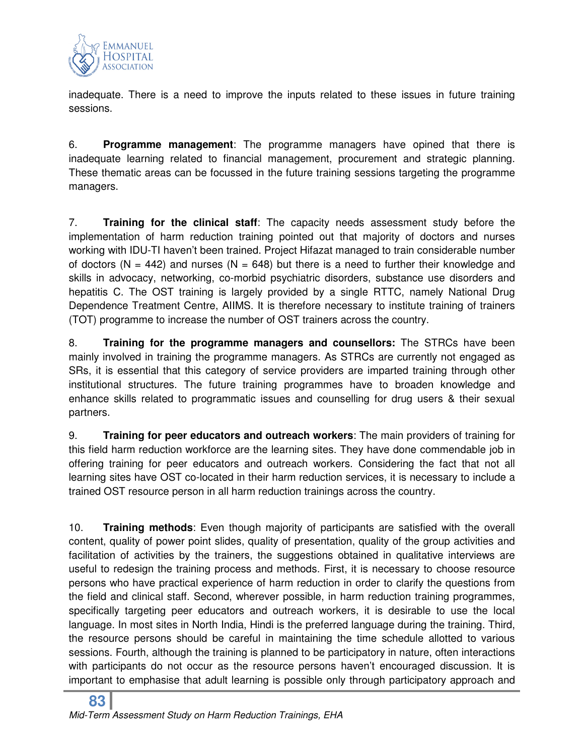inadequate. There is a need to improve the inputs related to these issues in future training sessions.

6. **Programme management**: The programme managers have opined that there is inadequate learning related to financial management, procurement and strategic planning. These thematic areas can be focussed in the future training sessions targeting the programme managers.

7. **Training for the clinical staff**: The capacity needs assessment study before the implementation of harm reduction training pointed out that majority of doctors and nurses working with IDU-TI haven't been trained. Project Hifazat managed to train considerable number of doctors (N = 442) and nurses (N = 648) but there is a need to further their knowledge and skills in advocacy, networking, co-morbid psychiatric disorders, substance use disorders and hepatitis C. The OST training is largely provided by a single RTTC, namely National Drug Dependence Treatment Centre, AIIMS. It is therefore necessary to institute training of trainers (TOT) programme to increase the number of OST trainers across the country.

8. **Training for the programme managers and counsellors:** The STRCs have been mainly involved in training the programme managers. As STRCs are currently not engaged as SRs, it is essential that this category of service providers are imparted training through other institutional structures. The future training programmes have to broaden knowledge and enhance skills related to programmatic issues and counselling for drug users & their sexual partners.

9. **Training for peer educators and outreach workers**: The main providers of training for this field harm reduction workforce are the learning sites. They have done commendable job in offering training for peer educators and outreach workers. Considering the fact that not all learning sites have OST co-located in their harm reduction services, it is necessary to include a trained OST resource person in all harm reduction trainings across the country.

10. **Training methods**: Even though majority of participants are satisfied with the overall content, quality of power point slides, quality of presentation, quality of the group activities and facilitation of activities by the trainers, the suggestions obtained in qualitative interviews are useful to redesign the training process and methods. First, it is necessary to choose resource persons who have practical experience of harm reduction in order to clarify the questions from the field and clinical staff. Second, wherever possible, in harm reduction training programmes, specifically targeting peer educators and outreach workers, it is desirable to use the local language. In most sites in North India, Hindi is the preferred language during the training. Third, the resource persons should be careful in maintaining the time schedule allotted to various sessions. Fourth, although the training is planned to be participatory in nature, often interactions with participants do not occur as the resource persons haven't encouraged discussion. It is important to emphasise that adult learning is possible only through participatory approach and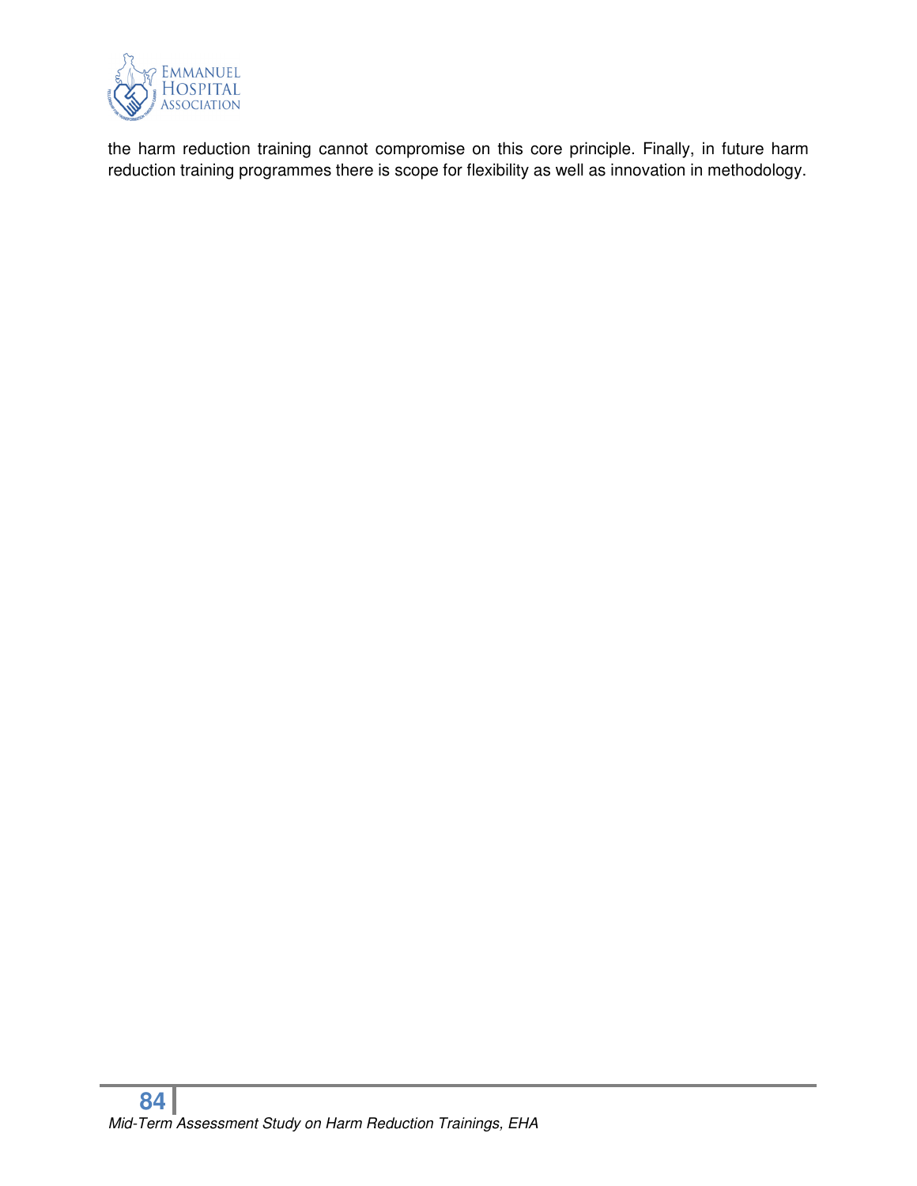the harm reduction training cannot compromise on this core principle. Finally, in future harm reduction training programmes there is scope for flexibility as well as innovation in methodology.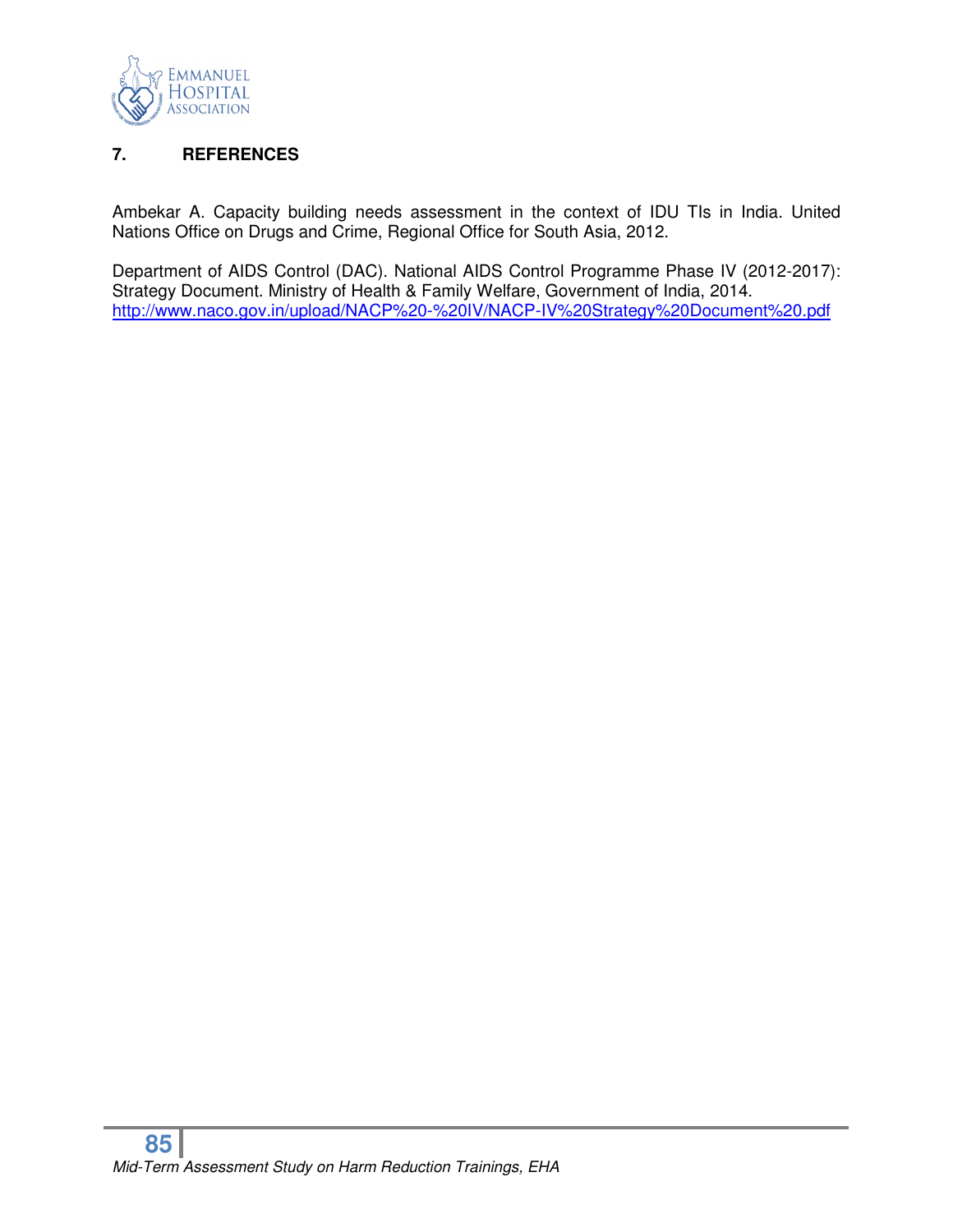## 7. REFERENCES

Ambekar A. Capacity building needs assessment in the context of IDU TIs in India. United Nations Office on Drugs and Crime, Regional Office for South Asia, 2012.

Department of AIDS Control (DAC). National AIDS Control Programme Phase IV (2012-2017): Strategy Document. Ministry of Health & Family Welfare, Government of India, 2014. http://www.naco.gov.in/upload/NACP%20-%20IV/NACP-IV%20Strategy%20Document%20.pdf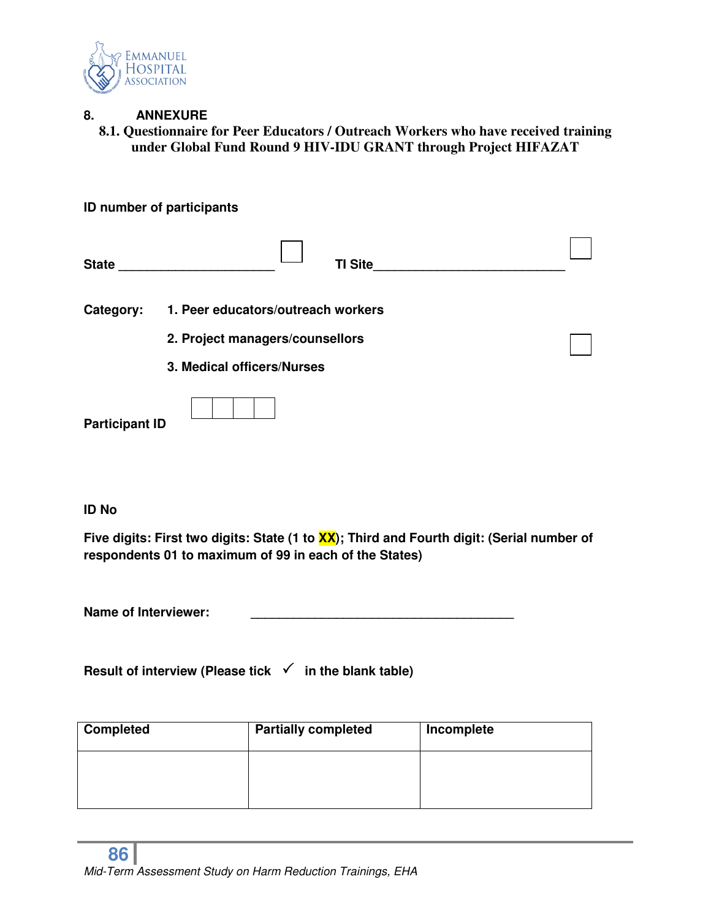# 8. ANNEXURE

## 8.1. Questionnaire for Peer Educators / Outreach Workers who have received training under Global Fund Round 9 HIV-IDU GRANT through Project HIFAZAT

**ID number of participants**

**State** ______________________ ☐ **TI Site**___________________________ ☐

**Category:** **1. Peer educators/outreach workers**

**2. Project managers/counsellors** ☐

**3. Medical officers/Nurses**

**Participant ID** ☐☐☐☐

**ID No**

**Five digits: First two digits: State (1 to XX); Third and Fourth digit: (Serial number of respondents 01 to maximum of 99 in each of the States)**

**Name of Interviewer:** ______________________________________

**Result of interview (Please tick ✓ in the blank table)**

| Completed | Partially completed | Incomplete |
|---|---|---|
| | | |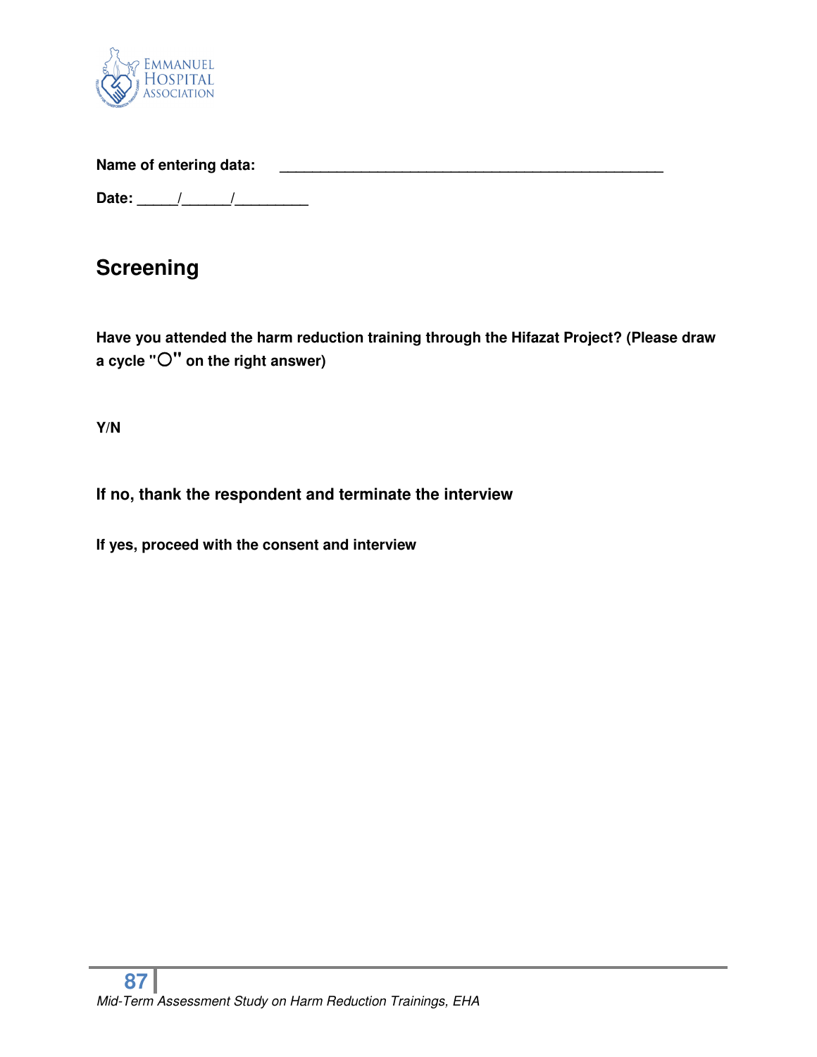**Name of entering data:** ______________________________________________

**Date:** _____/______/_________

## Screening

**Have you attended the harm reduction training through the Hifazat Project? (Please draw a cycle "○" on the right answer)**

**Y/N**

### If no, thank the respondent and terminate the interview

**If yes, proceed with the consent and interview**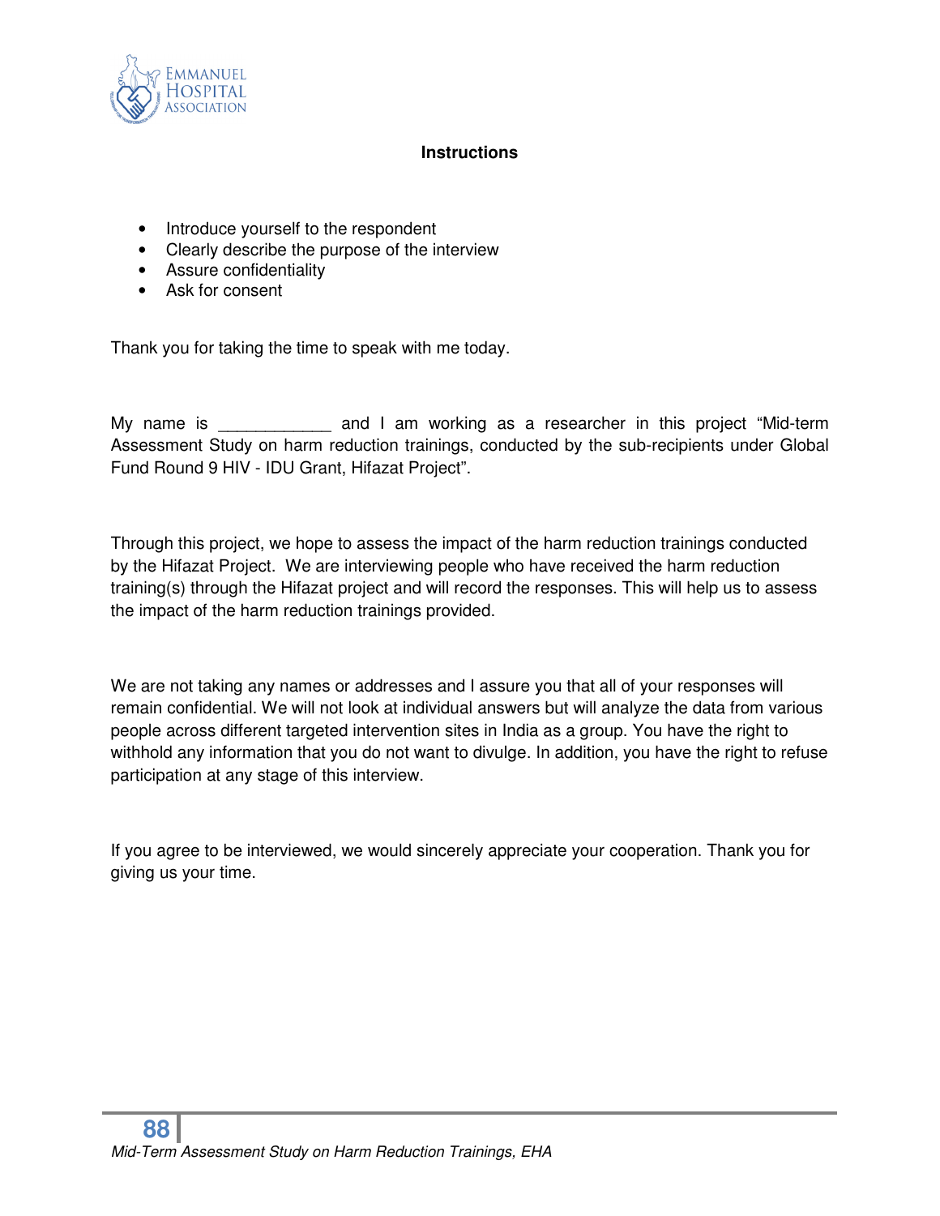## Instructions

- Introduce yourself to the respondent
- Clearly describe the purpose of the interview
- Assure confidentiality
- Ask for consent

Thank you for taking the time to speak with me today.

My name is ____________ and I am working as a researcher in this project "Mid-term Assessment Study on harm reduction trainings, conducted by the sub-recipients under Global Fund Round 9 HIV - IDU Grant, Hifazat Project".

Through this project, we hope to assess the impact of the harm reduction trainings conducted by the Hifazat Project. We are interviewing people who have received the harm reduction training(s) through the Hifazat project and will record the responses. This will help us to assess the impact of the harm reduction trainings provided.

We are not taking any names or addresses and I assure you that all of your responses will remain confidential. We will not look at individual answers but will analyze the data from various people across different targeted intervention sites in India as a group. You have the right to withhold any information that you do not want to divulge. In addition, you have the right to refuse participation at any stage of this interview.

If you agree to be interviewed, we would sincerely appreciate your cooperation. Thank you for giving us your time.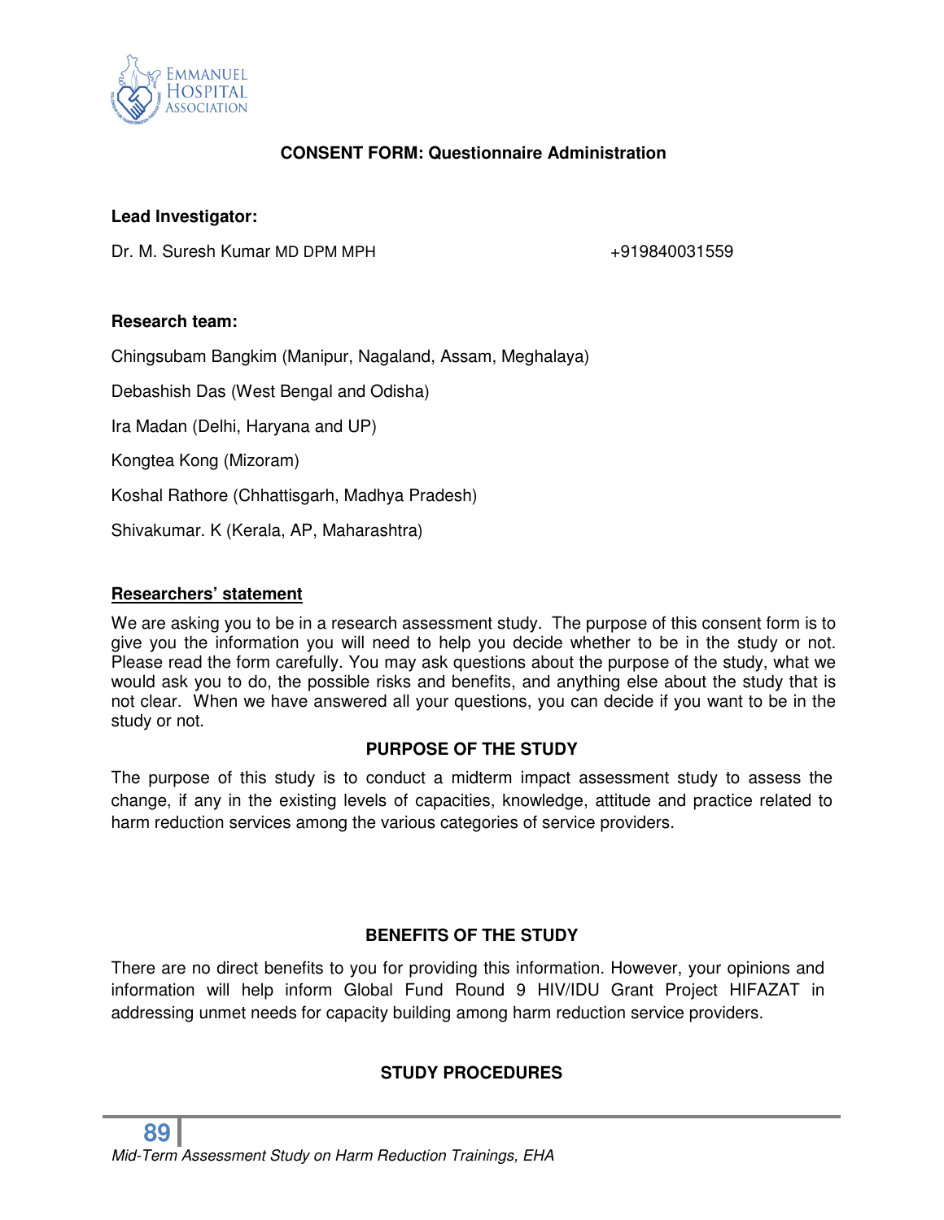## CONSENT FORM: Questionnaire Administration

**Lead Investigator:**

Dr. M. Suresh Kumar MD DPM MPH +919840031559

**Research team:**

Chingsubam Bangkim (Manipur, Nagaland, Assam, Meghalaya)

Debashish Das (West Bengal and Odisha)

Ira Madan (Delhi, Haryana and UP)

Kongtea Kong (Mizoram)

Koshal Rathore (Chhattisgarh, Madhya Pradesh)

Shivakumar. K (Kerala, AP, Maharashtra)

**<u>Researchers' statement</u>**

We are asking you to be in a research assessment study. The purpose of this consent form is to give you the information you will need to help you decide whether to be in the study or not. Please read the form carefully. You may ask questions about the purpose of the study, what we would ask you to do, the possible risks and benefits, and anything else about the study that is not clear. When we have answered all your questions, you can decide if you want to be in the study or not.

### PURPOSE OF THE STUDY

The purpose of this study is to conduct a midterm impact assessment study to assess the change, if any in the existing levels of capacities, knowledge, attitude and practice related to harm reduction services among the various categories of service providers.

### BENEFITS OF THE STUDY

There are no direct benefits to you for providing this information. However, your opinions and information will help inform Global Fund Round 9 HIV/IDU Grant Project HIFAZAT in addressing unmet needs for capacity building among harm reduction service providers.

### STUDY PROCEDURES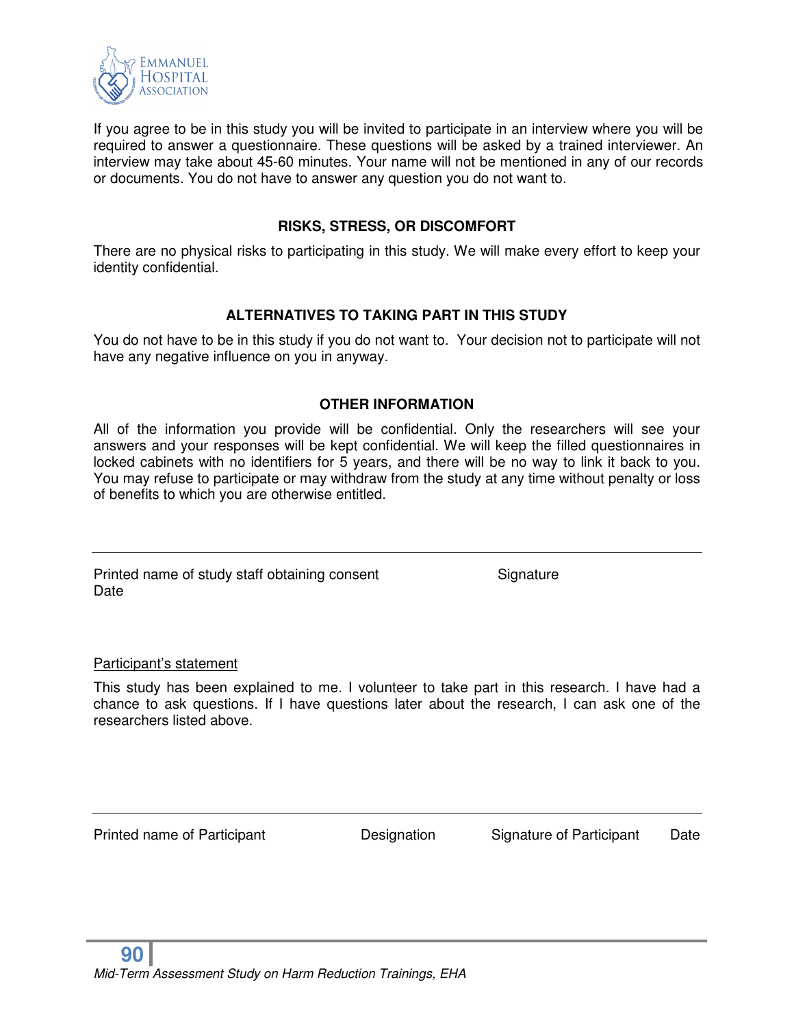If you agree to be in this study you will be invited to participate in an interview where you will be required to answer a questionnaire. These questions will be asked by a trained interviewer. An interview may take about 45-60 minutes. Your name will not be mentioned in any of our records or documents. You do not have to answer any question you do not want to.

### RISKS, STRESS, OR DISCOMFORT

There are no physical risks to participating in this study. We will make every effort to keep your identity confidential.

### ALTERNATIVES TO TAKING PART IN THIS STUDY

You do not have to be in this study if you do not want to. Your decision not to participate will not have any negative influence on you in anyway.

### OTHER INFORMATION

All of the information you provide will be confidential. Only the researchers will see your answers and your responses will be kept confidential. We will keep the filled questionnaires in locked cabinets with no identifiers for 5 years, and there will be no way to link it back to you. You may refuse to participate or may withdraw from the study at any time without penalty or loss of benefits to which you are otherwise entitled.

---

Printed name of study staff obtaining consent　　　　Signature
Date

<u>Participant's statement</u>

This study has been explained to me. I volunteer to take part in this research. I have had a chance to ask questions. If I have questions later about the research, I can ask one of the researchers listed above.

---

Printed name of Participant　　　　Designation　　　　Signature of Participant　　　　Date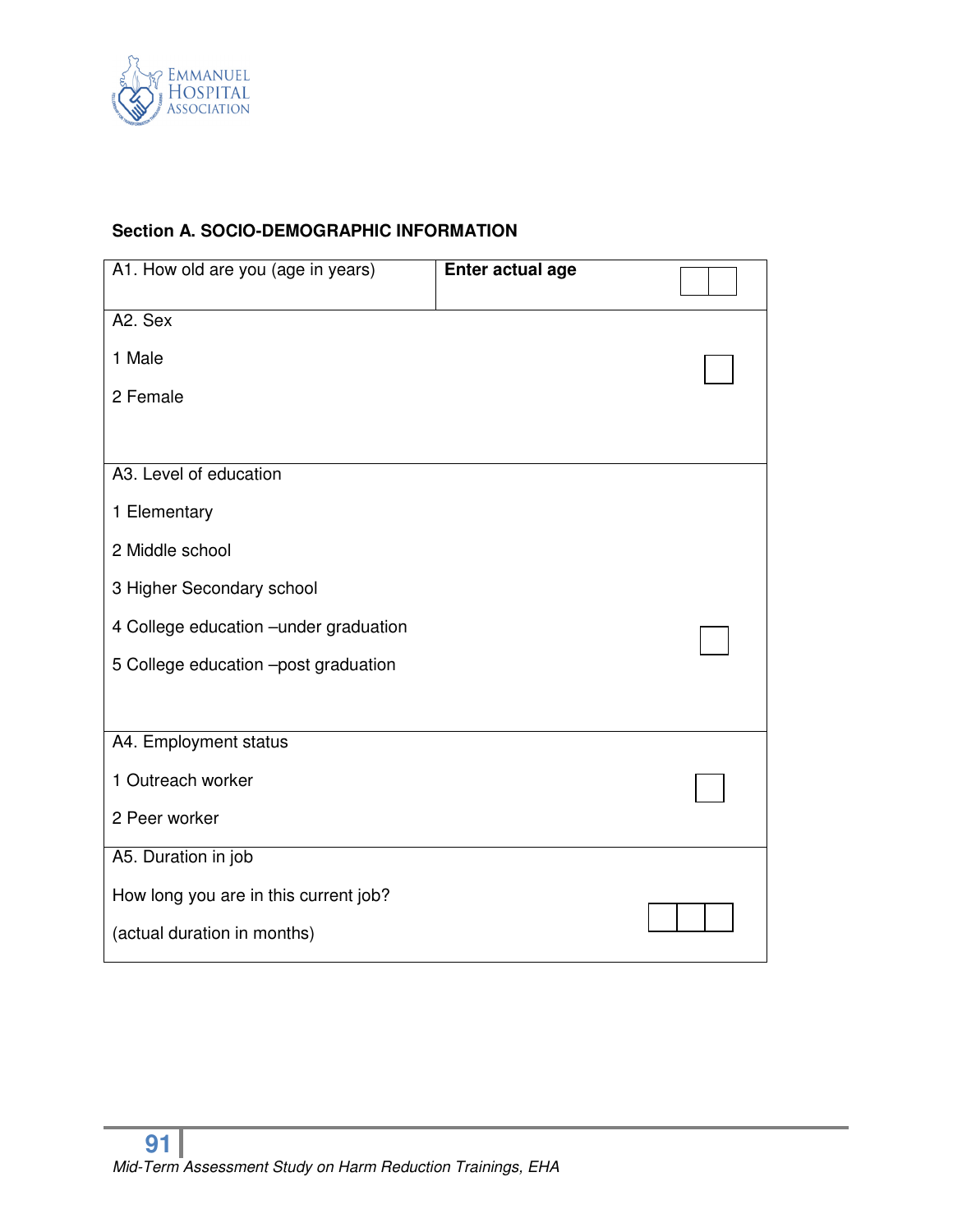### Section A. SOCIO-DEMOGRAPHIC INFORMATION

| A1. How old are you (age in years) | **Enter actual age** | |
|---|---|---|
| A2. Sex<br><br>1 Male<br><br>2 Female | | |
| A3. Level of education<br><br>1 Elementary<br><br>2 Middle school<br><br>3 Higher Secondary school<br><br>4 College education –under graduation<br><br>5 College education –post graduation | | |
| A4. Employment status<br><br>1 Outreach worker<br><br>2 Peer worker | | |
| A5. Duration in job<br><br>How long you are in this current job?<br><br>(actual duration in months) | | |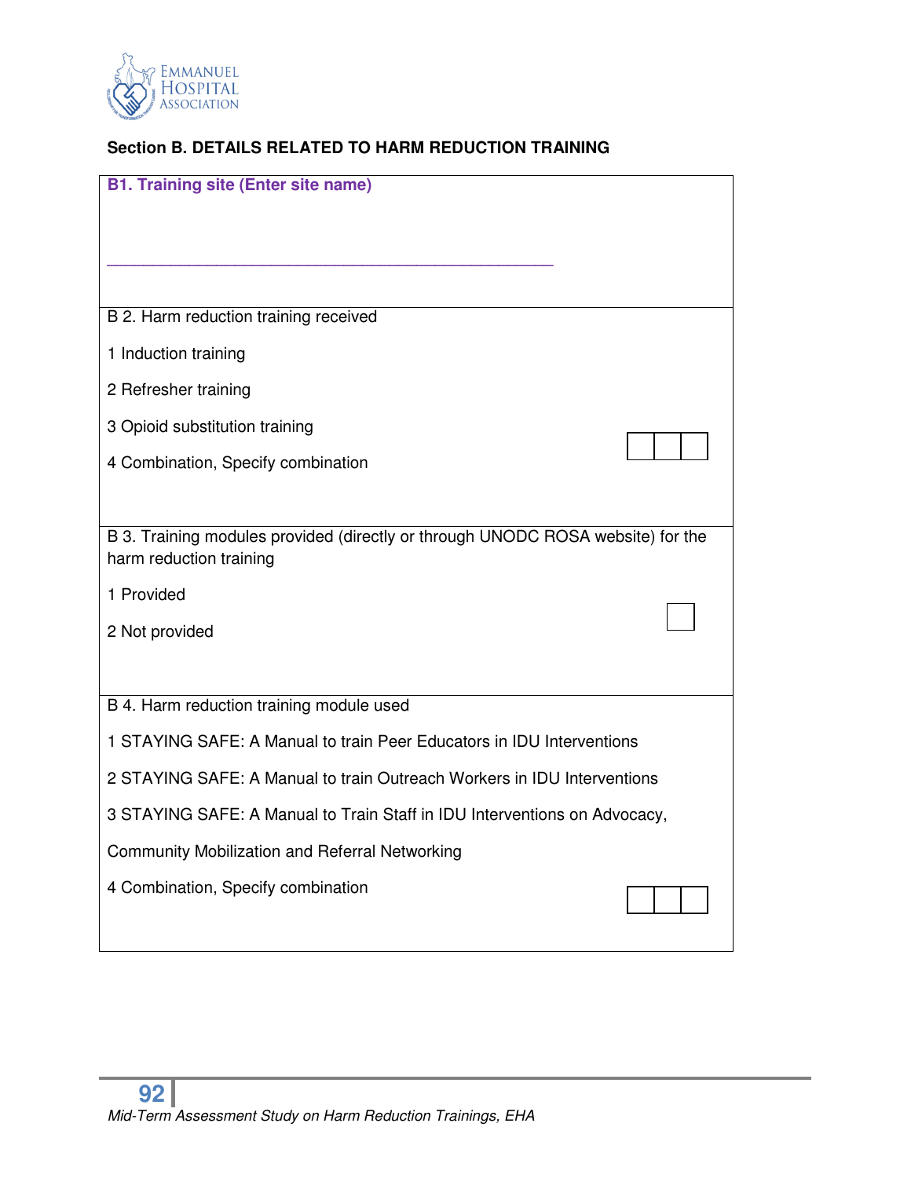## Section B. DETAILS RELATED TO HARM REDUCTION TRAINING

**B1. Training site (Enter site name)**

_______________________________________________

B 2. Harm reduction training received

1 Induction training

2 Refresher training

3 Opioid substitution training

4 Combination, Specify combination

☐☐☐

B 3. Training modules provided (directly or through UNODC ROSA website) for the harm reduction training

1 Provided

2 Not provided

☐

B 4. Harm reduction training module used

1 STAYING SAFE: A Manual to train Peer Educators in IDU Interventions

2 STAYING SAFE: A Manual to train Outreach Workers in IDU Interventions

3 STAYING SAFE: A Manual to Train Staff in IDU Interventions on Advocacy, Community Mobilization and Referral Networking

4 Combination, Specify combination

☐☐☐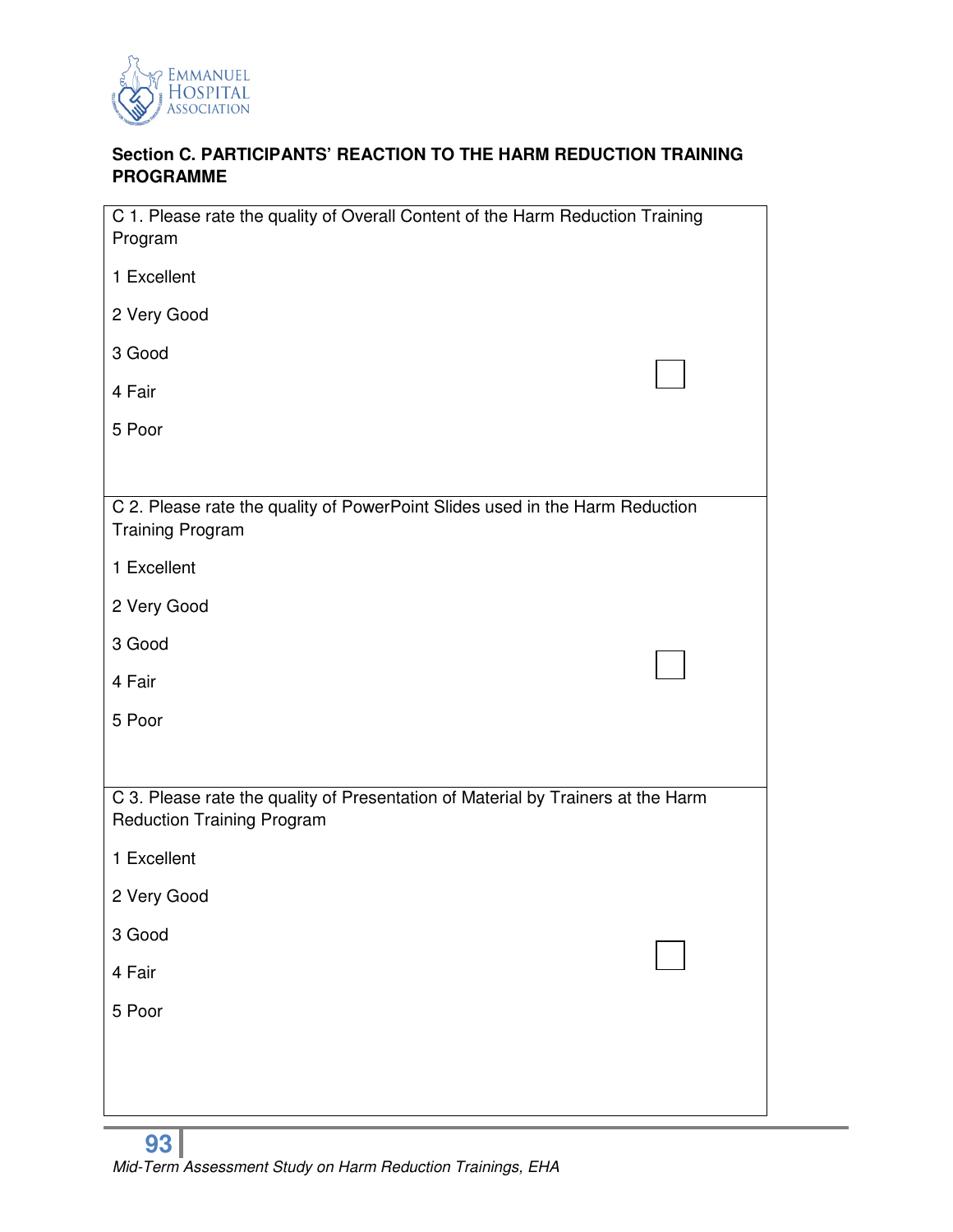**Section C. PARTICIPANTS' REACTION TO THE HARM REDUCTION TRAINING PROGRAMME**

| |
|---|
| C 1. Please rate the quality of Overall Content of the Harm Reduction Training Program<br><br>1 Excellent<br><br>2 Very Good<br><br>3 Good &nbsp;&nbsp;&nbsp;&nbsp;&nbsp;&nbsp;&nbsp;&nbsp; ☐<br><br>4 Fair<br><br>5 Poor |
| C 2. Please rate the quality of PowerPoint Slides used in the Harm Reduction Training Program<br><br>1 Excellent<br><br>2 Very Good<br><br>3 Good &nbsp;&nbsp;&nbsp;&nbsp;&nbsp;&nbsp;&nbsp;&nbsp; ☐<br><br>4 Fair<br><br>5 Poor |
| C 3. Please rate the quality of Presentation of Material by Trainers at the Harm Reduction Training Program<br><br>1 Excellent<br><br>2 Very Good<br><br>3 Good &nbsp;&nbsp;&nbsp;&nbsp;&nbsp;&nbsp;&nbsp;&nbsp; ☐<br><br>4 Fair<br><br>5 Poor |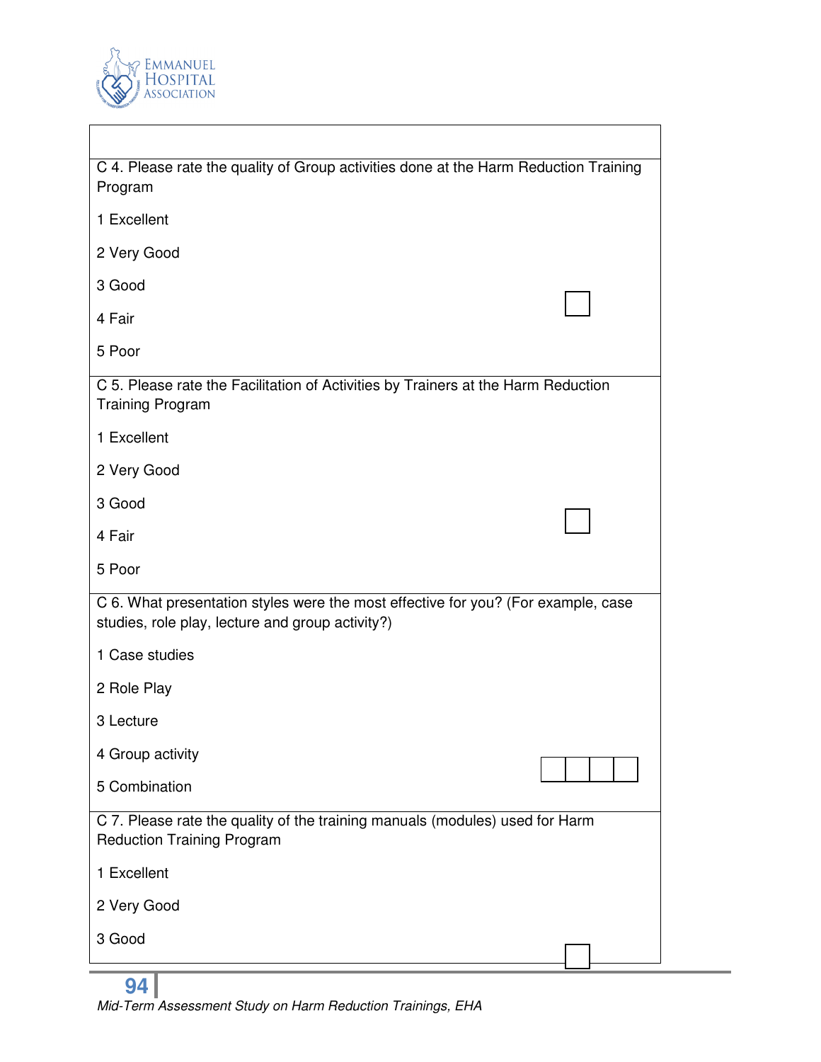C 4. Please rate the quality of Group activities done at the Harm Reduction Training Program

1 Excellent

2 Very Good

3 Good

4 Fair

5 Poor

C 5. Please rate the Facilitation of Activities by Trainers at the Harm Reduction Training Program

1 Excellent

2 Very Good

3 Good

4 Fair

5 Poor

C 6. What presentation styles were the most effective for you? (For example, case studies, role play, lecture and group activity?)

1 Case studies

2 Role Play

3 Lecture

4 Group activity

5 Combination

C 7. Please rate the quality of the training manuals (modules) used for Harm Reduction Training Program

1 Excellent

2 Very Good

3 Good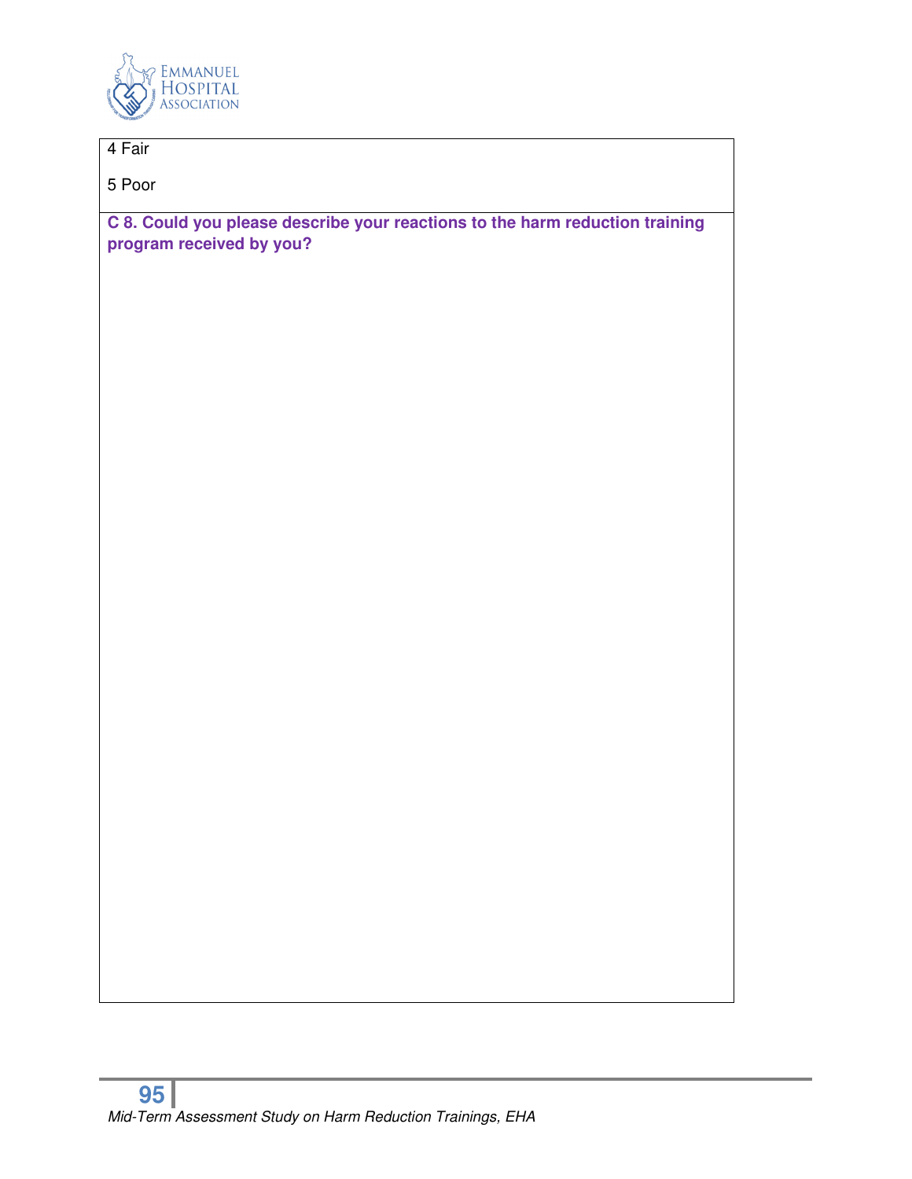4 Fair

5 Poor

**C 8. Could you please describe your reactions to the harm reduction training program received by you?**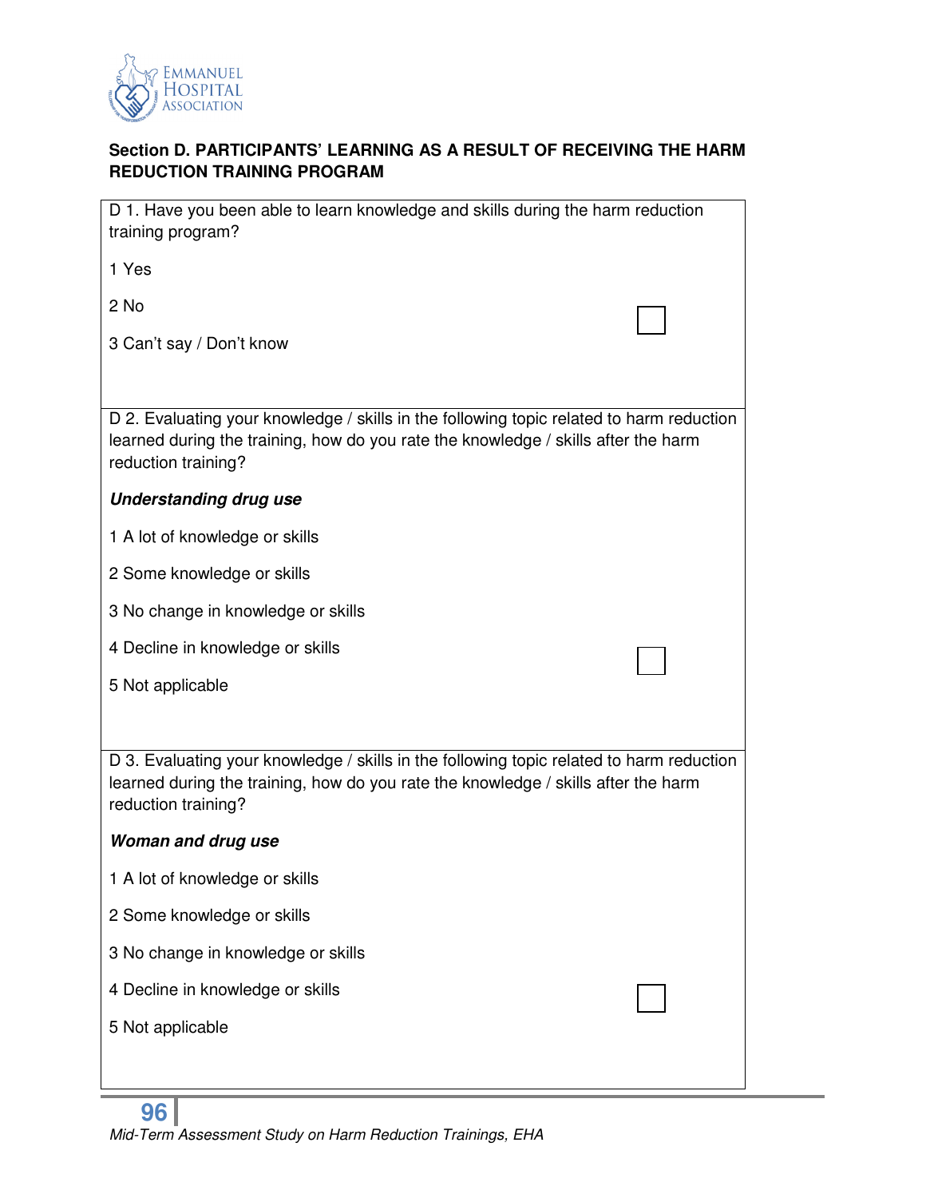**Section D. PARTICIPANTS' LEARNING AS A RESULT OF RECEIVING THE HARM REDUCTION TRAINING PROGRAM**

D 1. Have you been able to learn knowledge and skills during the harm reduction training program?

1 Yes

2 No ☐

3 Can't say / Don't know

D 2. Evaluating your knowledge / skills in the following topic related to harm reduction learned during the training, how do you rate the knowledge / skills after the harm reduction training?

***Understanding drug use***

1 A lot of knowledge or skills

2 Some knowledge or skills

3 No change in knowledge or skills

4 Decline in knowledge or skills ☐

5 Not applicable

D 3. Evaluating your knowledge / skills in the following topic related to harm reduction learned during the training, how do you rate the knowledge / skills after the harm reduction training?

***Woman and drug use***

1 A lot of knowledge or skills

2 Some knowledge or skills

3 No change in knowledge or skills

4 Decline in knowledge or skills ☐

5 Not applicable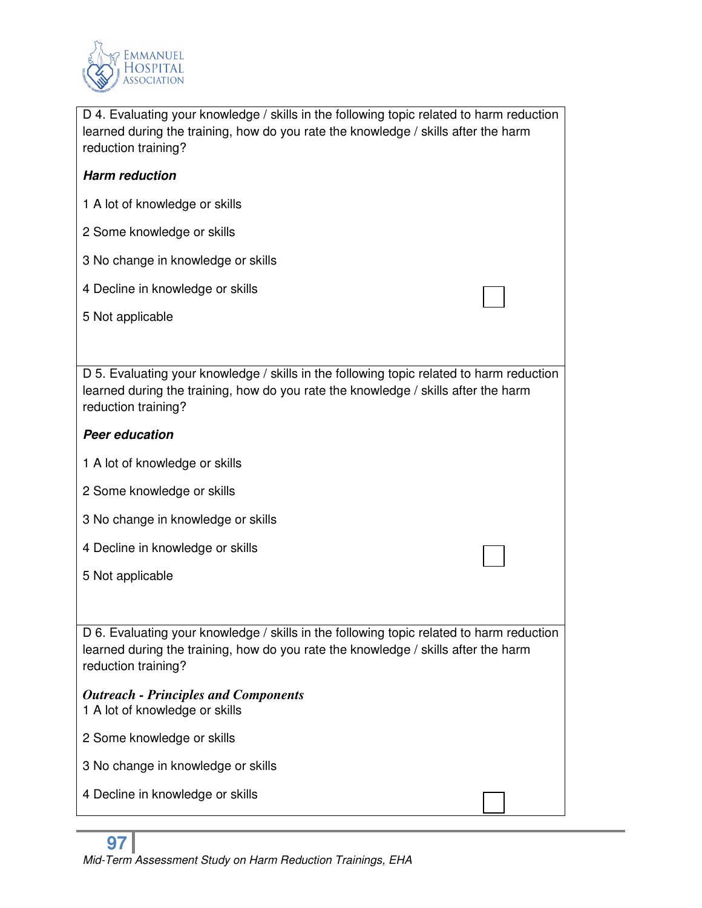D 4. Evaluating your knowledge / skills in the following topic related to harm reduction learned during the training, how do you rate the knowledge / skills after the harm reduction training?

***Harm reduction***

1 A lot of knowledge or skills

2 Some knowledge or skills

3 No change in knowledge or skills

4 Decline in knowledge or skills

5 Not applicable

☐

D 5. Evaluating your knowledge / skills in the following topic related to harm reduction learned during the training, how do you rate the knowledge / skills after the harm reduction training?

***Peer education***

1 A lot of knowledge or skills

2 Some knowledge or skills

3 No change in knowledge or skills

4 Decline in knowledge or skills

5 Not applicable

☐

D 6. Evaluating your knowledge / skills in the following topic related to harm reduction learned during the training, how do you rate the knowledge / skills after the harm reduction training?

***Outreach - Principles and Components***

1 A lot of knowledge or skills

2 Some knowledge or skills

3 No change in knowledge or skills

4 Decline in knowledge or skills

☐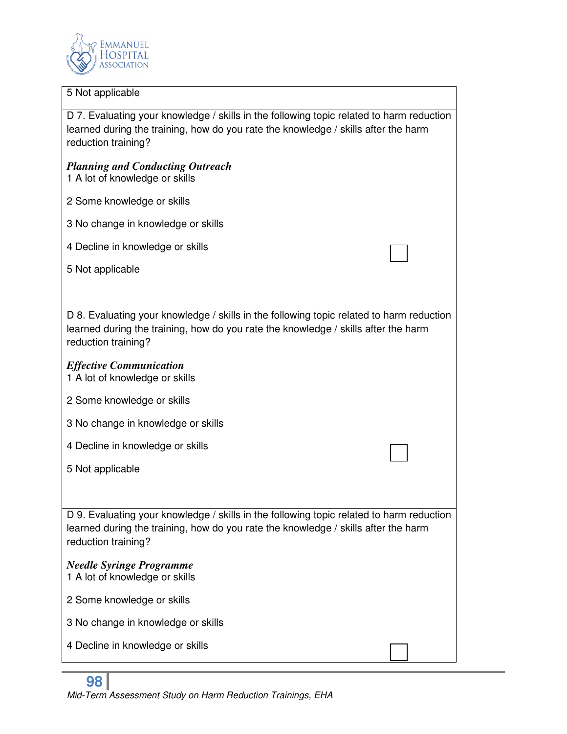5 Not applicable

D 7. Evaluating your knowledge / skills in the following topic related to harm reduction learned during the training, how do you rate the knowledge / skills after the harm reduction training?

***Planning and Conducting Outreach***

1 A lot of knowledge or skills

2 Some knowledge or skills

3 No change in knowledge or skills

4 Decline in knowledge or skills

5 Not applicable

D 8. Evaluating your knowledge / skills in the following topic related to harm reduction learned during the training, how do you rate the knowledge / skills after the harm reduction training?

***Effective Communication***

1 A lot of knowledge or skills

2 Some knowledge or skills

3 No change in knowledge or skills

4 Decline in knowledge or skills

5 Not applicable

D 9. Evaluating your knowledge / skills in the following topic related to harm reduction learned during the training, how do you rate the knowledge / skills after the harm reduction training?

***Needle Syringe Programme***

1 A lot of knowledge or skills

2 Some knowledge or skills

3 No change in knowledge or skills

4 Decline in knowledge or skills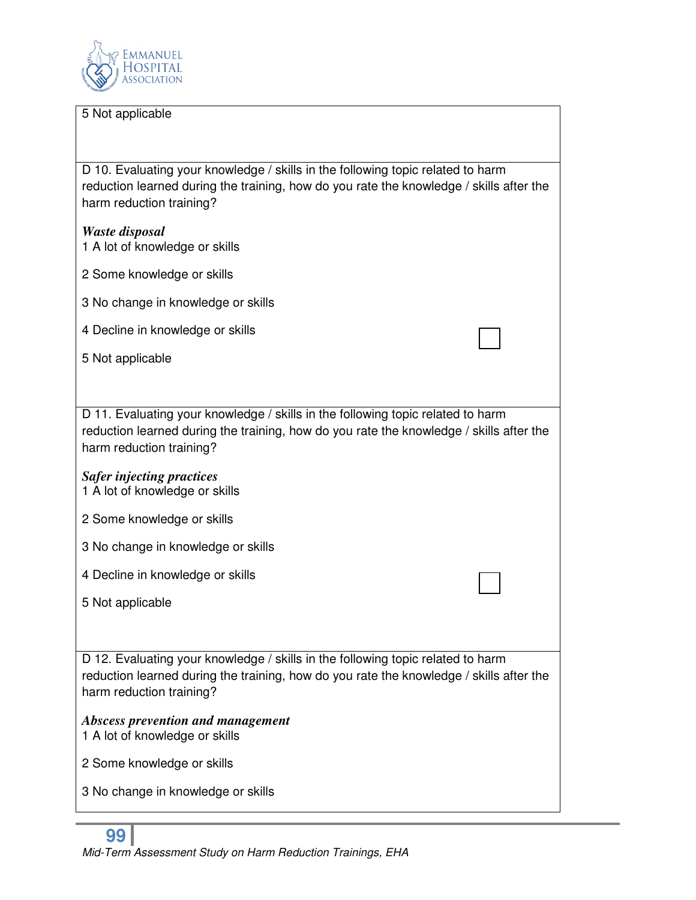5 Not applicable

D 10. Evaluating your knowledge / skills in the following topic related to harm reduction learned during the training, how do you rate the knowledge / skills after the harm reduction training?

***Waste disposal***

1 A lot of knowledge or skills

2 Some knowledge or skills

3 No change in knowledge or skills

4 Decline in knowledge or skills

5 Not applicable

☐

D 11. Evaluating your knowledge / skills in the following topic related to harm reduction learned during the training, how do you rate the knowledge / skills after the harm reduction training?

***Safer injecting practices***

1 A lot of knowledge or skills

2 Some knowledge or skills

3 No change in knowledge or skills

4 Decline in knowledge or skills

5 Not applicable

☐

D 12. Evaluating your knowledge / skills in the following topic related to harm reduction learned during the training, how do you rate the knowledge / skills after the harm reduction training?

***Abscess prevention and management***

1 A lot of knowledge or skills

2 Some knowledge or skills

3 No change in knowledge or skills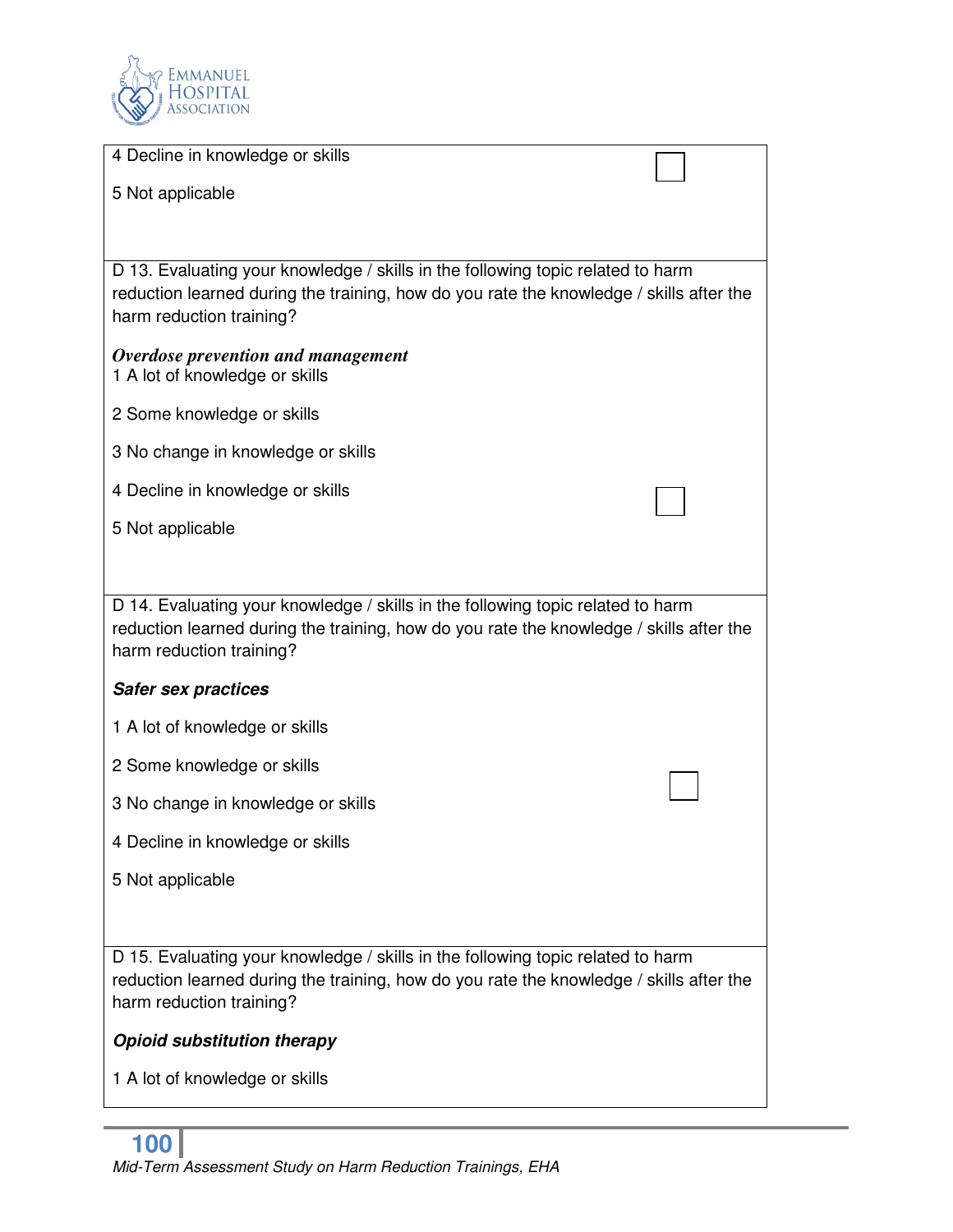4 Decline in knowledge or skills ☐

5 Not applicable

D 13. Evaluating your knowledge / skills in the following topic related to harm reduction learned during the training, how do you rate the knowledge / skills after the harm reduction training?

***Overdose prevention and management***

1 A lot of knowledge or skills

2 Some knowledge or skills

3 No change in knowledge or skills

4 Decline in knowledge or skills ☐

5 Not applicable

D 14. Evaluating your knowledge / skills in the following topic related to harm reduction learned during the training, how do you rate the knowledge / skills after the harm reduction training?

***Safer sex practices***

1 A lot of knowledge or skills

2 Some knowledge or skills ☐

3 No change in knowledge or skills

4 Decline in knowledge or skills

5 Not applicable

D 15. Evaluating your knowledge / skills in the following topic related to harm reduction learned during the training, how do you rate the knowledge / skills after the harm reduction training?

***Opioid substitution therapy***

1 A lot of knowledge or skills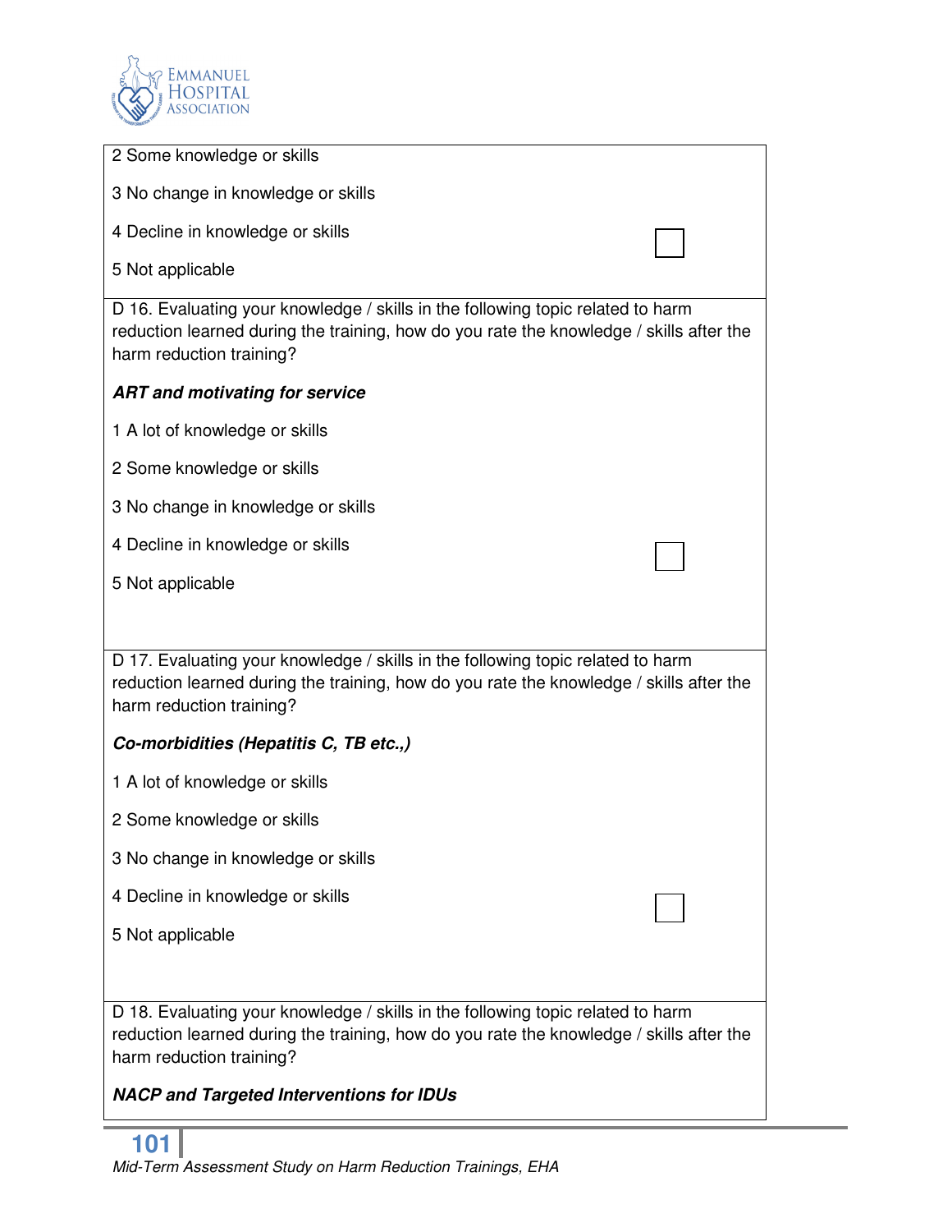2 Some knowledge or skills

3 No change in knowledge or skills

4 Decline in knowledge or skills

5 Not applicable

☐

D 16. Evaluating your knowledge / skills in the following topic related to harm reduction learned during the training, how do you rate the knowledge / skills after the harm reduction training?

***ART and motivating for service***

1 A lot of knowledge or skills

2 Some knowledge or skills

3 No change in knowledge or skills

4 Decline in knowledge or skills

5 Not applicable

☐

D 17. Evaluating your knowledge / skills in the following topic related to harm reduction learned during the training, how do you rate the knowledge / skills after the harm reduction training?

***Co-morbidities (Hepatitis C, TB etc.,)***

1 A lot of knowledge or skills

2 Some knowledge or skills

3 No change in knowledge or skills

4 Decline in knowledge or skills

5 Not applicable

☐

D 18. Evaluating your knowledge / skills in the following topic related to harm reduction learned during the training, how do you rate the knowledge / skills after the harm reduction training?

***NACP and Targeted Interventions for IDUs***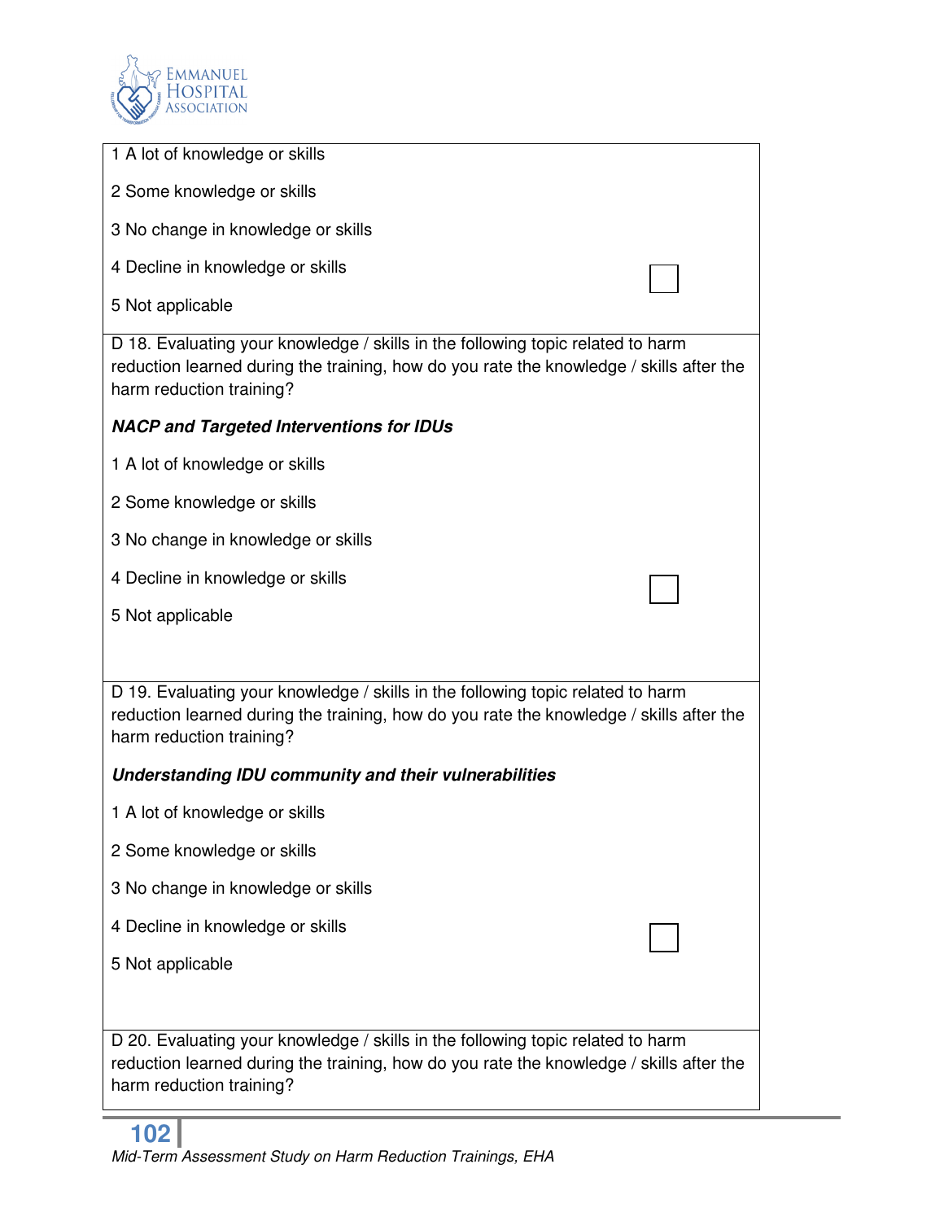1 A lot of knowledge or skills

2 Some knowledge or skills

3 No change in knowledge or skills

4 Decline in knowledge or skills

5 Not applicable

D 18. Evaluating your knowledge / skills in the following topic related to harm reduction learned during the training, how do you rate the knowledge / skills after the harm reduction training?

***NACP and Targeted Interventions for IDUs***

1 A lot of knowledge or skills

2 Some knowledge or skills

3 No change in knowledge or skills

4 Decline in knowledge or skills

5 Not applicable

D 19. Evaluating your knowledge / skills in the following topic related to harm reduction learned during the training, how do you rate the knowledge / skills after the harm reduction training?

***Understanding IDU community and their vulnerabilities***

1 A lot of knowledge or skills

2 Some knowledge or skills

3 No change in knowledge or skills

4 Decline in knowledge or skills

5 Not applicable

D 20. Evaluating your knowledge / skills in the following topic related to harm reduction learned during the training, how do you rate the knowledge / skills after the harm reduction training?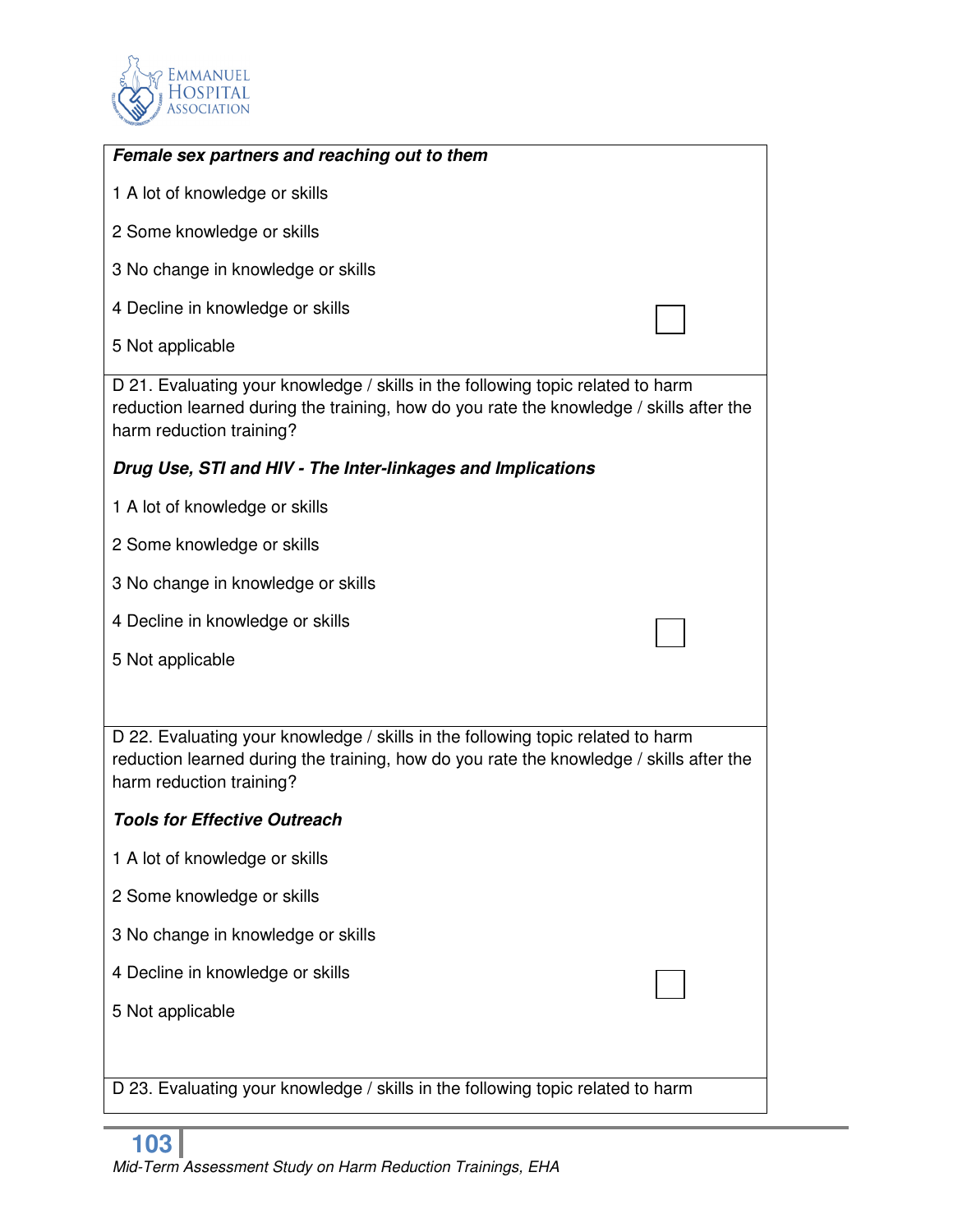***Female sex partners and reaching out to them***

1 A lot of knowledge or skills

2 Some knowledge or skills

3 No change in knowledge or skills

4 Decline in knowledge or skills

5 Not applicable

D 21. Evaluating your knowledge / skills in the following topic related to harm reduction learned during the training, how do you rate the knowledge / skills after the harm reduction training?

***Drug Use, STI and HIV - The Inter-linkages and Implications***

1 A lot of knowledge or skills

2 Some knowledge or skills

3 No change in knowledge or skills

4 Decline in knowledge or skills

5 Not applicable

D 22. Evaluating your knowledge / skills in the following topic related to harm reduction learned during the training, how do you rate the knowledge / skills after the harm reduction training?

***Tools for Effective Outreach***

1 A lot of knowledge or skills

2 Some knowledge or skills

3 No change in knowledge or skills

4 Decline in knowledge or skills

5 Not applicable

D 23. Evaluating your knowledge / skills in the following topic related to harm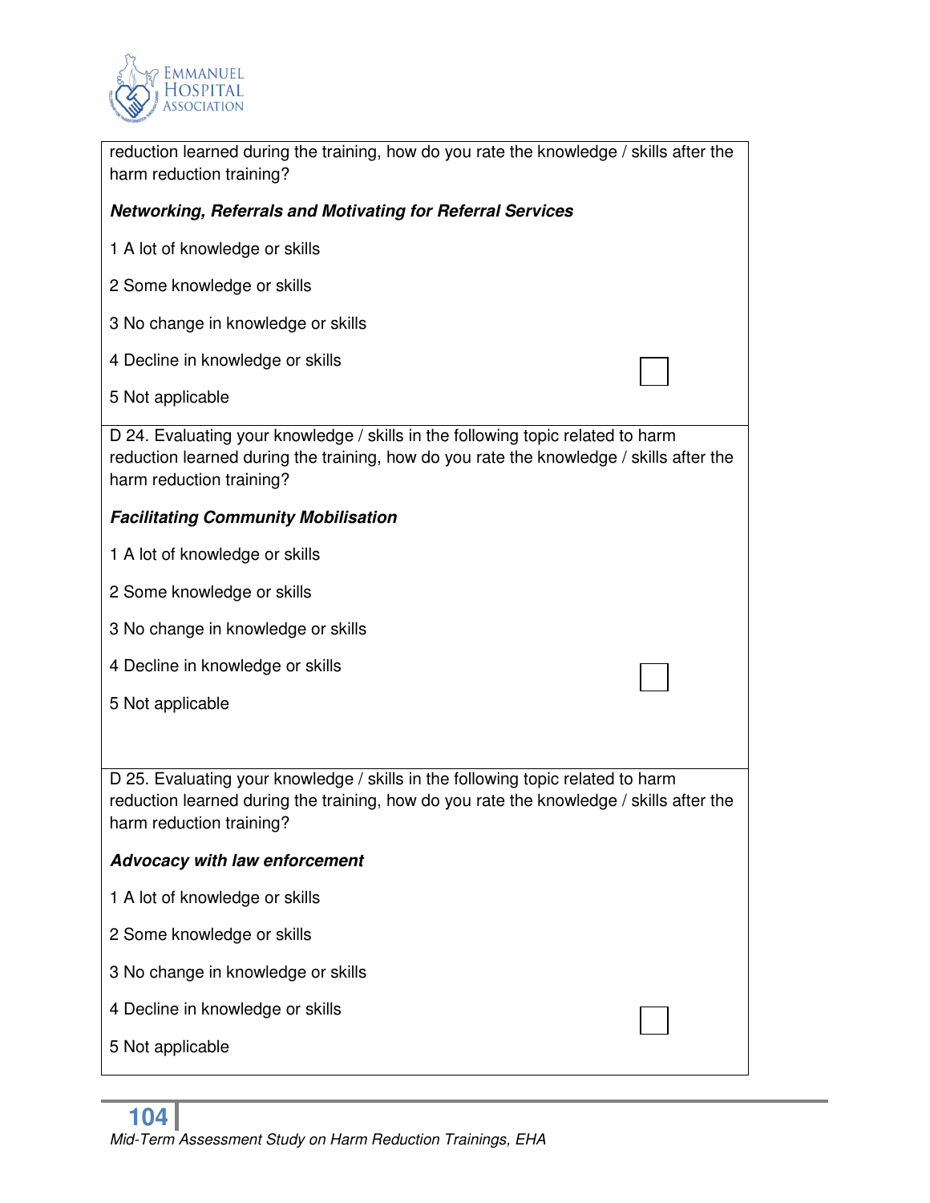reduction learned during the training, how do you rate the knowledge / skills after the harm reduction training?

***Networking, Referrals and Motivating for Referral Services***

1 A lot of knowledge or skills

2 Some knowledge or skills

3 No change in knowledge or skills

4 Decline in knowledge or skills

5 Not applicable

D 24. Evaluating your knowledge / skills in the following topic related to harm reduction learned during the training, how do you rate the knowledge / skills after the harm reduction training?

***Facilitating Community Mobilisation***

1 A lot of knowledge or skills

2 Some knowledge or skills

3 No change in knowledge or skills

4 Decline in knowledge or skills

5 Not applicable

D 25. Evaluating your knowledge / skills in the following topic related to harm reduction learned during the training, how do you rate the knowledge / skills after the harm reduction training?

***Advocacy with law enforcement***

1 A lot of knowledge or skills

2 Some knowledge or skills

3 No change in knowledge or skills

4 Decline in knowledge or skills

5 Not applicable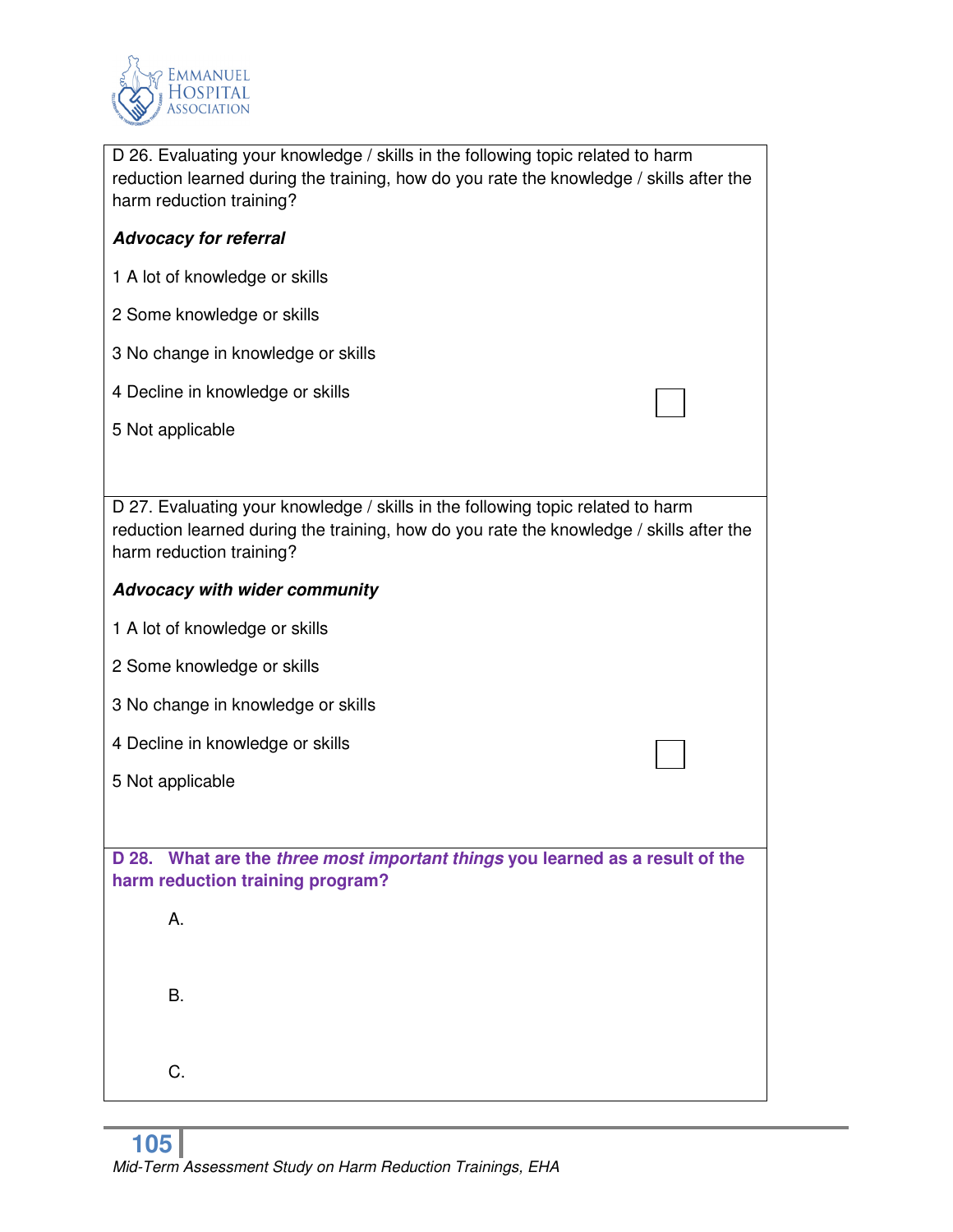D 26. Evaluating your knowledge / skills in the following topic related to harm reduction learned during the training, how do you rate the knowledge / skills after the harm reduction training?

***Advocacy for referral***

1 A lot of knowledge or skills

2 Some knowledge or skills

3 No change in knowledge or skills

4 Decline in knowledge or skills

5 Not applicable

☐

D 27. Evaluating your knowledge / skills in the following topic related to harm reduction learned during the training, how do you rate the knowledge / skills after the harm reduction training?

***Advocacy with wider community***

1 A lot of knowledge or skills

2 Some knowledge or skills

3 No change in knowledge or skills

4 Decline in knowledge or skills

5 Not applicable

☐

**D 28. What are the *three most important things* you learned as a result of the harm reduction training program?**

A.

B.

C.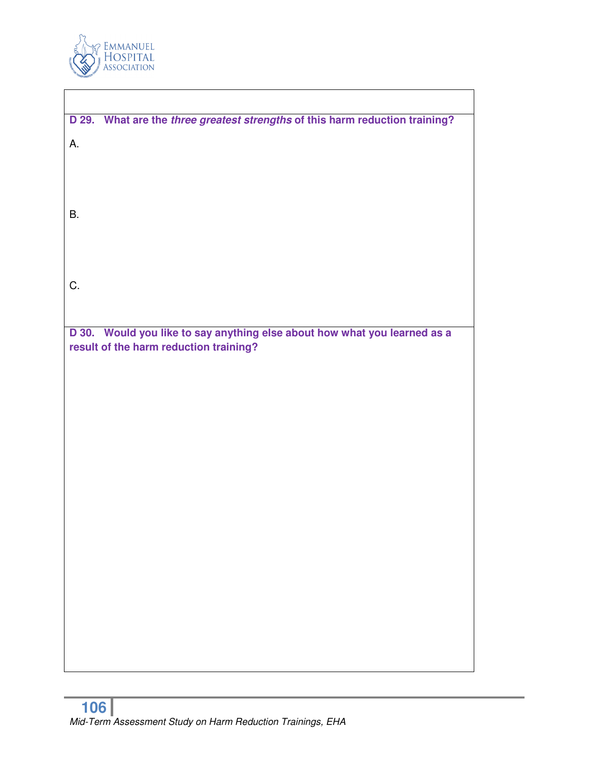**D 29. What are the *three greatest strengths* of this harm reduction training?**

A.

B.

C.

**D 30. Would you like to say anything else about how what you learned as a result of the harm reduction training?**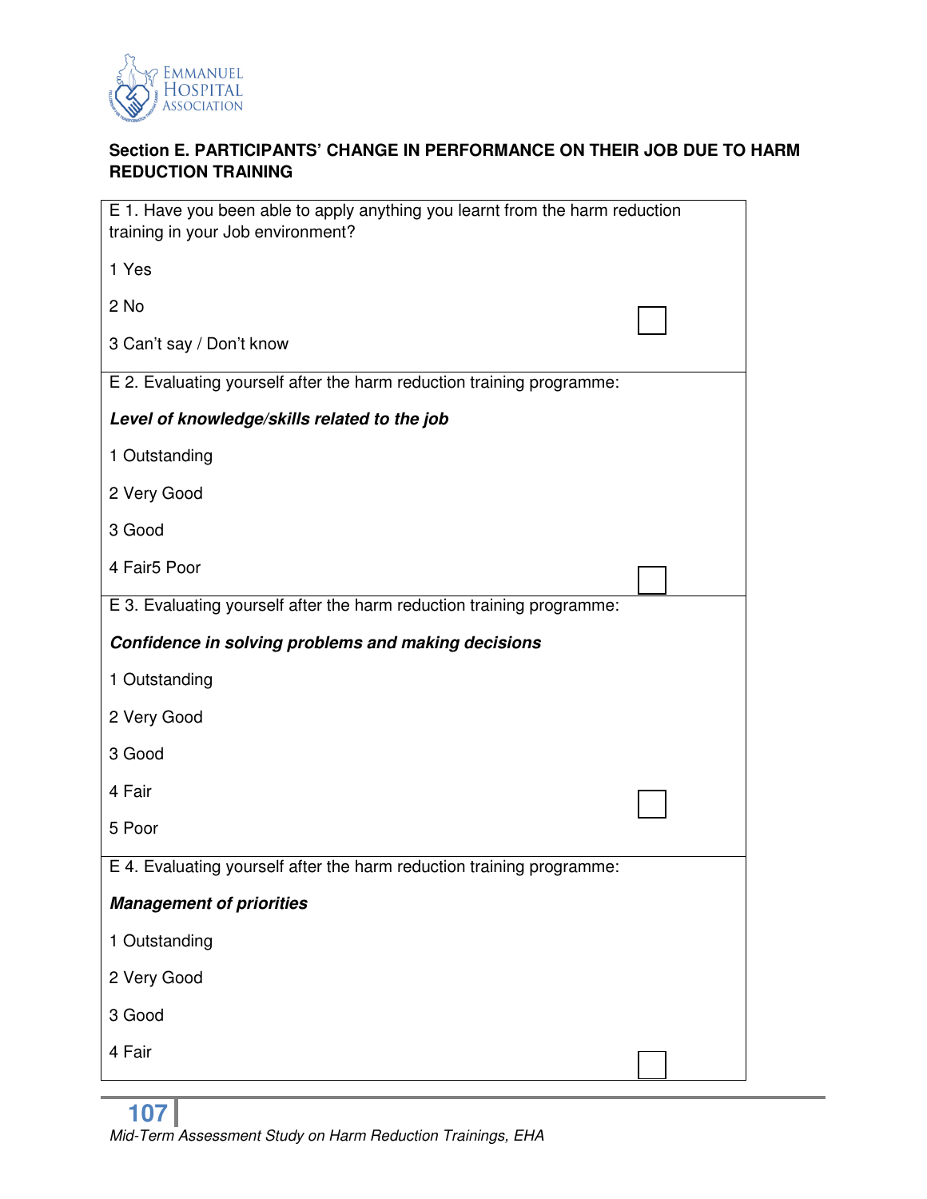**Section E. PARTICIPANTS' CHANGE IN PERFORMANCE ON THEIR JOB DUE TO HARM REDUCTION TRAINING**

| |
|---|
| E 1. Have you been able to apply anything you learnt from the harm reduction training in your Job environment?<br><br>1 Yes<br><br>2 No<br><br>3 Can't say / Don't know |
| E 2. Evaluating yourself after the harm reduction training programme:<br><br>***Level of knowledge/skills related to the job***<br><br>1 Outstanding<br><br>2 Very Good<br><br>3 Good<br><br>4 Fair5 Poor |
| E 3. Evaluating yourself after the harm reduction training programme:<br><br>***Confidence in solving problems and making decisions***<br><br>1 Outstanding<br><br>2 Very Good<br><br>3 Good<br><br>4 Fair<br><br>5 Poor |
| E 4. Evaluating yourself after the harm reduction training programme:<br><br>***Management of priorities***<br><br>1 Outstanding<br><br>2 Very Good<br><br>3 Good<br><br>4 Fair |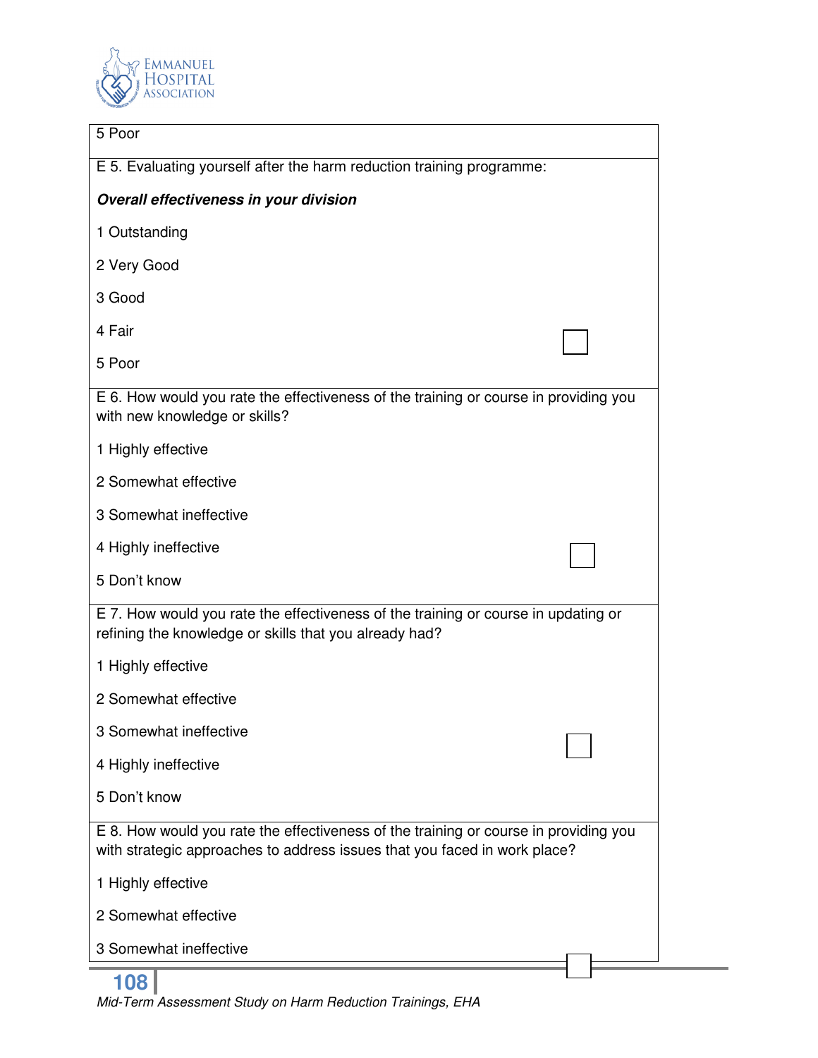5 Poor

E 5. Evaluating yourself after the harm reduction training programme:

***Overall effectiveness in your division***

1 Outstanding

2 Very Good

3 Good

4 Fair

5 Poor

E 6. How would you rate the effectiveness of the training or course in providing you with new knowledge or skills?

1 Highly effective

2 Somewhat effective

3 Somewhat ineffective

4 Highly ineffective

5 Don't know

E 7. How would you rate the effectiveness of the training or course in updating or refining the knowledge or skills that you already had?

1 Highly effective

2 Somewhat effective

3 Somewhat ineffective

4 Highly ineffective

5 Don't know

E 8. How would you rate the effectiveness of the training or course in providing you with strategic approaches to address issues that you faced in work place?

1 Highly effective

2 Somewhat effective

3 Somewhat ineffective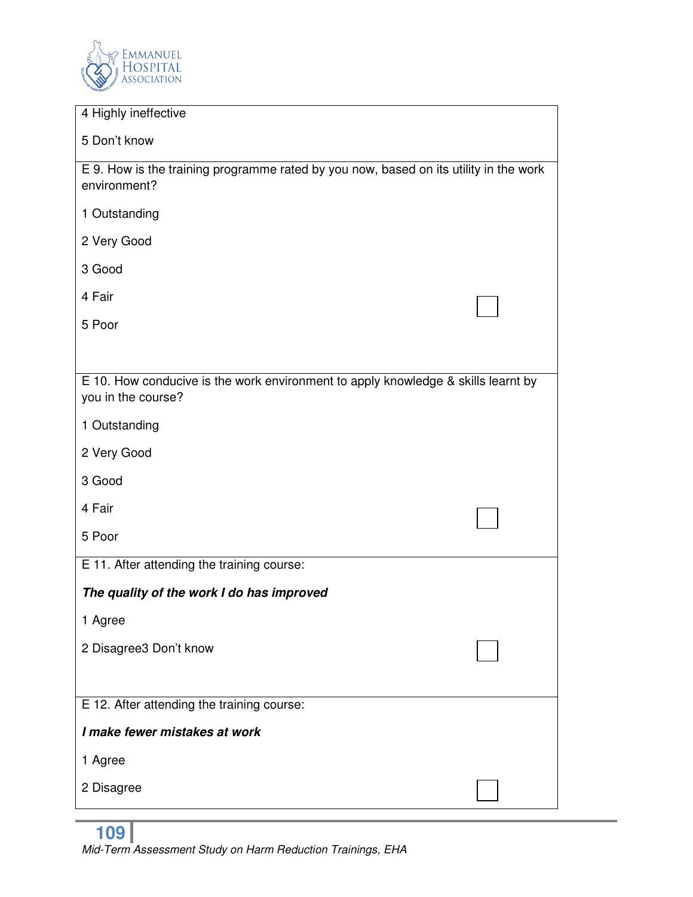| |
|---|
| 4 Highly ineffective<br><br>5 Don't know |
| E 9. How is the training programme rated by you now, based on its utility in the work environment?<br><br>1 Outstanding<br><br>2 Very Good<br><br>3 Good<br><br>4 Fair<br><br>5 Poor |
| E 10. How conducive is the work environment to apply knowledge & skills learnt by you in the course?<br><br>1 Outstanding<br><br>2 Very Good<br><br>3 Good<br><br>4 Fair<br><br>5 Poor |
| E 11. After attending the training course:<br><br>***The quality of the work I do has improved***<br><br>1 Agree<br><br>2 Disagree3 Don't know |
| E 12. After attending the training course:<br><br>***I make fewer mistakes at work***<br><br>1 Agree<br><br>2 Disagree |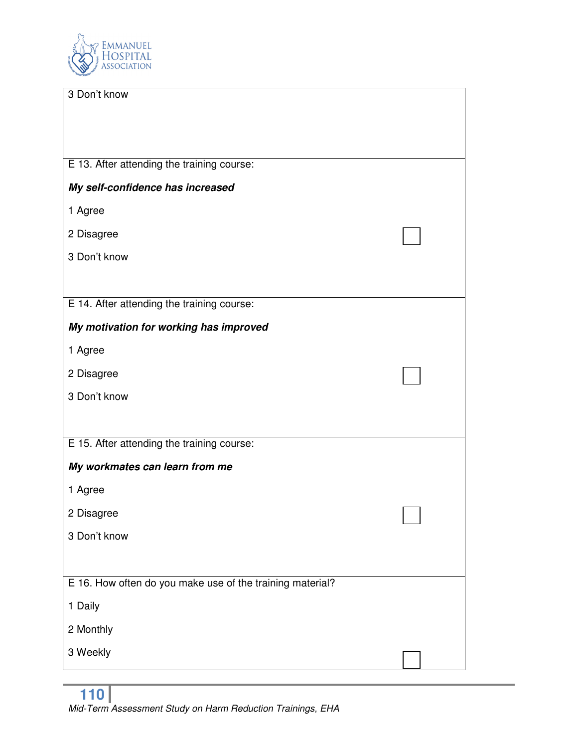3 Don't know

E 13. After attending the training course:

***My self-confidence has increased***

1 Agree

2 Disagree

3 Don't know

E 14. After attending the training course:

***My motivation for working has improved***

1 Agree

2 Disagree

3 Don't know

E 15. After attending the training course:

***My workmates can learn from me***

1 Agree

2 Disagree

3 Don't know

E 16. How often do you make use of the training material?

1 Daily

2 Monthly

3 Weekly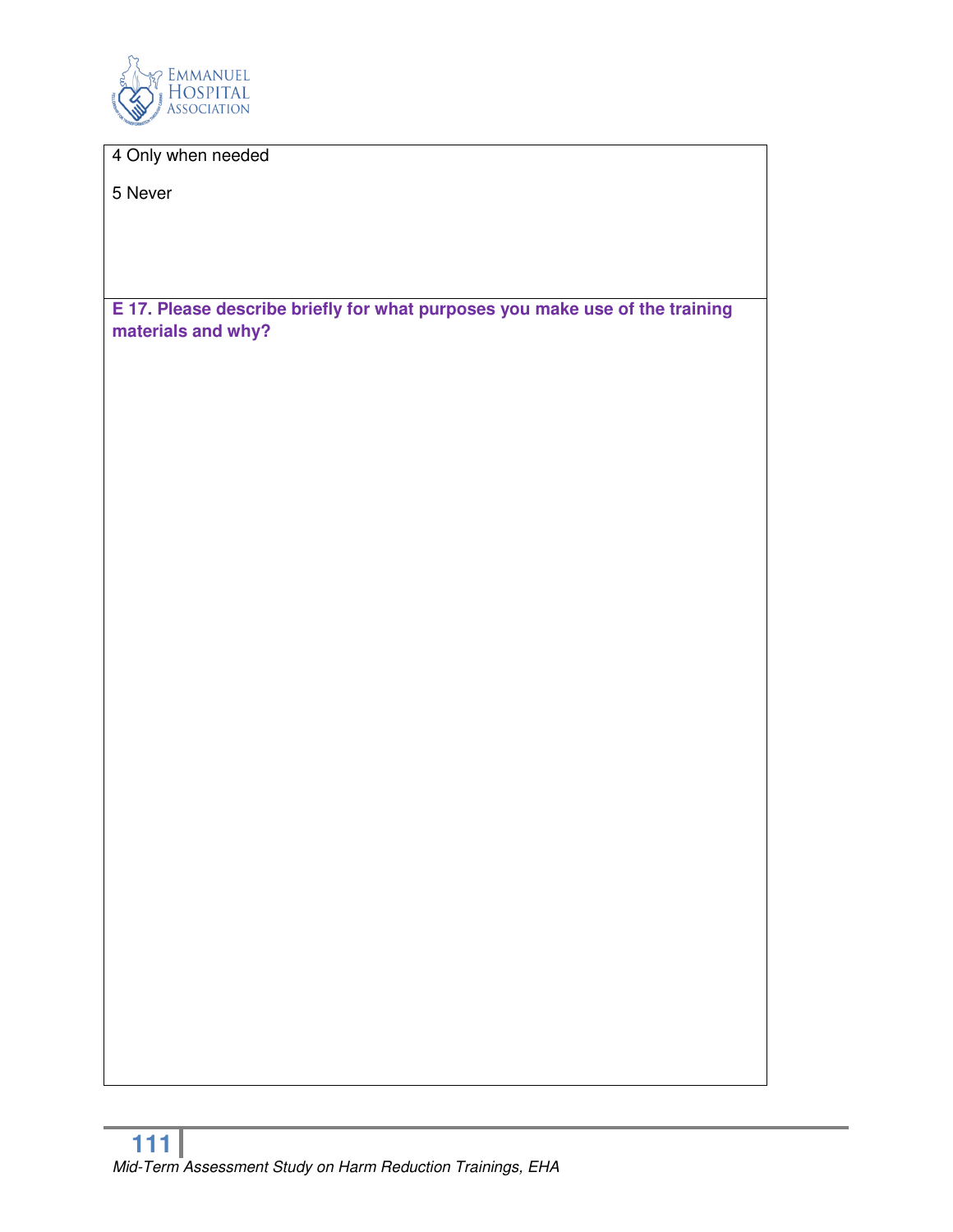4 Only when needed

5 Never

**E 17. Please describe briefly for what purposes you make use of the training materials and why?**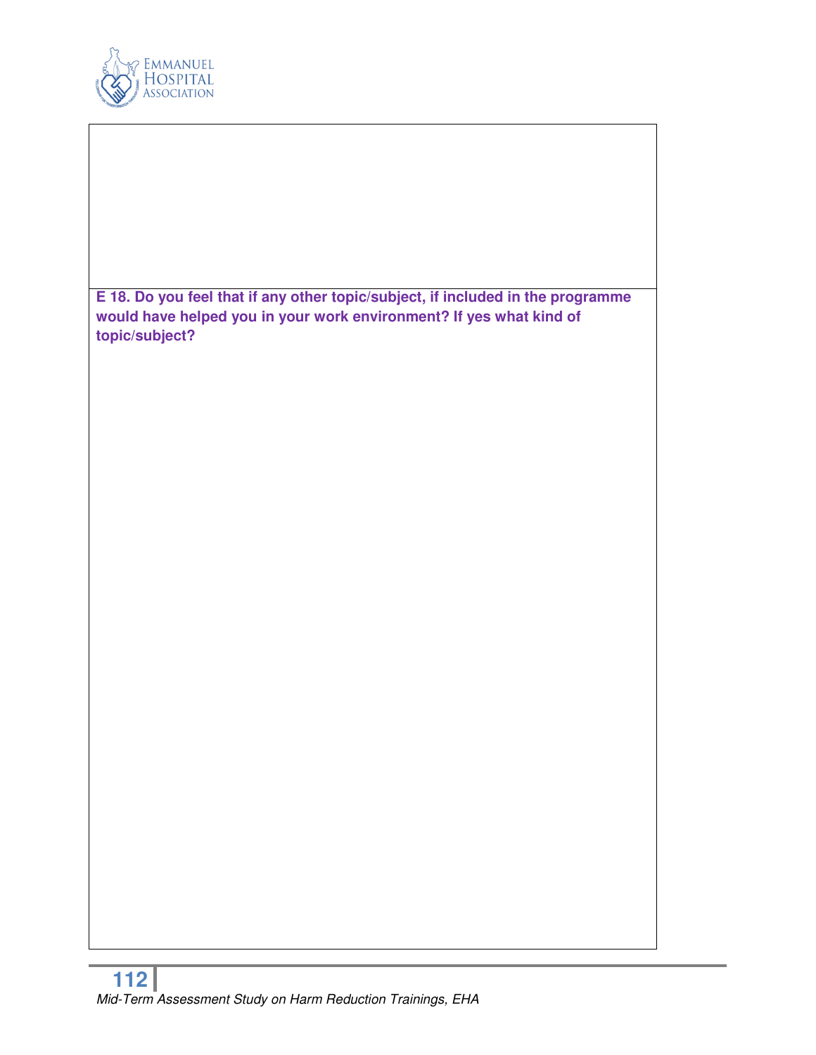**E 18. Do you feel that if any other topic/subject, if included in the programme would have helped you in your work environment? If yes what kind of topic/subject?**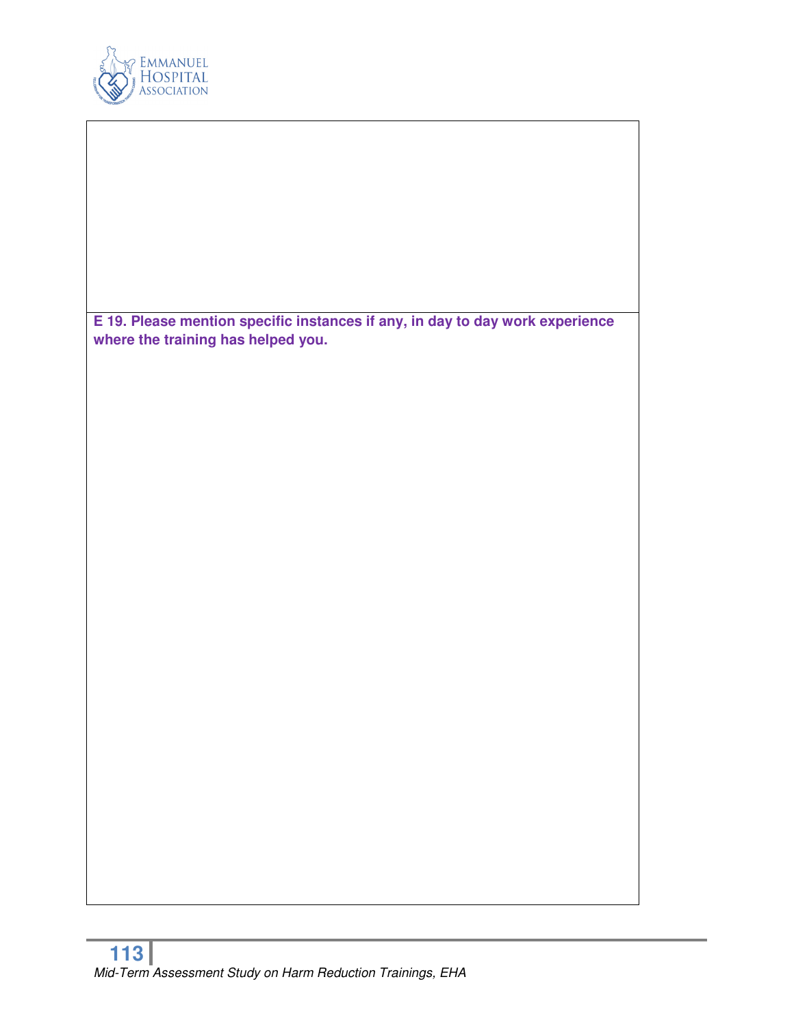**E 19. Please mention specific instances if any, in day to day work experience where the training has helped you.**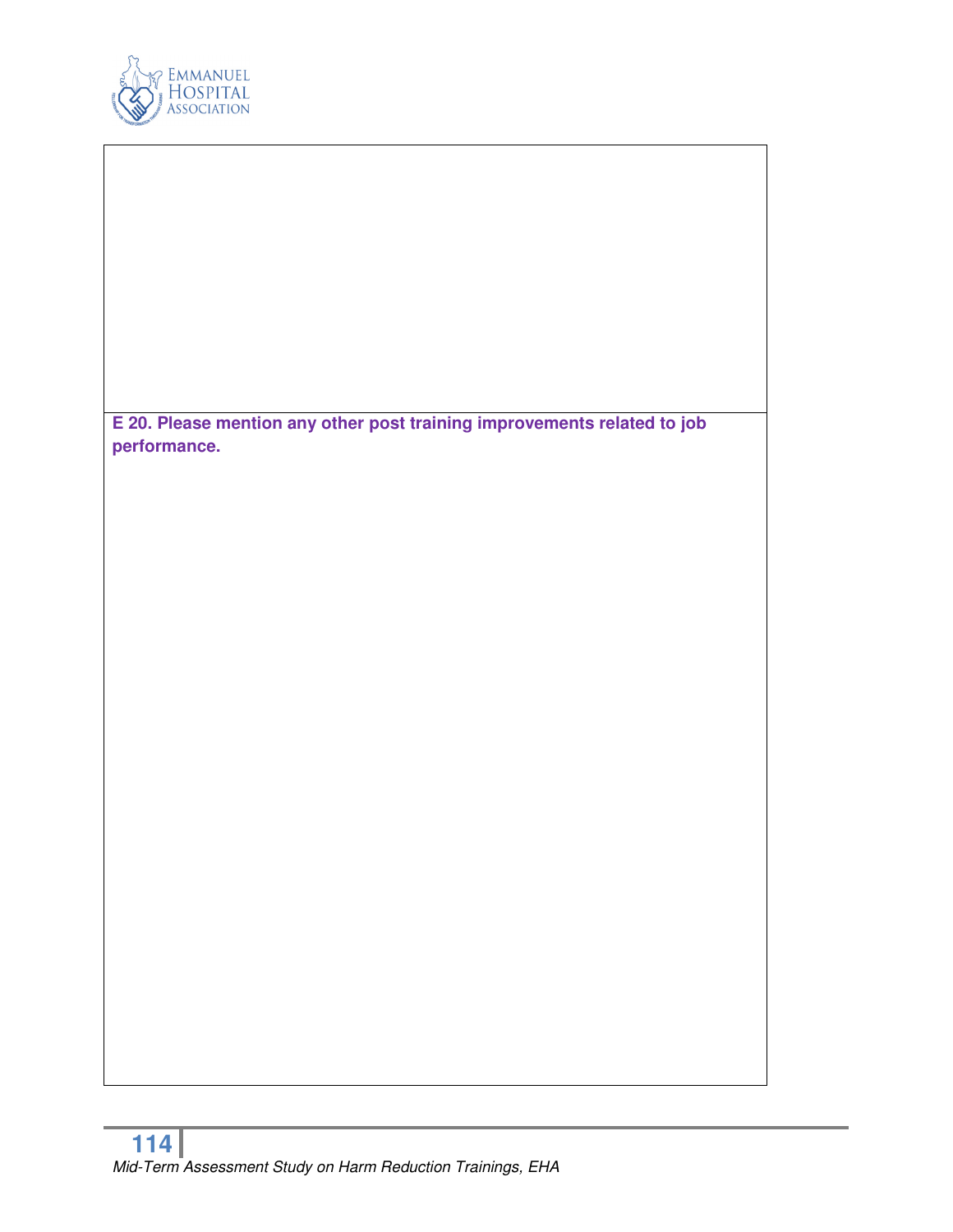**E 20. Please mention any other post training improvements related to job performance.**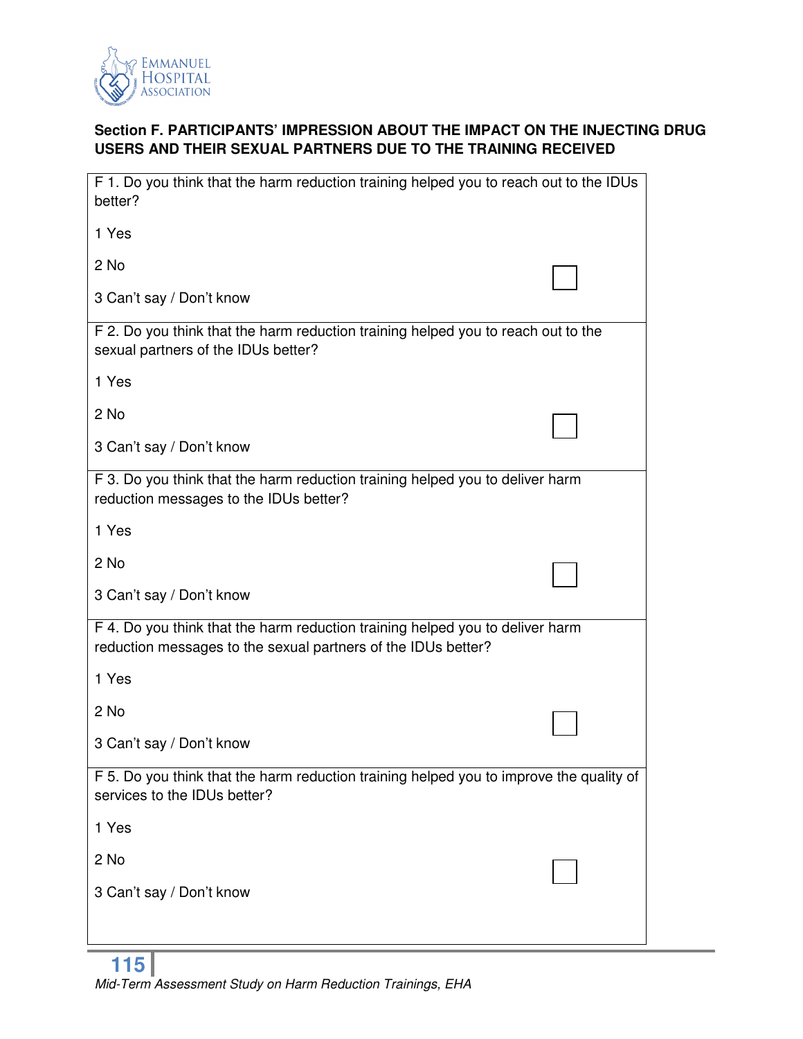### Section F. PARTICIPANTS' IMPRESSION ABOUT THE IMPACT ON THE INJECTING DRUG USERS AND THEIR SEXUAL PARTNERS DUE TO THE TRAINING RECEIVED

| | |
|---|---|
| F 1. Do you think that the harm reduction training helped you to reach out to the IDUs better?<br><br>1 Yes<br><br>2 No<br><br>3 Can't say / Don't know | ☐ |
| F 2. Do you think that the harm reduction training helped you to reach out to the sexual partners of the IDUs better?<br><br>1 Yes<br><br>2 No<br><br>3 Can't say / Don't know | ☐ |
| F 3. Do you think that the harm reduction training helped you to deliver harm reduction messages to the IDUs better?<br><br>1 Yes<br><br>2 No<br><br>3 Can't say / Don't know | ☐ |
| F 4. Do you think that the harm reduction training helped you to deliver harm reduction messages to the sexual partners of the IDUs better?<br><br>1 Yes<br><br>2 No<br><br>3 Can't say / Don't know | ☐ |
| F 5. Do you think that the harm reduction training helped you to improve the quality of services to the IDUs better?<br><br>1 Yes<br><br>2 No<br><br>3 Can't say / Don't know | ☐ |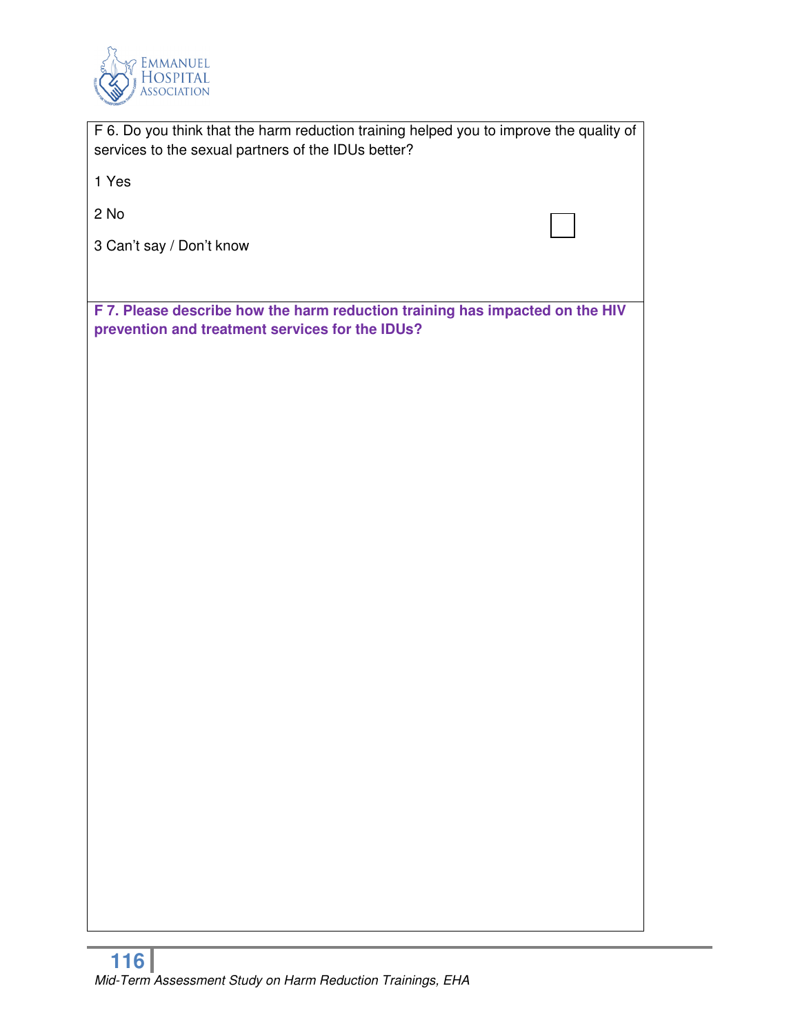F 6. Do you think that the harm reduction training helped you to improve the quality of services to the sexual partners of the IDUs better?

1 Yes

2 No

3 Can't say / Don't know

**F 7. Please describe how the harm reduction training has impacted on the HIV prevention and treatment services for the IDUs?**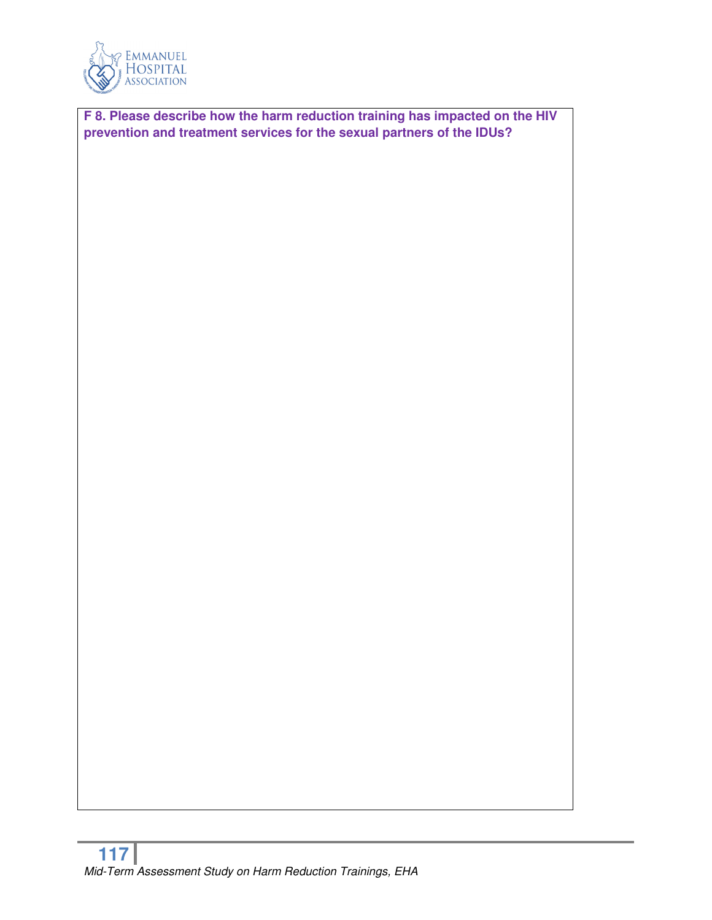**F 8. Please describe how the harm reduction training has impacted on the HIV prevention and treatment services for the sexual partners of the IDUs?**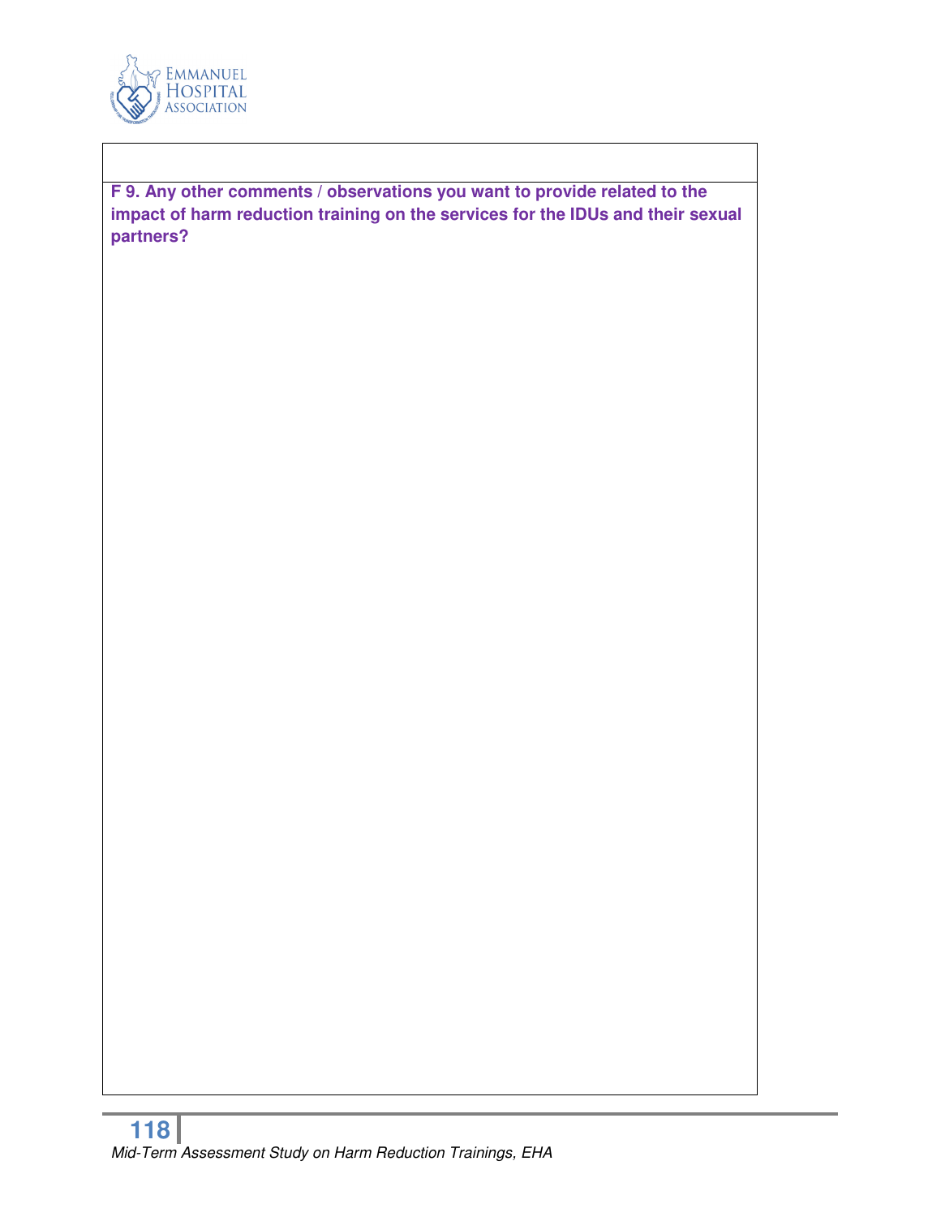**F 9. Any other comments / observations you want to provide related to the impact of harm reduction training on the services for the IDUs and their sexual partners?**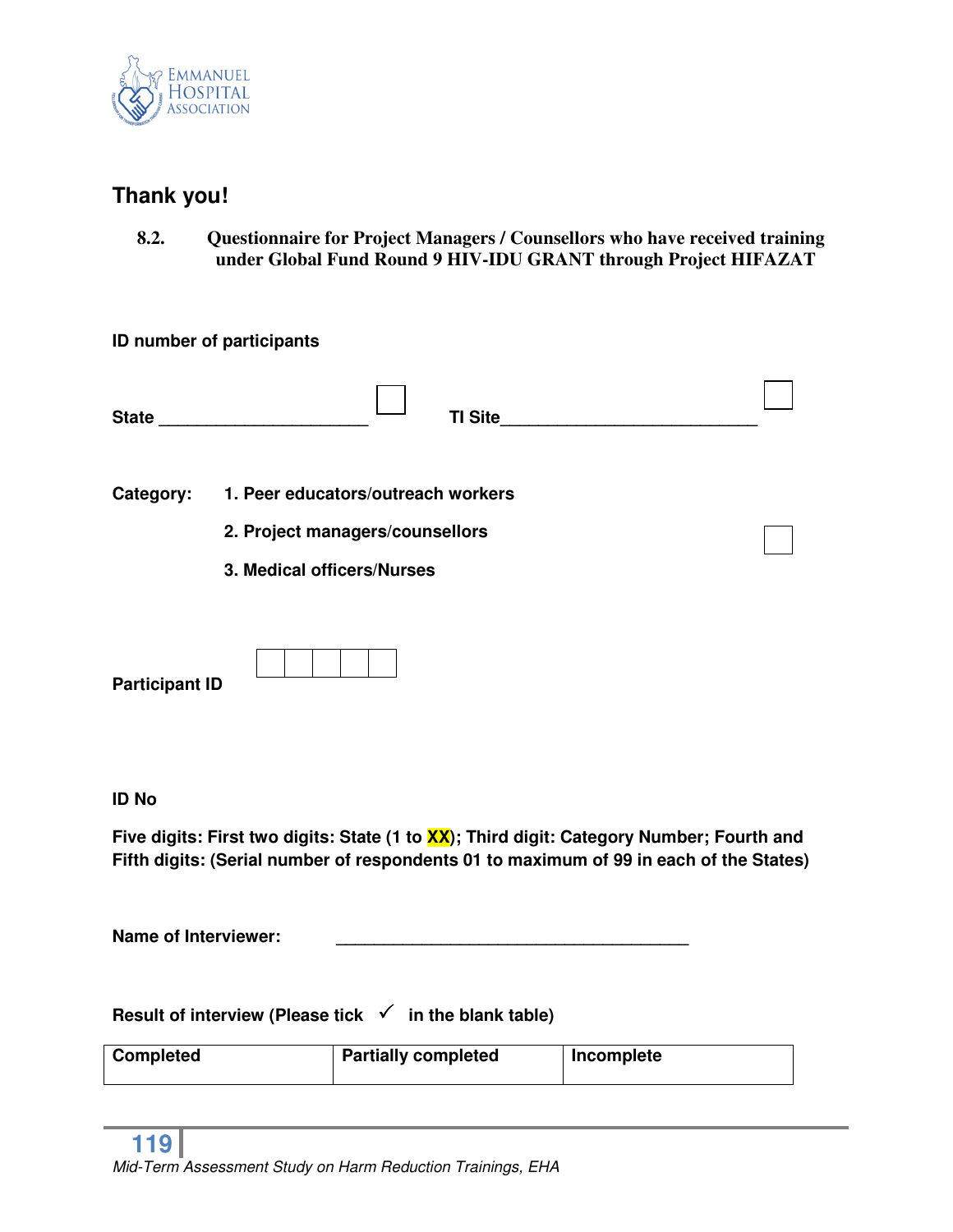## Thank you!

**8.2. Questionnaire for Project Managers / Counsellors who have received training under Global Fund Round 9 HIV-IDU GRANT through Project HIFAZAT**

**ID number of participants**

**State** ______________________ ☐ **TI Site**___________________________ ☐

**Category:** **1. Peer educators/outreach workers**

**2. Project managers/counsellors** ☐

**3. Medical officers/Nurses**

**Participant ID** ☐☐☐☐☐

**ID No**

**Five digits: First two digits: State (1 to XX); Third digit: Category Number; Fourth and Fifth digits: (Serial number of respondents 01 to maximum of 99 in each of the States)**

**Name of Interviewer:** ______________________________________

**Result of interview (Please tick ✓ in the blank table)**

| Completed | Partially completed | Incomplete |
|---|---|---|
| | | |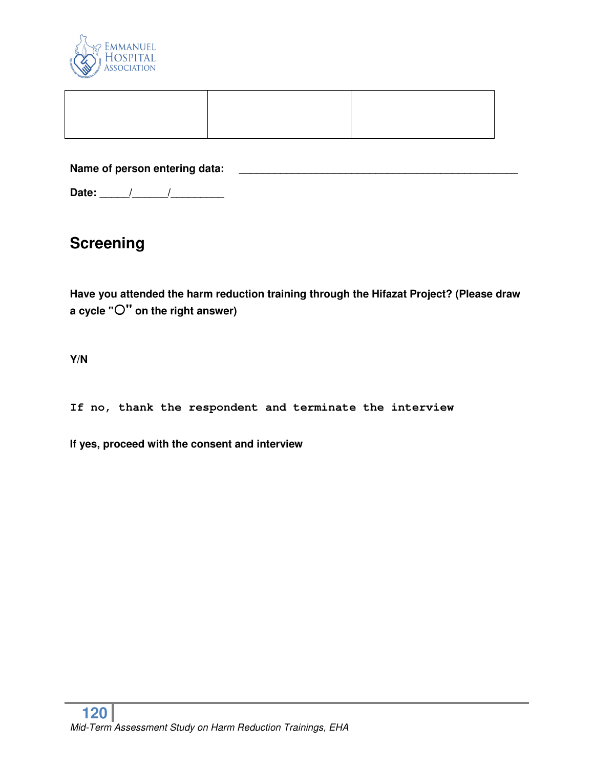| | | |
|---|---|---|
| | | |

**Name of person entering data:** ________________________________________________

**Date:** _____/______/_________

## Screening

**Have you attended the harm reduction training through the Hifazat Project? (Please draw a cycle "O" on the right answer)**

**Y/N**

```
If no, thank the respondent and terminate the interview
```

**If yes, proceed with the consent and interview**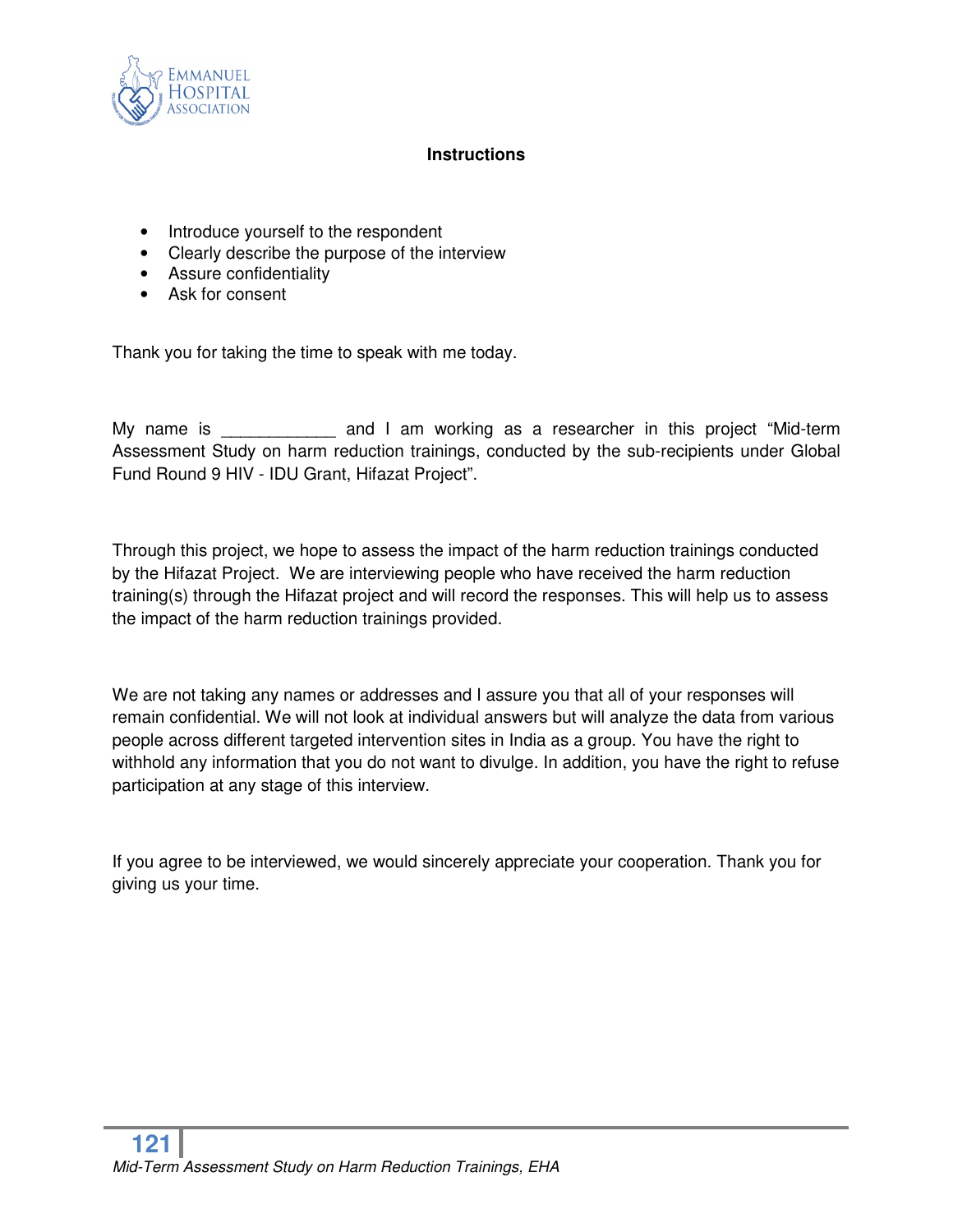## Instructions

- Introduce yourself to the respondent
- Clearly describe the purpose of the interview
- Assure confidentiality
- Ask for consent

Thank you for taking the time to speak with me today.

My name is ____________ and I am working as a researcher in this project "Mid-term Assessment Study on harm reduction trainings, conducted by the sub-recipients under Global Fund Round 9 HIV - IDU Grant, Hifazat Project".

Through this project, we hope to assess the impact of the harm reduction trainings conducted by the Hifazat Project. We are interviewing people who have received the harm reduction training(s) through the Hifazat project and will record the responses. This will help us to assess the impact of the harm reduction trainings provided.

We are not taking any names or addresses and I assure you that all of your responses will remain confidential. We will not look at individual answers but will analyze the data from various people across different targeted intervention sites in India as a group. You have the right to withhold any information that you do not want to divulge. In addition, you have the right to refuse participation at any stage of this interview.

If you agree to be interviewed, we would sincerely appreciate your cooperation. Thank you for giving us your time.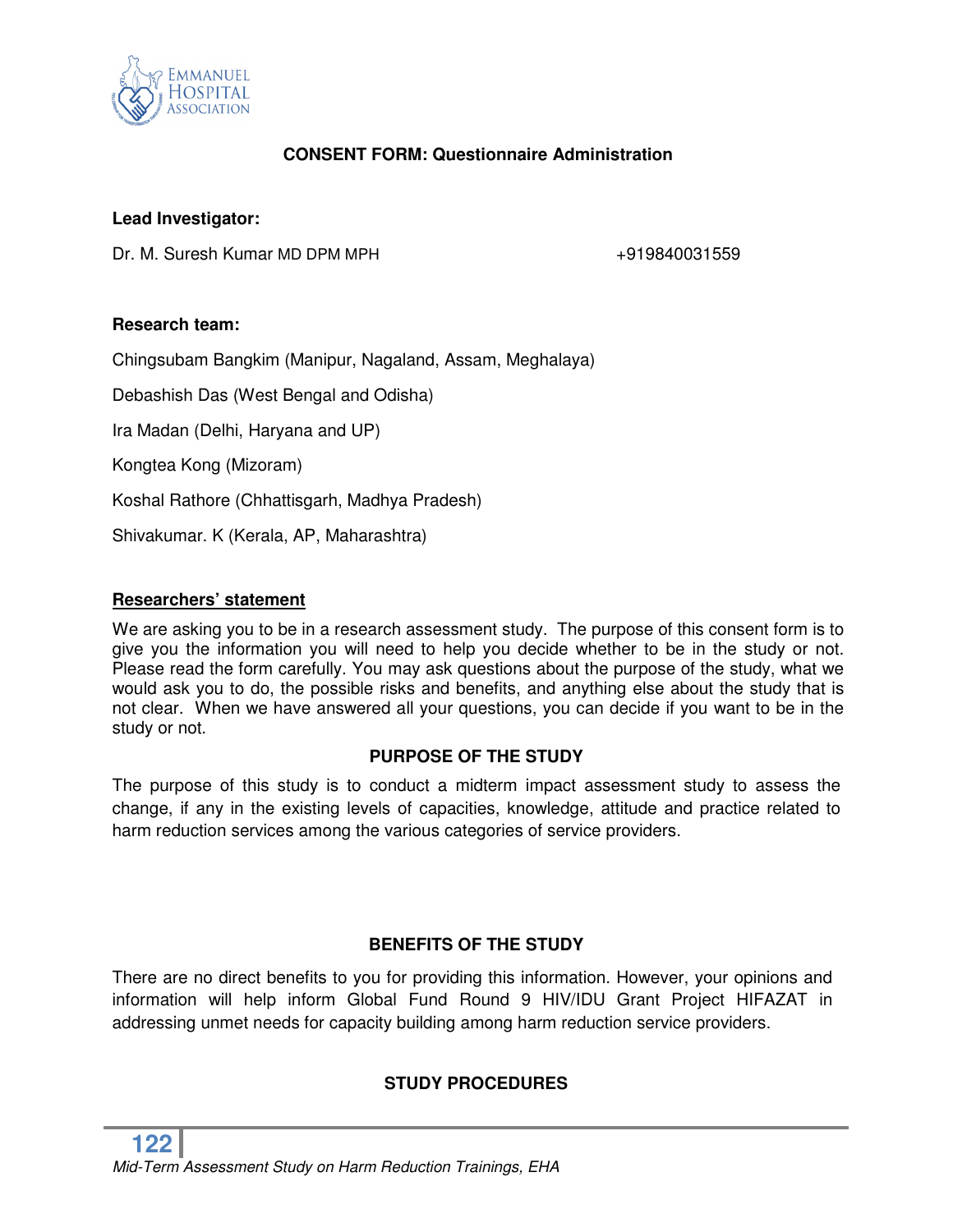**CONSENT FORM: Questionnaire Administration**

**Lead Investigator:**

Dr. M. Suresh Kumar MD DPM MPH +919840031559

**Research team:**

Chingsubam Bangkim (Manipur, Nagaland, Assam, Meghalaya)

Debashish Das (West Bengal and Odisha)

Ira Madan (Delhi, Haryana and UP)

Kongtea Kong (Mizoram)

Koshal Rathore (Chhattisgarh, Madhya Pradesh)

Shivakumar. K (Kerala, AP, Maharashtra)

**Researchers' statement**

We are asking you to be in a research assessment study. The purpose of this consent form is to give you the information you will need to help you decide whether to be in the study or not. Please read the form carefully. You may ask questions about the purpose of the study, what we would ask you to do, the possible risks and benefits, and anything else about the study that is not clear. When we have answered all your questions, you can decide if you want to be in the study or not.

**PURPOSE OF THE STUDY**

The purpose of this study is to conduct a midterm impact assessment study to assess the change, if any in the existing levels of capacities, knowledge, attitude and practice related to harm reduction services among the various categories of service providers.

**BENEFITS OF THE STUDY**

There are no direct benefits to you for providing this information. However, your opinions and information will help inform Global Fund Round 9 HIV/IDU Grant Project HIFAZAT in addressing unmet needs for capacity building among harm reduction service providers.

**STUDY PROCEDURES**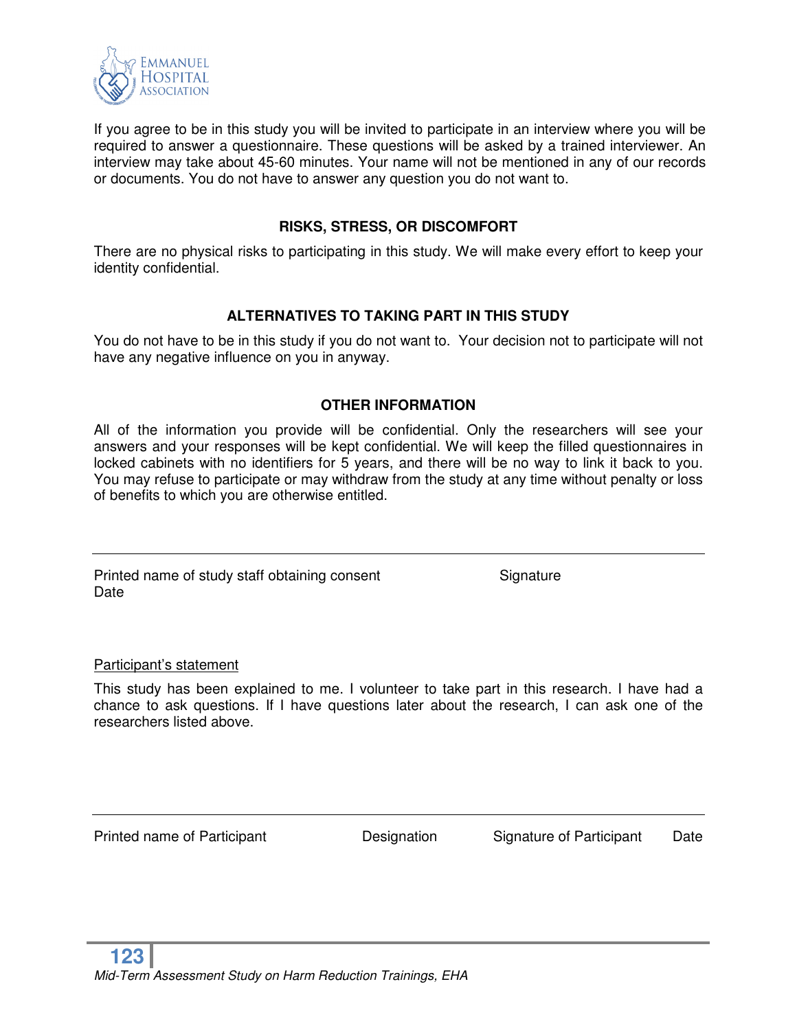If you agree to be in this study you will be invited to participate in an interview where you will be required to answer a questionnaire. These questions will be asked by a trained interviewer. An interview may take about 45-60 minutes. Your name will not be mentioned in any of our records or documents. You do not have to answer any question you do not want to.

**RISKS, STRESS, OR DISCOMFORT**

There are no physical risks to participating in this study. We will make every effort to keep your identity confidential.

**ALTERNATIVES TO TAKING PART IN THIS STUDY**

You do not have to be in this study if you do not want to. Your decision not to participate will not have any negative influence on you in anyway.

**OTHER INFORMATION**

All of the information you provide will be confidential. Only the researchers will see your answers and your responses will be kept confidential. We will keep the filled questionnaires in locked cabinets with no identifiers for 5 years, and there will be no way to link it back to you. You may refuse to participate or may withdraw from the study at any time without penalty or loss of benefits to which you are otherwise entitled.

---

Printed name of study staff obtaining consent        Signature
Date

Participant's statement

This study has been explained to me. I volunteer to take part in this research. I have had a chance to ask questions. If I have questions later about the research, I can ask one of the researchers listed above.

---

Printed name of Participant        Designation        Signature of Participant        Date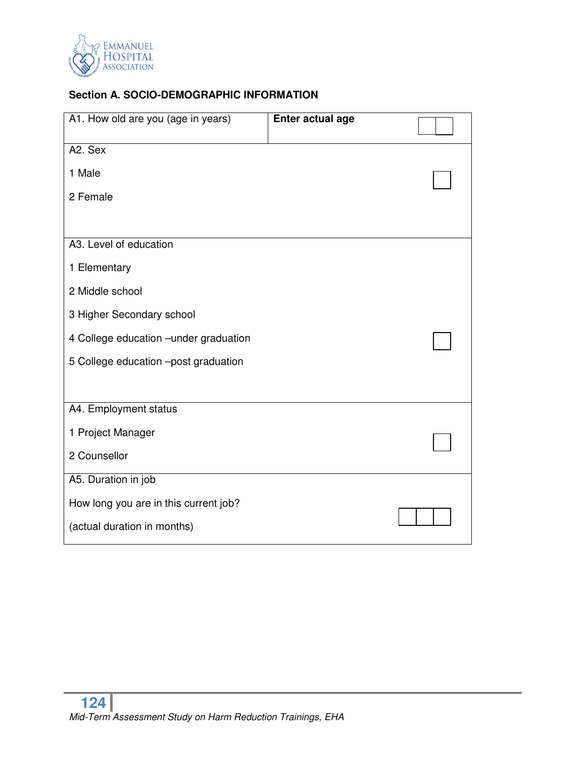## Section A. SOCIO-DEMOGRAPHIC INFORMATION

| | | |
|---|---|---|
| A1. How old are you (age in years) | **Enter actual age** | ☐☐ |
| A2. Sex<br>1 Male<br>2 Female | | ☐ |
| A3. Level of education<br>1 Elementary<br>2 Middle school<br>3 Higher Secondary school<br>4 College education –under graduation<br>5 College education –post graduation | | ☐ |
| A4. Employment status<br>1 Project Manager<br>2 Counsellor | | ☐ |
| A5. Duration in job<br>How long you are in this current job?<br>(actual duration in months) | | ☐☐☐ |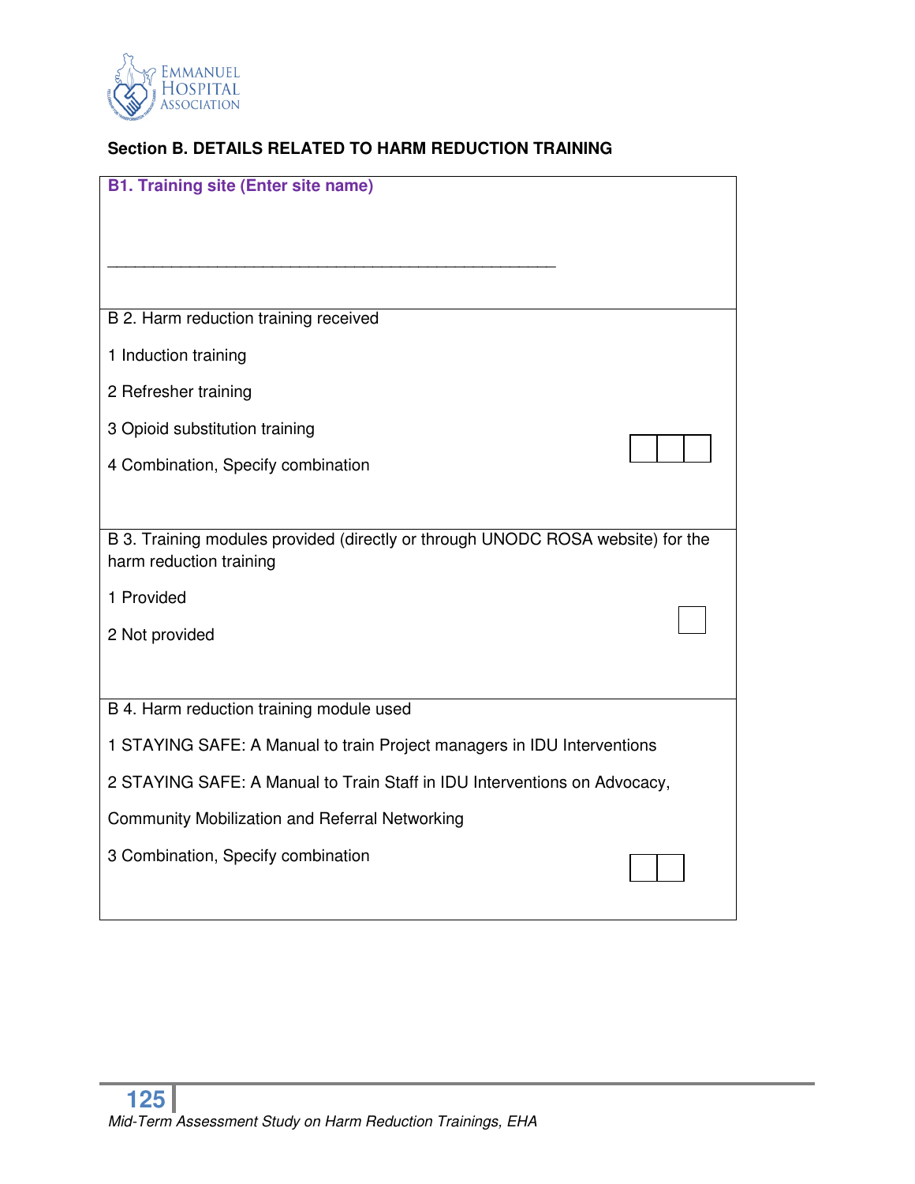## Section B. DETAILS RELATED TO HARM REDUCTION TRAINING

**B1. Training site (Enter site name)**

_____________________________________________________

B 2. Harm reduction training received

1 Induction training

2 Refresher training

3 Opioid substitution training

4 Combination, Specify combination

☐☐☐

B 3. Training modules provided (directly or through UNODC ROSA website) for the harm reduction training

1 Provided

2 Not provided

☐

B 4. Harm reduction training module used

1 STAYING SAFE: A Manual to train Project managers in IDU Interventions

2 STAYING SAFE: A Manual to Train Staff in IDU Interventions on Advocacy, Community Mobilization and Referral Networking

3 Combination, Specify combination

☐☐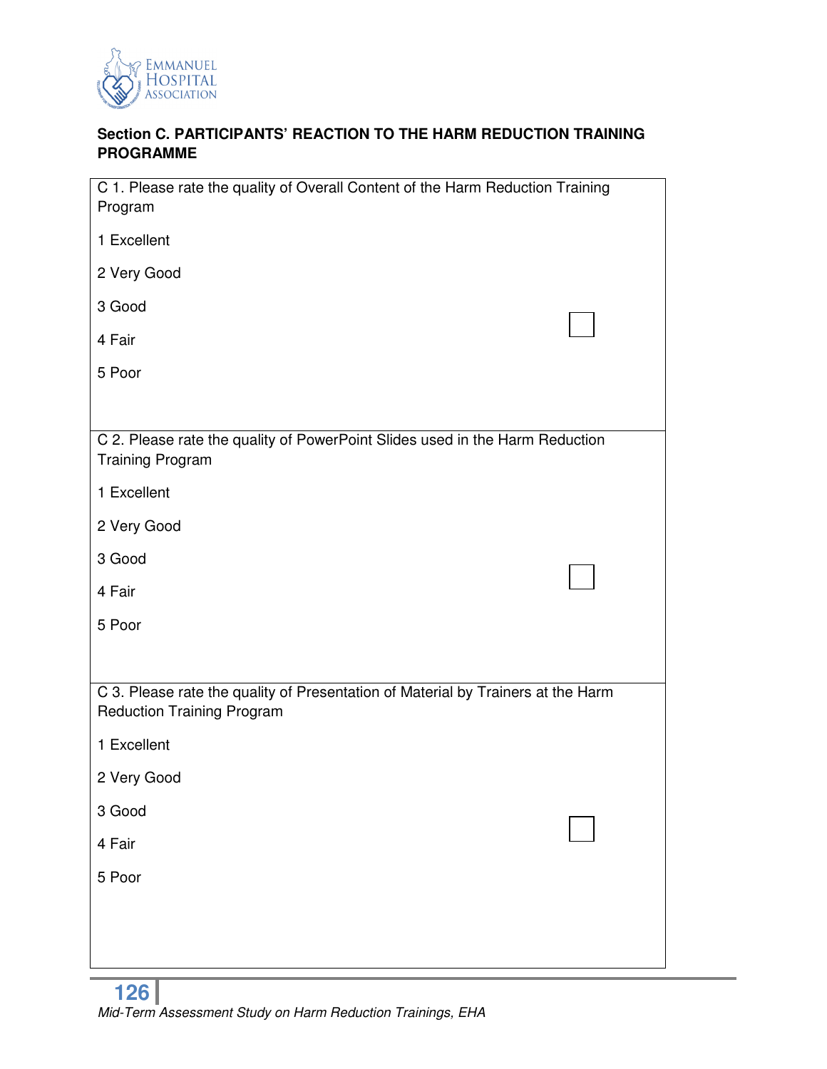**Section C. PARTICIPANTS' REACTION TO THE HARM REDUCTION TRAINING PROGRAMME**

| |
|---|
| C 1. Please rate the quality of Overall Content of the Harm Reduction Training Program<br><br>1 Excellent<br><br>2 Very Good<br><br>3 Good ☐<br><br>4 Fair<br><br>5 Poor |
| C 2. Please rate the quality of PowerPoint Slides used in the Harm Reduction Training Program<br><br>1 Excellent<br><br>2 Very Good<br><br>3 Good ☐<br><br>4 Fair<br><br>5 Poor |
| C 3. Please rate the quality of Presentation of Material by Trainers at the Harm Reduction Training Program<br><br>1 Excellent<br><br>2 Very Good<br><br>3 Good ☐<br><br>4 Fair<br><br>5 Poor |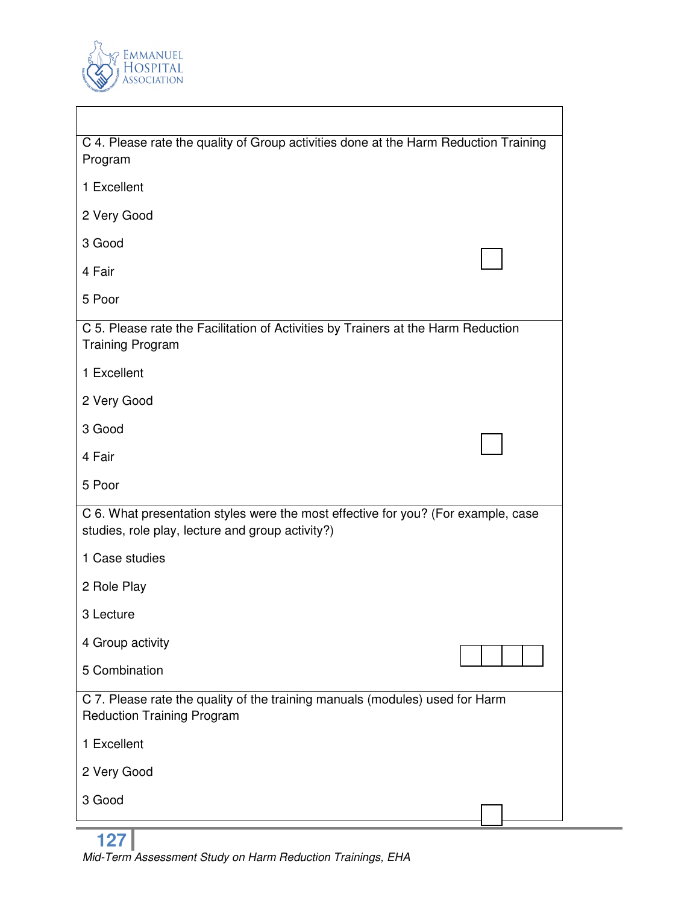C 4. Please rate the quality of Group activities done at the Harm Reduction Training Program

1 Excellent

2 Very Good

3 Good

4 Fair

5 Poor

☐

C 5. Please rate the Facilitation of Activities by Trainers at the Harm Reduction Training Program

1 Excellent

2 Very Good

3 Good

4 Fair

5 Poor

☐

C 6. What presentation styles were the most effective for you? (For example, case studies, role play, lecture and group activity?)

1 Case studies

2 Role Play

3 Lecture

4 Group activity

5 Combination

☐☐☐☐

C 7. Please rate the quality of the training manuals (modules) used for Harm Reduction Training Program

1 Excellent

2 Very Good

3 Good

☐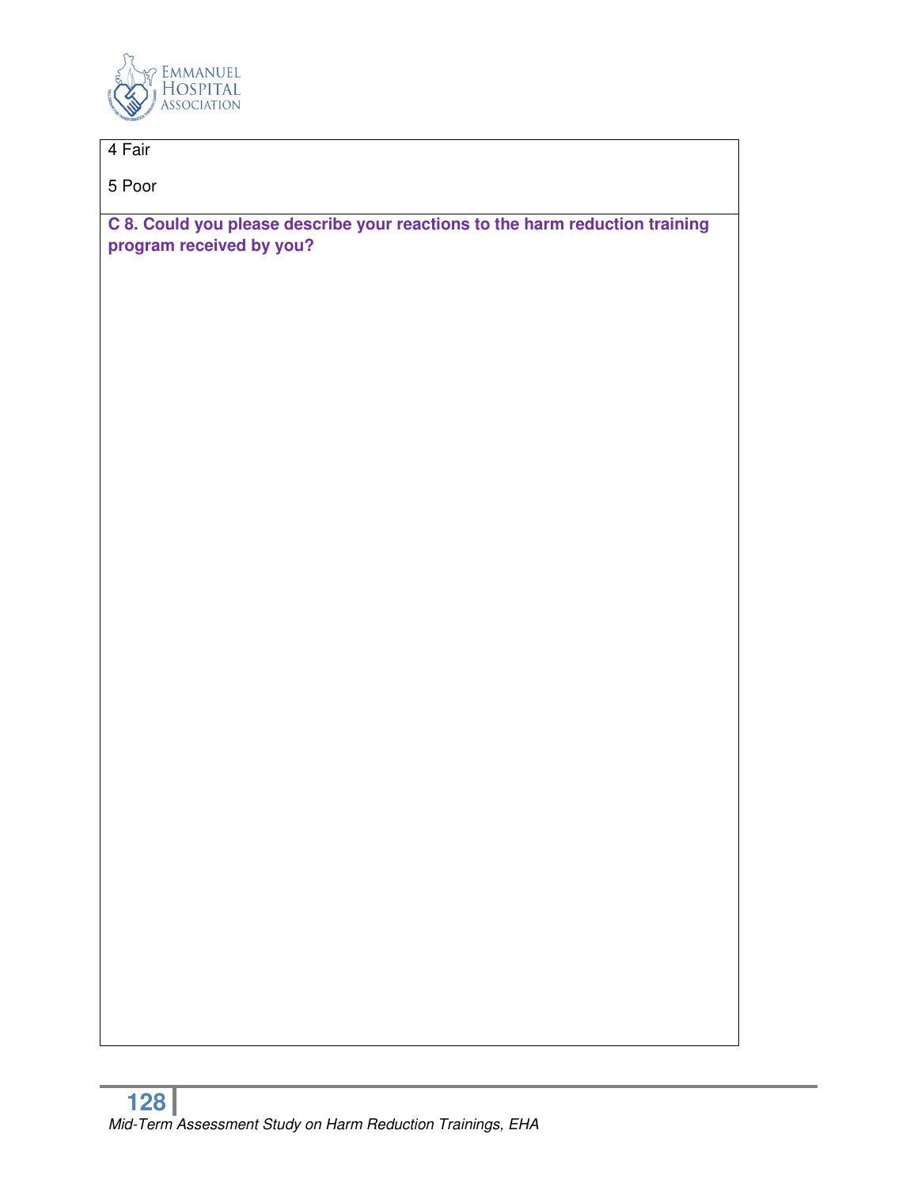4 Fair

5 Poor

**C 8. Could you please describe your reactions to the harm reduction training program received by you?**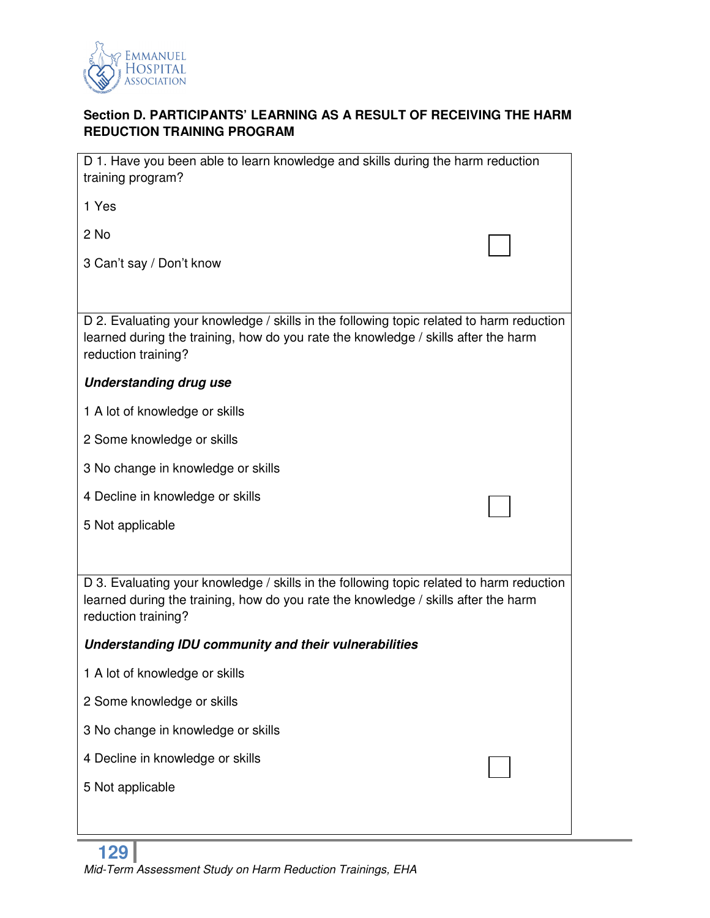### Section D. PARTICIPANTS' LEARNING AS A RESULT OF RECEIVING THE HARM REDUCTION TRAINING PROGRAM

D 1. Have you been able to learn knowledge and skills during the harm reduction training program?

1 Yes

2 No

3 Can't say / Don't know

☐

D 2. Evaluating your knowledge / skills in the following topic related to harm reduction learned during the training, how do you rate the knowledge / skills after the harm reduction training?

***Understanding drug use***

1 A lot of knowledge or skills

2 Some knowledge or skills

3 No change in knowledge or skills

4 Decline in knowledge or skills

5 Not applicable

☐

D 3. Evaluating your knowledge / skills in the following topic related to harm reduction learned during the training, how do you rate the knowledge / skills after the harm reduction training?

***Understanding IDU community and their vulnerabilities***

1 A lot of knowledge or skills

2 Some knowledge or skills

3 No change in knowledge or skills

4 Decline in knowledge or skills

5 Not applicable

☐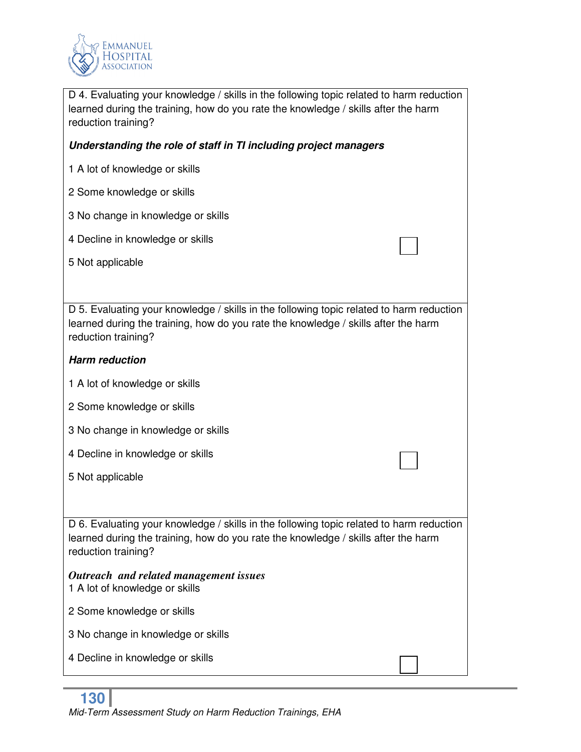D 4. Evaluating your knowledge / skills in the following topic related to harm reduction learned during the training, how do you rate the knowledge / skills after the harm reduction training?

***Understanding the role of staff in TI including project managers***

1 A lot of knowledge or skills

2 Some knowledge or skills

3 No change in knowledge or skills

4 Decline in knowledge or skills

5 Not applicable

☐

D 5. Evaluating your knowledge / skills in the following topic related to harm reduction learned during the training, how do you rate the knowledge / skills after the harm reduction training?

***Harm reduction***

1 A lot of knowledge or skills

2 Some knowledge or skills

3 No change in knowledge or skills

4 Decline in knowledge or skills

5 Not applicable

☐

D 6. Evaluating your knowledge / skills in the following topic related to harm reduction learned during the training, how do you rate the knowledge / skills after the harm reduction training?

***Outreach and related management issues***

1 A lot of knowledge or skills

2 Some knowledge or skills

3 No change in knowledge or skills

4 Decline in knowledge or skills

☐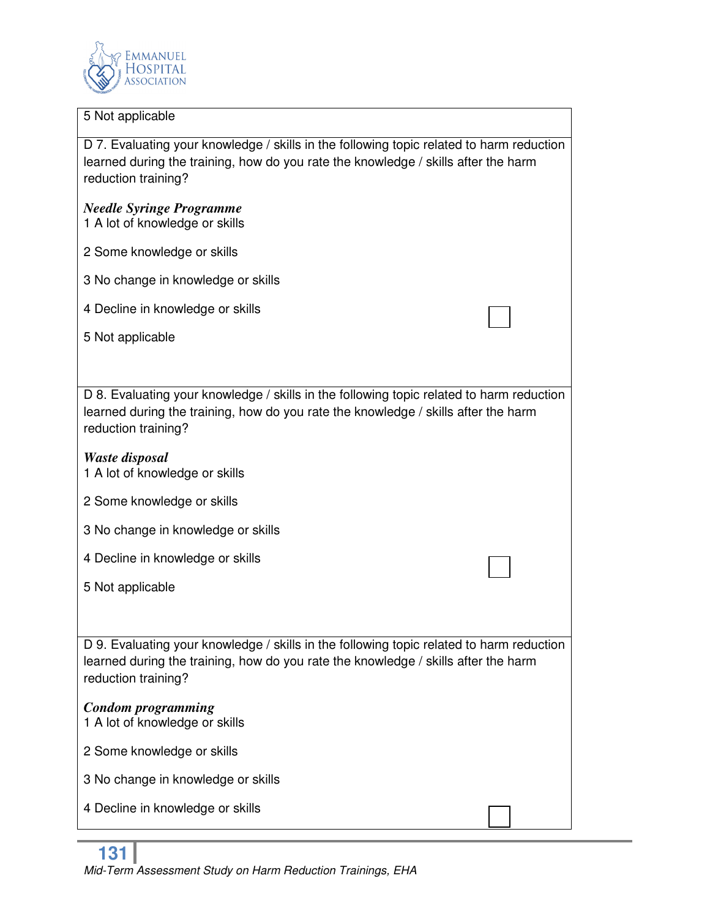5 Not applicable

D 7. Evaluating your knowledge / skills in the following topic related to harm reduction learned during the training, how do you rate the knowledge / skills after the harm reduction training?

***Needle Syringe Programme***

1 A lot of knowledge or skills

2 Some knowledge or skills

3 No change in knowledge or skills

4 Decline in knowledge or skills ☐

5 Not applicable

D 8. Evaluating your knowledge / skills in the following topic related to harm reduction learned during the training, how do you rate the knowledge / skills after the harm reduction training?

***Waste disposal***

1 A lot of knowledge or skills

2 Some knowledge or skills

3 No change in knowledge or skills

4 Decline in knowledge or skills ☐

5 Not applicable

D 9. Evaluating your knowledge / skills in the following topic related to harm reduction learned during the training, how do you rate the knowledge / skills after the harm reduction training?

***Condom programming***

1 A lot of knowledge or skills

2 Some knowledge or skills

3 No change in knowledge or skills

4 Decline in knowledge or skills ☐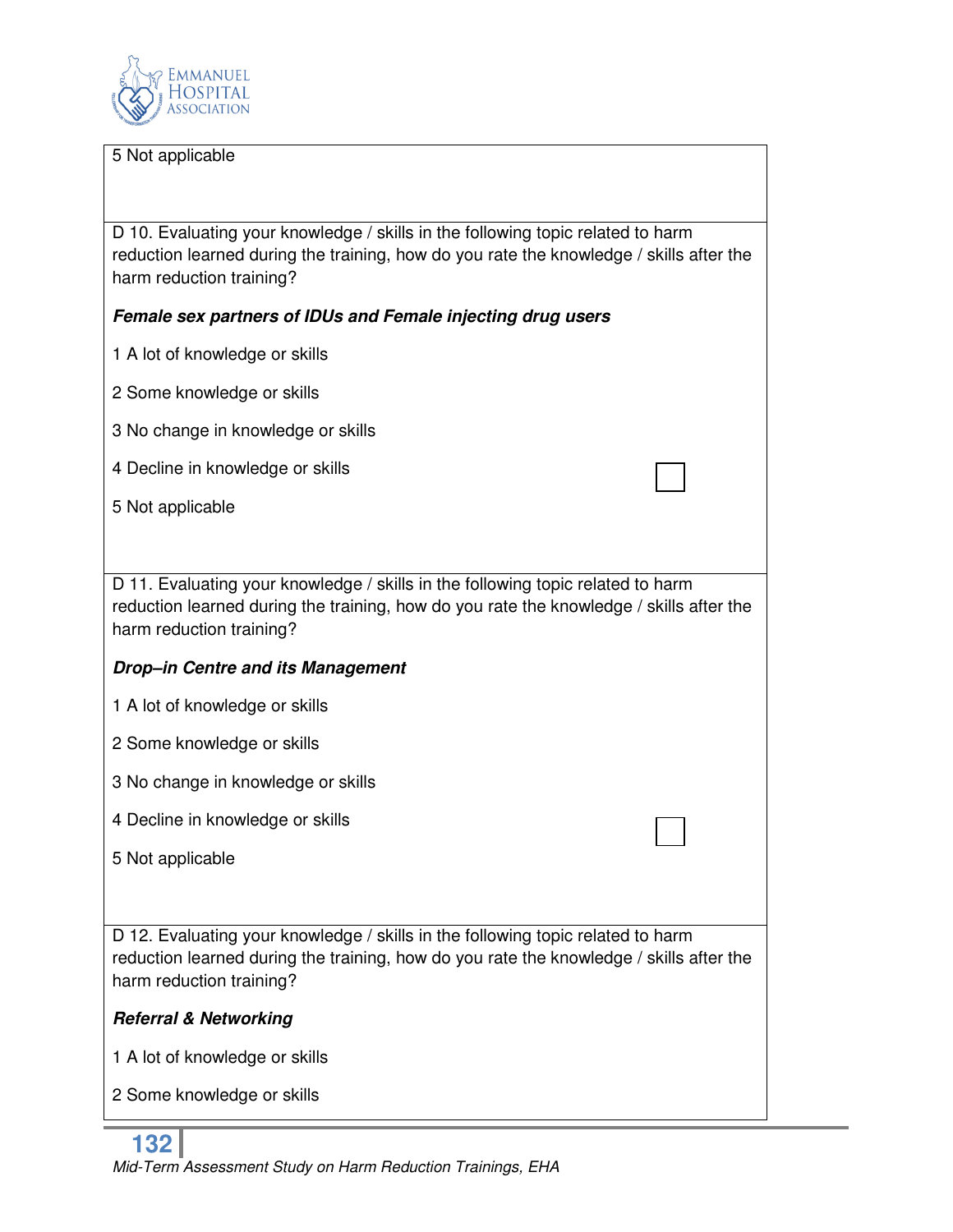5 Not applicable

D 10. Evaluating your knowledge / skills in the following topic related to harm reduction learned during the training, how do you rate the knowledge / skills after the harm reduction training?

***Female sex partners of IDUs and Female injecting drug users***

1 A lot of knowledge or skills

2 Some knowledge or skills

3 No change in knowledge or skills

4 Decline in knowledge or skills ☐

5 Not applicable

D 11. Evaluating your knowledge / skills in the following topic related to harm reduction learned during the training, how do you rate the knowledge / skills after the harm reduction training?

***Drop–in Centre and its Management***

1 A lot of knowledge or skills

2 Some knowledge or skills

3 No change in knowledge or skills

4 Decline in knowledge or skills ☐

5 Not applicable

D 12. Evaluating your knowledge / skills in the following topic related to harm reduction learned during the training, how do you rate the knowledge / skills after the harm reduction training?

***Referral & Networking***

1 A lot of knowledge or skills

2 Some knowledge or skills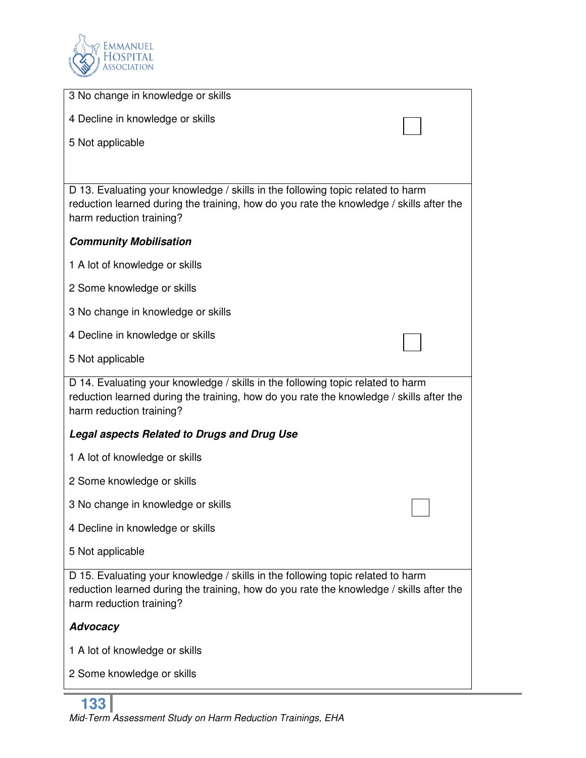3 No change in knowledge or skills

4 Decline in knowledge or skills

5 Not applicable

D 13. Evaluating your knowledge / skills in the following topic related to harm reduction learned during the training, how do you rate the knowledge / skills after the harm reduction training?

***Community Mobilisation***

1 A lot of knowledge or skills

2 Some knowledge or skills

3 No change in knowledge or skills

4 Decline in knowledge or skills

5 Not applicable

D 14. Evaluating your knowledge / skills in the following topic related to harm reduction learned during the training, how do you rate the knowledge / skills after the harm reduction training?

***Legal aspects Related to Drugs and Drug Use***

1 A lot of knowledge or skills

2 Some knowledge or skills

3 No change in knowledge or skills

4 Decline in knowledge or skills

5 Not applicable

D 15. Evaluating your knowledge / skills in the following topic related to harm reduction learned during the training, how do you rate the knowledge / skills after the harm reduction training?

***Advocacy***

1 A lot of knowledge or skills

2 Some knowledge or skills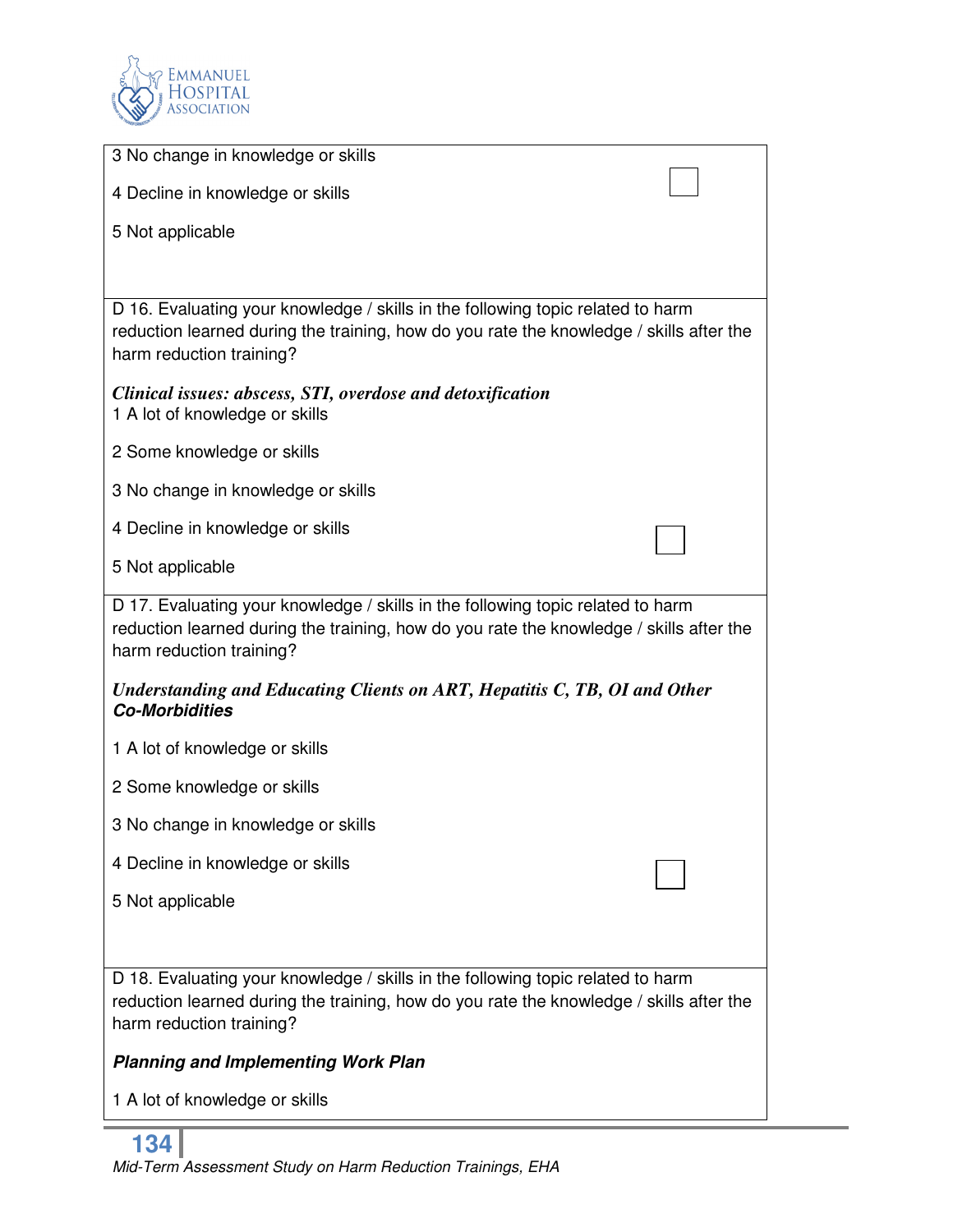3 No change in knowledge or skills

4 Decline in knowledge or skills

5 Not applicable

D 16. Evaluating your knowledge / skills in the following topic related to harm reduction learned during the training, how do you rate the knowledge / skills after the harm reduction training?

***Clinical issues: abscess, STI, overdose and detoxification***

1 A lot of knowledge or skills

2 Some knowledge or skills

3 No change in knowledge or skills

4 Decline in knowledge or skills

5 Not applicable

D 17. Evaluating your knowledge / skills in the following topic related to harm reduction learned during the training, how do you rate the knowledge / skills after the harm reduction training?

***Understanding and Educating Clients on ART, Hepatitis C, TB, OI and Other Co-Morbidities***

1 A lot of knowledge or skills

2 Some knowledge or skills

3 No change in knowledge or skills

4 Decline in knowledge or skills

5 Not applicable

D 18. Evaluating your knowledge / skills in the following topic related to harm reduction learned during the training, how do you rate the knowledge / skills after the harm reduction training?

***Planning and Implementing Work Plan***

1 A lot of knowledge or skills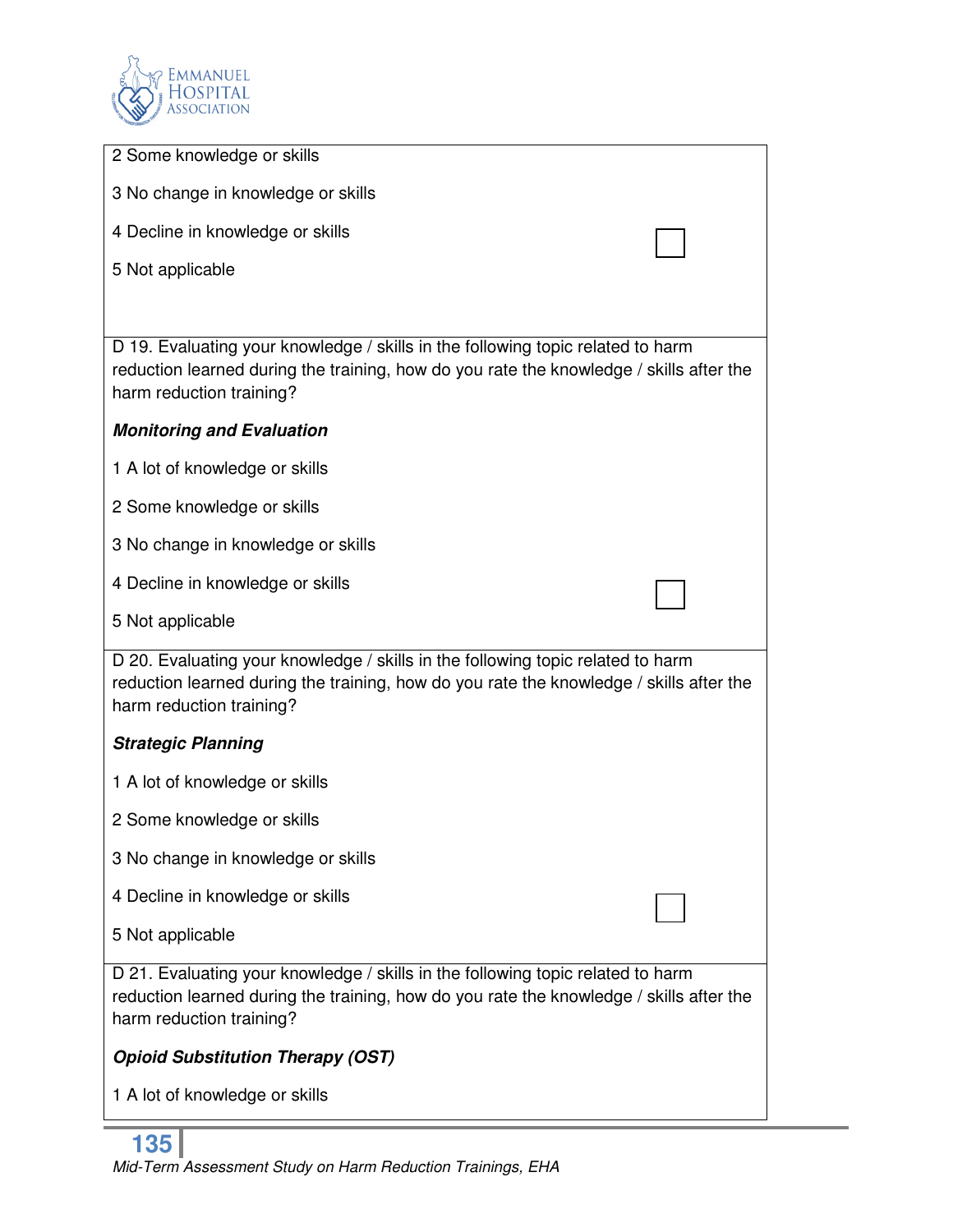2 Some knowledge or skills

3 No change in knowledge or skills

4 Decline in knowledge or skills

5 Not applicable

D 19. Evaluating your knowledge / skills in the following topic related to harm reduction learned during the training, how do you rate the knowledge / skills after the harm reduction training?

***Monitoring and Evaluation***

1 A lot of knowledge or skills

2 Some knowledge or skills

3 No change in knowledge or skills

4 Decline in knowledge or skills

5 Not applicable

D 20. Evaluating your knowledge / skills in the following topic related to harm reduction learned during the training, how do you rate the knowledge / skills after the harm reduction training?

***Strategic Planning***

1 A lot of knowledge or skills

2 Some knowledge or skills

3 No change in knowledge or skills

4 Decline in knowledge or skills

5 Not applicable

D 21. Evaluating your knowledge / skills in the following topic related to harm reduction learned during the training, how do you rate the knowledge / skills after the harm reduction training?

***Opioid Substitution Therapy (OST)***

1 A lot of knowledge or skills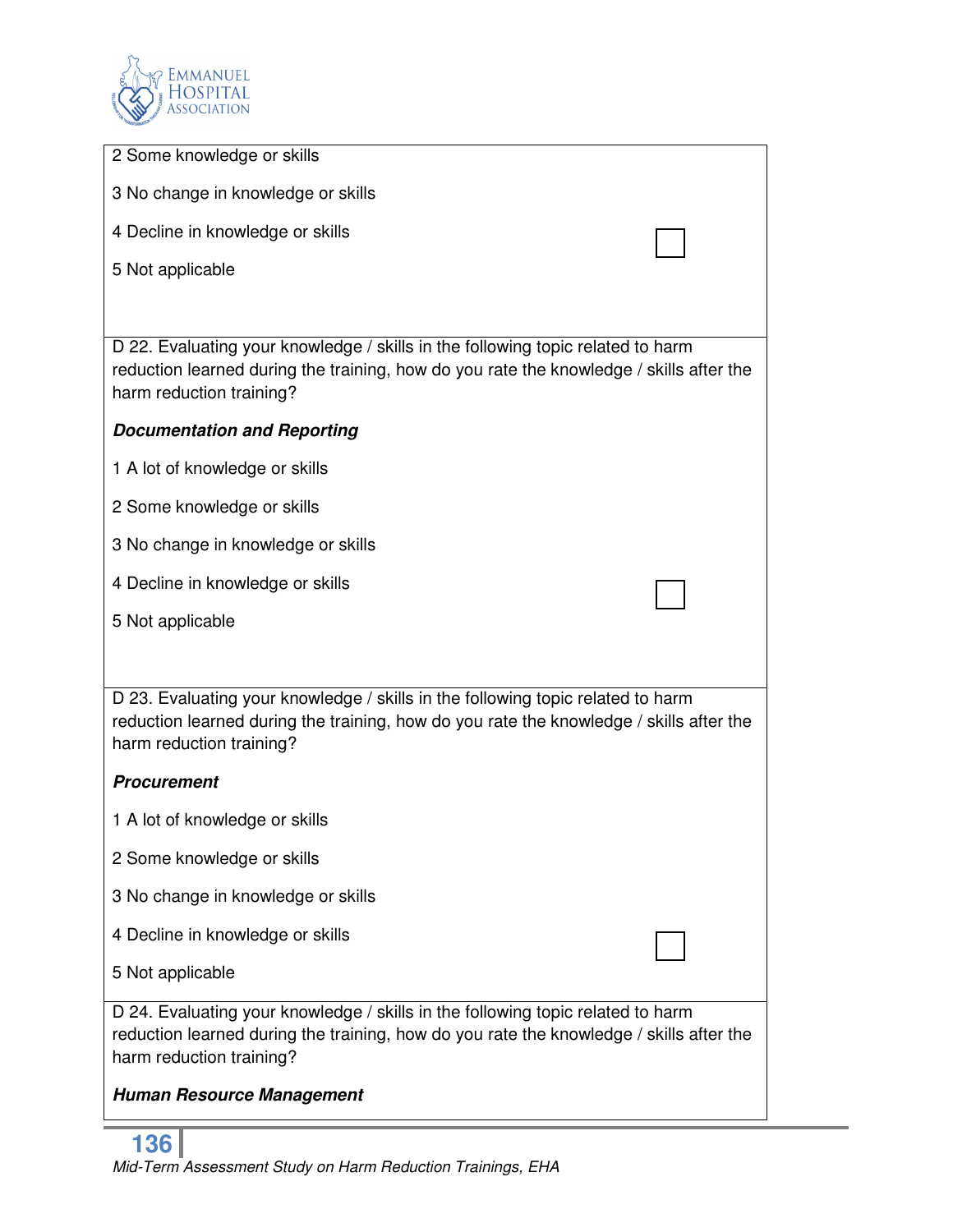2 Some knowledge or skills

3 No change in knowledge or skills

4 Decline in knowledge or skills

5 Not applicable

☐

D 22. Evaluating your knowledge / skills in the following topic related to harm reduction learned during the training, how do you rate the knowledge / skills after the harm reduction training?

***Documentation and Reporting***

1 A lot of knowledge or skills

2 Some knowledge or skills

3 No change in knowledge or skills

4 Decline in knowledge or skills

5 Not applicable

☐

D 23. Evaluating your knowledge / skills in the following topic related to harm reduction learned during the training, how do you rate the knowledge / skills after the harm reduction training?

***Procurement***

1 A lot of knowledge or skills

2 Some knowledge or skills

3 No change in knowledge or skills

4 Decline in knowledge or skills

5 Not applicable

☐

D 24. Evaluating your knowledge / skills in the following topic related to harm reduction learned during the training, how do you rate the knowledge / skills after the harm reduction training?

***Human Resource Management***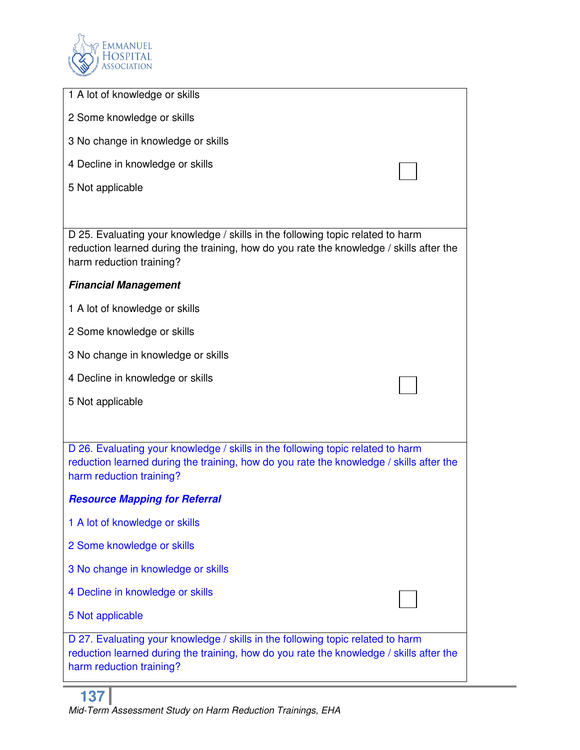1 A lot of knowledge or skills

2 Some knowledge or skills

3 No change in knowledge or skills

4 Decline in knowledge or skills

5 Not applicable

☐

D 25. Evaluating your knowledge / skills in the following topic related to harm reduction learned during the training, how do you rate the knowledge / skills after the harm reduction training?

***Financial Management***

1 A lot of knowledge or skills

2 Some knowledge or skills

3 No change in knowledge or skills

4 Decline in knowledge or skills

5 Not applicable

☐

D 26. Evaluating your knowledge / skills in the following topic related to harm reduction learned during the training, how do you rate the knowledge / skills after the harm reduction training?

***Resource Mapping for Referral***

1 A lot of knowledge or skills

2 Some knowledge or skills

3 No change in knowledge or skills

4 Decline in knowledge or skills

5 Not applicable

☐

D 27. Evaluating your knowledge / skills in the following topic related to harm reduction learned during the training, how do you rate the knowledge / skills after the harm reduction training?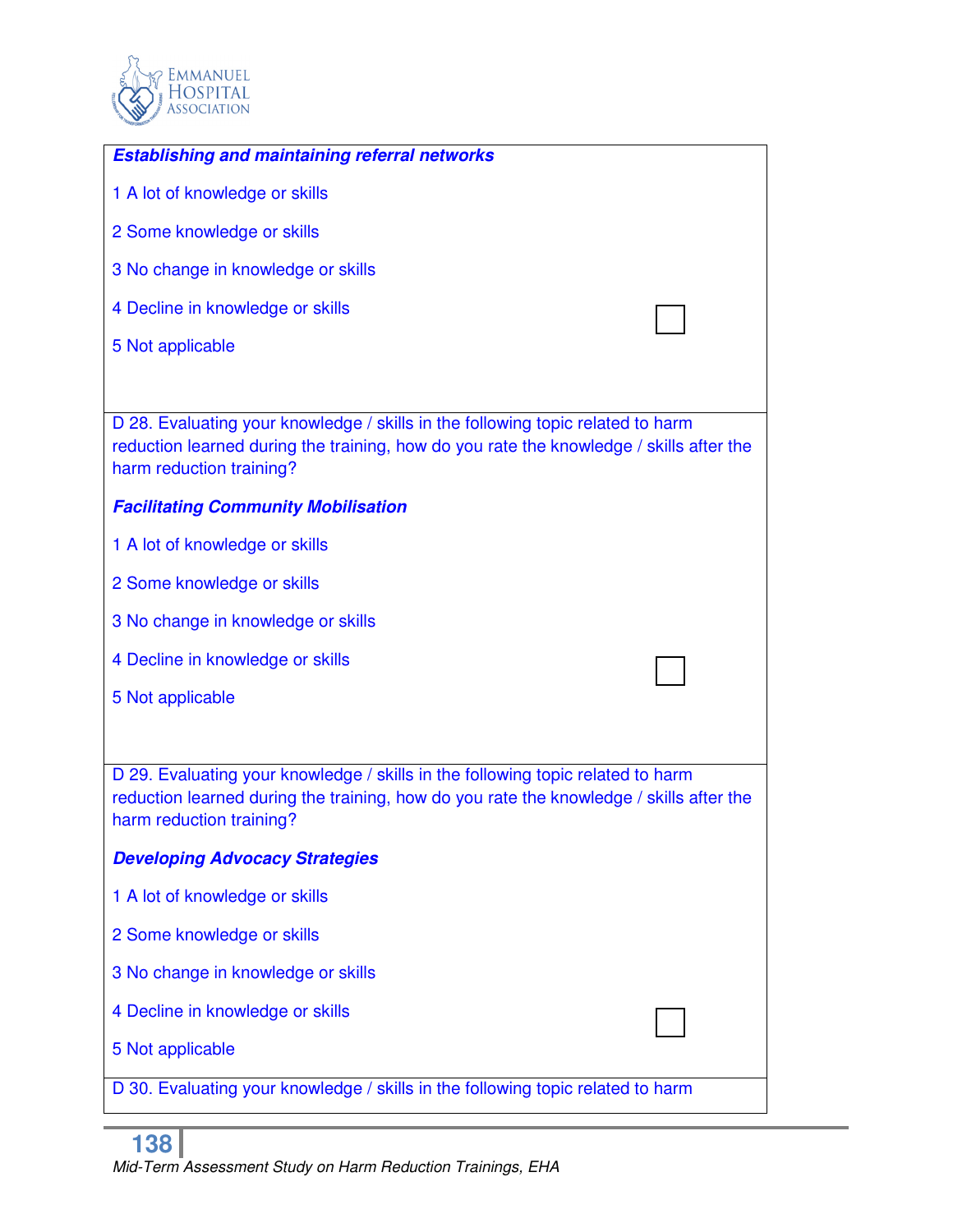***Establishing and maintaining referral networks***

1 A lot of knowledge or skills

2 Some knowledge or skills

3 No change in knowledge or skills

4 Decline in knowledge or skills

5 Not applicable

☐

D 28. Evaluating your knowledge / skills in the following topic related to harm reduction learned during the training, how do you rate the knowledge / skills after the harm reduction training?

***Facilitating Community Mobilisation***

1 A lot of knowledge or skills

2 Some knowledge or skills

3 No change in knowledge or skills

4 Decline in knowledge or skills

5 Not applicable

☐

D 29. Evaluating your knowledge / skills in the following topic related to harm reduction learned during the training, how do you rate the knowledge / skills after the harm reduction training?

***Developing Advocacy Strategies***

1 A lot of knowledge or skills

2 Some knowledge or skills

3 No change in knowledge or skills

4 Decline in knowledge or skills

5 Not applicable

☐

D 30. Evaluating your knowledge / skills in the following topic related to harm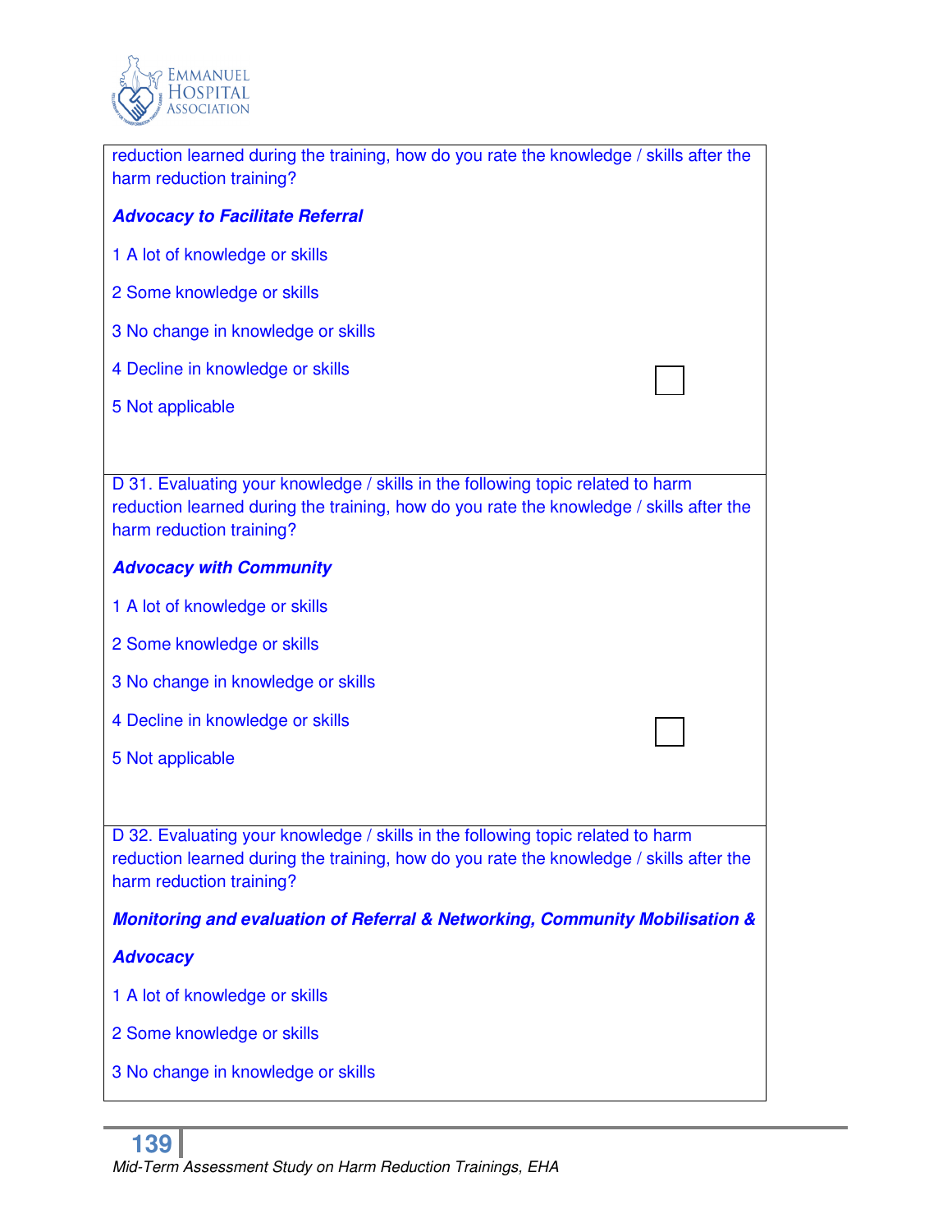reduction learned during the training, how do you rate the knowledge / skills after the harm reduction training?

***Advocacy to Facilitate Referral***

1 A lot of knowledge or skills

2 Some knowledge or skills

3 No change in knowledge or skills

4 Decline in knowledge or skills

5 Not applicable

☐

D 31. Evaluating your knowledge / skills in the following topic related to harm reduction learned during the training, how do you rate the knowledge / skills after the harm reduction training?

***Advocacy with Community***

1 A lot of knowledge or skills

2 Some knowledge or skills

3 No change in knowledge or skills

4 Decline in knowledge or skills

5 Not applicable

☐

D 32. Evaluating your knowledge / skills in the following topic related to harm reduction learned during the training, how do you rate the knowledge / skills after the harm reduction training?

***Monitoring and evaluation of Referral & Networking, Community Mobilisation & Advocacy***

1 A lot of knowledge or skills

2 Some knowledge or skills

3 No change in knowledge or skills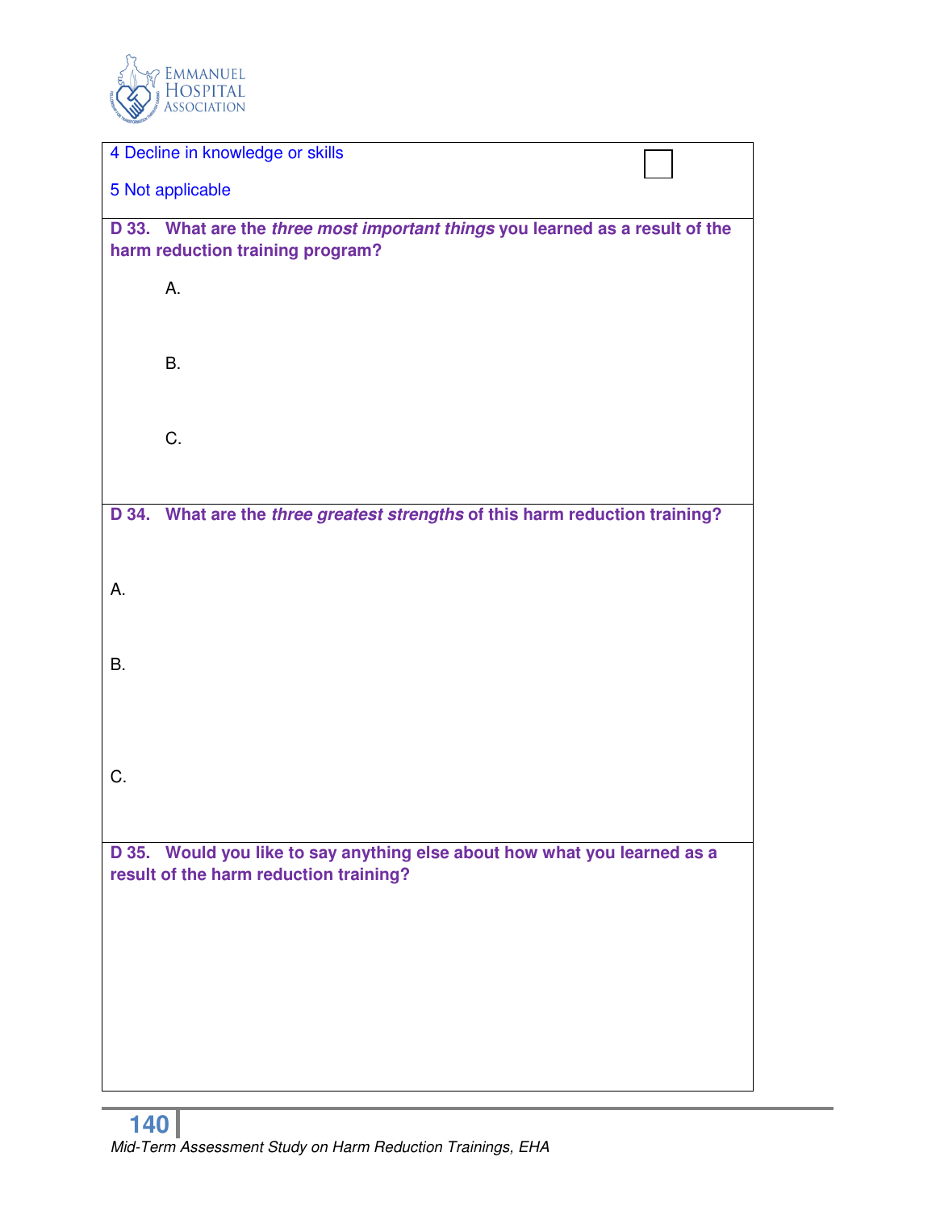4 Decline in knowledge or skills ☐

5 Not applicable

**D 33. What are the *three most important things* you learned as a result of the harm reduction training program?**

A.

B.

C.

**D 34. What are the *three greatest strengths* of this harm reduction training?**

A.

B.

C.

**D 35. Would you like to say anything else about how what you learned as a result of the harm reduction training?**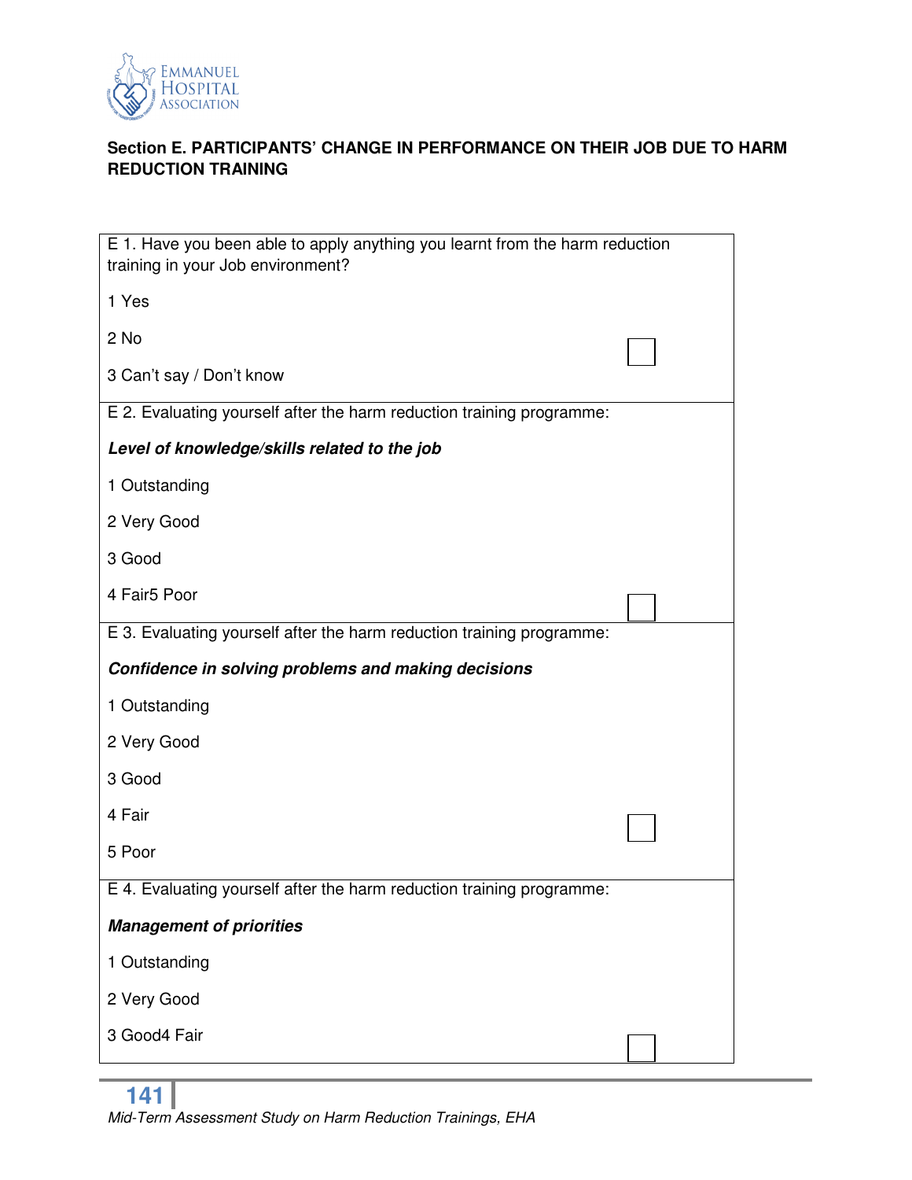**Section E. PARTICIPANTS' CHANGE IN PERFORMANCE ON THEIR JOB DUE TO HARM REDUCTION TRAINING**

| | |
|---|---|
| E 1. Have you been able to apply anything you learnt from the harm reduction training in your Job environment?<br><br>1 Yes<br><br>2 No<br><br>3 Can't say / Don't know | ☐ |
| E 2. Evaluating yourself after the harm reduction training programme:<br><br>***Level of knowledge/skills related to the job***<br><br>1 Outstanding<br><br>2 Very Good<br><br>3 Good<br><br>4 Fair5 Poor | ☐ |
| E 3. Evaluating yourself after the harm reduction training programme:<br><br>***Confidence in solving problems and making decisions***<br><br>1 Outstanding<br><br>2 Very Good<br><br>3 Good<br><br>4 Fair<br><br>5 Poor | ☐ |
| E 4. Evaluating yourself after the harm reduction training programme:<br><br>***Management of priorities***<br><br>1 Outstanding<br><br>2 Very Good<br><br>3 Good4 Fair | ☐ |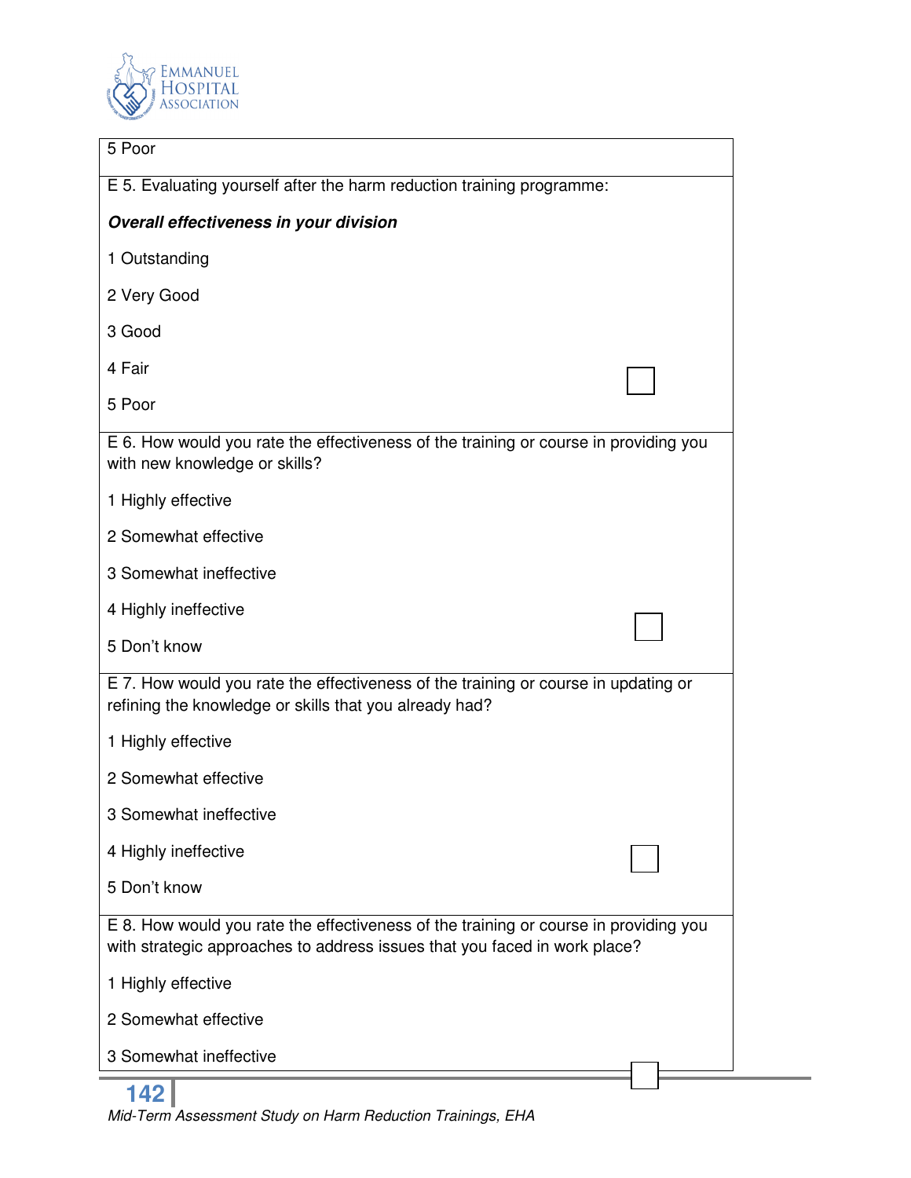5 Poor

E 5. Evaluating yourself after the harm reduction training programme:

***Overall effectiveness in your division***

1 Outstanding

2 Very Good

3 Good

4 Fair

5 Poor

E 6. How would you rate the effectiveness of the training or course in providing you with new knowledge or skills?

1 Highly effective

2 Somewhat effective

3 Somewhat ineffective

4 Highly ineffective

5 Don't know

E 7. How would you rate the effectiveness of the training or course in updating or refining the knowledge or skills that you already had?

1 Highly effective

2 Somewhat effective

3 Somewhat ineffective

4 Highly ineffective

5 Don't know

E 8. How would you rate the effectiveness of the training or course in providing you with strategic approaches to address issues that you faced in work place?

1 Highly effective

2 Somewhat effective

3 Somewhat ineffective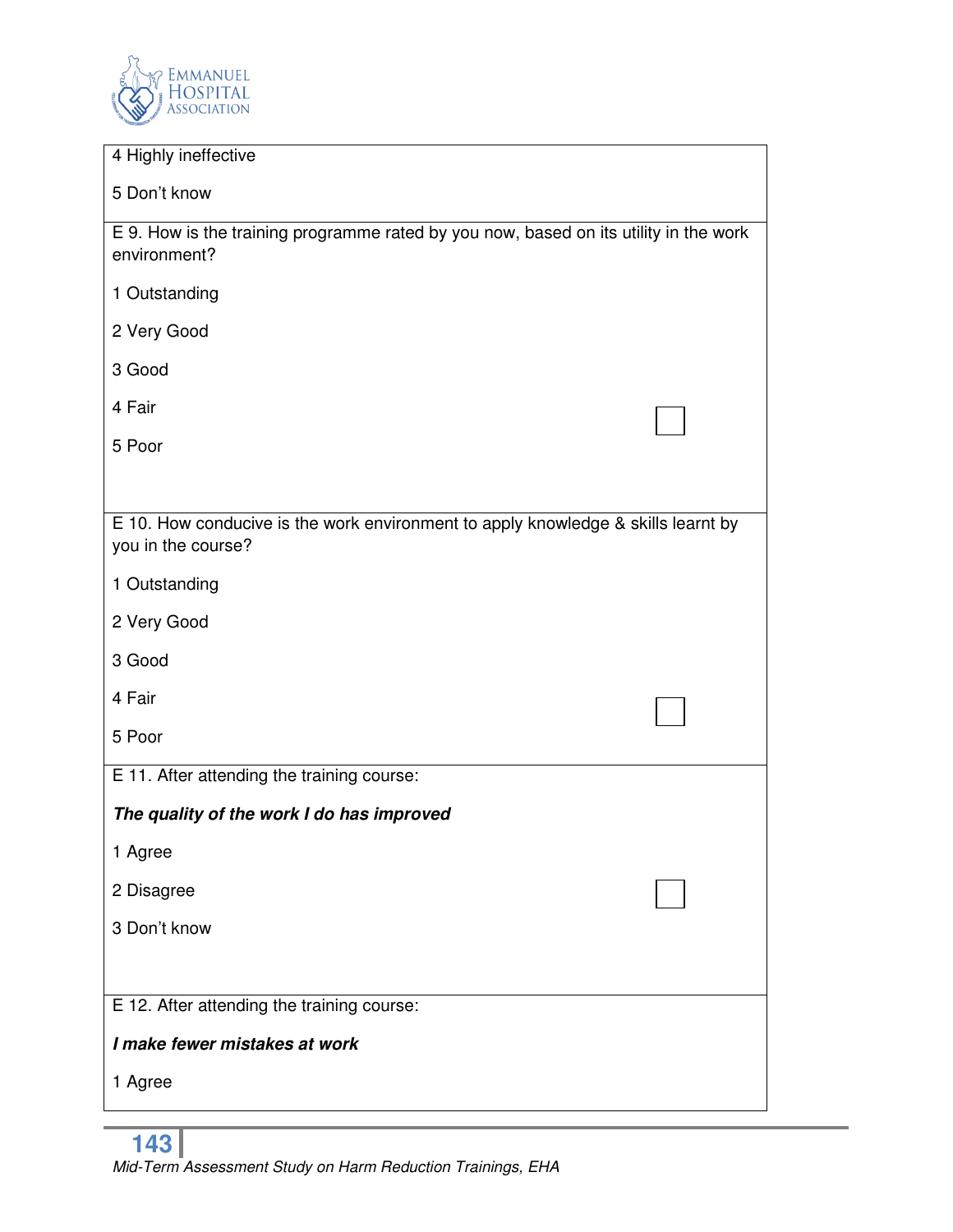4 Highly ineffective

5 Don't know

E 9. How is the training programme rated by you now, based on its utility in the work environment?

1 Outstanding

2 Very Good

3 Good

4 Fair

5 Poor

☐

E 10. How conducive is the work environment to apply knowledge & skills learnt by you in the course?

1 Outstanding

2 Very Good

3 Good

4 Fair

5 Poor

☐

E 11. After attending the training course:

***The quality of the work I do has improved***

1 Agree

2 Disagree

3 Don't know

☐

E 12. After attending the training course:

***I make fewer mistakes at work***

1 Agree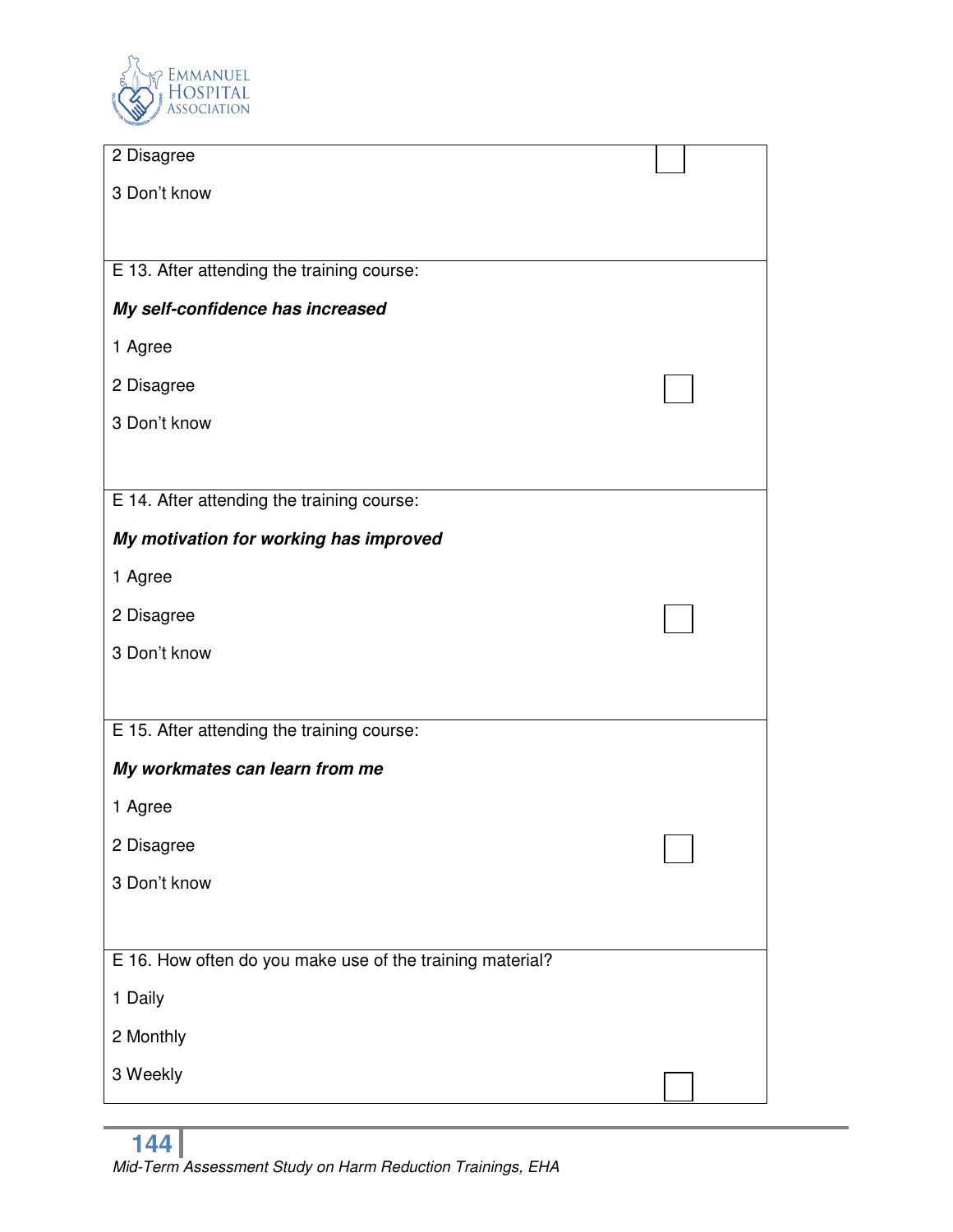| |
|---|
| 2 Disagree<br><br>3 Don't know |
| E 13. After attending the training course:<br><br>***My self-confidence has increased***<br><br>1 Agree<br><br>2 Disagree<br><br>3 Don't know |
| E 14. After attending the training course:<br><br>***My motivation for working has improved***<br><br>1 Agree<br><br>2 Disagree<br><br>3 Don't know |
| E 15. After attending the training course:<br><br>***My workmates can learn from me***<br><br>1 Agree<br><br>2 Disagree<br><br>3 Don't know |
| E 16. How often do you make use of the training material?<br><br>1 Daily<br><br>2 Monthly<br><br>3 Weekly |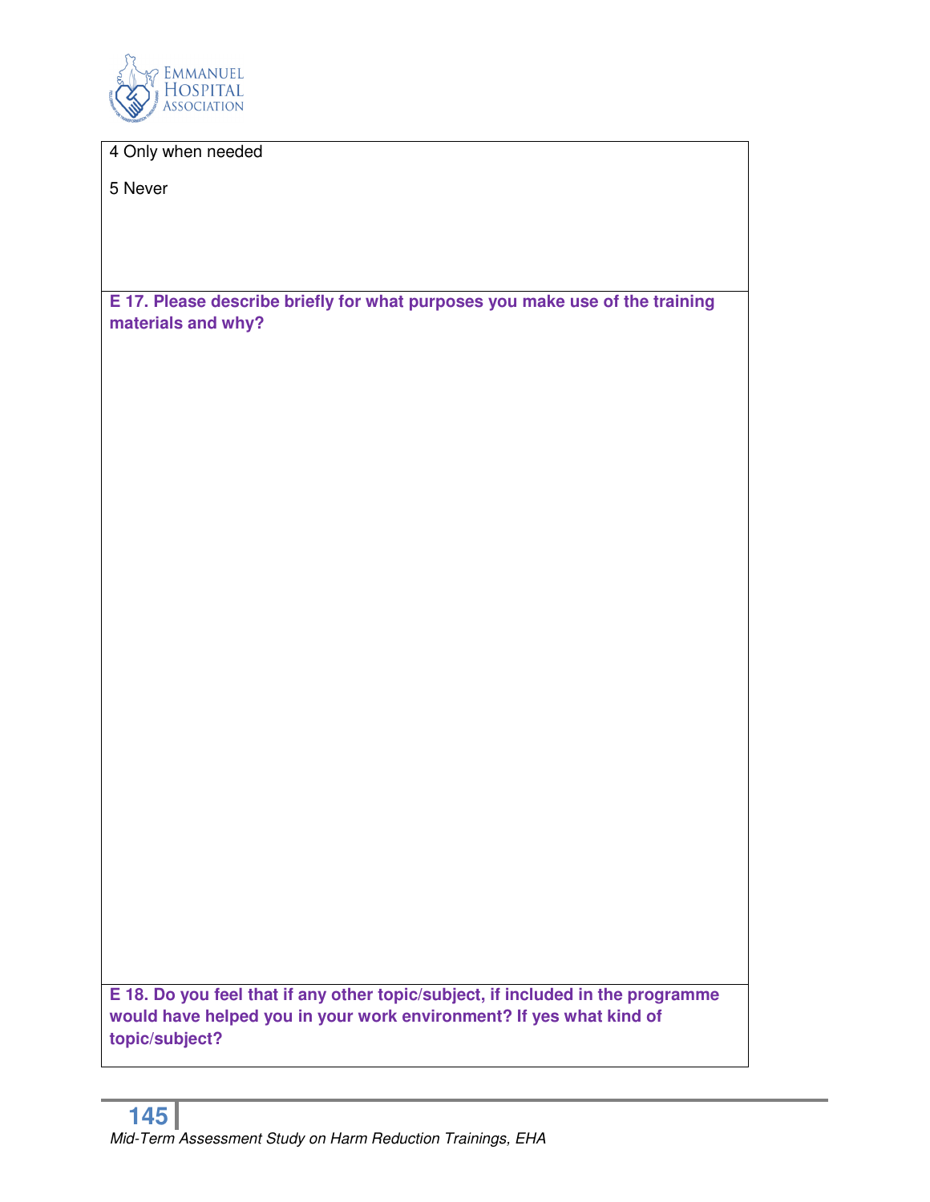4 Only when needed

5 Never

**E 17. Please describe briefly for what purposes you make use of the training materials and why?**

**E 18. Do you feel that if any other topic/subject, if included in the programme would have helped you in your work environment? If yes what kind of topic/subject?**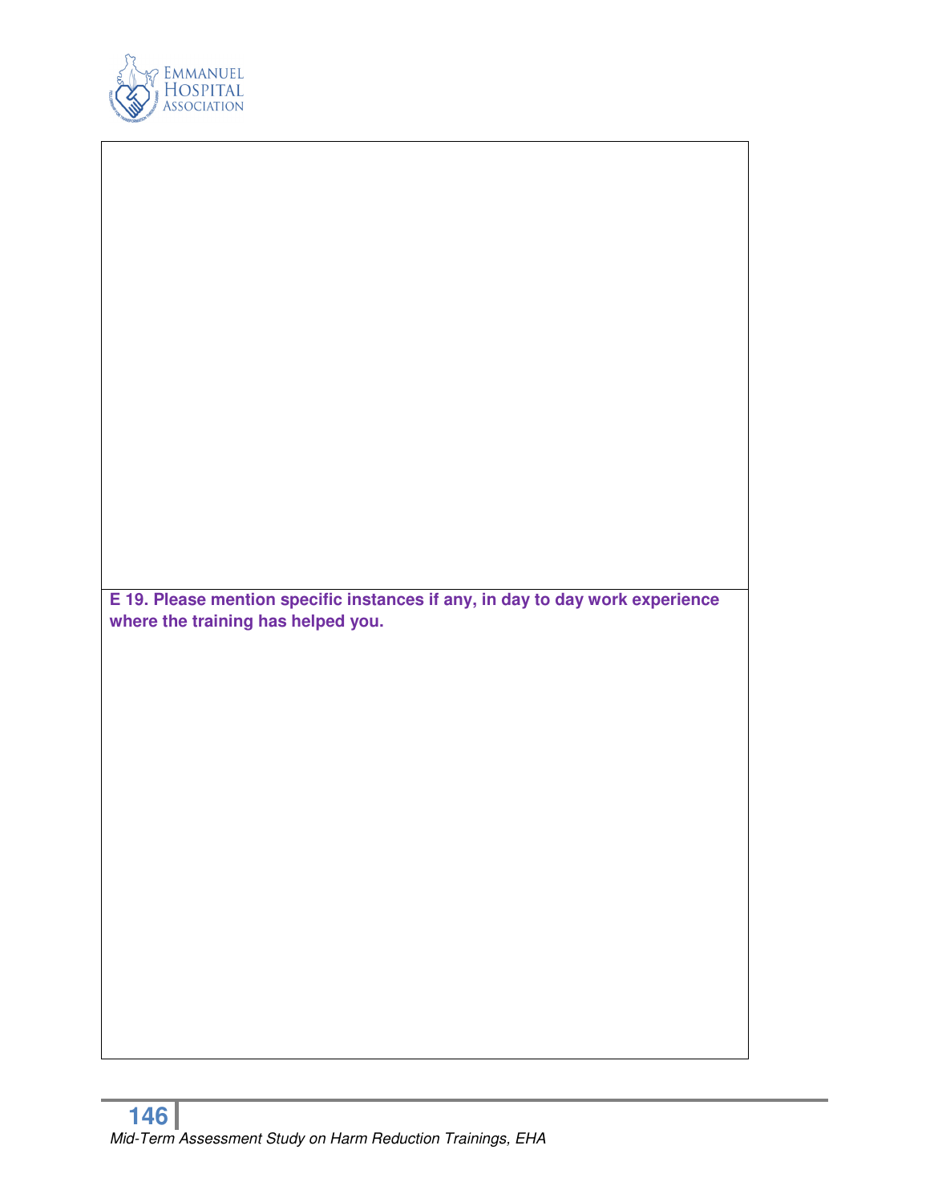**E 19. Please mention specific instances if any, in day to day work experience where the training has helped you.**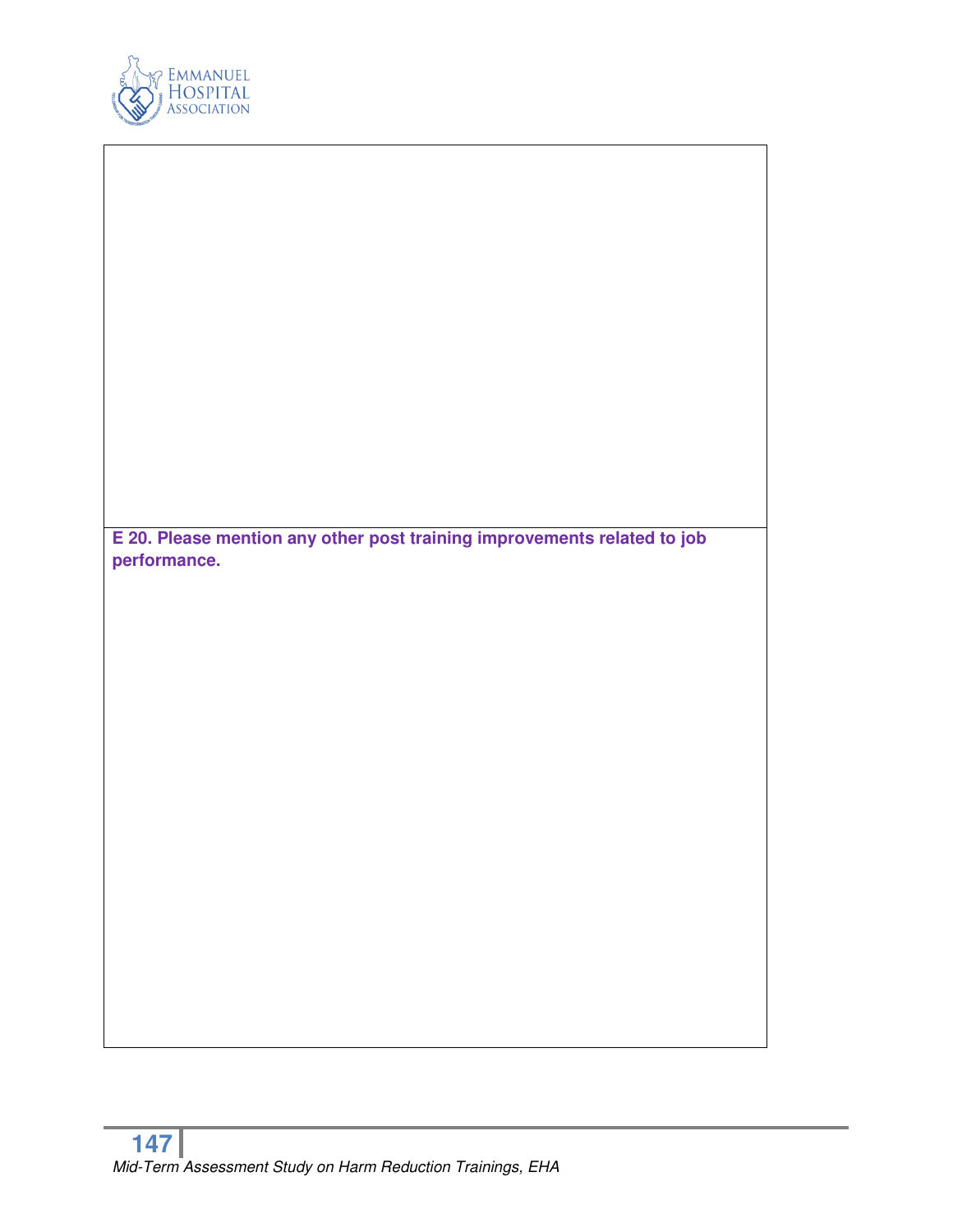**E 20. Please mention any other post training improvements related to job performance.**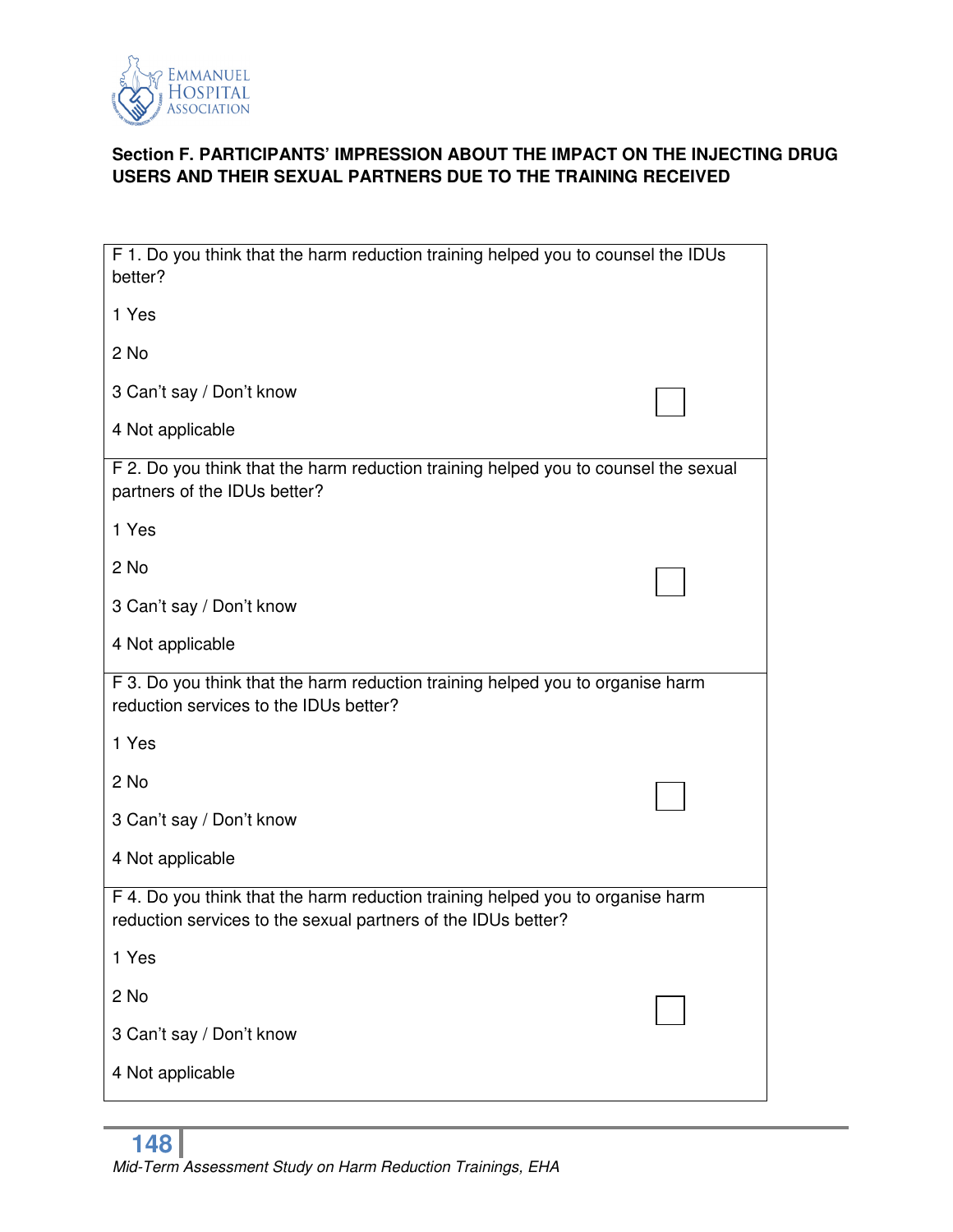**Section F. PARTICIPANTS' IMPRESSION ABOUT THE IMPACT ON THE INJECTING DRUG USERS AND THEIR SEXUAL PARTNERS DUE TO THE TRAINING RECEIVED**

| |
|---|
| F 1. Do you think that the harm reduction training helped you to counsel the IDUs better?<br><br>1 Yes<br><br>2 No<br><br>3 Can't say / Don't know ☐<br><br>4 Not applicable |
| F 2. Do you think that the harm reduction training helped you to counsel the sexual partners of the IDUs better?<br><br>1 Yes<br><br>2 No ☐<br><br>3 Can't say / Don't know<br><br>4 Not applicable |
| F 3. Do you think that the harm reduction training helped you to organise harm reduction services to the IDUs better?<br><br>1 Yes<br><br>2 No ☐<br><br>3 Can't say / Don't know<br><br>4 Not applicable |
| F 4. Do you think that the harm reduction training helped you to organise harm reduction services to the sexual partners of the IDUs better?<br><br>1 Yes<br><br>2 No ☐<br><br>3 Can't say / Don't know<br><br>4 Not applicable |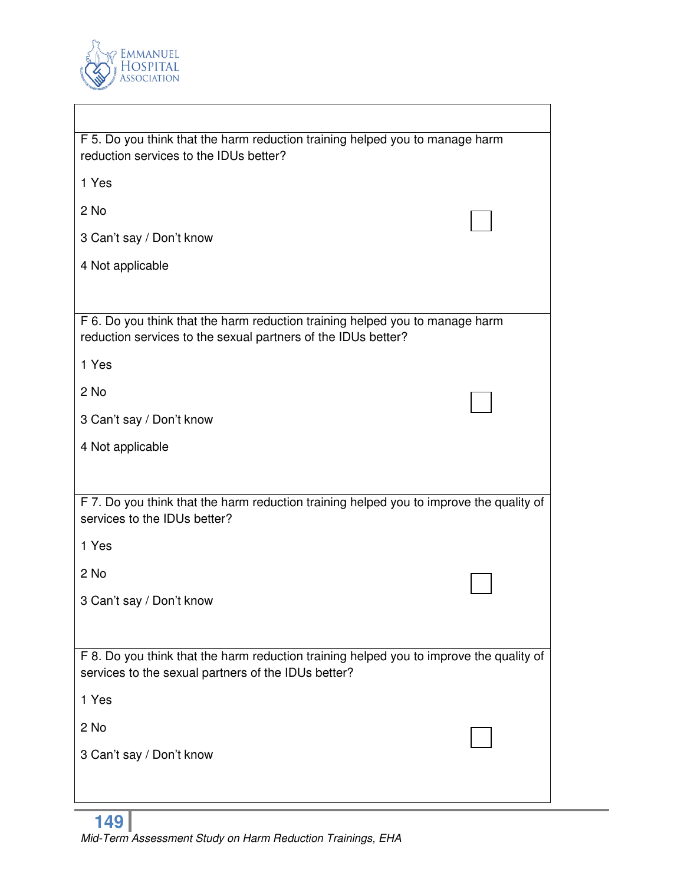F 5. Do you think that the harm reduction training helped you to manage harm reduction services to the IDUs better?

1 Yes

2 No

3 Can't say / Don't know

4 Not applicable

F 6. Do you think that the harm reduction training helped you to manage harm reduction services to the sexual partners of the IDUs better?

1 Yes

2 No

3 Can't say / Don't know

4 Not applicable

F 7. Do you think that the harm reduction training helped you to improve the quality of services to the IDUs better?

1 Yes

2 No

3 Can't say / Don't know

F 8. Do you think that the harm reduction training helped you to improve the quality of services to the sexual partners of the IDUs better?

1 Yes

2 No

3 Can't say / Don't know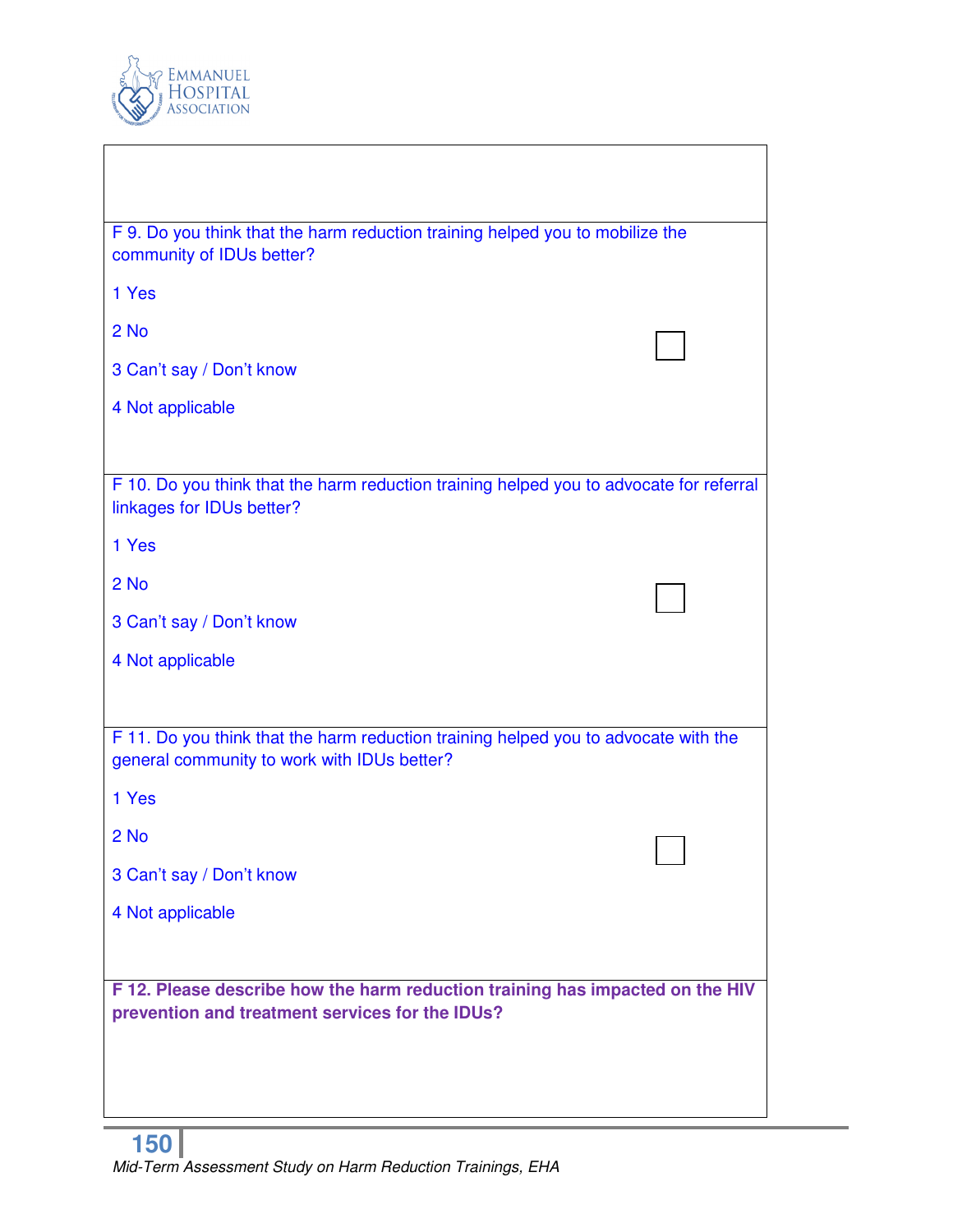F 9. Do you think that the harm reduction training helped you to mobilize the community of IDUs better?

1 Yes

2 No

3 Can't say / Don't know

4 Not applicable

F 10. Do you think that the harm reduction training helped you to advocate for referral linkages for IDUs better?

1 Yes

2 No

3 Can't say / Don't know

4 Not applicable

F 11. Do you think that the harm reduction training helped you to advocate with the general community to work with IDUs better?

1 Yes

2 No

3 Can't say / Don't know

4 Not applicable

**F 12. Please describe how the harm reduction training has impacted on the HIV prevention and treatment services for the IDUs?**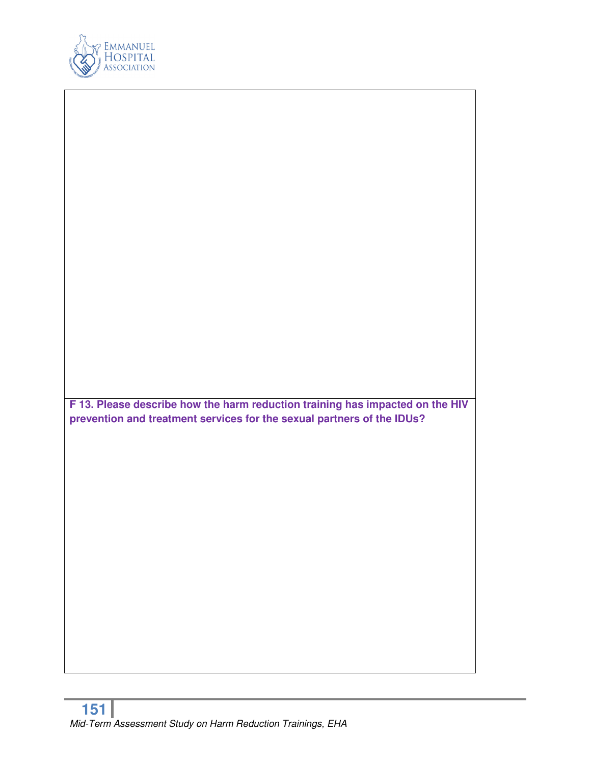**F 13. Please describe how the harm reduction training has impacted on the HIV prevention and treatment services for the sexual partners of the IDUs?**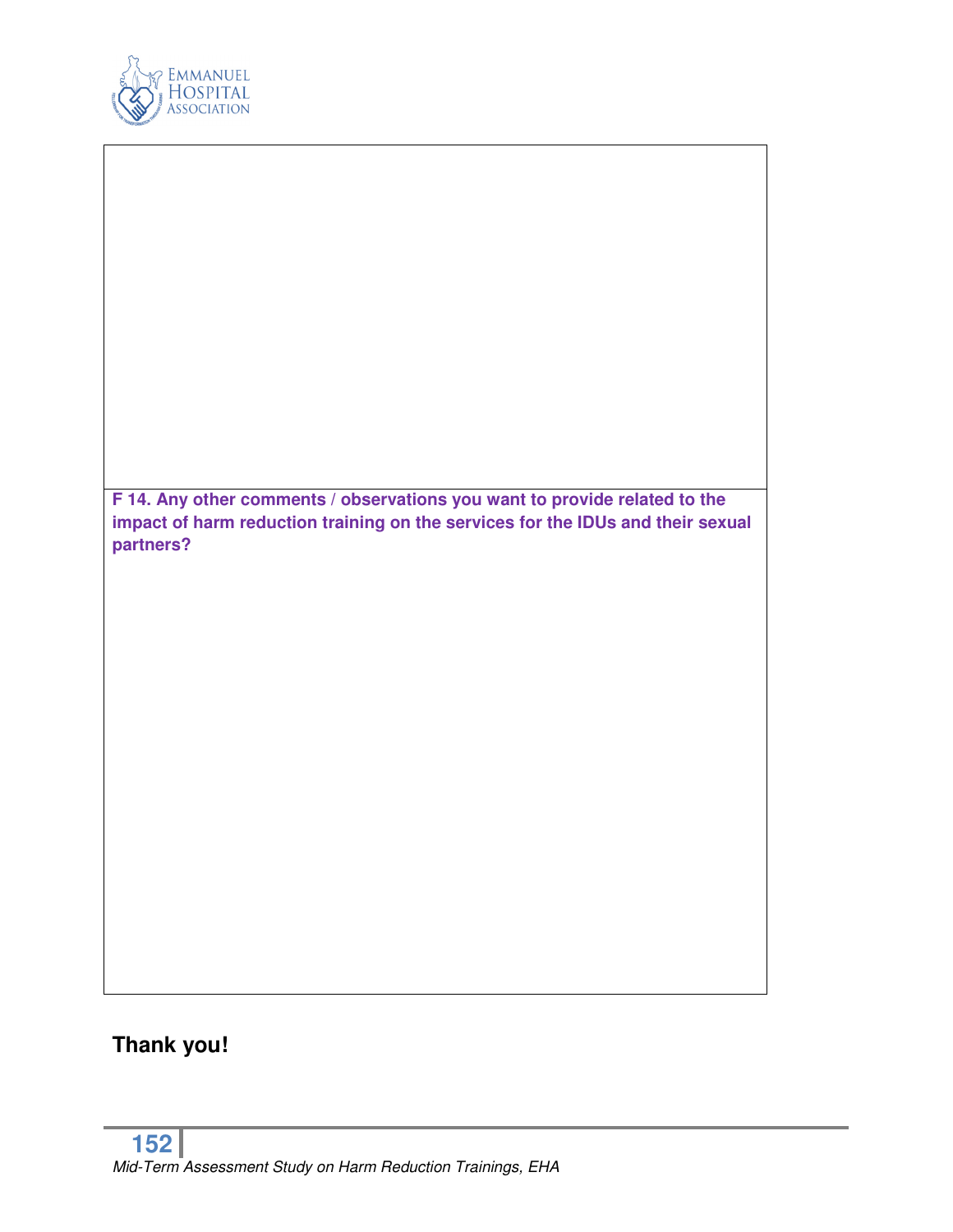**F 14. Any other comments / observations you want to provide related to the impact of harm reduction training on the services for the IDUs and their sexual partners?**

**Thank you!**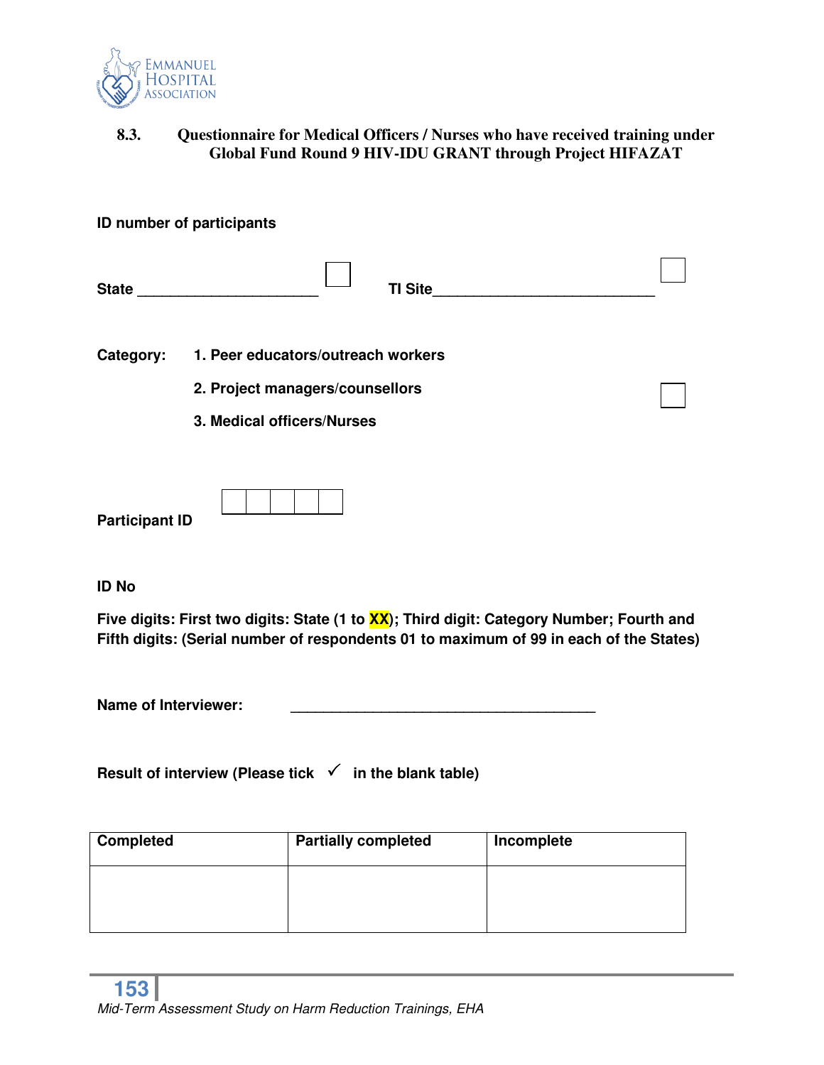### 8.3. Questionnaire for Medical Officers / Nurses who have received training under Global Fund Round 9 HIV-IDU GRANT through Project HIFAZAT

**ID number of participants**

**State** ______________________ ☐ **TI Site**___________________________ ☐

**Category:** 
1. **Peer educators/outreach workers**
2. **Project managers/counsellors** ☐
3. **Medical officers/Nurses**

**Participant ID** ☐☐☐☐☐

**ID No**

**Five digits: First two digits: State (1 to XX); Third digit: Category Number; Fourth and Fifth digits: (Serial number of respondents 01 to maximum of 99 in each of the States)**

**Name of Interviewer:** _______________________________________

**Result of interview (Please tick ✓ in the blank table)**

| Completed | Partially completed | Incomplete |
|---|---|---|
| | | |

*Mid-Term Assessment Study on Harm Reduction Trainings, EHA*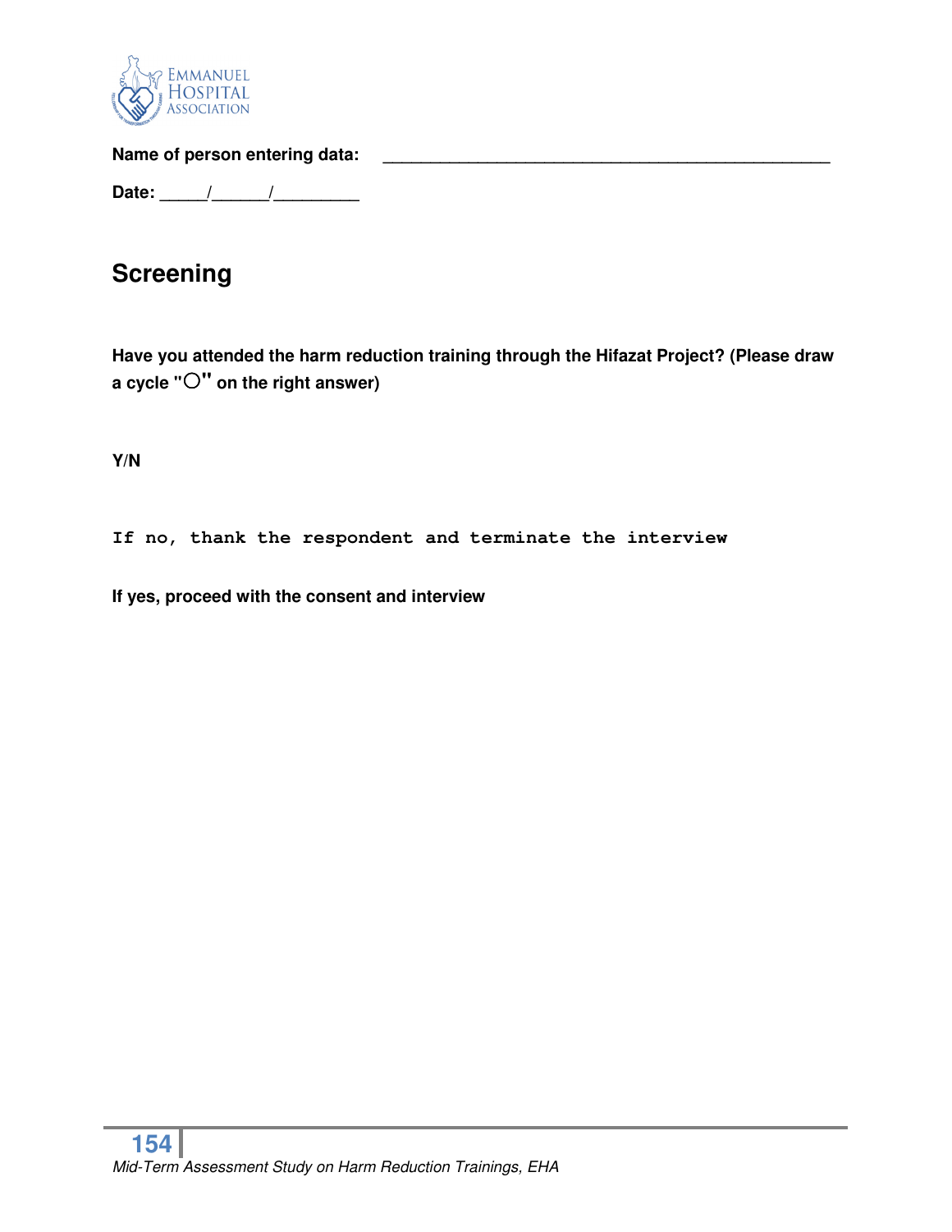**Name of person entering data:** ___________________________________________

**Date:** _____/______/_________

## Screening

**Have you attended the harm reduction training through the Hifazat Project? (Please draw a cycle "○" on the right answer)**

**Y/N**

`If no, thank the respondent and terminate the interview`

**If yes, proceed with the consent and interview**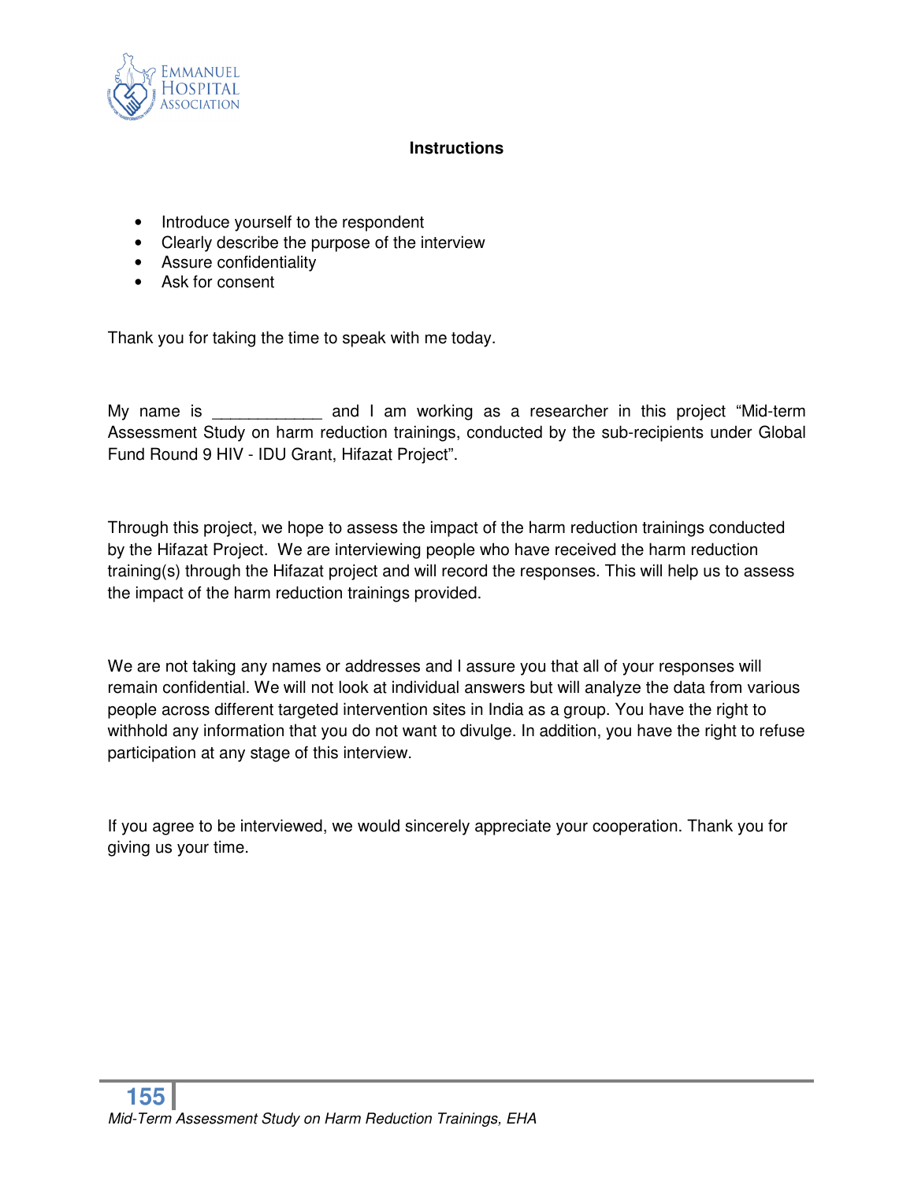## Instructions

- Introduce yourself to the respondent
- Clearly describe the purpose of the interview
- Assure confidentiality
- Ask for consent

Thank you for taking the time to speak with me today.

My name is ____________ and I am working as a researcher in this project "Mid-term Assessment Study on harm reduction trainings, conducted by the sub-recipients under Global Fund Round 9 HIV - IDU Grant, Hifazat Project".

Through this project, we hope to assess the impact of the harm reduction trainings conducted by the Hifazat Project. We are interviewing people who have received the harm reduction training(s) through the Hifazat project and will record the responses. This will help us to assess the impact of the harm reduction trainings provided.

We are not taking any names or addresses and I assure you that all of your responses will remain confidential. We will not look at individual answers but will analyze the data from various people across different targeted intervention sites in India as a group. You have the right to withhold any information that you do not want to divulge. In addition, you have the right to refuse participation at any stage of this interview.

If you agree to be interviewed, we would sincerely appreciate your cooperation. Thank you for giving us your time.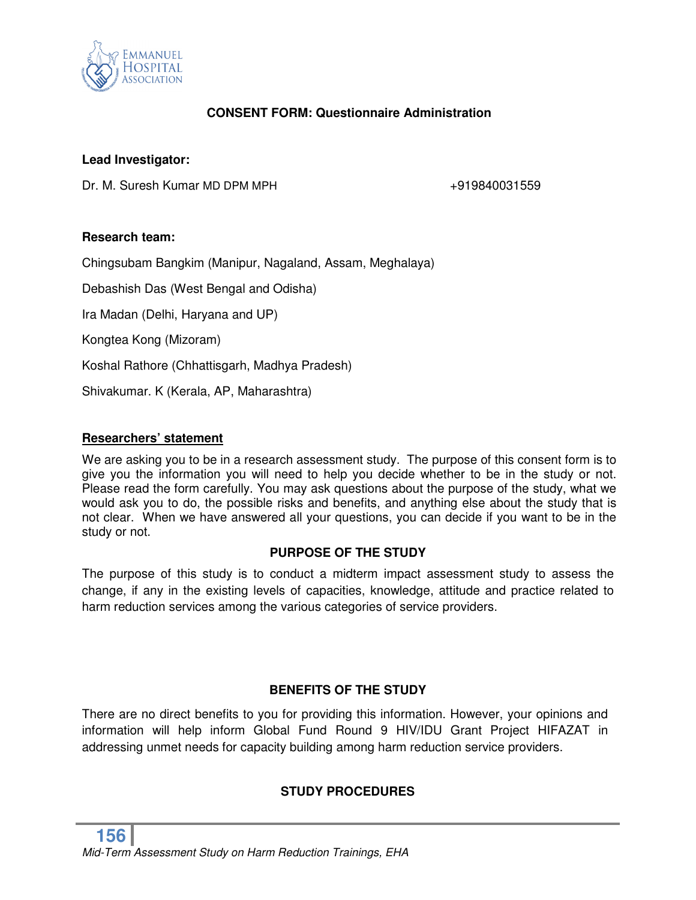## CONSENT FORM: Questionnaire Administration

**Lead Investigator:**

Dr. M. Suresh Kumar MD DPM MPH +919840031559

**Research team:**

Chingsubam Bangkim (Manipur, Nagaland, Assam, Meghalaya)

Debashish Das (West Bengal and Odisha)

Ira Madan (Delhi, Haryana and UP)

Kongtea Kong (Mizoram)

Koshal Rathore (Chhattisgarh, Madhya Pradesh)

Shivakumar. K (Kerala, AP, Maharashtra)

**Researchers' statement**

We are asking you to be in a research assessment study. The purpose of this consent form is to give you the information you will need to help you decide whether to be in the study or not. Please read the form carefully. You may ask questions about the purpose of the study, what we would ask you to do, the possible risks and benefits, and anything else about the study that is not clear. When we have answered all your questions, you can decide if you want to be in the study or not.

### PURPOSE OF THE STUDY

The purpose of this study is to conduct a midterm impact assessment study to assess the change, if any in the existing levels of capacities, knowledge, attitude and practice related to harm reduction services among the various categories of service providers.

### BENEFITS OF THE STUDY

There are no direct benefits to you for providing this information. However, your opinions and information will help inform Global Fund Round 9 HIV/IDU Grant Project HIFAZAT in addressing unmet needs for capacity building among harm reduction service providers.

### STUDY PROCEDURES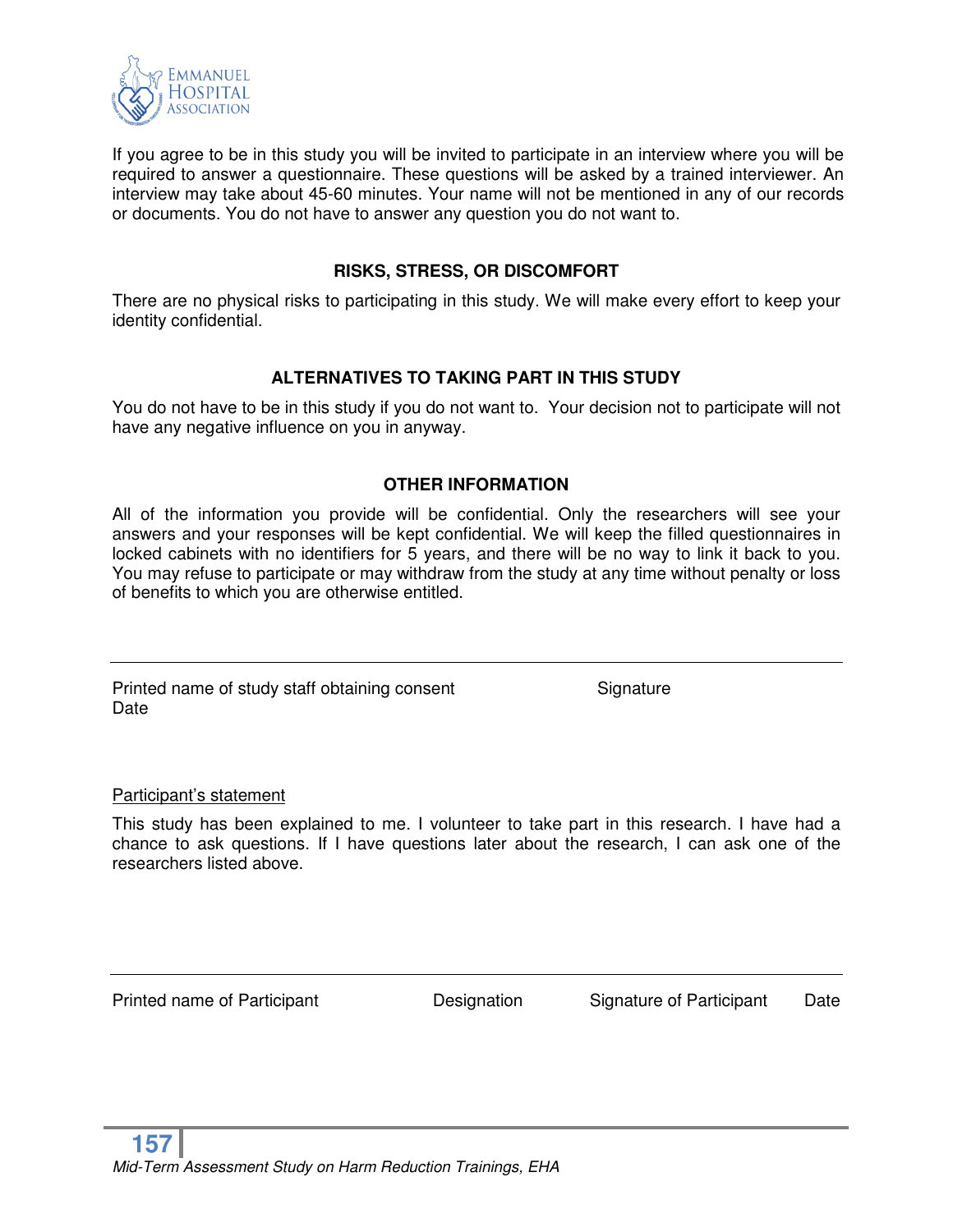If you agree to be in this study you will be invited to participate in an interview where you will be required to answer a questionnaire. These questions will be asked by a trained interviewer. An interview may take about 45-60 minutes. Your name will not be mentioned in any of our records or documents. You do not have to answer any question you do not want to.

### RISKS, STRESS, OR DISCOMFORT

There are no physical risks to participating in this study. We will make every effort to keep your identity confidential.

### ALTERNATIVES TO TAKING PART IN THIS STUDY

You do not have to be in this study if you do not want to. Your decision not to participate will not have any negative influence on you in anyway.

### OTHER INFORMATION

All of the information you provide will be confidential. Only the researchers will see your answers and your responses will be kept confidential. We will keep the filled questionnaires in locked cabinets with no identifiers for 5 years, and there will be no way to link it back to you. You may refuse to participate or may withdraw from the study at any time without penalty or loss of benefits to which you are otherwise entitled.

---

Printed name of study staff obtaining consent          Signature
Date

Participant's statement

This study has been explained to me. I volunteer to take part in this research. I have had a chance to ask questions. If I have questions later about the research, I can ask one of the researchers listed above.

---

Printed name of Participant          Designation          Signature of Participant          Date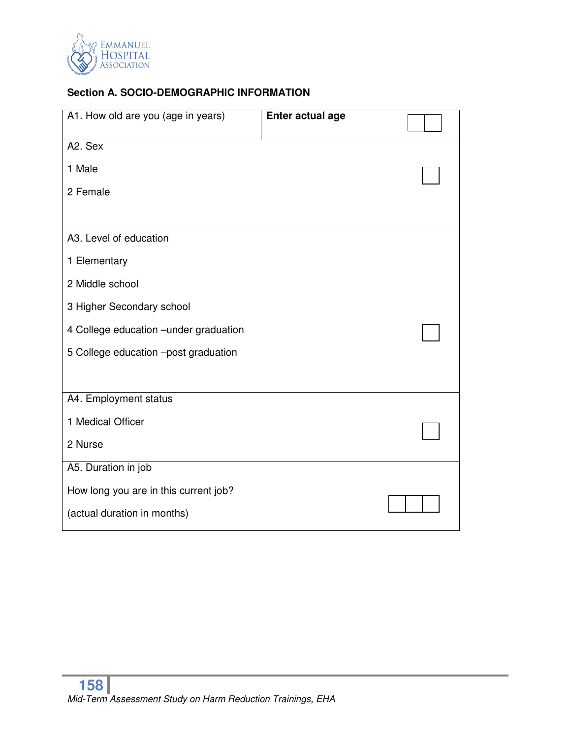### Section A. SOCIO-DEMOGRAPHIC INFORMATION

| A1. How old are you (age in years) | **Enter actual age** | ☐☐ |
|---|---|---|
| A2. Sex<br><br>1 Male<br><br>2 Female | | ☐ |
| A3. Level of education<br><br>1 Elementary<br><br>2 Middle school<br><br>3 Higher Secondary school<br><br>4 College education –under graduation<br><br>5 College education –post graduation | | ☐ |
| A4. Employment status<br><br>1 Medical Officer<br><br>2 Nurse | | ☐ |
| A5. Duration in job<br><br>How long you are in this current job?<br><br>(actual duration in months) | | ☐☐☐ |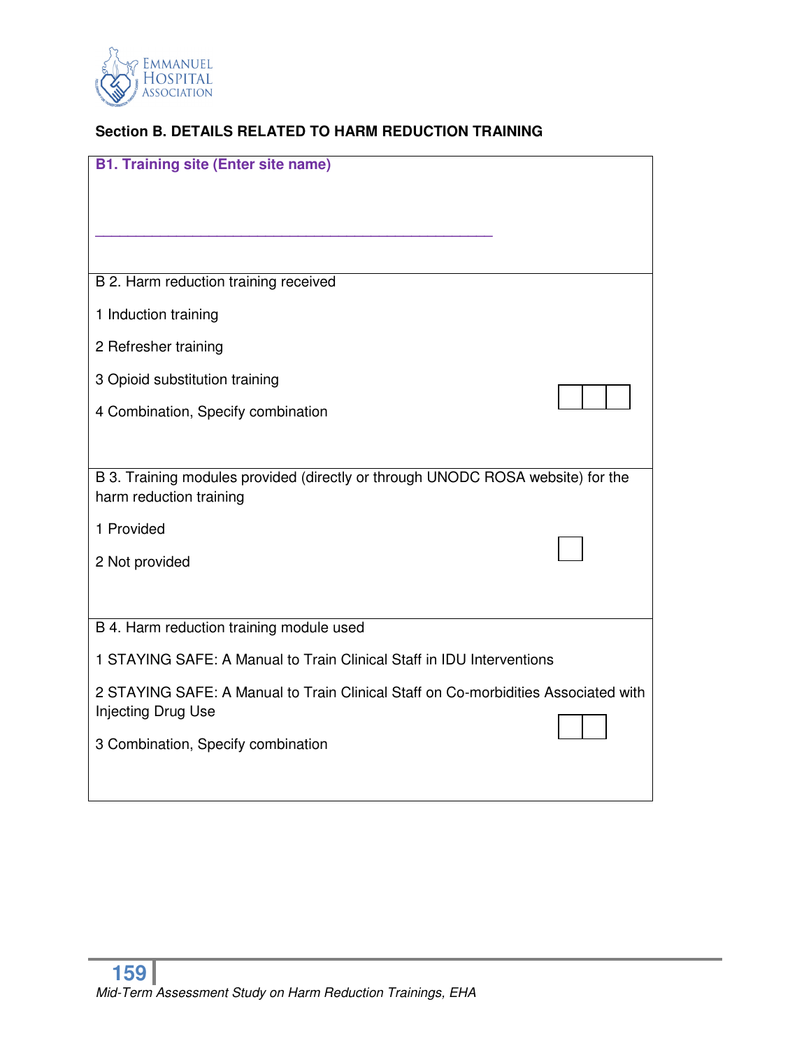## Section B. DETAILS RELATED TO HARM REDUCTION TRAINING

**B1. Training site (Enter site name)**

_______________________________________________

B 2. Harm reduction training received

1 Induction training

2 Refresher training

3 Opioid substitution training

4 Combination, Specify combination

B 3. Training modules provided (directly or through UNODC ROSA website) for the harm reduction training

1 Provided

2 Not provided

B 4. Harm reduction training module used

1 STAYING SAFE: A Manual to Train Clinical Staff in IDU Interventions

2 STAYING SAFE: A Manual to Train Clinical Staff on Co-morbidities Associated with Injecting Drug Use

3 Combination, Specify combination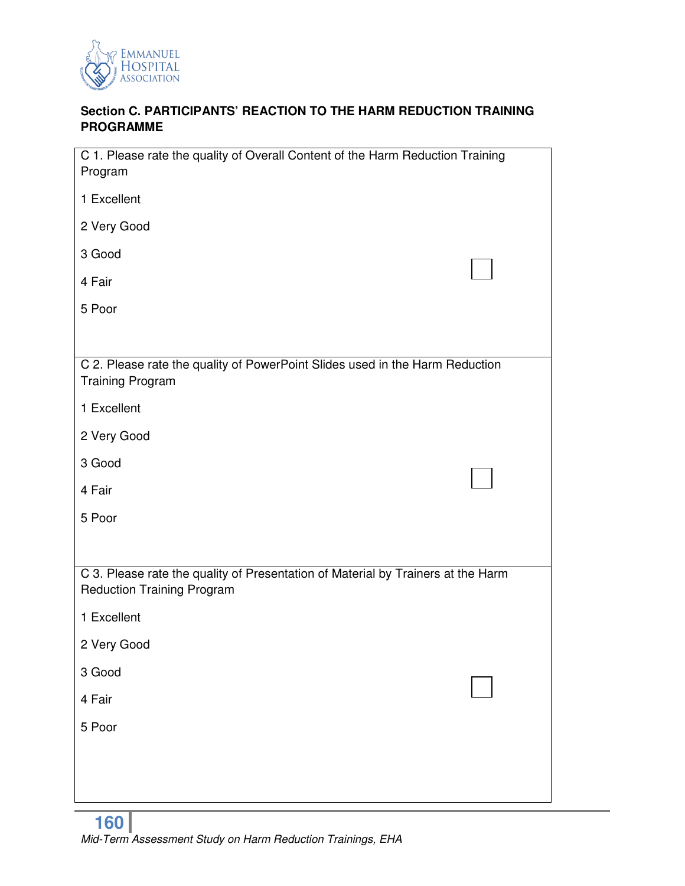**Section C. PARTICIPANTS' REACTION TO THE HARM REDUCTION TRAINING PROGRAMME**

| |
|---|
| C 1. Please rate the quality of Overall Content of the Harm Reduction Training Program<br><br>1 Excellent<br><br>2 Very Good<br><br>3 Good ☐<br><br>4 Fair<br><br>5 Poor |
| C 2. Please rate the quality of PowerPoint Slides used in the Harm Reduction Training Program<br><br>1 Excellent<br><br>2 Very Good<br><br>3 Good ☐<br><br>4 Fair<br><br>5 Poor |
| C 3. Please rate the quality of Presentation of Material by Trainers at the Harm Reduction Training Program<br><br>1 Excellent<br><br>2 Very Good<br><br>3 Good ☐<br><br>4 Fair<br><br>5 Poor |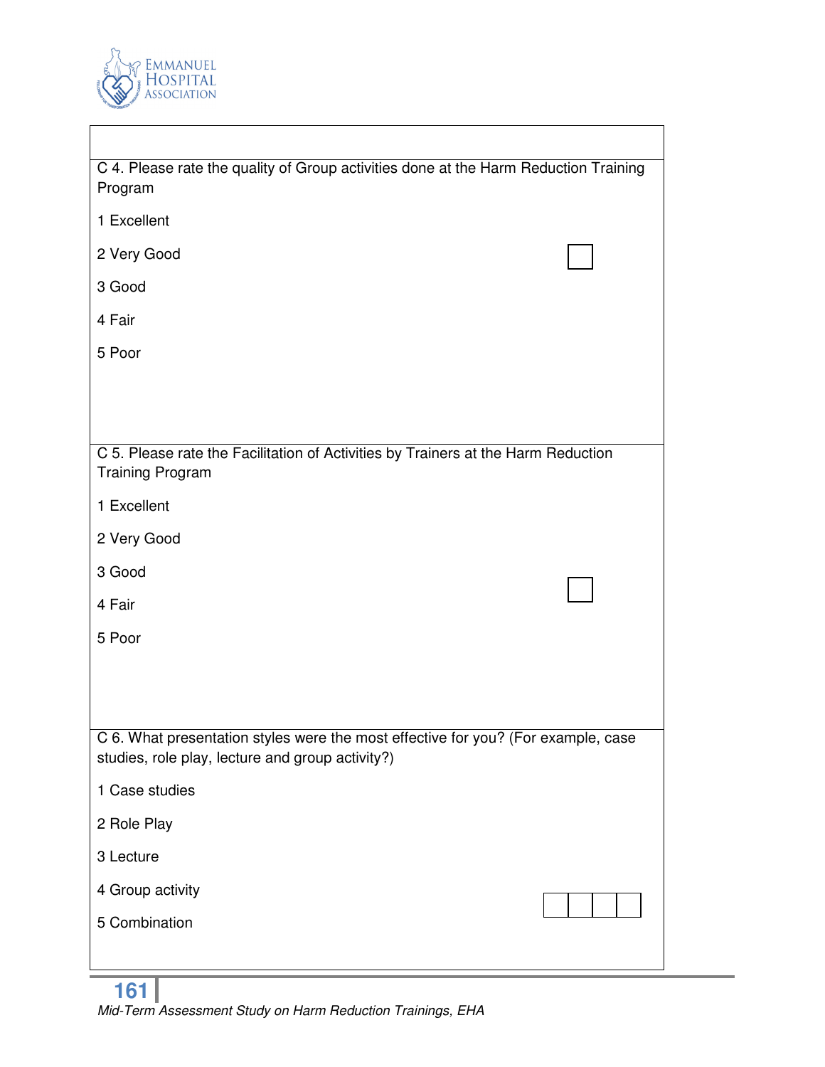C 4. Please rate the quality of Group activities done at the Harm Reduction Training Program

1 Excellent

2 Very Good

3 Good

4 Fair

5 Poor

C 5. Please rate the Facilitation of Activities by Trainers at the Harm Reduction Training Program

1 Excellent

2 Very Good

3 Good

4 Fair

5 Poor

C 6. What presentation styles were the most effective for you? (For example, case studies, role play, lecture and group activity?)

1 Case studies

2 Role Play

3 Lecture

4 Group activity

5 Combination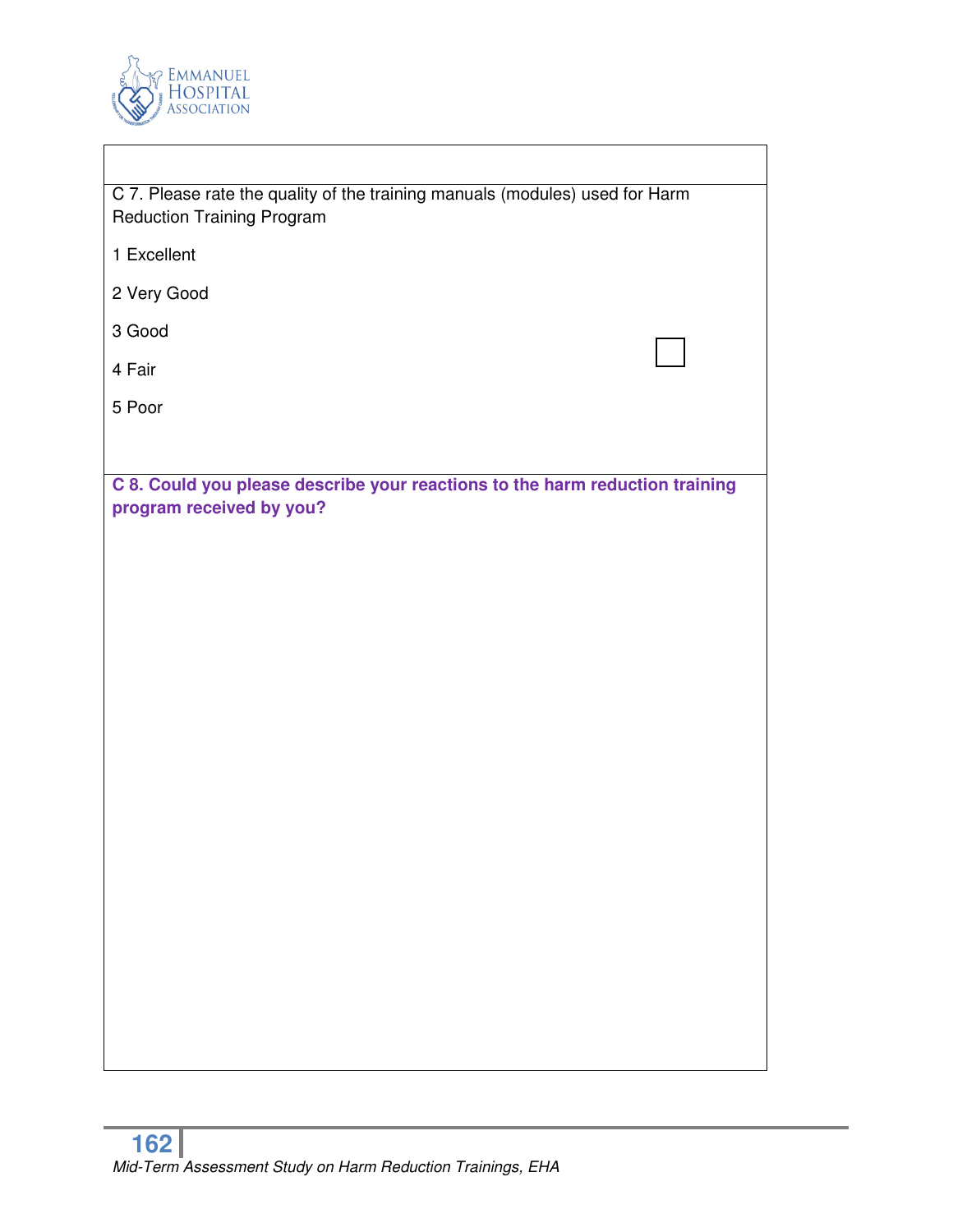C 7. Please rate the quality of the training manuals (modules) used for Harm Reduction Training Program

1 Excellent

2 Very Good

3 Good

4 Fair

5 Poor

**C 8. Could you please describe your reactions to the harm reduction training program received by you?**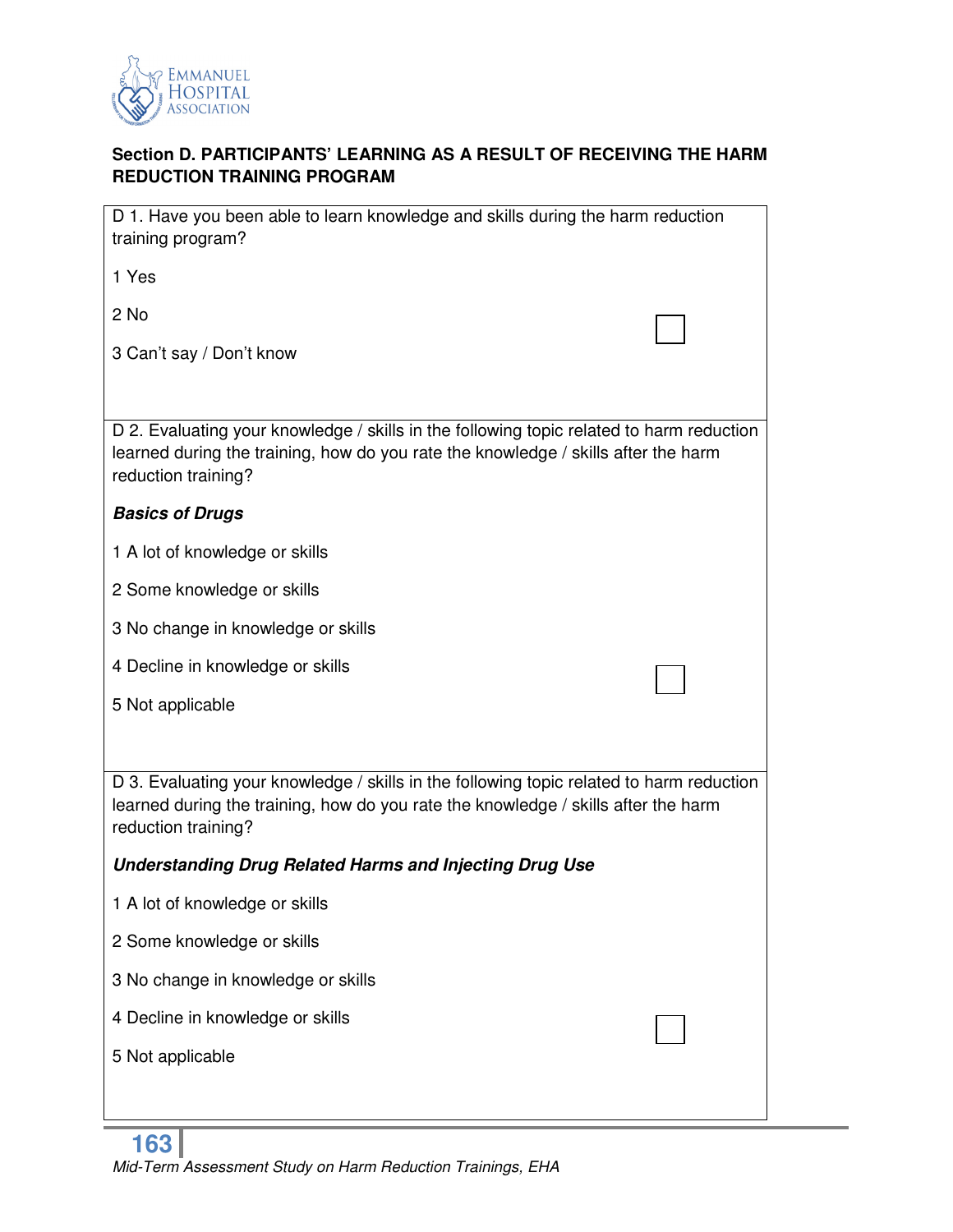**Section D. PARTICIPANTS' LEARNING AS A RESULT OF RECEIVING THE HARM REDUCTION TRAINING PROGRAM**

D 1. Have you been able to learn knowledge and skills during the harm reduction training program?

1 Yes

2 No ☐

3 Can't say / Don't know

D 2. Evaluating your knowledge / skills in the following topic related to harm reduction learned during the training, how do you rate the knowledge / skills after the harm reduction training?

***Basics of Drugs***

1 A lot of knowledge or skills

2 Some knowledge or skills

3 No change in knowledge or skills

4 Decline in knowledge or skills ☐

5 Not applicable

D 3. Evaluating your knowledge / skills in the following topic related to harm reduction learned during the training, how do you rate the knowledge / skills after the harm reduction training?

***Understanding Drug Related Harms and Injecting Drug Use***

1 A lot of knowledge or skills

2 Some knowledge or skills

3 No change in knowledge or skills

4 Decline in knowledge or skills ☐

5 Not applicable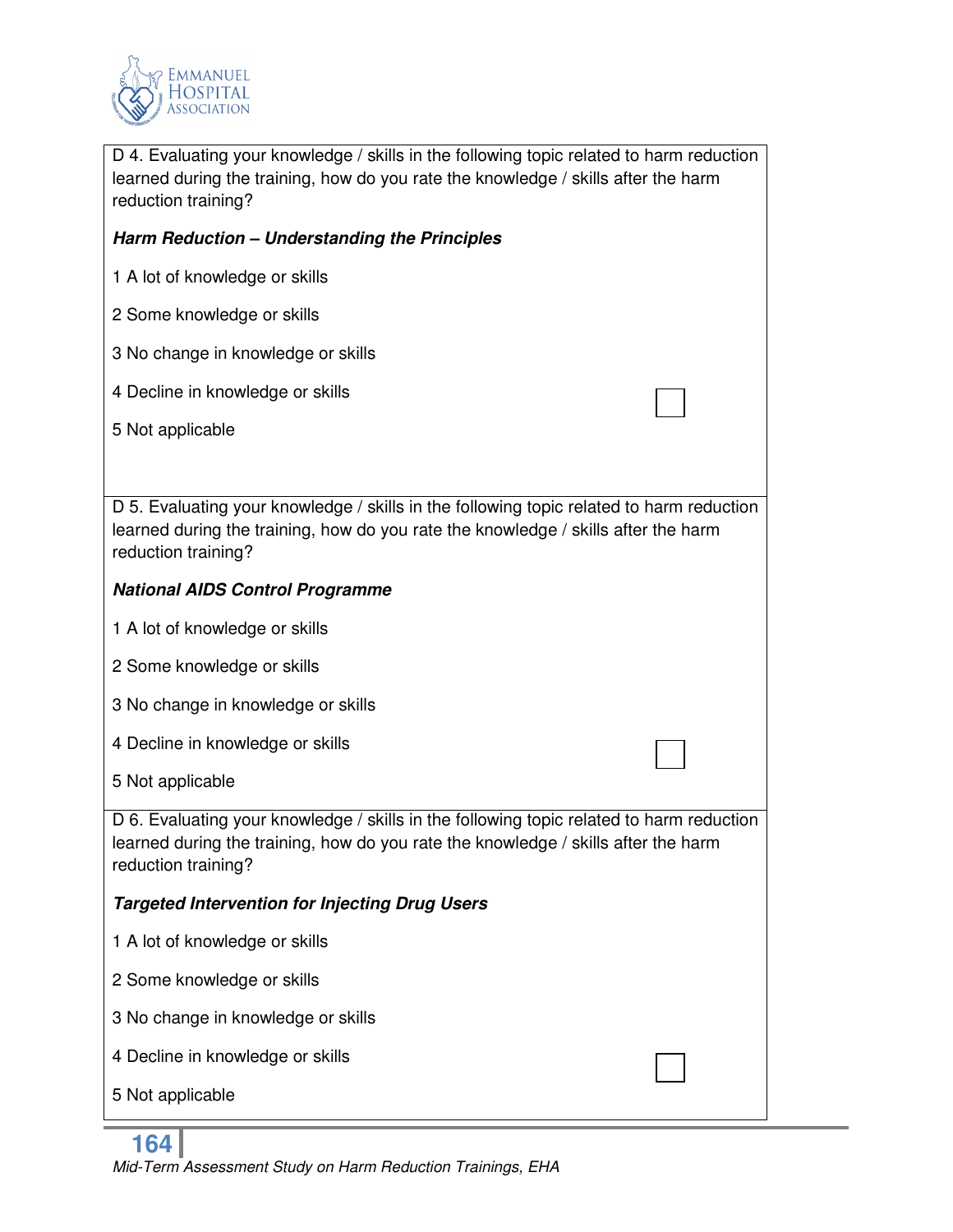D 4. Evaluating your knowledge / skills in the following topic related to harm reduction learned during the training, how do you rate the knowledge / skills after the harm reduction training?

***Harm Reduction – Understanding the Principles***

1 A lot of knowledge or skills

2 Some knowledge or skills

3 No change in knowledge or skills

4 Decline in knowledge or skills ☐

5 Not applicable

D 5. Evaluating your knowledge / skills in the following topic related to harm reduction learned during the training, how do you rate the knowledge / skills after the harm reduction training?

***National AIDS Control Programme***

1 A lot of knowledge or skills

2 Some knowledge or skills

3 No change in knowledge or skills

4 Decline in knowledge or skills ☐

5 Not applicable

D 6. Evaluating your knowledge / skills in the following topic related to harm reduction learned during the training, how do you rate the knowledge / skills after the harm reduction training?

***Targeted Intervention for Injecting Drug Users***

1 A lot of knowledge or skills

2 Some knowledge or skills

3 No change in knowledge or skills

4 Decline in knowledge or skills ☐

5 Not applicable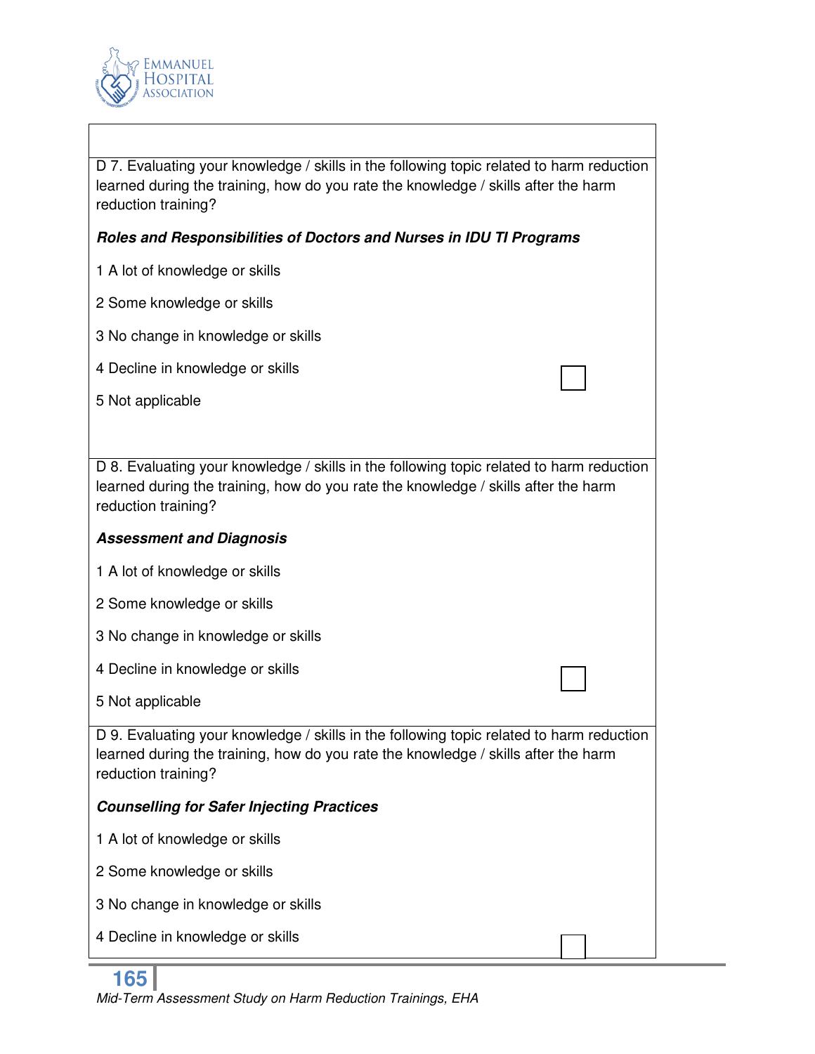D 7. Evaluating your knowledge / skills in the following topic related to harm reduction learned during the training, how do you rate the knowledge / skills after the harm reduction training?

***Roles and Responsibilities of Doctors and Nurses in IDU TI Programs***

1 A lot of knowledge or skills

2 Some knowledge or skills

3 No change in knowledge or skills

4 Decline in knowledge or skills

5 Not applicable

D 8. Evaluating your knowledge / skills in the following topic related to harm reduction learned during the training, how do you rate the knowledge / skills after the harm reduction training?

***Assessment and Diagnosis***

1 A lot of knowledge or skills

2 Some knowledge or skills

3 No change in knowledge or skills

4 Decline in knowledge or skills

5 Not applicable

D 9. Evaluating your knowledge / skills in the following topic related to harm reduction learned during the training, how do you rate the knowledge / skills after the harm reduction training?

***Counselling for Safer Injecting Practices***

1 A lot of knowledge or skills

2 Some knowledge or skills

3 No change in knowledge or skills

4 Decline in knowledge or skills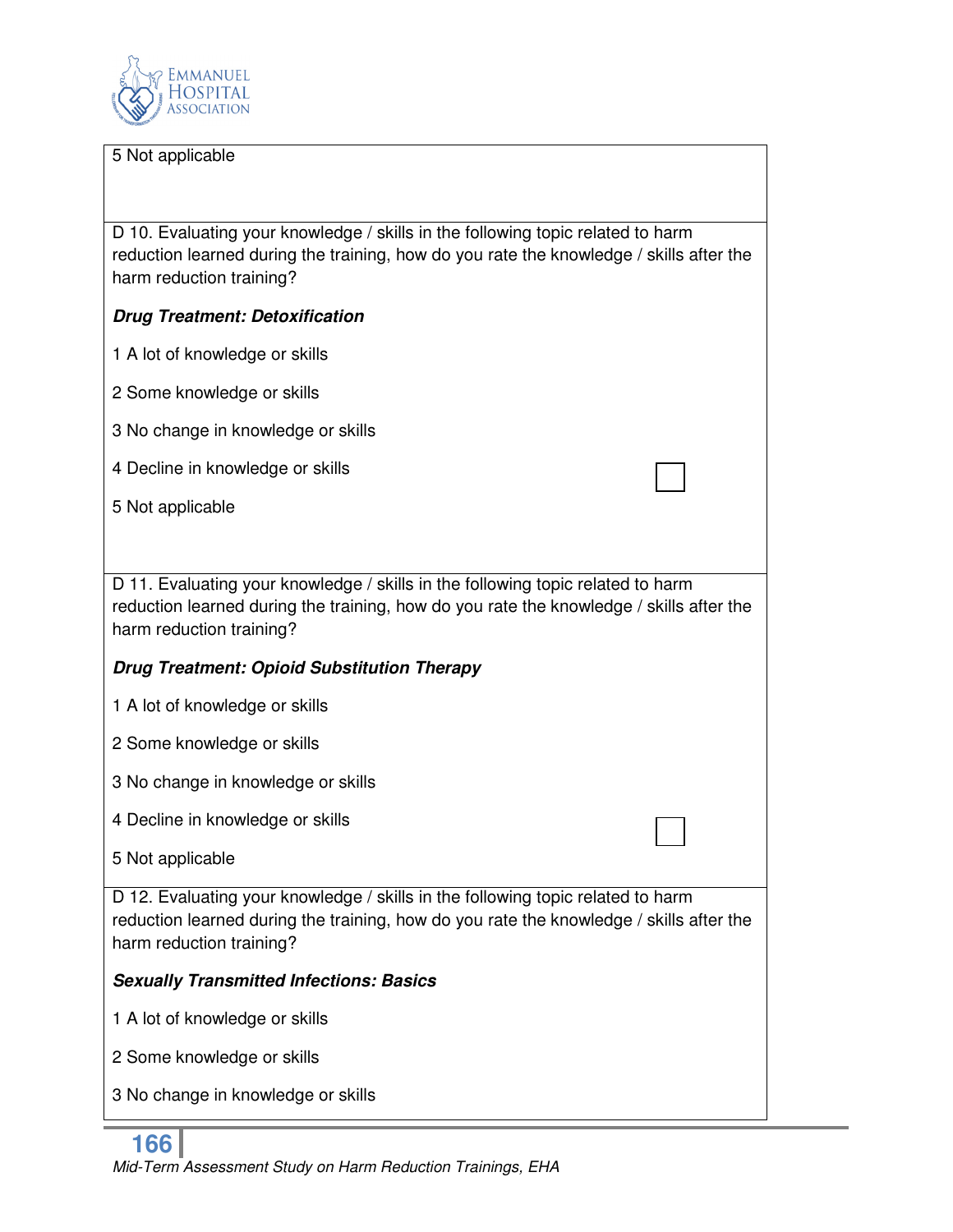5 Not applicable

D 10. Evaluating your knowledge / skills in the following topic related to harm reduction learned during the training, how do you rate the knowledge / skills after the harm reduction training?

***Drug Treatment: Detoxification***

1 A lot of knowledge or skills

2 Some knowledge or skills

3 No change in knowledge or skills

4 Decline in knowledge or skills ☐

5 Not applicable

D 11. Evaluating your knowledge / skills in the following topic related to harm reduction learned during the training, how do you rate the knowledge / skills after the harm reduction training?

***Drug Treatment: Opioid Substitution Therapy***

1 A lot of knowledge or skills

2 Some knowledge or skills

3 No change in knowledge or skills

4 Decline in knowledge or skills ☐

5 Not applicable

D 12. Evaluating your knowledge / skills in the following topic related to harm reduction learned during the training, how do you rate the knowledge / skills after the harm reduction training?

***Sexually Transmitted Infections: Basics***

1 A lot of knowledge or skills

2 Some knowledge or skills

3 No change in knowledge or skills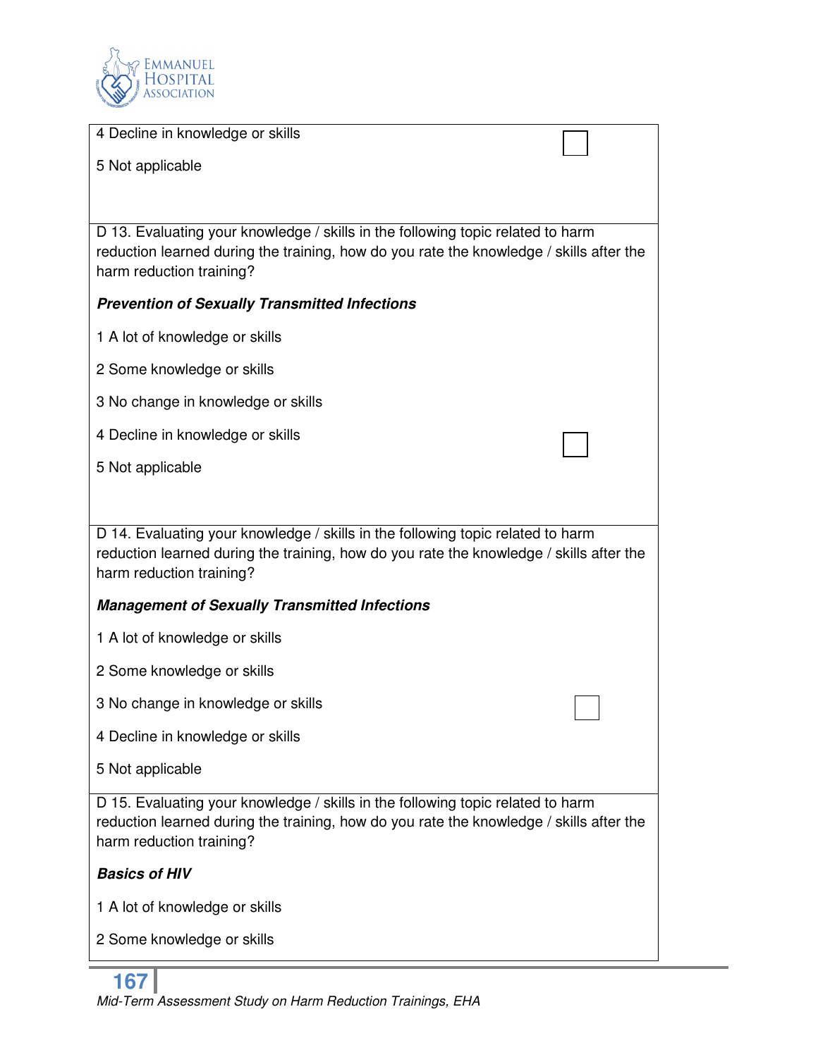4 Decline in knowledge or skills ☐

5 Not applicable

D 13. Evaluating your knowledge / skills in the following topic related to harm reduction learned during the training, how do you rate the knowledge / skills after the harm reduction training?

***Prevention of Sexually Transmitted Infections***

1 A lot of knowledge or skills

2 Some knowledge or skills

3 No change in knowledge or skills

4 Decline in knowledge or skills ☐

5 Not applicable

D 14. Evaluating your knowledge / skills in the following topic related to harm reduction learned during the training, how do you rate the knowledge / skills after the harm reduction training?

***Management of Sexually Transmitted Infections***

1 A lot of knowledge or skills

2 Some knowledge or skills

3 No change in knowledge or skills ☐

4 Decline in knowledge or skills

5 Not applicable

D 15. Evaluating your knowledge / skills in the following topic related to harm reduction learned during the training, how do you rate the knowledge / skills after the harm reduction training?

***Basics of HIV***

1 A lot of knowledge or skills

2 Some knowledge or skills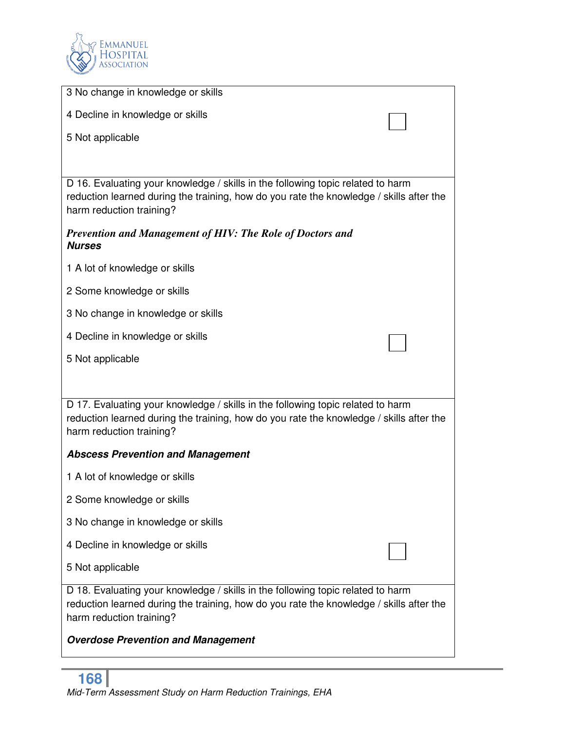3 No change in knowledge or skills

4 Decline in knowledge or skills ☐

5 Not applicable

D 16. Evaluating your knowledge / skills in the following topic related to harm reduction learned during the training, how do you rate the knowledge / skills after the harm reduction training?

***Prevention and Management of HIV: The Role of Doctors and Nurses***

1 A lot of knowledge or skills

2 Some knowledge or skills

3 No change in knowledge or skills

4 Decline in knowledge or skills ☐

5 Not applicable

D 17. Evaluating your knowledge / skills in the following topic related to harm reduction learned during the training, how do you rate the knowledge / skills after the harm reduction training?

***Abscess Prevention and Management***

1 A lot of knowledge or skills

2 Some knowledge or skills

3 No change in knowledge or skills

4 Decline in knowledge or skills ☐

5 Not applicable

D 18. Evaluating your knowledge / skills in the following topic related to harm reduction learned during the training, how do you rate the knowledge / skills after the harm reduction training?

***Overdose Prevention and Management***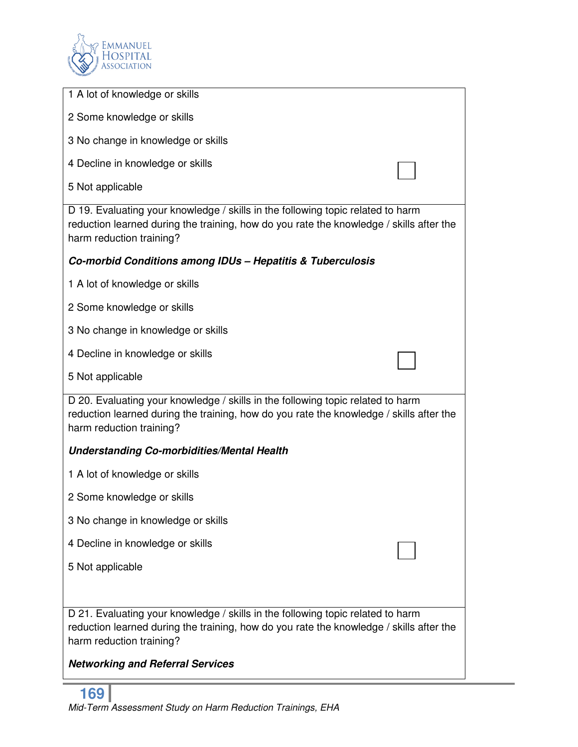1 A lot of knowledge or skills

2 Some knowledge or skills

3 No change in knowledge or skills

4 Decline in knowledge or skills ☐

5 Not applicable

D 19. Evaluating your knowledge / skills in the following topic related to harm reduction learned during the training, how do you rate the knowledge / skills after the harm reduction training?

***Co-morbid Conditions among IDUs – Hepatitis & Tuberculosis***

1 A lot of knowledge or skills

2 Some knowledge or skills

3 No change in knowledge or skills

4 Decline in knowledge or skills ☐

5 Not applicable

D 20. Evaluating your knowledge / skills in the following topic related to harm reduction learned during the training, how do you rate the knowledge / skills after the harm reduction training?

***Understanding Co-morbidities/Mental Health***

1 A lot of knowledge or skills

2 Some knowledge or skills

3 No change in knowledge or skills

4 Decline in knowledge or skills ☐

5 Not applicable

D 21. Evaluating your knowledge / skills in the following topic related to harm reduction learned during the training, how do you rate the knowledge / skills after the harm reduction training?

***Networking and Referral Services***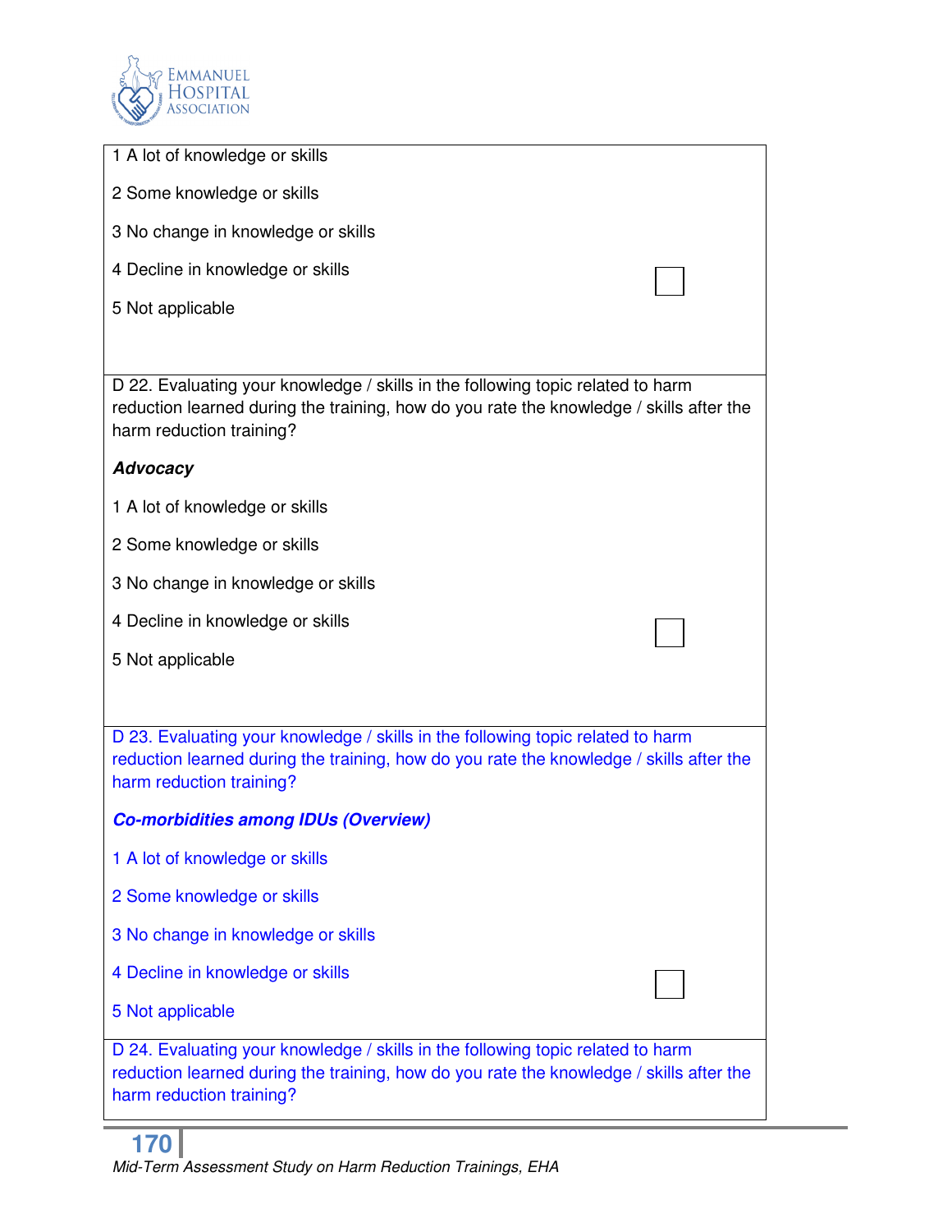1 A lot of knowledge or skills

2 Some knowledge or skills

3 No change in knowledge or skills

4 Decline in knowledge or skills

5 Not applicable

D 22. Evaluating your knowledge / skills in the following topic related to harm reduction learned during the training, how do you rate the knowledge / skills after the harm reduction training?

***Advocacy***

1 A lot of knowledge or skills

2 Some knowledge or skills

3 No change in knowledge or skills

4 Decline in knowledge or skills

5 Not applicable

D 23. Evaluating your knowledge / skills in the following topic related to harm reduction learned during the training, how do you rate the knowledge / skills after the harm reduction training?

***Co-morbidities among IDUs (Overview)***

1 A lot of knowledge or skills

2 Some knowledge or skills

3 No change in knowledge or skills

4 Decline in knowledge or skills

5 Not applicable

D 24. Evaluating your knowledge / skills in the following topic related to harm reduction learned during the training, how do you rate the knowledge / skills after the harm reduction training?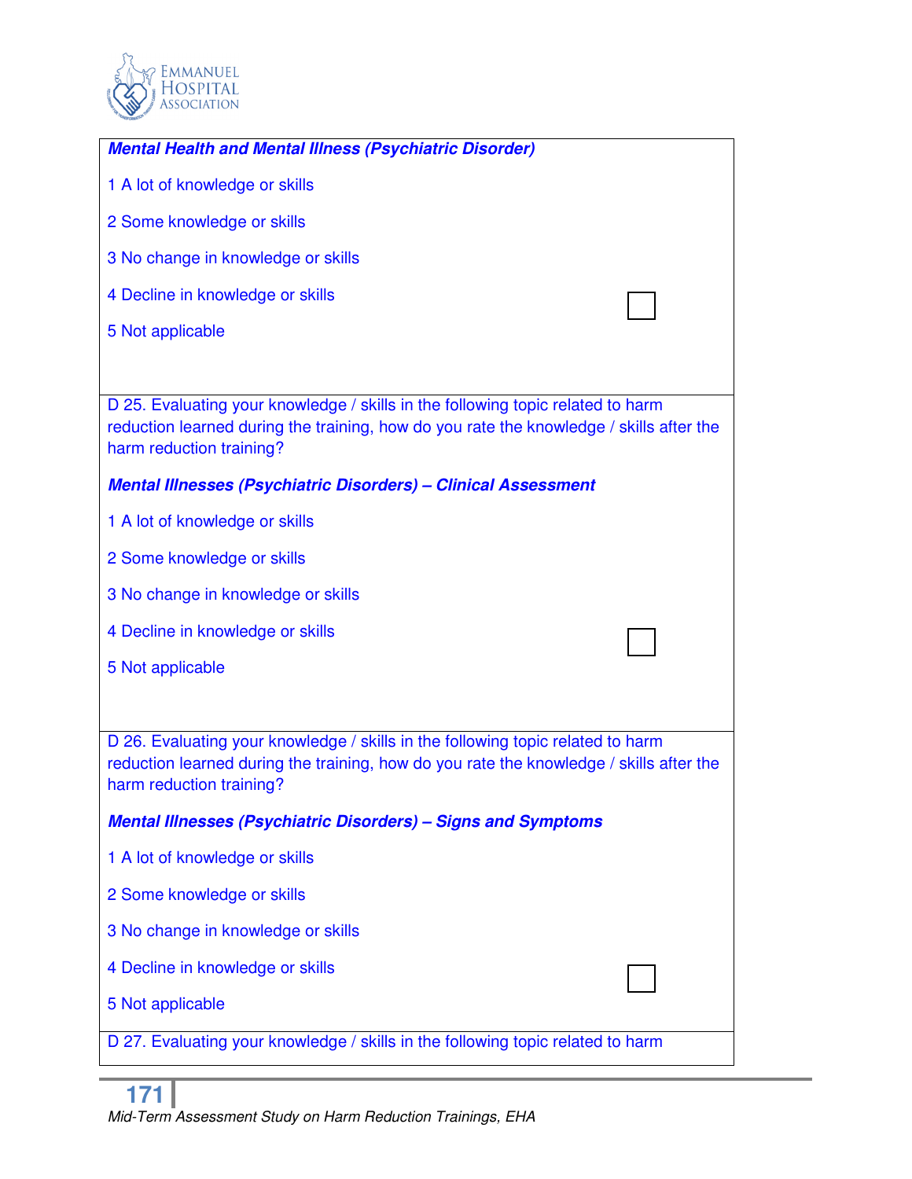***Mental Health and Mental Illness (Psychiatric Disorder)***

1 A lot of knowledge or skills

2 Some knowledge or skills

3 No change in knowledge or skills

4 Decline in knowledge or skills

5 Not applicable

D 25. Evaluating your knowledge / skills in the following topic related to harm reduction learned during the training, how do you rate the knowledge / skills after the harm reduction training?

***Mental Illnesses (Psychiatric Disorders) – Clinical Assessment***

1 A lot of knowledge or skills

2 Some knowledge or skills

3 No change in knowledge or skills

4 Decline in knowledge or skills

5 Not applicable

D 26. Evaluating your knowledge / skills in the following topic related to harm reduction learned during the training, how do you rate the knowledge / skills after the harm reduction training?

***Mental Illnesses (Psychiatric Disorders) – Signs and Symptoms***

1 A lot of knowledge or skills

2 Some knowledge or skills

3 No change in knowledge or skills

4 Decline in knowledge or skills

5 Not applicable

D 27. Evaluating your knowledge / skills in the following topic related to harm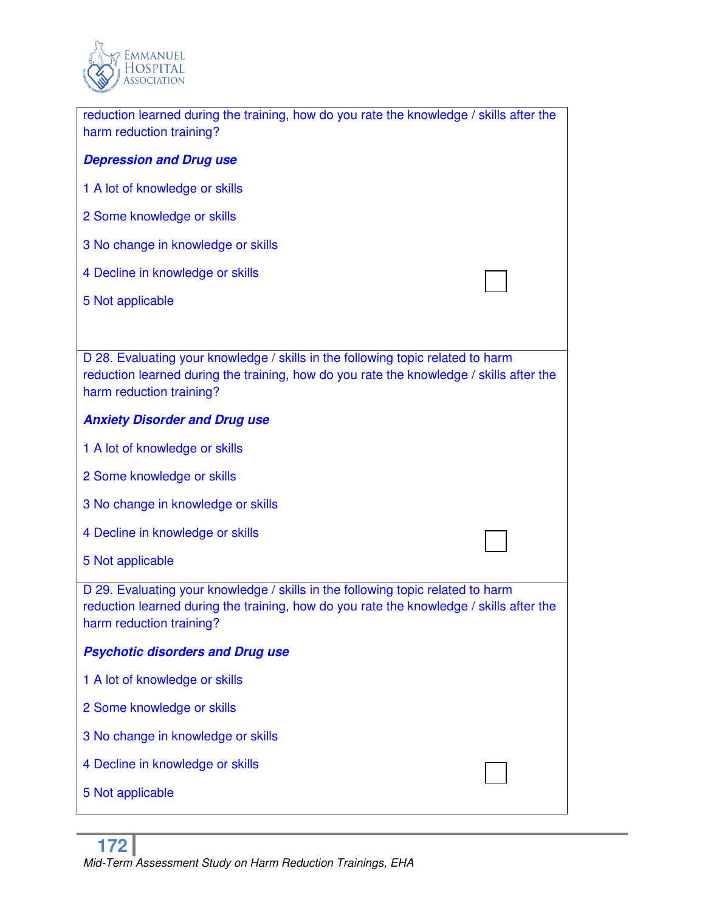reduction learned during the training, how do you rate the knowledge / skills after the harm reduction training?

***Depression and Drug use***

1 A lot of knowledge or skills

2 Some knowledge or skills

3 No change in knowledge or skills

4 Decline in knowledge or skills

5 Not applicable

☐

D 28. Evaluating your knowledge / skills in the following topic related to harm reduction learned during the training, how do you rate the knowledge / skills after the harm reduction training?

***Anxiety Disorder and Drug use***

1 A lot of knowledge or skills

2 Some knowledge or skills

3 No change in knowledge or skills

4 Decline in knowledge or skills

5 Not applicable

☐

D 29. Evaluating your knowledge / skills in the following topic related to harm reduction learned during the training, how do you rate the knowledge / skills after the harm reduction training?

***Psychotic disorders and Drug use***

1 A lot of knowledge or skills

2 Some knowledge or skills

3 No change in knowledge or skills

4 Decline in knowledge or skills

5 Not applicable

☐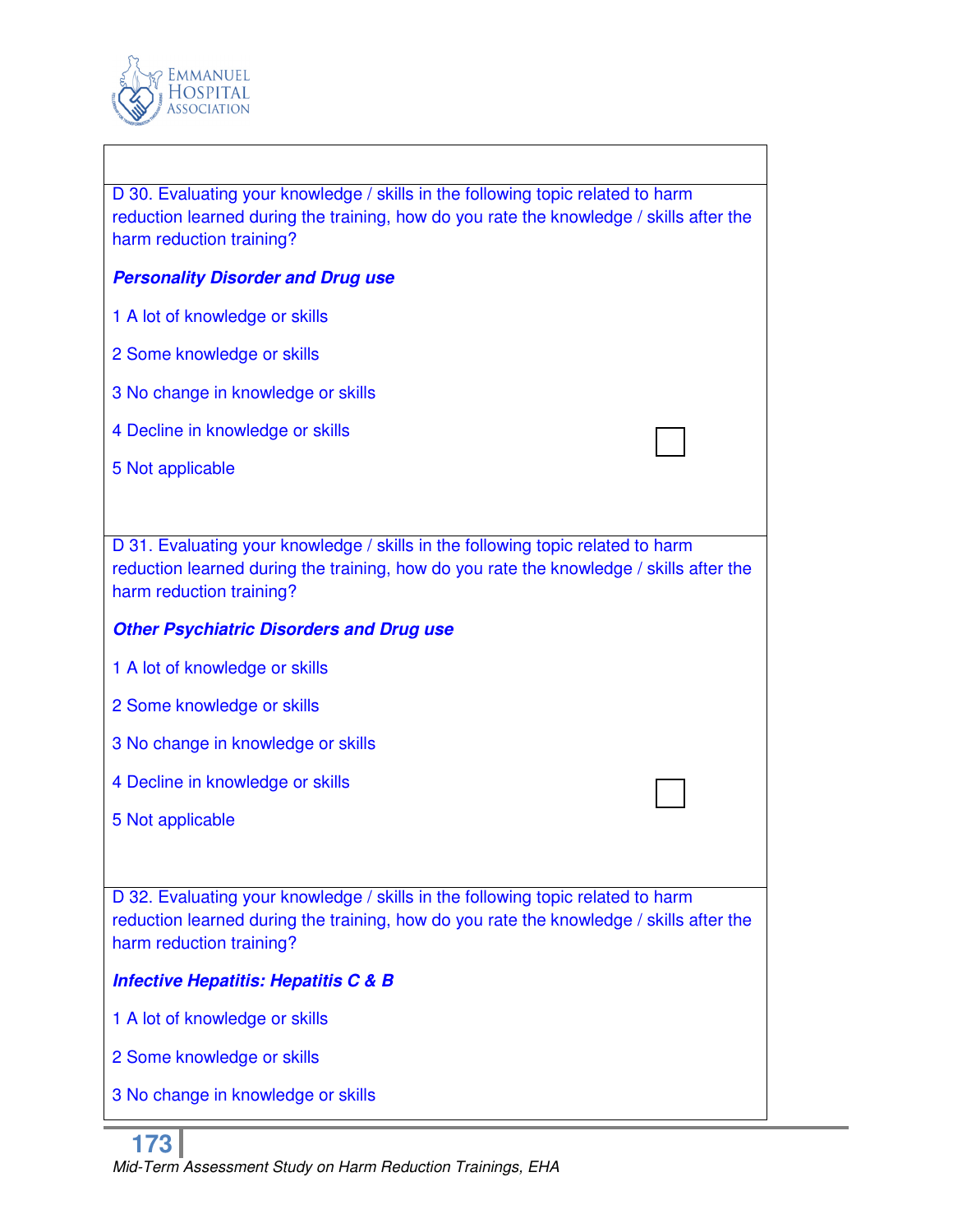D 30. Evaluating your knowledge / skills in the following topic related to harm reduction learned during the training, how do you rate the knowledge / skills after the harm reduction training?

***Personality Disorder and Drug use***

1 A lot of knowledge or skills

2 Some knowledge or skills

3 No change in knowledge or skills

4 Decline in knowledge or skills

5 Not applicable

D 31. Evaluating your knowledge / skills in the following topic related to harm reduction learned during the training, how do you rate the knowledge / skills after the harm reduction training?

***Other Psychiatric Disorders and Drug use***

1 A lot of knowledge or skills

2 Some knowledge or skills

3 No change in knowledge or skills

4 Decline in knowledge or skills

5 Not applicable

D 32. Evaluating your knowledge / skills in the following topic related to harm reduction learned during the training, how do you rate the knowledge / skills after the harm reduction training?

***Infective Hepatitis: Hepatitis C & B***

1 A lot of knowledge or skills

2 Some knowledge or skills

3 No change in knowledge or skills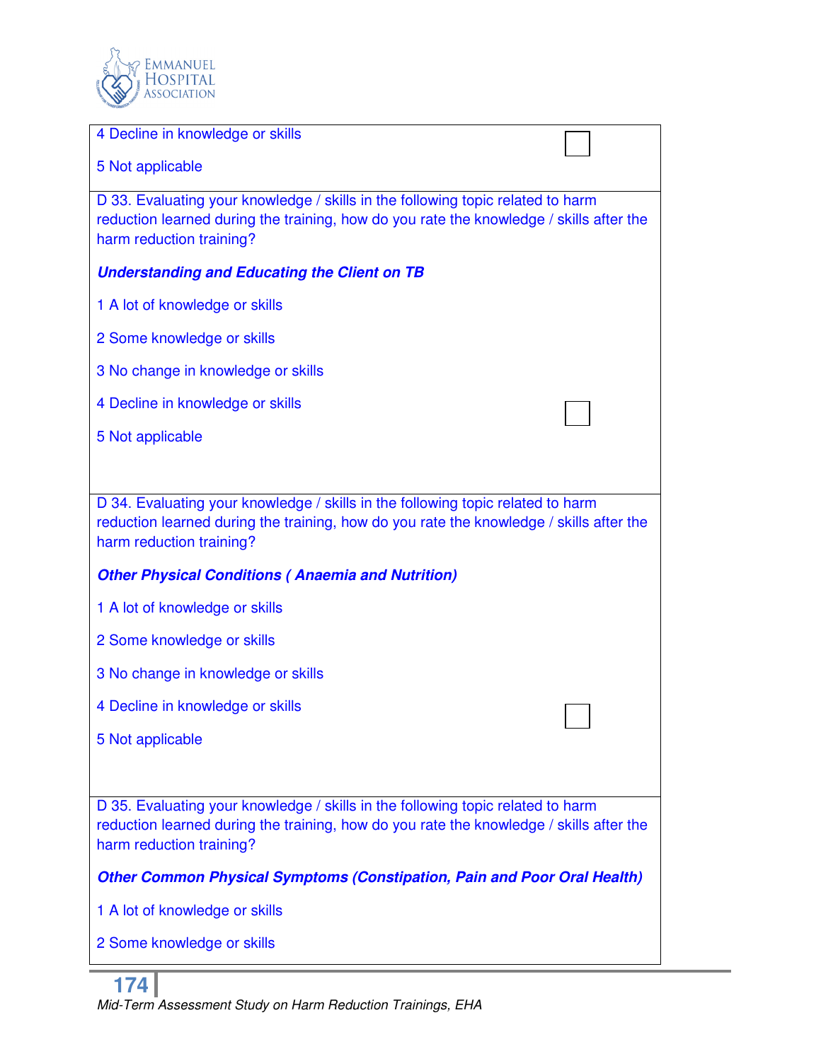4 Decline in knowledge or skills

5 Not applicable

D 33. Evaluating your knowledge / skills in the following topic related to harm reduction learned during the training, how do you rate the knowledge / skills after the harm reduction training?

***Understanding and Educating the Client on TB***

1 A lot of knowledge or skills

2 Some knowledge or skills

3 No change in knowledge or skills

4 Decline in knowledge or skills

5 Not applicable

D 34. Evaluating your knowledge / skills in the following topic related to harm reduction learned during the training, how do you rate the knowledge / skills after the harm reduction training?

***Other Physical Conditions ( Anaemia and Nutrition)***

1 A lot of knowledge or skills

2 Some knowledge or skills

3 No change in knowledge or skills

4 Decline in knowledge or skills

5 Not applicable

D 35. Evaluating your knowledge / skills in the following topic related to harm reduction learned during the training, how do you rate the knowledge / skills after the harm reduction training?

***Other Common Physical Symptoms (Constipation, Pain and Poor Oral Health)***

1 A lot of knowledge or skills

2 Some knowledge or skills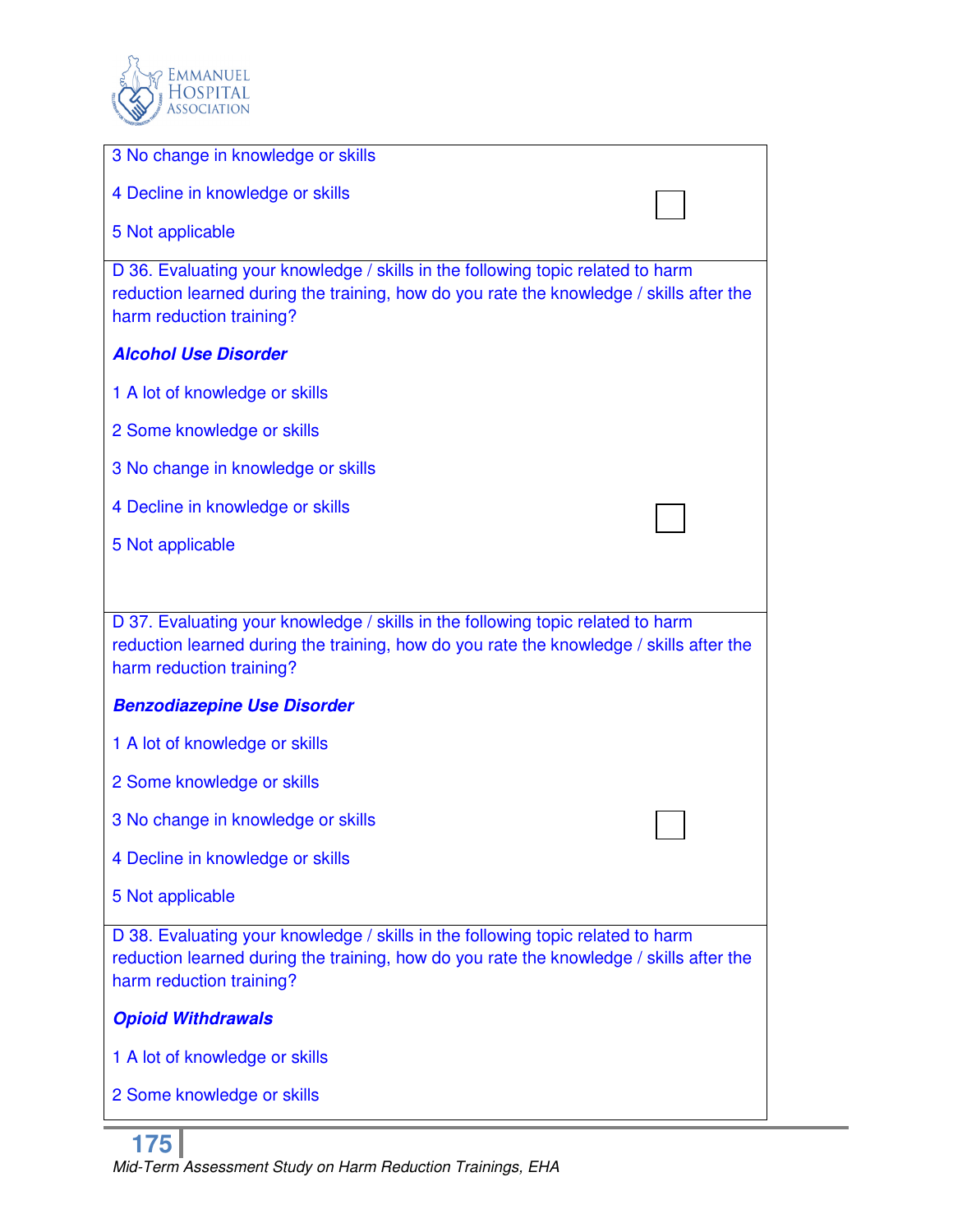3 No change in knowledge or skills

4 Decline in knowledge or skills

5 Not applicable

D 36. Evaluating your knowledge / skills in the following topic related to harm reduction learned during the training, how do you rate the knowledge / skills after the harm reduction training?

***Alcohol Use Disorder***

1 A lot of knowledge or skills

2 Some knowledge or skills

3 No change in knowledge or skills

4 Decline in knowledge or skills

5 Not applicable

D 37. Evaluating your knowledge / skills in the following topic related to harm reduction learned during the training, how do you rate the knowledge / skills after the harm reduction training?

***Benzodiazepine Use Disorder***

1 A lot of knowledge or skills

2 Some knowledge or skills

3 No change in knowledge or skills

4 Decline in knowledge or skills

5 Not applicable

D 38. Evaluating your knowledge / skills in the following topic related to harm reduction learned during the training, how do you rate the knowledge / skills after the harm reduction training?

***Opioid Withdrawals***

1 A lot of knowledge or skills

2 Some knowledge or skills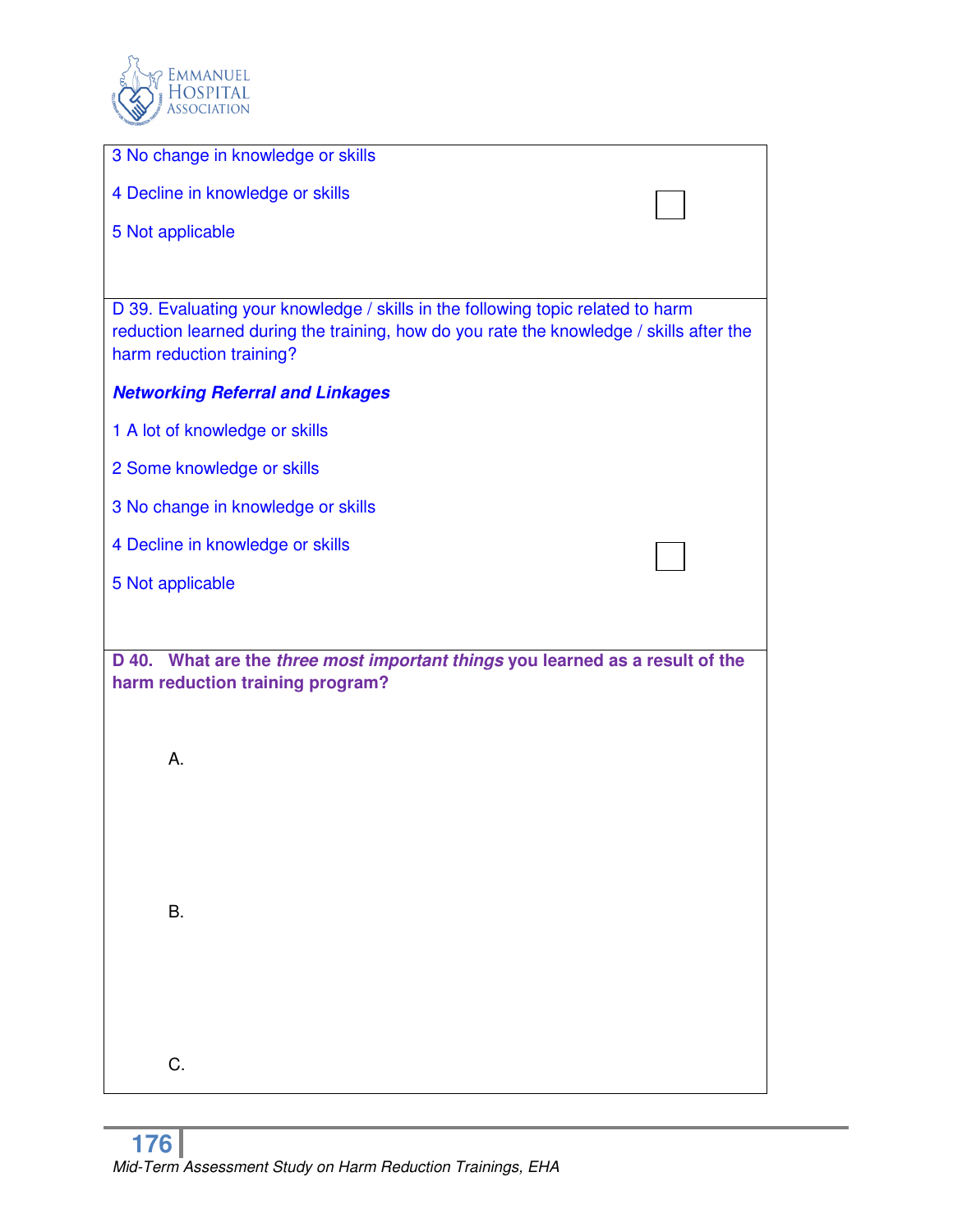3 No change in knowledge or skills

4 Decline in knowledge or skills ☐

5 Not applicable

D 39. Evaluating your knowledge / skills in the following topic related to harm reduction learned during the training, how do you rate the knowledge / skills after the harm reduction training?

***Networking Referral and Linkages***

1 A lot of knowledge or skills

2 Some knowledge or skills

3 No change in knowledge or skills

4 Decline in knowledge or skills ☐

5 Not applicable

**D 40. What are the *three most important things* you learned as a result of the harm reduction training program?**

A.

B.

C.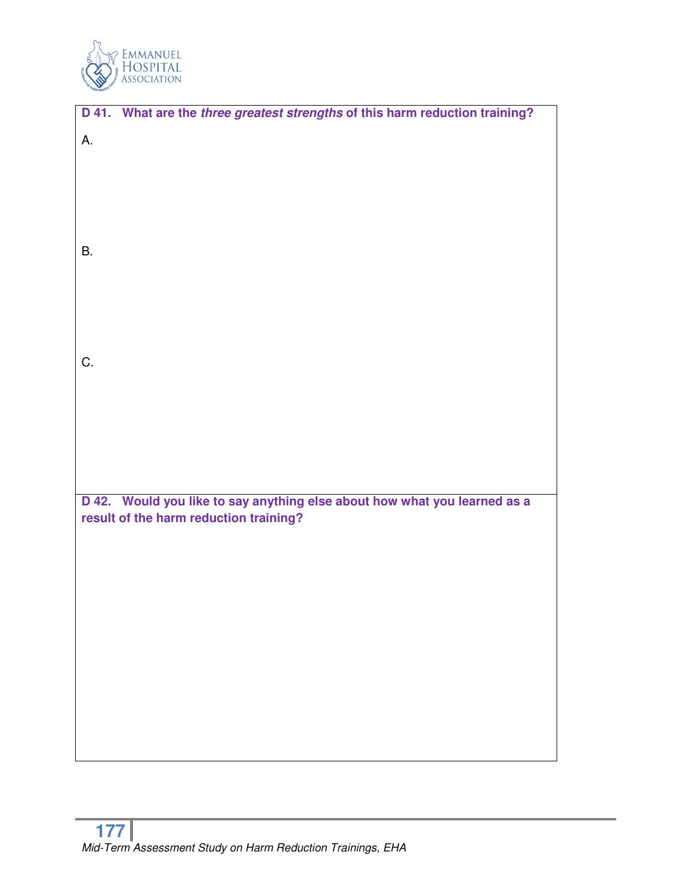**D 41. What are the *three greatest strengths* of this harm reduction training?**

A.

B.

C.

**D 42. Would you like to say anything else about how what you learned as a result of the harm reduction training?**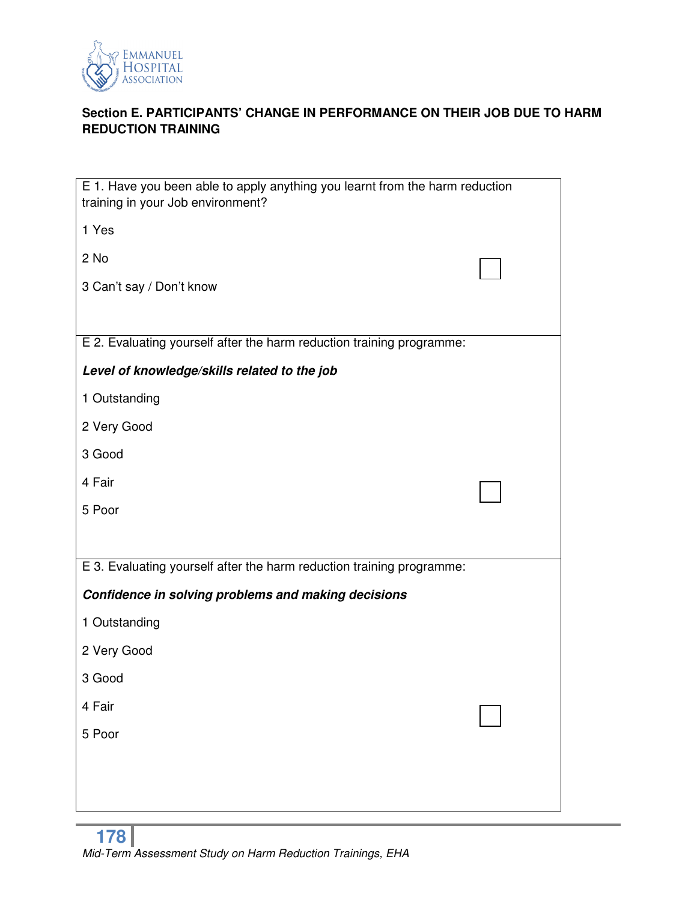### Section E. PARTICIPANTS' CHANGE IN PERFORMANCE ON THEIR JOB DUE TO HARM REDUCTION TRAINING

E 1. Have you been able to apply anything you learnt from the harm reduction training in your Job environment?

1 Yes

2 No

3 Can't say / Don't know

☐

E 2. Evaluating yourself after the harm reduction training programme:

***Level of knowledge/skills related to the job***

1 Outstanding

2 Very Good

3 Good

4 Fair

5 Poor

☐

E 3. Evaluating yourself after the harm reduction training programme:

***Confidence in solving problems and making decisions***

1 Outstanding

2 Very Good

3 Good

4 Fair

5 Poor

☐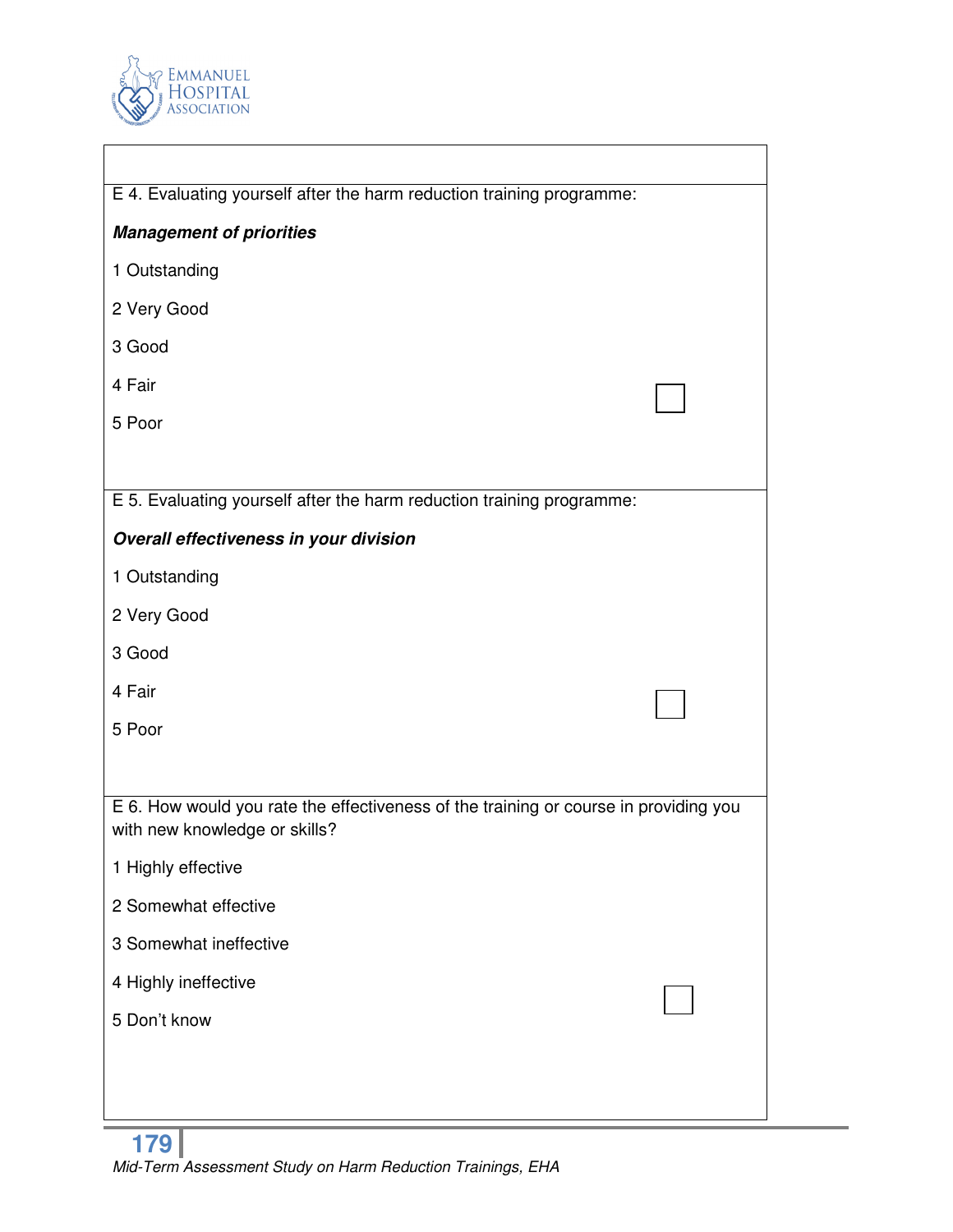E 4. Evaluating yourself after the harm reduction training programme:

***Management of priorities***

1 Outstanding

2 Very Good

3 Good

4 Fair

5 Poor

E 5. Evaluating yourself after the harm reduction training programme:

***Overall effectiveness in your division***

1 Outstanding

2 Very Good

3 Good

4 Fair

5 Poor

E 6. How would you rate the effectiveness of the training or course in providing you with new knowledge or skills?

1 Highly effective

2 Somewhat effective

3 Somewhat ineffective

4 Highly ineffective

5 Don't know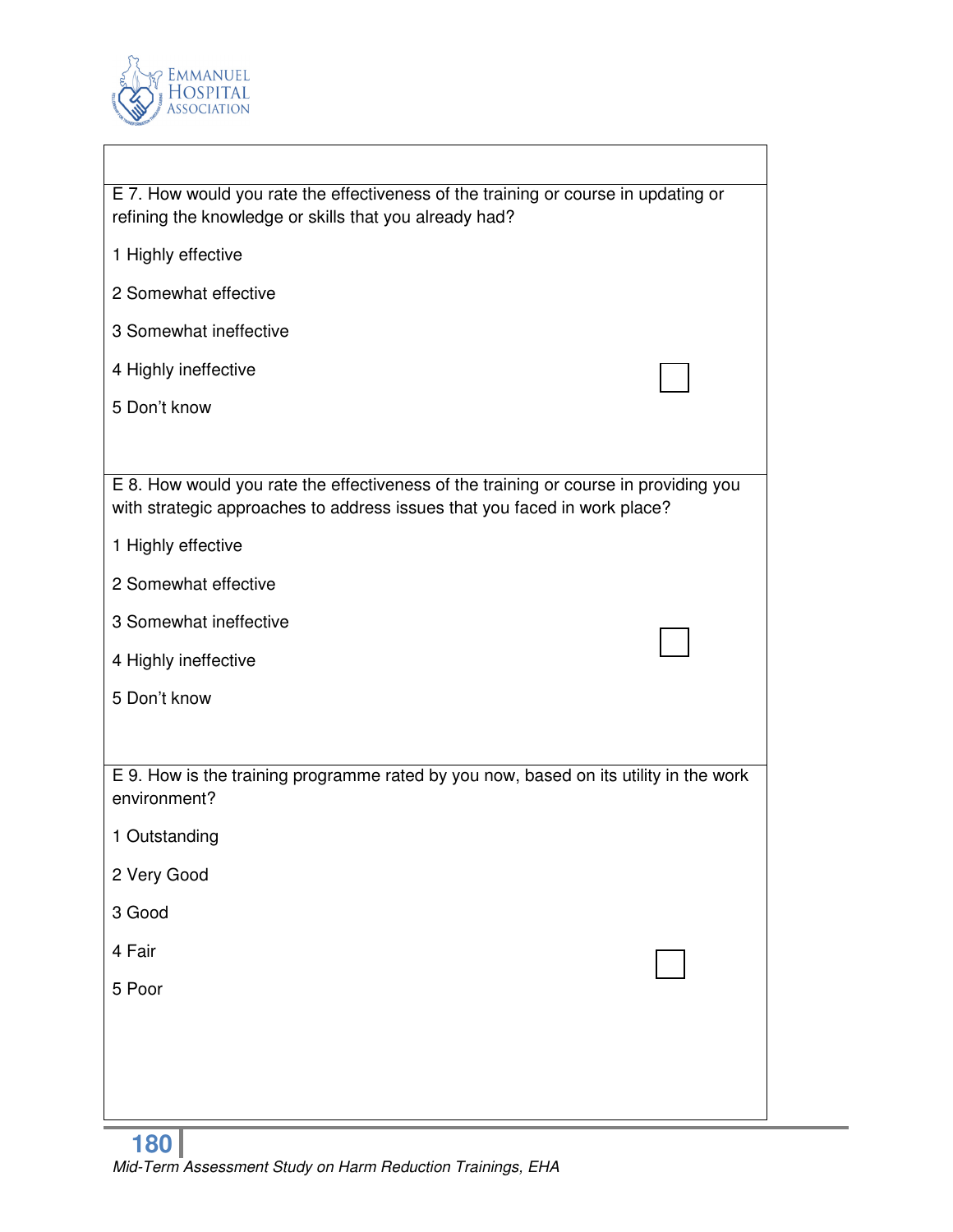E 7. How would you rate the effectiveness of the training or course in updating or refining the knowledge or skills that you already had?

1 Highly effective

2 Somewhat effective

3 Somewhat ineffective

4 Highly ineffective

5 Don't know

E 8. How would you rate the effectiveness of the training or course in providing you with strategic approaches to address issues that you faced in work place?

1 Highly effective

2 Somewhat effective

3 Somewhat ineffective

4 Highly ineffective

5 Don't know

E 9. How is the training programme rated by you now, based on its utility in the work environment?

1 Outstanding

2 Very Good

3 Good

4 Fair

5 Poor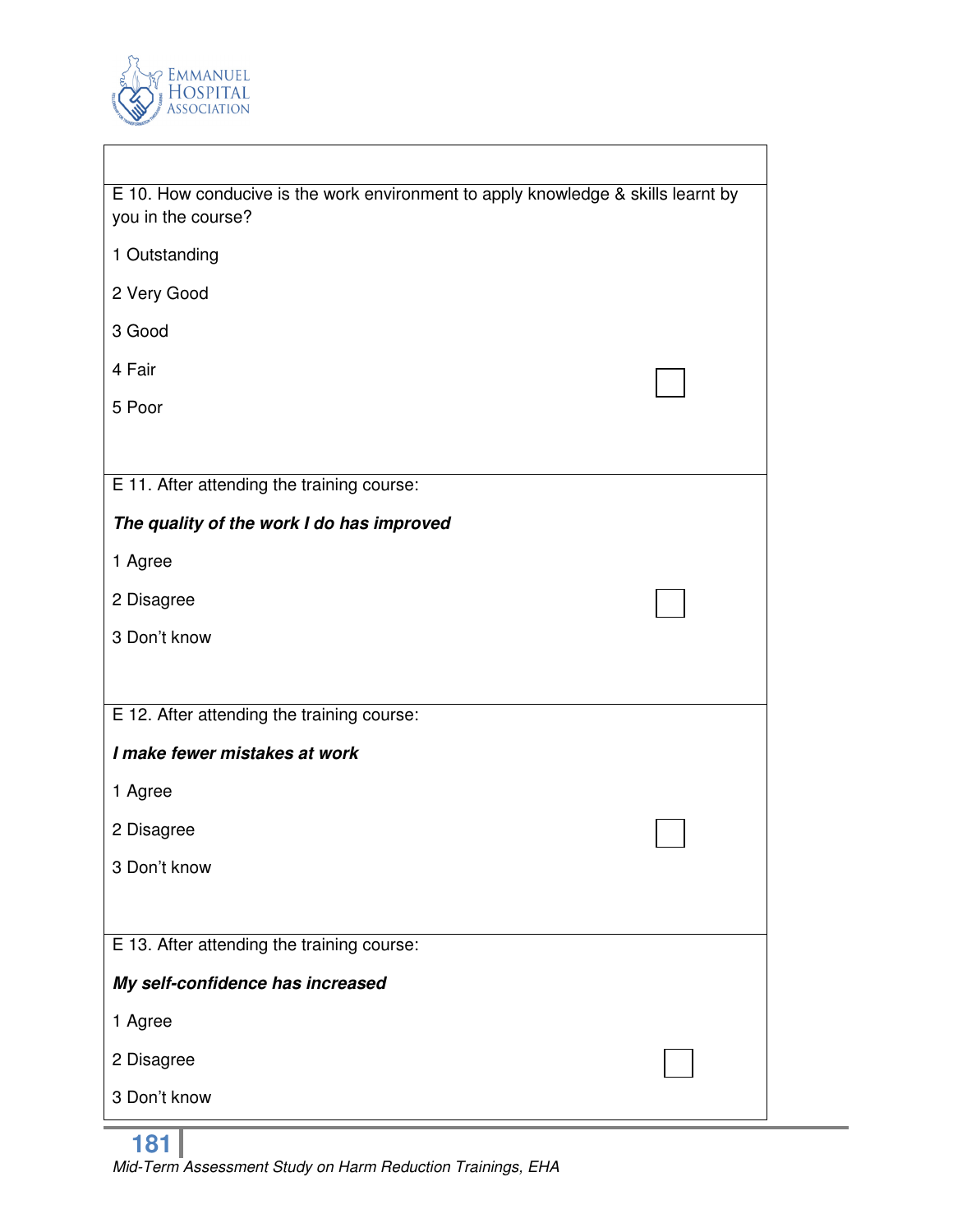E 10. How conducive is the work environment to apply knowledge & skills learnt by you in the course?

1 Outstanding

2 Very Good

3 Good

4 Fair

5 Poor

☐

E 11. After attending the training course:

***The quality of the work I do has improved***

1 Agree

2 Disagree

3 Don't know

☐

E 12. After attending the training course:

***I make fewer mistakes at work***

1 Agree

2 Disagree

3 Don't know

☐

E 13. After attending the training course:

***My self-confidence has increased***

1 Agree

2 Disagree

3 Don't know

☐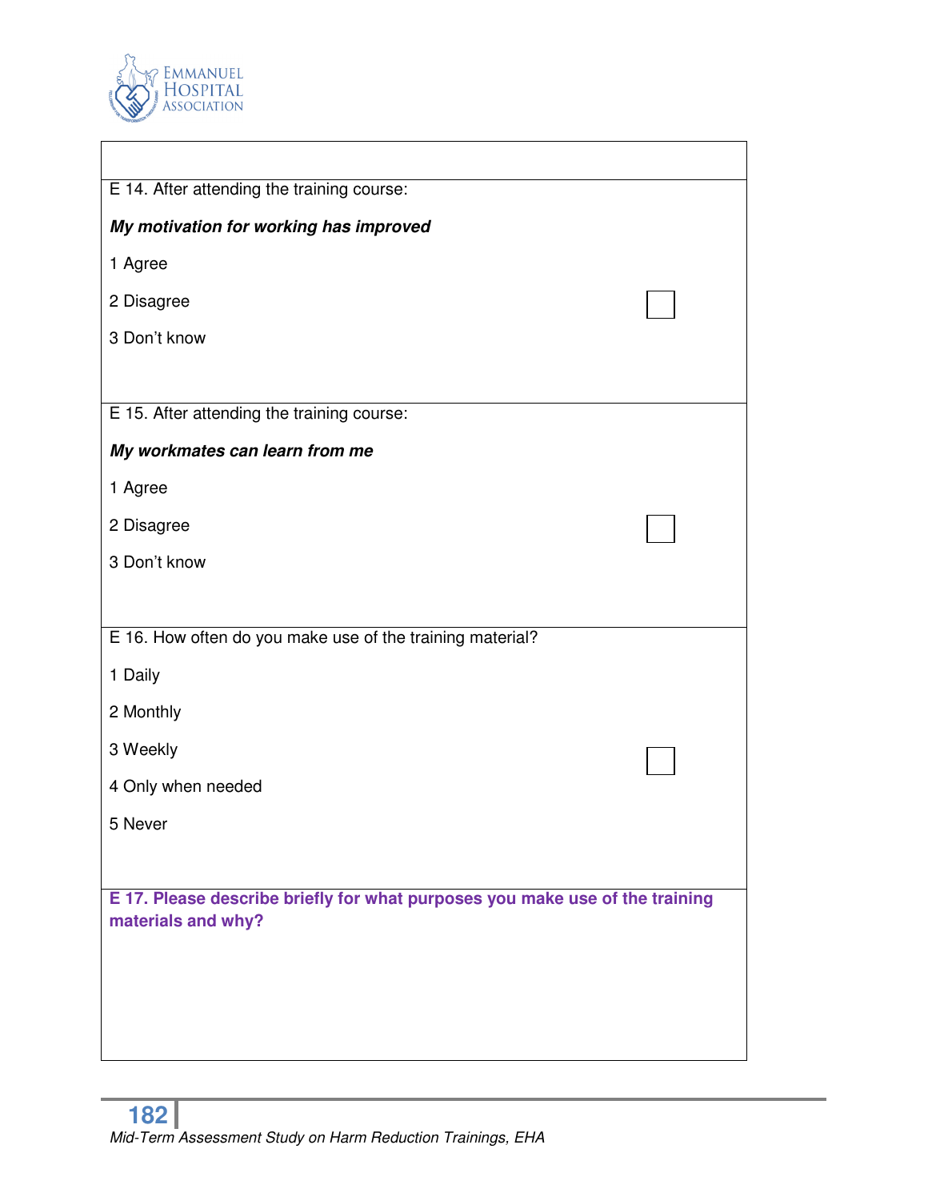E 14. After attending the training course:

***My motivation for working has improved***

1 Agree

2 Disagree

3 Don't know

E 15. After attending the training course:

***My workmates can learn from me***

1 Agree

2 Disagree

3 Don't know

E 16. How often do you make use of the training material?

1 Daily

2 Monthly

3 Weekly

4 Only when needed

5 Never

**E 17. Please describe briefly for what purposes you make use of the training materials and why?**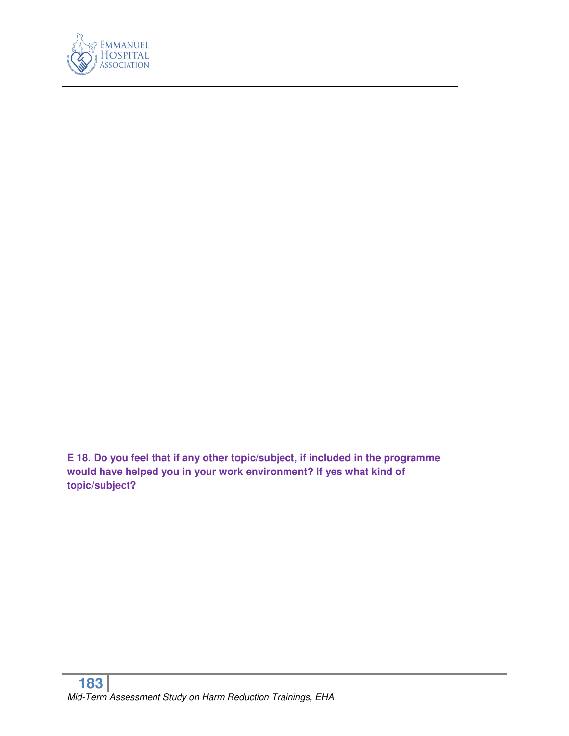**E 18. Do you feel that if any other topic/subject, if included in the programme would have helped you in your work environment? If yes what kind of topic/subject?**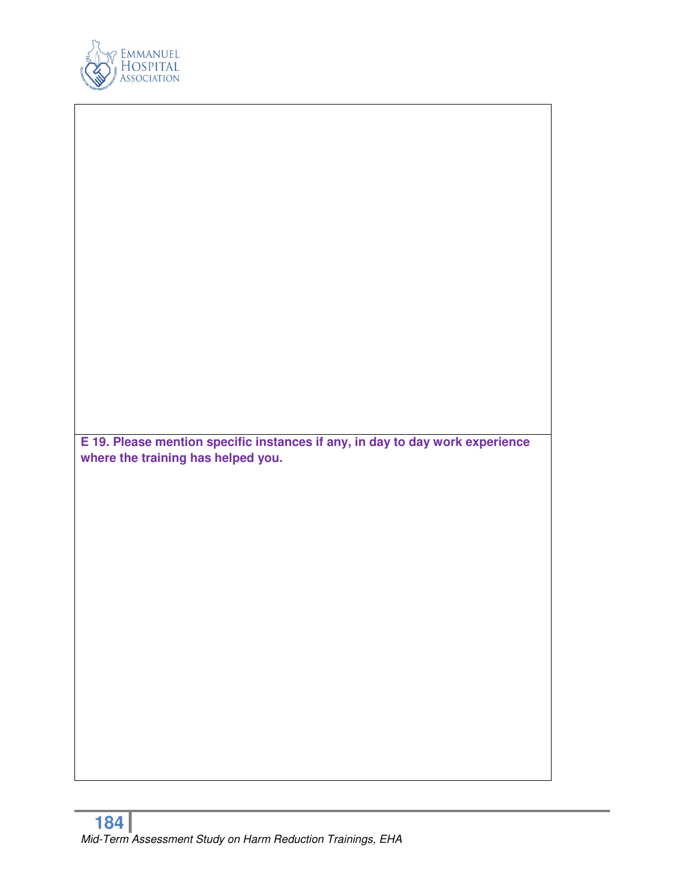**E 19. Please mention specific instances if any, in day to day work experience where the training has helped you.**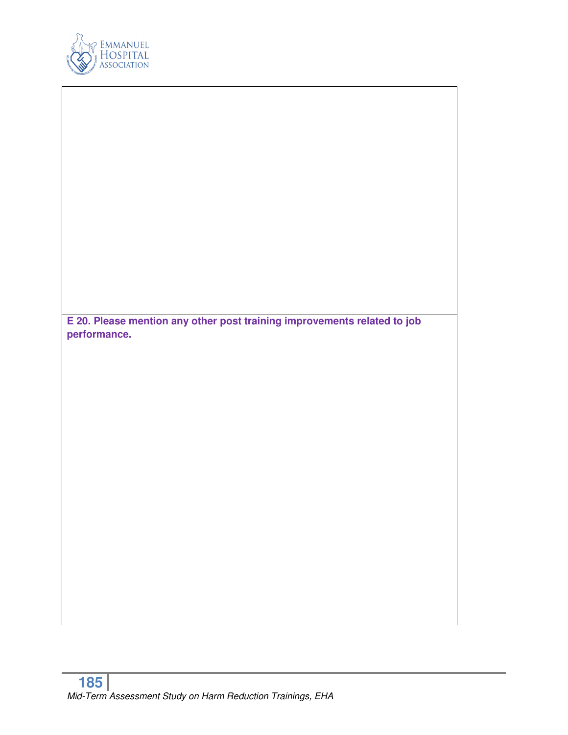**E 20. Please mention any other post training improvements related to job performance.**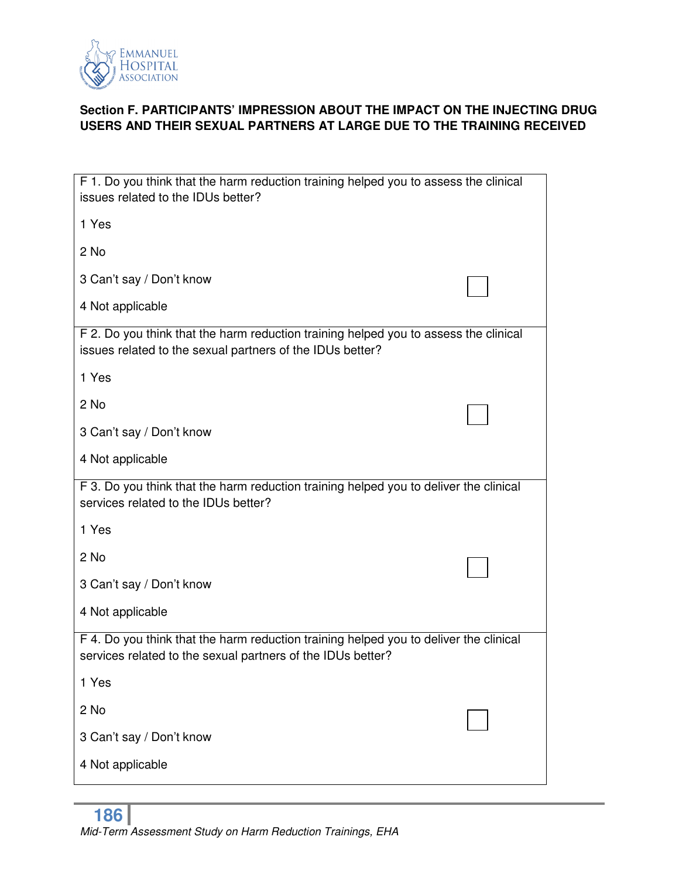### Section F. PARTICIPANTS' IMPRESSION ABOUT THE IMPACT ON THE INJECTING DRUG USERS AND THEIR SEXUAL PARTNERS AT LARGE DUE TO THE TRAINING RECEIVED

| | |
|---|---|
| F 1. Do you think that the harm reduction training helped you to assess the clinical issues related to the IDUs better?<br><br>1 Yes<br><br>2 No<br><br>3 Can't say / Don't know<br><br>4 Not applicable | ☐ |
| F 2. Do you think that the harm reduction training helped you to assess the clinical issues related to the sexual partners of the IDUs better?<br><br>1 Yes<br><br>2 No<br><br>3 Can't say / Don't know<br><br>4 Not applicable | ☐ |
| F 3. Do you think that the harm reduction training helped you to deliver the clinical services related to the IDUs better?<br><br>1 Yes<br><br>2 No<br><br>3 Can't say / Don't know<br><br>4 Not applicable | ☐ |
| F 4. Do you think that the harm reduction training helped you to deliver the clinical services related to the sexual partners of the IDUs better?<br><br>1 Yes<br><br>2 No<br><br>3 Can't say / Don't know<br><br>4 Not applicable | ☐ |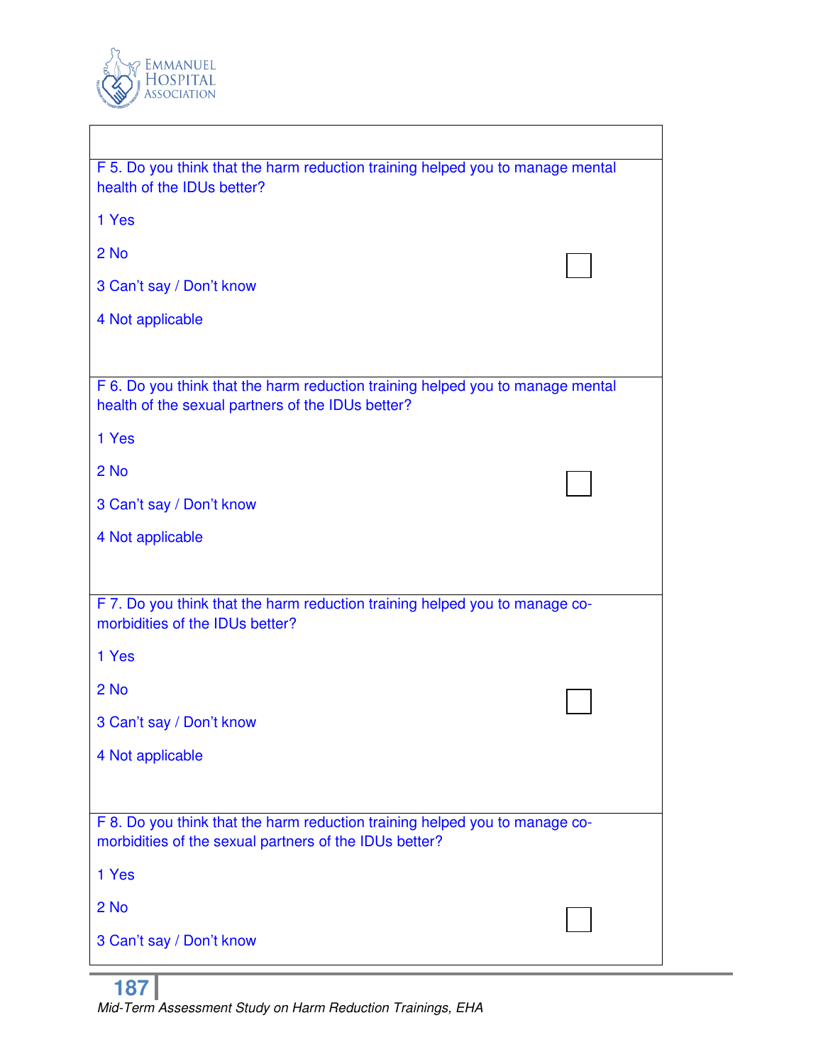F 5. Do you think that the harm reduction training helped you to manage mental health of the IDUs better?

1 Yes

2 No

3 Can't say / Don't know

4 Not applicable

☐

F 6. Do you think that the harm reduction training helped you to manage mental health of the sexual partners of the IDUs better?

1 Yes

2 No

3 Can't say / Don't know

4 Not applicable

☐

F 7. Do you think that the harm reduction training helped you to manage co-morbidities of the IDUs better?

1 Yes

2 No

3 Can't say / Don't know

4 Not applicable

☐

F 8. Do you think that the harm reduction training helped you to manage co-morbidities of the sexual partners of the IDUs better?

1 Yes

2 No

3 Can't say / Don't know

☐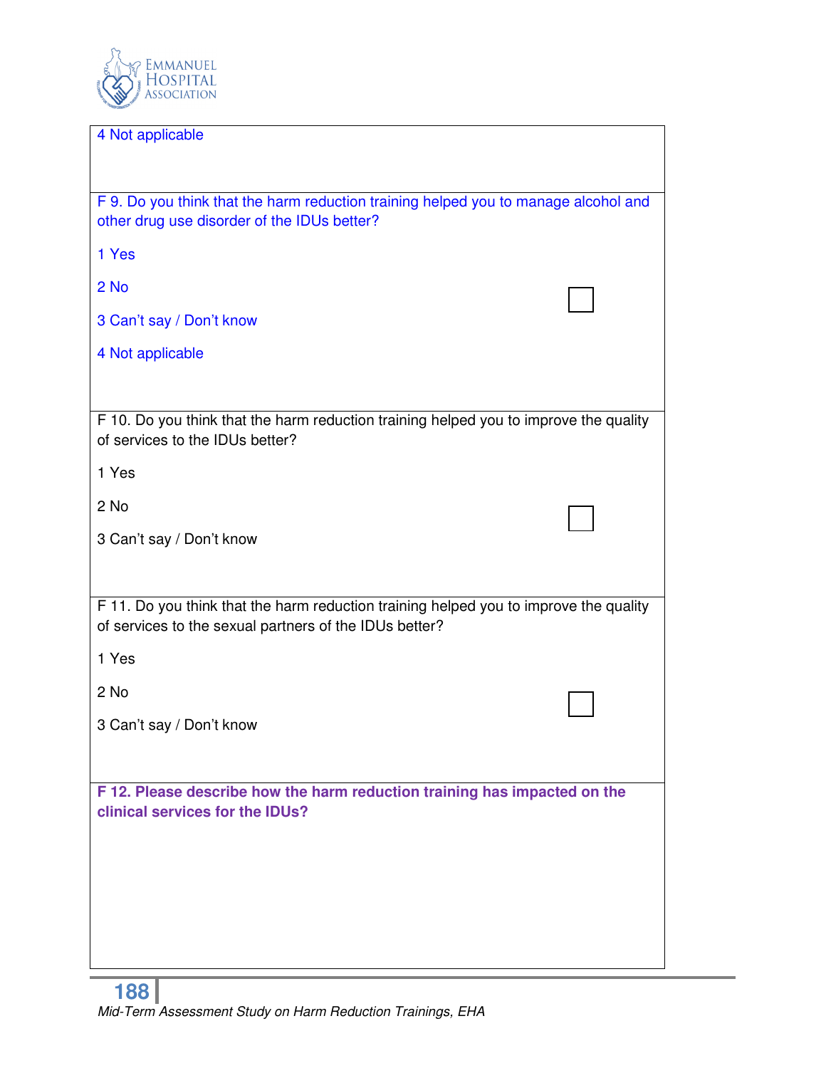4 Not applicable

F 9. Do you think that the harm reduction training helped you to manage alcohol and other drug use disorder of the IDUs better?

1 Yes

2 No

3 Can't say / Don't know

4 Not applicable

☐

F 10. Do you think that the harm reduction training helped you to improve the quality of services to the IDUs better?

1 Yes

2 No

3 Can't say / Don't know

☐

F 11. Do you think that the harm reduction training helped you to improve the quality of services to the sexual partners of the IDUs better?

1 Yes

2 No

3 Can't say / Don't know

☐

**F 12. Please describe how the harm reduction training has impacted on the clinical services for the IDUs?**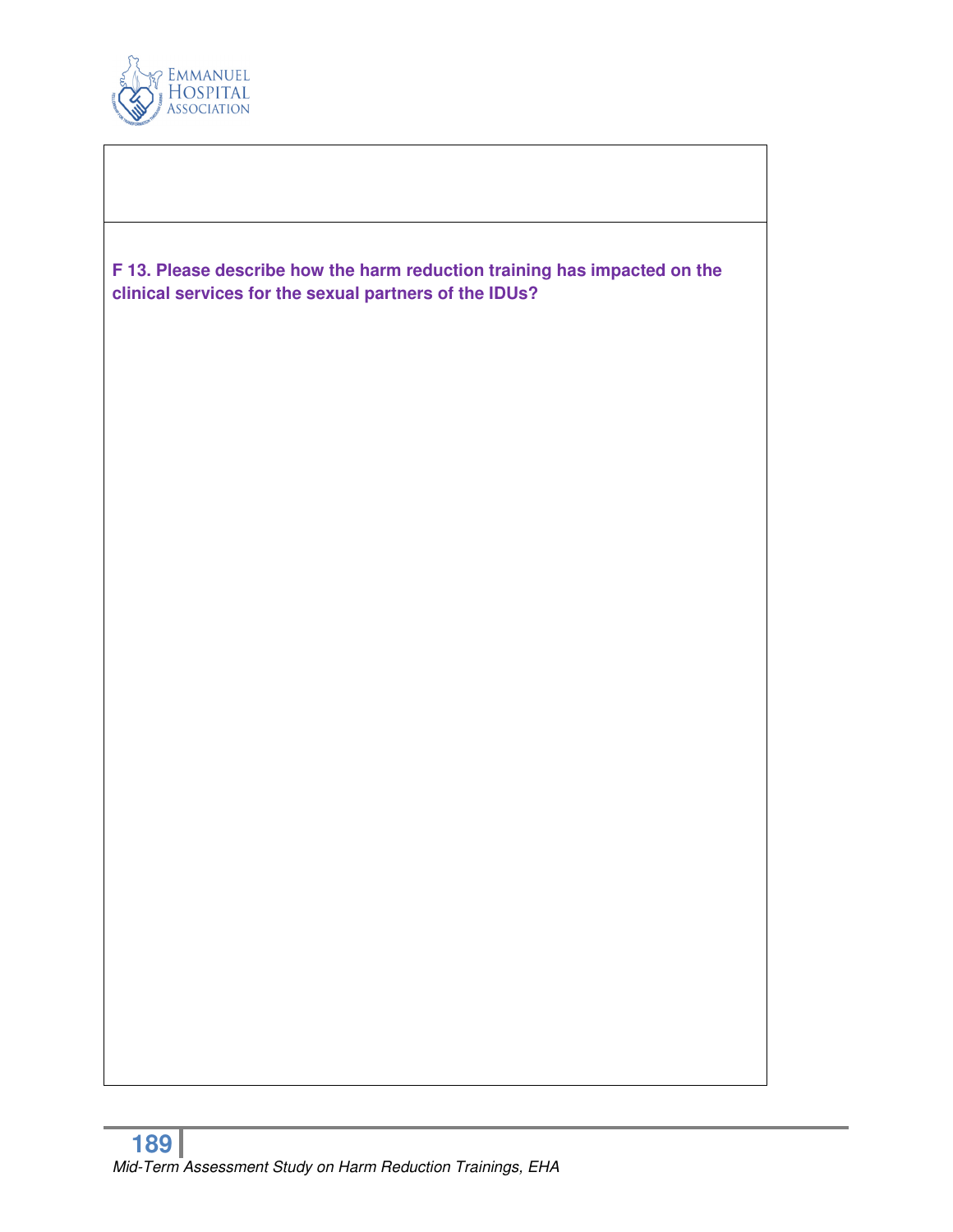**F 13. Please describe how the harm reduction training has impacted on the clinical services for the sexual partners of the IDUs?**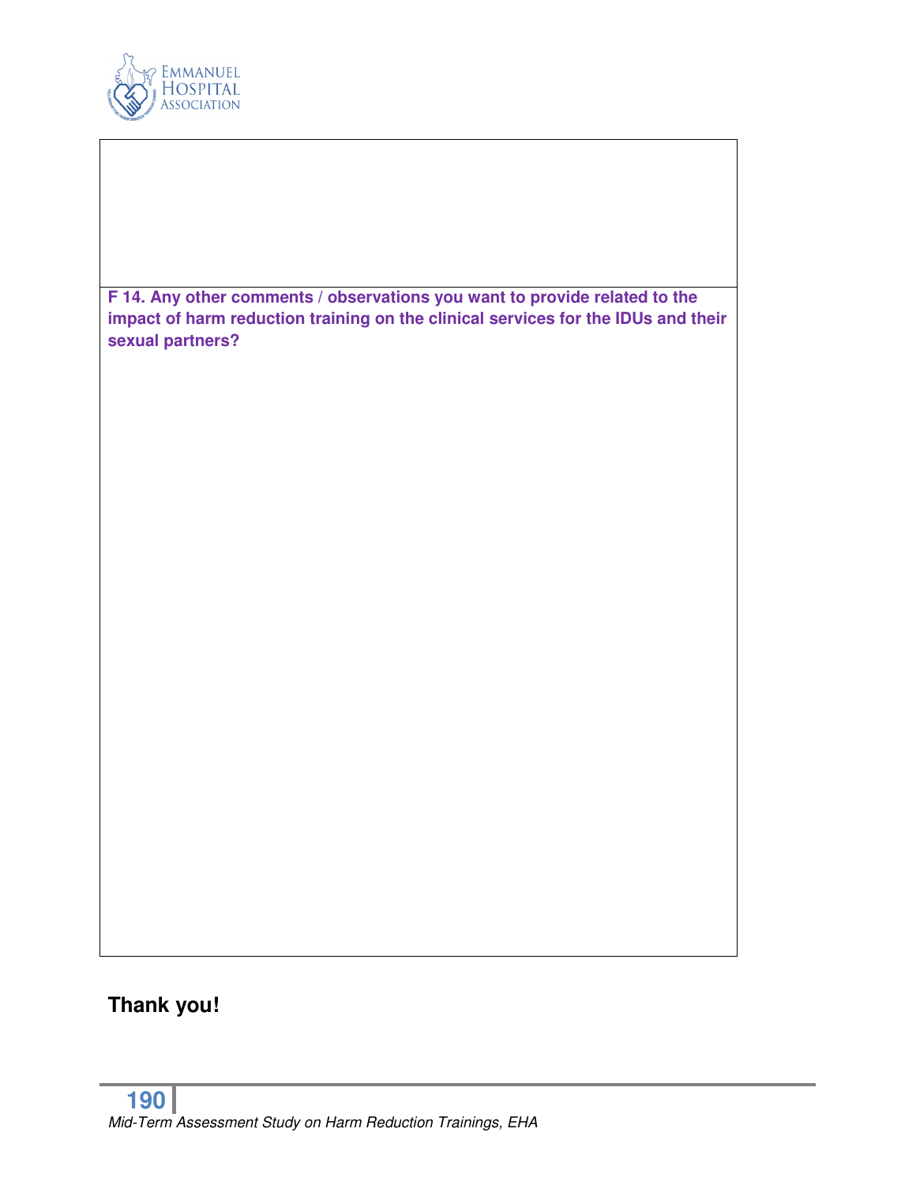**F 14. Any other comments / observations you want to provide related to the impact of harm reduction training on the clinical services for the IDUs and their sexual partners?**

**Thank you!**